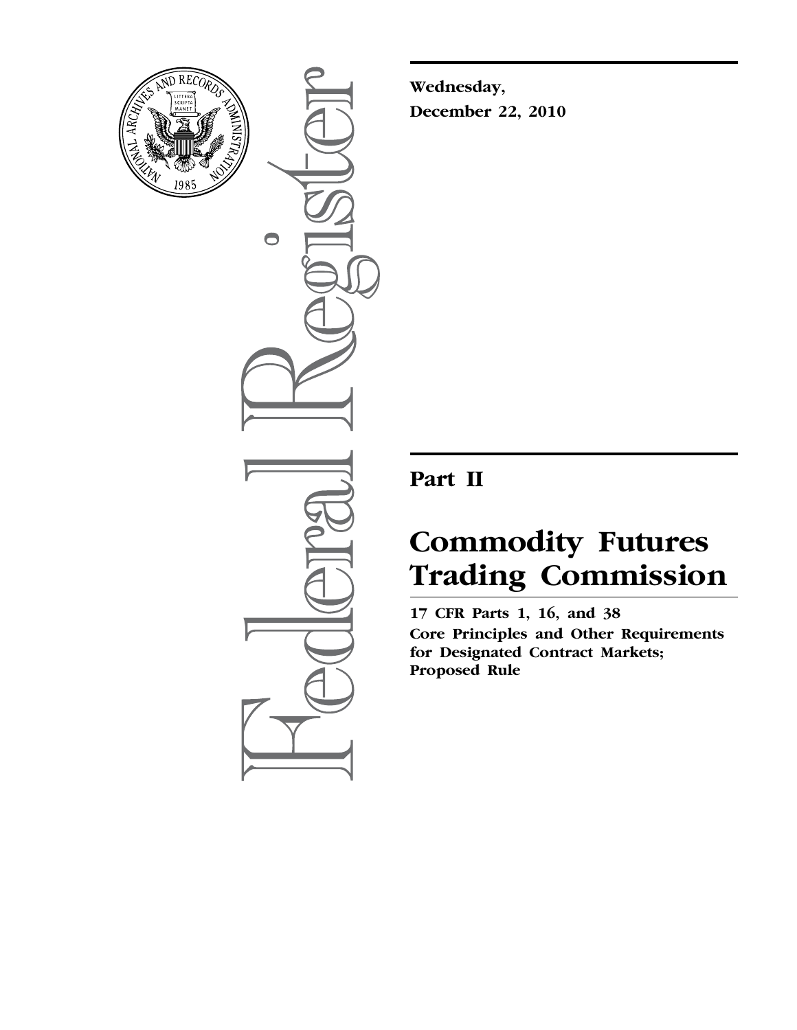**Wednesday,**
**December 22, 2010**

# Part II

# Commodity Futures Trading Commission

**17 CFR Parts 1, 16, and 38**
**Core Principles and Other Requirements for Designated Contract Markets; Proposed Rule**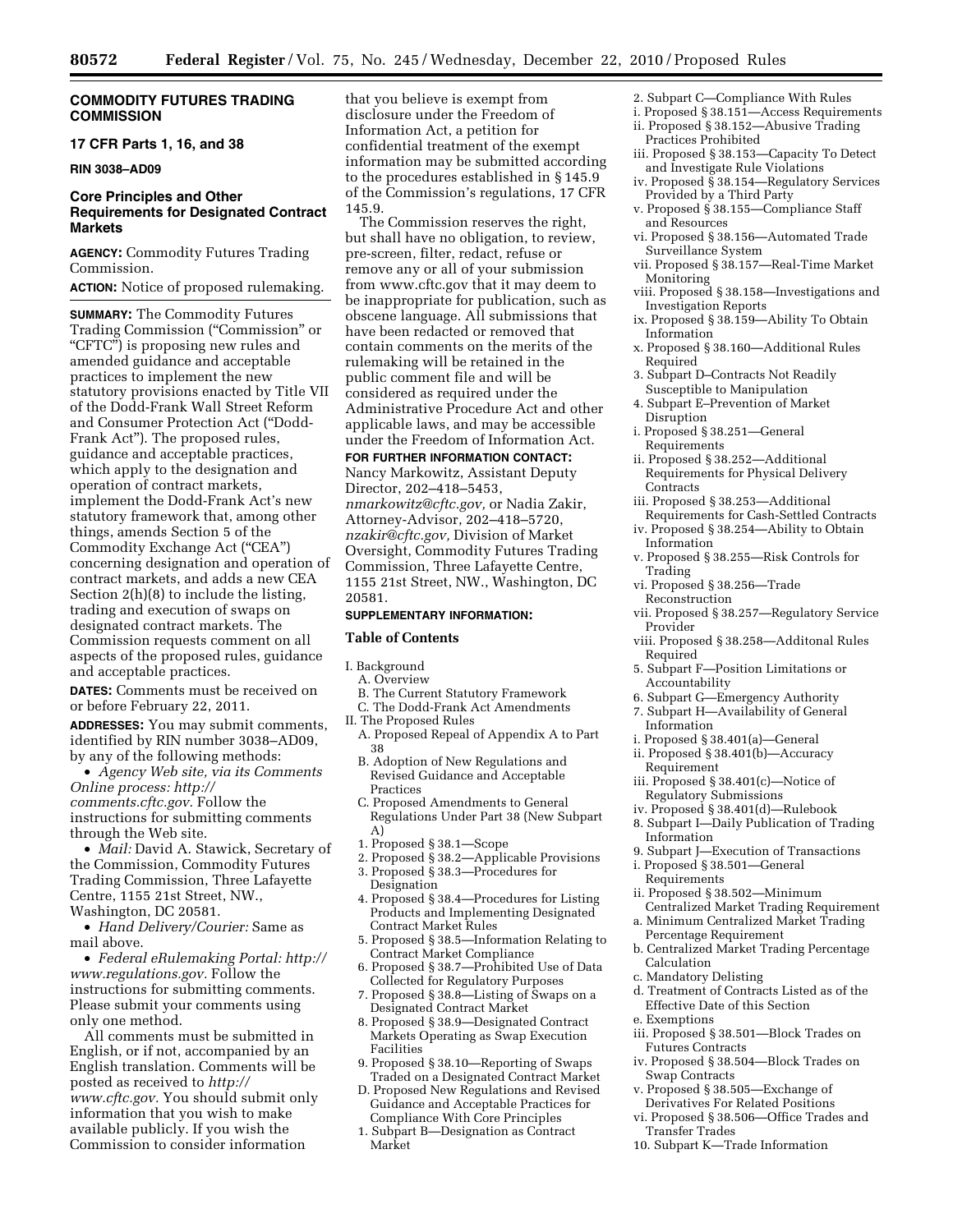## COMMODITY FUTURES TRADING COMMISSION

## 17 CFR Parts 1, 16, and 38

**RIN 3038–AD09**

## Core Principles and Other Requirements for Designated Contract Markets

**AGENCY:** Commodity Futures Trading Commission.

**ACTION:** Notice of proposed rulemaking.

**SUMMARY:** The Commodity Futures Trading Commission ("Commission" or "CFTC") is proposing new rules and amended guidance and acceptable practices to implement the new statutory provisions enacted by Title VII of the Dodd-Frank Wall Street Reform and Consumer Protection Act ("Dodd-Frank Act"). The proposed rules, guidance and acceptable practices, which apply to the designation and operation of contract markets, implement the Dodd-Frank Act's new statutory framework that, among other things, amends Section 5 of the Commodity Exchange Act ("CEA") concerning designation and operation of contract markets, and adds a new CEA Section 2(h)(8) to include the listing, trading and execution of swaps on designated contract markets. The Commission requests comment on all aspects of the proposed rules, guidance and acceptable practices.

**DATES:** Comments must be received on or before February 22, 2011.

**ADDRESSES:** You may submit comments, identified by RIN number 3038–AD09, by any of the following methods:

- *Agency Web site, via its Comments Online process: http://comments.cftc.gov.* Follow the instructions for submitting comments through the Web site.
- *Mail:* David A. Stawick, Secretary of the Commission, Commodity Futures Trading Commission, Three Lafayette Centre, 1155 21st Street, NW., Washington, DC 20581.
- *Hand Delivery/Courier:* Same as mail above.
- *Federal eRulemaking Portal: http://www.regulations.gov.* Follow the instructions for submitting comments. Please submit your comments using only one method.

All comments must be submitted in English, or if not, accompanied by an English translation. Comments will be posted as received to *http://www.cftc.gov.* You should submit only information that you wish to make available publicly. If you wish the Commission to consider information that you believe is exempt from disclosure under the Freedom of Information Act, a petition for confidential treatment of the exempt information may be submitted according to the procedures established in § 145.9 of the Commission's regulations, 17 CFR 145.9.

The Commission reserves the right, but shall have no obligation, to review, pre-screen, filter, redact, refuse or remove any or all of your submission from www.cftc.gov that it may deem to be inappropriate for publication, such as obscene language. All submissions that have been redacted or removed that contain comments on the merits of the rulemaking will be retained in the public comment file and will be considered as required under the Administrative Procedure Act and other applicable laws, and may be accessible under the Freedom of Information Act.

**FOR FURTHER INFORMATION CONTACT:** Nancy Markowitz, Assistant Deputy Director, 202–418–5453, *nmarkowitz@cftc.gov,* or Nadia Zakir, Attorney-Advisor, 202–418–5720, *nzakir@cftc.gov,* Division of Market Oversight, Commodity Futures Trading Commission, Three Lafayette Centre, 1155 21st Street, NW., Washington, DC 20581.

**SUPPLEMENTARY INFORMATION:**

### Table of Contents

I. Background
  A. Overview
  B. The Current Statutory Framework
  C. The Dodd-Frank Act Amendments
II. The Proposed Rules
  A. Proposed Repeal of Appendix A to Part 38
  B. Adoption of New Regulations and Revised Guidance and Acceptable Practices
  C. Proposed Amendments to General Regulations Under Part 38 (New Subpart A)
  1. Proposed § 38.1—Scope
  2. Proposed § 38.2—Applicable Provisions
  3. Proposed § 38.3—Procedures for Designation
  4. Proposed § 38.4—Procedures for Listing Products and Implementing Designated Contract Market Rules
  5. Proposed § 38.5—Information Relating to Contract Market Compliance
  6. Proposed § 38.7—Prohibited Use of Data Collected for Regulatory Purposes
  7. Proposed § 38.8—Listing of Swaps on a Designated Contract Market
  8. Proposed § 38.9—Designated Contract Markets Operating as Swap Execution Facilities
  9. Proposed § 38.10—Reporting of Swaps Traded on a Designated Contract Market
  D. Proposed New Regulations and Revised Guidance and Acceptable Practices for Compliance With Core Principles
  1. Subpart B—Designation as Contract Market
  2. Subpart C—Compliance With Rules
  i. Proposed § 38.151—Access Requirements
  ii. Proposed § 38.152—Abusive Trading Practices Prohibited
  iii. Proposed § 38.153—Capacity To Detect and Investigate Rule Violations
  iv. Proposed § 38.154—Regulatory Services Provided by a Third Party
  v. Proposed § 38.155—Compliance Staff and Resources
  vi. Proposed § 38.156—Automated Trade Surveillance System
  vii. Proposed § 38.157—Real-Time Market Monitoring
  viii. Proposed § 38.158—Investigations and Investigation Reports
  ix. Proposed § 38.159—Ability To Obtain Information
  x. Proposed § 38.160—Additional Rules Required
  3. Subpart D–Contracts Not Readily Susceptible to Manipulation
  4. Subpart E–Prevention of Market Disruption
  i. Proposed § 38.251—General Requirements
  ii. Proposed § 38.252—Additional Requirements for Physical Delivery Contracts
  iii. Proposed § 38.253—Additional Requirements for Cash-Settled Contracts
  iv. Proposed § 38.254—Ability to Obtain Information
  v. Proposed § 38.255—Risk Controls for Trading
  vi. Proposed § 38.256—Trade Reconstruction
  vii. Proposed § 38.257—Regulatory Service Provider
  viii. Proposed § 38.258—Additonal Rules Required
  5. Subpart F—Position Limitations or Accountability
  6. Subpart G—Emergency Authority
  7. Subpart H—Availability of General Information
  i. Proposed § 38.401(a)—General
  ii. Proposed § 38.401(b)—Accuracy Requirement
  iii. Proposed § 38.401(c)—Notice of Regulatory Submissions
  iv. Proposed § 38.401(d)—Rulebook
  8. Subpart I—Daily Publication of Trading Information
  9. Subpart J—Execution of Transactions
  i. Proposed § 38.501—General Requirements
  ii. Proposed § 38.502—Minimum Centralized Market Trading Requirement
  a. Minimum Centralized Market Trading Percentage Requirement
  b. Centralized Market Trading Percentage Calculation
  c. Mandatory Delisting
  d. Treatment of Contracts Listed as of the Effective Date of this Section
  e. Exemptions
  iii. Proposed § 38.501—Block Trades on Futures Contracts
  iv. Proposed § 38.504—Block Trades on Swap Contracts
  v. Proposed § 38.505—Exchange of Derivatives For Related Positions
  vi. Proposed § 38.506—Office Trades and Transfer Trades
  10. Subpart K—Trade Information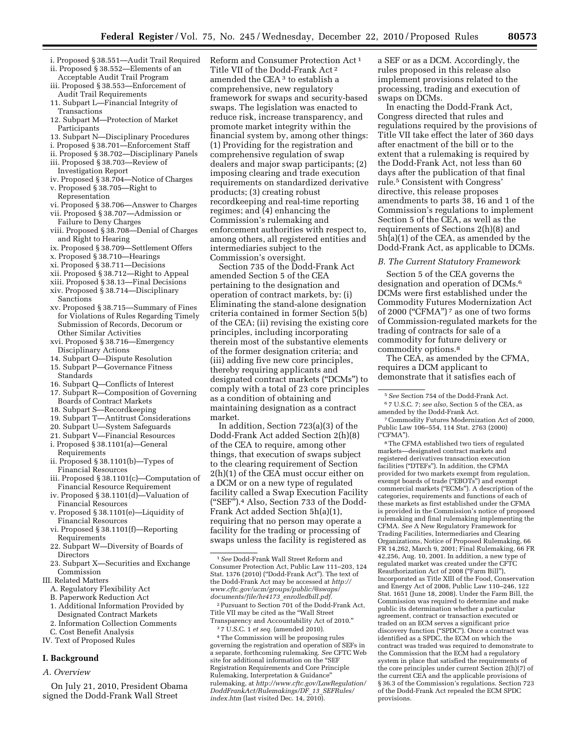i. Proposed § 38.551—Audit Trail Required
ii. Proposed § 38.552—Elements of an Acceptable Audit Trail Program
iii. Proposed § 38.553—Enforcement of Audit Trail Requirements
11. Subpart L—Financial Integrity of Transactions
12. Subpart M—Protection of Market Participants
13. Subpart N—Disciplinary Procedures
i. Proposed § 38.701—Enforcement Staff
ii. Proposed § 38.702—Disciplinary Panels
iii. Proposed § 38.703—Review of Investigation Report
iv. Proposed § 38.704—Notice of Charges
v. Proposed § 38.705—Right to Representation
vi. Proposed § 38.706—Answer to Charges
vii. Proposed § 38.707—Admission or Failure to Deny Charges
viii. Proposed § 38.708—Denial of Charges and Right to Hearing
ix. Proposed § 38.709—Settlement Offers
x. Proposed § 38.710—Hearings
xi. Proposed § 38.711—Decisions
xii. Proposed § 38.712—Right to Appeal
xiii. Proposed § 38.13—Final Decisions
xiv. Proposed § 38.714—Disciplinary Sanctions
xv. Proposed § 38.715—Summary of Fines for Violations of Rules Regarding Timely Submission of Records, Decorum or Other Similar Activities
xvi. Proposed § 38.716—Emergency Disciplinary Actions
14. Subpart O—Dispute Resolution
15. Subpart P—Governance Fitness Standards
16. Subpart Q—Conflicts of Interest
17. Subpart R—Composition of Governing Boards of Contract Markets
18. Subpart S—Recordkeeping
19. Subpart T—Antitrust Considerations
20. Subpart U—System Safeguards
21. Subpart V—Financial Resources
i. Proposed § 38.1101(a)—General Requirements
ii. Proposed § 38.1101(b)—Types of Financial Resources
iii. Proposed § 38.1101(c)—Computation of Financial Resource Requirement
iv. Proposed § 38.1101(d)—Valuation of Financial Resources
v. Proposed § 38.1101(e)—Liquidity of Financial Resources
vi. Proposed § 38.1101(f)—Reporting Requirements
22. Subpart W—Diversity of Boards of Directors
23. Subpart X—Securities and Exchange Commission

III. Related Matters
A. Regulatory Flexibility Act
B. Paperwork Reduction Act
1. Additional Information Provided by Designated Contract Markets
2. Information Collection Comments
C. Cost Benefit Analysis

IV. Text of Proposed Rules

## I. Background

### A. Overview

On July 21, 2010, President Obama signed the Dodd-Frank Wall Street Reform and Consumer Protection Act [1] Title VII of the Dodd-Frank Act [2] amended the CEA [3] to establish a comprehensive, new regulatory framework for swaps and security-based swaps. The legislation was enacted to reduce risk, increase transparency, and promote market integrity within the financial system by, among other things: (1) Providing for the registration and comprehensive regulation of swap dealers and major swap participants; (2) imposing clearing and trade execution requirements on standardized derivative products; (3) creating robust recordkeeping and real-time reporting regimes; and (4) enhancing the Commission's rulemaking and enforcement authorities with respect to, among others, all registered entities and intermediaries subject to the Commission's oversight.

Section 735 of the Dodd-Frank Act amended Section 5 of the CEA pertaining to the designation and operation of contract markets, by: (i) Eliminating the stand-alone designation criteria contained in former Section 5(b) of the CEA; (ii) revising the existing core principles, including incorporating therein most of the substantive elements of the former designation criteria; and (iii) adding five new core principles, thereby requiring applicants and designated contract markets ("DCMs") to comply with a total of 23 core principles as a condition of obtaining and maintaining designation as a contract market.

In addition, Section 723(a)(3) of the Dodd-Frank Act added Section 2(h)(8) of the CEA to require, among other things, that execution of swaps subject to the clearing requirement of Section 2(h)(1) of the CEA must occur either on a DCM or on a new type of regulated facility called a Swap Execution Facility ("SEF").[4] Also, Section 733 of the Dodd-Frank Act added Section 5h(a)(1), requiring that no person may operate a facility for the trading or processing of swaps unless the facility is registered as a SEF or as a DCM. Accordingly, the rules proposed in this release also implement provisions related to the processing, trading and execution of swaps on DCMs.

In enacting the Dodd-Frank Act, Congress directed that rules and regulations required by the provisions of Title VII take effect the later of 360 days after enactment of the bill or to the extent that a rulemaking is required by the Dodd-Frank Act, not less than 60 days after the publication of that final rule.[5] Consistent with Congress' directive, this release proposes amendments to parts 38, 16 and 1 of the Commission's regulations to implement Section 5 of the CEA, as well as the requirements of Sections 2(h)(8) and 5h(a)(1) of the CEA, as amended by the Dodd-Frank Act, as applicable to DCMs.

### B. The Current Statutory Framework

Section 5 of the CEA governs the designation and operation of DCMs.[6] DCMs were first established under the Commodity Futures Modernization Act of 2000 ("CFMA") [7] as one of two forms of Commission-regulated markets for the trading of contracts for sale of a commodity for future delivery or commodity options.[8]

The CEA, as amended by the CFMA, requires a DCM applicant to demonstrate that it satisfies each of

---

[1] *See* Dodd-Frank Wall Street Reform and Consumer Protection Act, Public Law 111–203, 124 Stat. 1376 (2010) ("Dodd-Frank Act"). The text of the Dodd-Frank Act may be accessed at *http://www.cftc.gov/ucm/groups/public/@swaps/documents/file/hr4173_enrolledbill.pdf*.

[2] Pursuant to Section 701 of the Dodd-Frank Act, Title VII may be cited as the "Wall Street Transparency and Accountability Act of 2010."

[3] 7 U.S.C. 1 *et seq.* (amended 2010).

[4] The Commission will be proposing rules governing the registration and operation of SEFs in a separate, forthcoming rulemaking. *See* CFTC Web site for additional information on the "SEF Registration Requirements and Core Principle Rulemaking, Interpretation & Guidance" rulemaking, at *http://www.cftc.gov/LawRegulation/DoddFrankAct/Rulemakings/DF_13_SEFRules/index.htm* (last visited Dec. 14, 2010).

[5] *See* Section 754 of the Dodd-Frank Act.

[6] 7 U.S.C. 7; *see also,* Section 5 of the CEA, as amended by the Dodd-Frank Act.

[7] Commodity Futures Modernization Act of 2000, Public Law 106–554, 114 Stat. 2763 (2000) ("CFMA").

[8] The CFMA established two tiers of regulated markets—designated contract markets and registered derivatives transaction execution facilities ("DTEFs"). In addition, the CFMA provided for two markets exempt from regulation, exempt boards of trade ("EBOTs") and exempt commercial markets ("ECMs"). A description of the categories, requirements and functions of each of these markets as first established under the CFMA is provided in the Commission's notice of proposed rulemaking and final rulemaking implementing the CFMA. *See* A New Regulatory Framework for Trading Facilities, Intermediaries and Clearing Organizations, Notice of Proposed Rulemaking, 66 FR 14,262, March 9, 2001; Final Rulemaking, 66 FR 42,256, Aug. 10, 2001. In addition, a new type of regulated market was created under the CFTC Reauthorization Act of 2008 ("Farm Bill"), Incorporated as Title XIII of the Food, Conservation and Energy Act of 2008, Public Law 110–246, 122 Stat. 1651 (June 18, 2008). Under the Farm Bill, the Commission was required to determine and make public its determination whether a particular agreement, contract or transaction executed or traded on an ECM serves a significant price discovery function ("SPDC"). Once a contract was identified as a SPDC, the ECM on which the contract was traded was required to demonstrate to the Commission that the ECM had a regulatory system in place that satisfied the requirements of the core principles under current Section 2(h)(7) of the current CEA and the applicable provisions of § 36.3 of the Commission's regulations. Section 723 of the Dodd-Frank Act repealed the ECM SPDC provisions.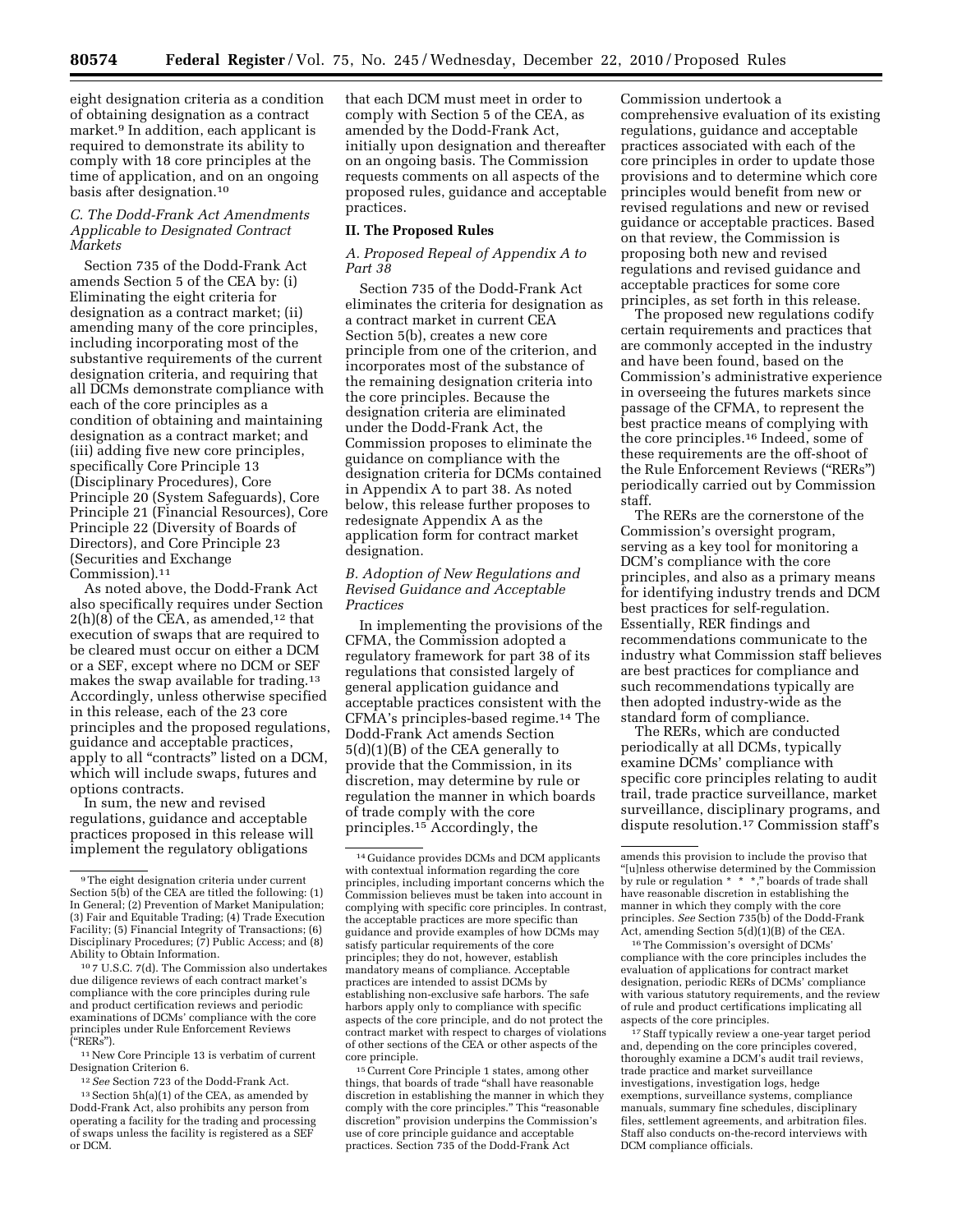eight designation criteria as a condition of obtaining designation as a contract market.[9] In addition, each applicant is required to demonstrate its ability to comply with 18 core principles at the time of application, and on an ongoing basis after designation.[10]

### C. The Dodd-Frank Act Amendments Applicable to Designated Contract Markets

Section 735 of the Dodd-Frank Act amends Section 5 of the CEA by: (i) Eliminating the eight criteria for designation as a contract market; (ii) amending many of the core principles, including incorporating most of the substantive requirements of the current designation criteria, and requiring that all DCMs demonstrate compliance with each of the core principles as a condition of obtaining and maintaining designation as a contract market; and (iii) adding five new core principles, specifically Core Principle 13 (Disciplinary Procedures), Core Principle 20 (System Safeguards), Core Principle 21 (Financial Resources), Core Principle 22 (Diversity of Boards of Directors), and Core Principle 23 (Securities and Exchange Commission).[11]

As noted above, the Dodd-Frank Act also specifically requires under Section 2(h)(8) of the CEA, as amended,[12] that execution of swaps that are required to be cleared must occur on either a DCM or a SEF, except where no DCM or SEF makes the swap available for trading.[13] Accordingly, unless otherwise specified in this release, each of the 23 core principles and the proposed regulations, guidance and acceptable practices, apply to all "contracts" listed on a DCM, which will include swaps, futures and options contracts.

In sum, the new and revised regulations, guidance and acceptable practices proposed in this release will implement the regulatory obligations that each DCM must meet in order to comply with Section 5 of the CEA, as amended by the Dodd-Frank Act, initially upon designation and thereafter on an ongoing basis. The Commission requests comments on all aspects of the proposed rules, guidance and acceptable practices.

## II. The Proposed Rules

### A. Proposed Repeal of Appendix A to Part 38

Section 735 of the Dodd-Frank Act eliminates the criteria for designation as a contract market in current CEA Section 5(b), creates a new core principle from one of the criterion, and incorporates most of the substance of the remaining designation criteria into the core principles. Because the designation criteria are eliminated under the Dodd-Frank Act, the Commission proposes to eliminate the guidance on compliance with the designation criteria for DCMs contained in Appendix A to part 38. As noted below, this release further proposes to redesignate Appendix A as the application form for contract market designation.

### B. Adoption of New Regulations and Revised Guidance and Acceptable Practices

In implementing the provisions of the CFMA, the Commission adopted a regulatory framework for part 38 of its regulations that consisted largely of general application guidance and acceptable practices consistent with the CFMA's principles-based regime.[14] The Dodd-Frank Act amends Section 5(d)(1)(B) of the CEA generally to provide that the Commission, in its discretion, may determine by rule or regulation the manner in which boards of trade comply with the core principles.[15] Accordingly, the Commission undertook a comprehensive evaluation of its existing regulations, guidance and acceptable practices associated with each of the core principles in order to update those provisions and to determine which core principles would benefit from new or revised regulations and new or revised guidance or acceptable practices. Based on that review, the Commission is proposing both new and revised regulations and revised guidance and acceptable practices for some core principles, as set forth in this release.

The proposed new regulations codify certain requirements and practices that are commonly accepted in the industry and have been found, based on the Commission's administrative experience in overseeing the futures markets since passage of the CFMA, to represent the best practice means of complying with the core principles.[16] Indeed, some of these requirements are the off-shoot of the Rule Enforcement Reviews ("RERs") periodically carried out by Commission staff.

The RERs are the cornerstone of the Commission's oversight program, serving as a key tool for monitoring a DCM's compliance with the core principles, and also as a primary means for identifying industry trends and DCM best practices for self-regulation. Essentially, RER findings and recommendations communicate to the industry what Commission staff believes are best practices for compliance and such recommendations typically are then adopted industry-wide as the standard form of compliance.

The RERs, which are conducted periodically at all DCMs, typically examine DCMs' compliance with specific core principles relating to audit trail, trade practice surveillance, market surveillance, disciplinary programs, and dispute resolution.[17] Commission staff's

---

[9] The eight designation criteria under current Section 5(b) of the CEA are titled the following: (1) In General; (2) Prevention of Market Manipulation; (3) Fair and Equitable Trading; (4) Trade Execution Facility; (5) Financial Integrity of Transactions; (6) Disciplinary Procedures; (7) Public Access; and (8) Ability to Obtain Information.

[10] 7 U.S.C. 7(d). The Commission also undertakes due diligence reviews of each contract market's compliance with the core principles during rule and product certification reviews and periodic examinations of DCMs' compliance with the core principles under Rule Enforcement Reviews ("RERs").

[11] New Core Principle 13 is verbatim of current Designation Criterion 6.

[12] *See* Section 723 of the Dodd-Frank Act.

[13] Section 5h(a)(1) of the CEA, as amended by Dodd-Frank Act, also prohibits any person from operating a facility for the trading and processing of swaps unless the facility is registered as a SEF or DCM.

[14] Guidance provides DCMs and DCM applicants with contextual information regarding the core principles, including important concerns which the Commission believes must be taken into account in complying with specific core principles. In contrast, the acceptable practices are more specific than guidance and provide examples of how DCMs may satisfy particular requirements of the core principles; they do not, however, establish mandatory means of compliance. Acceptable practices are intended to assist DCMs by establishing non-exclusive safe harbors. The safe harbors apply only to compliance with specific aspects of the core principle, and do not protect the contract market with respect to charges of violations of other sections of the CEA or other aspects of the core principle.

[15] Current Core Principle 1 states, among other things, that boards of trade "shall have reasonable discretion in establishing the manner in which they comply with the core principles." This "reasonable discretion" provision underpins the Commission's use of core principle guidance and acceptable practices. Section 735 of the Dodd-Frank Act amends this provision to include the proviso that "[u]nless otherwise determined by the Commission by rule or regulation * * *," boards of trade shall have reasonable discretion in establishing the manner in which they comply with the core principles. *See* Section 735(b) of the Dodd-Frank Act, amending Section 5(d)(1)(B) of the CEA.

[16] The Commission's oversight of DCMs' compliance with the core principles includes the evaluation of applications for contract market designation, periodic RERs of DCMs' compliance with various statutory requirements, and the review of rule and product certifications implicating all aspects of the core principles.

[17] Staff typically review a one-year target period and, depending on the core principles covered, thoroughly examine a DCM's audit trail reviews, trade practice and market surveillance investigations, investigation logs, hedge exemptions, surveillance systems, compliance manuals, summary fine schedules, disciplinary files, settlement agreements, and arbitration files. Staff also conducts on-the-record interviews with DCM compliance officials.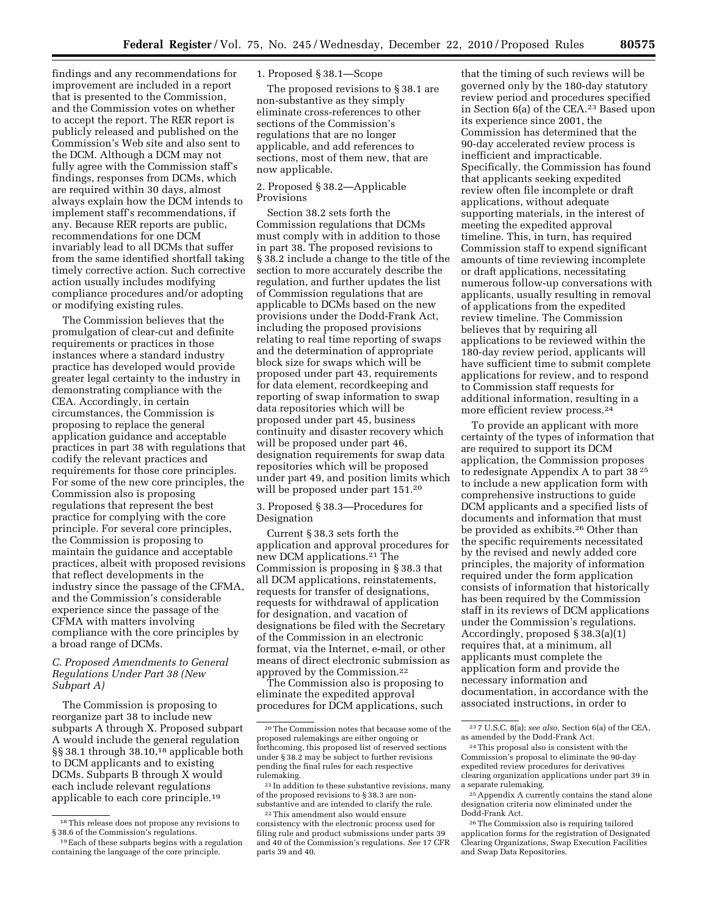findings and any recommendations for improvement are included in a report that is presented to the Commission, and the Commission votes on whether to accept the report. The RER report is publicly released and published on the Commission's Web site and also sent to the DCM. Although a DCM may not fully agree with the Commission staff's findings, responses from DCMs, which are required within 30 days, almost always explain how the DCM intends to implement staff's recommendations, if any. Because RER reports are public, recommendations for one DCM invariably lead to all DCMs that suffer from the same identified shortfall taking timely corrective action. Such corrective action usually includes modifying compliance procedures and/or adopting or modifying existing rules.

The Commission believes that the promulgation of clear-cut and definite requirements or practices in those instances where a standard industry practice has developed would provide greater legal certainty to the industry in demonstrating compliance with the CEA. Accordingly, in certain circumstances, the Commission is proposing to replace the general application guidance and acceptable practices in part 38 with regulations that codify the relevant practices and requirements for those core principles. For some of the new core principles, the Commission also is proposing regulations that represent the best practice for complying with the core principle. For several core principles, the Commission is proposing to maintain the guidance and acceptable practices, albeit with proposed revisions that reflect developments in the industry since the passage of the CFMA, and the Commission's considerable experience since the passage of the CFMA with matters involving compliance with the core principles by a broad range of DCMs.

### *C. Proposed Amendments to General Regulations Under Part 38 (New Subpart A)*

The Commission is proposing to reorganize part 38 to include new subparts A through X. Proposed subpart A would include the general regulation §§ 38.1 through 38.10,[18] applicable both to DCM applicants and to existing DCMs. Subparts B through X would each include relevant regulations applicable to each core principle.[19]

1. Proposed § 38.1—Scope

The proposed revisions to § 38.1 are non-substantive as they simply eliminate cross-references to other sections of the Commission's regulations that are no longer applicable, and add references to sections, most of them new, that are now applicable.

2. Proposed § 38.2—Applicable Provisions

Section 38.2 sets forth the Commission regulations that DCMs must comply with in addition to those in part 38. The proposed revisions to § 38.2 include a change to the title of the section to more accurately describe the regulation, and further updates the list of Commission regulations that are applicable to DCMs based on the new provisions under the Dodd-Frank Act, including the proposed provisions relating to real time reporting of swaps and the determination of appropriate block size for swaps which will be proposed under part 43, requirements for data element, recordkeeping and reporting of swap information to swap data repositories which will be proposed under part 45, business continuity and disaster recovery which will be proposed under part 46, designation requirements for swap data repositories which will be proposed under part 49, and position limits which will be proposed under part 151.[20]

3. Proposed § 38.3—Procedures for Designation

Current § 38.3 sets forth the application and approval procedures for new DCM applications.[21] The Commission is proposing in § 38.3 that all DCM applications, reinstatements, requests for transfer of designations, requests for withdrawal of application for designation, and vacation of designations be filed with the Secretary of the Commission in an electronic format, via the Internet, e-mail, or other means of direct electronic submission as approved by the Commission.[22]

The Commission also is proposing to eliminate the expedited approval procedures for DCM applications, such that the timing of such reviews will be governed only by the 180-day statutory review period and procedures specified in Section 6(a) of the CEA.[23] Based upon its experience since 2001, the Commission has determined that the 90-day accelerated review process is inefficient and impracticable. Specifically, the Commission has found that applicants seeking expedited review often file incomplete or draft applications, without adequate supporting materials, in the interest of meeting the expedited approval timeline. This, in turn, has required Commission staff to expend significant amounts of time reviewing incomplete or draft applications, necessitating numerous follow-up conversations with applicants, usually resulting in removal of applications from the expedited review timeline. The Commission believes that by requiring all applications to be reviewed within the 180-day review period, applicants will have sufficient time to submit complete applications for review, and to respond to Commission staff requests for additional information, resulting in a more efficient review process.[24]

To provide an applicant with more certainty of the types of information that are required to support its DCM application, the Commission proposes to redesignate Appendix A to part 38 [25] to include a new application form with comprehensive instructions to guide DCM applicants and a specified lists of documents and information that must be provided as exhibits.[26] Other than the specific requirements necessitated by the revised and newly added core principles, the majority of information required under the form application consists of information that historically has been required by the Commission staff in its reviews of DCM applications under the Commission's regulations. Accordingly, proposed § 38.3(a)(1) requires that, at a minimum, all applicants must complete the application form and provide the necessary information and documentation, in accordance with the associated instructions, in order to

---

[18] This release does not propose any revisions to § 38.6 of the Commission's regulations.

[19] Each of these subparts begins with a regulation containing the language of the core principle.

[20] The Commission notes that because some of the proposed rulemakings are either ongoing or forthcoming, this proposed list of reserved sections under § 38.2 may be subject to further revisions pending the final rules for each respective rulemaking.

[21] In addition to these substantive revisions, many of the proposed revisions to § 38.3 are non-substantive and are intended to clarify the rule.

[22] This amendment also would ensure consistency with the electronic process used for filing rule and product submissions under parts 39 and 40 of the Commission's regulations. *See* 17 CFR parts 39 and 40.

[23] 7 U.S.C. 8(a); *see also,* Section 6(a) of the CEA, as amended by the Dodd-Frank Act.

[24] This proposal also is consistent with the Commission's proposal to eliminate the 90-day expedited review procedures for derivatives clearing organization applications under part 39 in a separate rulemaking.

[25] Appendix A currently contains the stand alone designation criteria now eliminated under the Dodd-Frank Act.

[26] The Commission also is requiring tailored application forms for the registration of Designated Clearing Organizations, Swap Execution Facilities and Swap Data Repositories.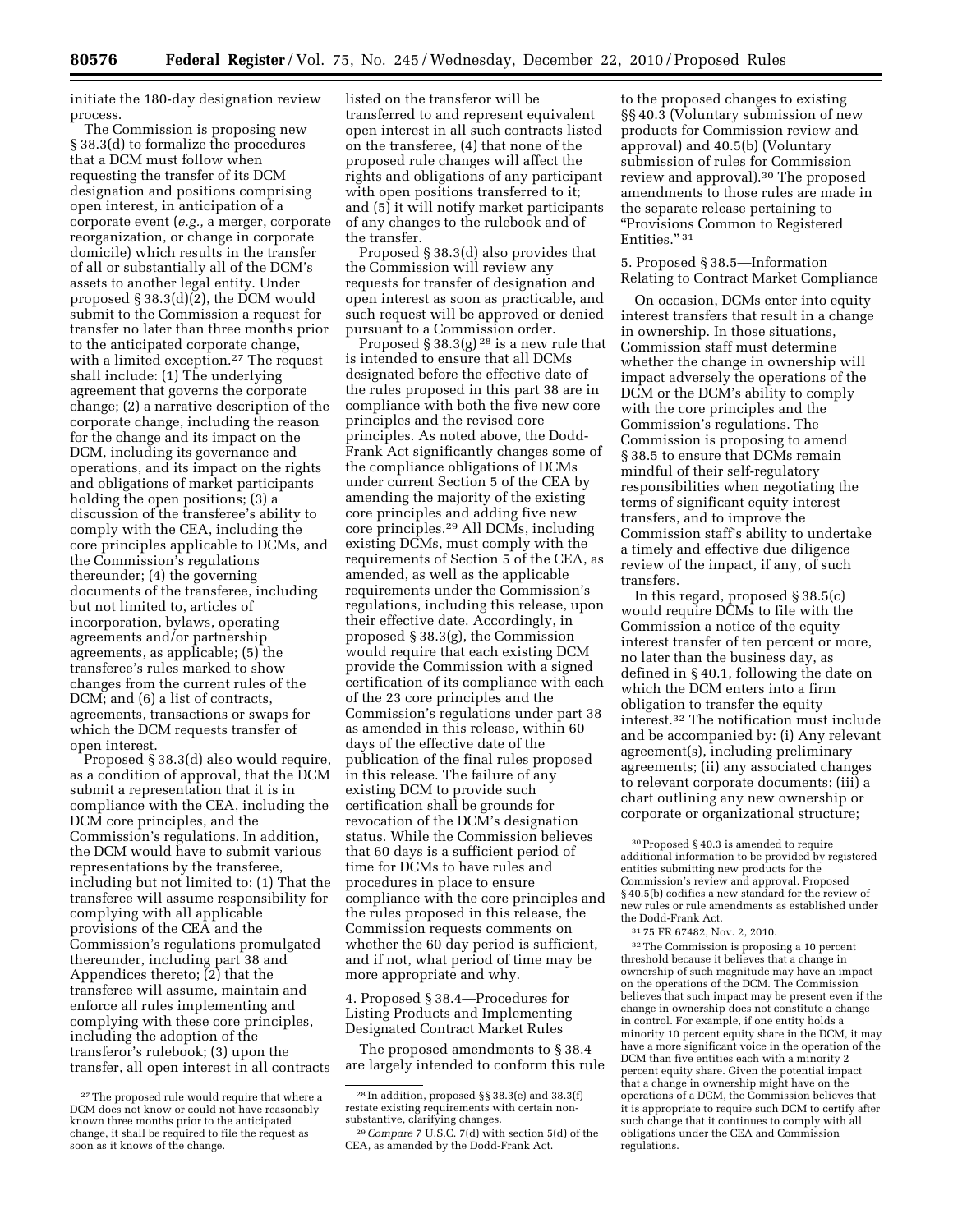initiate the 180-day designation review process.

The Commission is proposing new § 38.3(d) to formalize the procedures that a DCM must follow when requesting the transfer of its DCM designation and positions comprising open interest, in anticipation of a corporate event (*e.g.,* a merger, corporate reorganization, or change in corporate domicile) which results in the transfer of all or substantially all of the DCM's assets to another legal entity. Under proposed § 38.3(d)(2), the DCM would submit to the Commission a request for transfer no later than three months prior to the anticipated corporate change, with a limited exception.[27] The request shall include: (1) The underlying agreement that governs the corporate change; (2) a narrative description of the corporate change, including the reason for the change and its impact on the DCM, including its governance and operations, and its impact on the rights and obligations of market participants holding the open positions; (3) a discussion of the transferee's ability to comply with the CEA, including the core principles applicable to DCMs, and the Commission's regulations thereunder; (4) the governing documents of the transferee, including but not limited to, articles of incorporation, bylaws, operating agreements and/or partnership agreements, as applicable; (5) the transferee's rules marked to show changes from the current rules of the DCM; and (6) a list of contracts, agreements, transactions or swaps for which the DCM requests transfer of open interest.

Proposed § 38.3(d) also would require, as a condition of approval, that the DCM submit a representation that it is in compliance with the CEA, including the DCM core principles, and the Commission's regulations. In addition, the DCM would have to submit various representations by the transferee, including but not limited to: (1) That the transferee will assume responsibility for complying with all applicable provisions of the CEA and the Commission's regulations promulgated thereunder, including part 38 and Appendices thereto; (2) that the transferee will assume, maintain and enforce all rules implementing and complying with these core principles, including the adoption of the transferor's rulebook; (3) upon the transfer, all open interest in all contracts listed on the transferor will be transferred to and represent equivalent open interest in all such contracts listed on the transferee, (4) that none of the proposed rule changes will affect the rights and obligations of any participant with open positions transferred to it; and (5) it will notify market participants of any changes to the rulebook and of the transfer.

Proposed § 38.3(d) also provides that the Commission will review any requests for transfer of designation and open interest as soon as practicable, and such request will be approved or denied pursuant to a Commission order.

Proposed § 38.3(g) [28] is a new rule that is intended to ensure that all DCMs designated before the effective date of the rules proposed in this part 38 are in compliance with both the five new core principles and the revised core principles. As noted above, the Dodd-Frank Act significantly changes some of the compliance obligations of DCMs under current Section 5 of the CEA by amending the majority of the existing core principles and adding five new core principles.[29] All DCMs, including existing DCMs, must comply with the requirements of Section 5 of the CEA, as amended, as well as the applicable requirements under the Commission's regulations, including this release, upon their effective date. Accordingly, in proposed § 38.3(g), the Commission would require that each existing DCM provide the Commission with a signed certification of its compliance with each of the 23 core principles and the Commission's regulations under part 38 as amended in this release, within 60 days of the effective date of the publication of the final rules proposed in this release. The failure of any existing DCM to provide such certification shall be grounds for revocation of the DCM's designation status. While the Commission believes that 60 days is a sufficient period of time for DCMs to have rules and procedures in place to ensure compliance with the core principles and the rules proposed in this release, the Commission requests comments on whether the 60 day period is sufficient, and if not, what period of time may be more appropriate and why.

4. Proposed § 38.4—Procedures for Listing Products and Implementing Designated Contract Market Rules

The proposed amendments to § 38.4 are largely intended to conform this rule to the proposed changes to existing §§ 40.3 (Voluntary submission of new products for Commission review and approval) and 40.5(b) (Voluntary submission of rules for Commission review and approval).[30] The proposed amendments to those rules are made in the separate release pertaining to "Provisions Common to Registered Entities." [31]

5. Proposed § 38.5—Information Relating to Contract Market Compliance

On occasion, DCMs enter into equity interest transfers that result in a change in ownership. In those situations, Commission staff must determine whether the change in ownership will impact adversely the operations of the DCM or the DCM's ability to comply with the core principles and the Commission's regulations. The Commission is proposing to amend § 38.5 to ensure that DCMs remain mindful of their self-regulatory responsibilities when negotiating the terms of significant equity interest transfers, and to improve the Commission staff's ability to undertake a timely and effective due diligence review of the impact, if any, of such transfers.

In this regard, proposed § 38.5(c) would require DCMs to file with the Commission a notice of the equity interest transfer of ten percent or more, no later than the business day, as defined in § 40.1, following the date on which the DCM enters into a firm obligation to transfer the equity interest.[32] The notification must include and be accompanied by: (i) Any relevant agreement(s), including preliminary agreements; (ii) any associated changes to relevant corporate documents; (iii) a chart outlining any new ownership or corporate or organizational structure;

---

[27] The proposed rule would require that where a DCM does not know or could not have reasonably known three months prior to the anticipated change, it shall be required to file the request as soon as it knows of the change.

[28] In addition, proposed §§ 38.3(e) and 38.3(f) restate existing requirements with certain non-substantive, clarifying changes.

[29] *Compare* 7 U.S.C. 7(d) with section 5(d) of the CEA, as amended by the Dodd-Frank Act.

[30] Proposed § 40.3 is amended to require additional information to be provided by registered entities submitting new products for the Commission's review and approval. Proposed § 40.5(b) codifies a new standard for the review of new rules or rule amendments as established under the Dodd-Frank Act.

[31] 75 FR 67482, Nov. 2, 2010.

[32] The Commission is proposing a 10 percent threshold because it believes that a change in ownership of such magnitude may have an impact on the operations of the DCM. The Commission believes that such impact may be present even if the change in ownership does not constitute a change in control. For example, if one entity holds a minority 10 percent equity share in the DCM, it may have a more significant voice in the operation of the DCM than five entities each with a minority 2 percent equity share. Given the potential impact that a change in ownership might have on the operations of a DCM, the Commission believes that it is appropriate to require such DCM to certify after such change that it continues to comply with all obligations under the CEA and Commission regulations.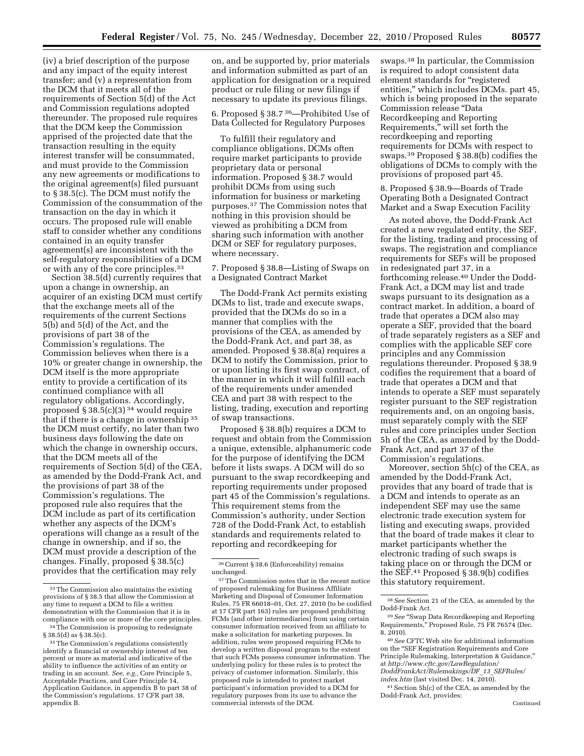(iv) a brief description of the purpose and any impact of the equity interest transfer; and (v) a representation from the DCM that it meets all of the requirements of Section 5(d) of the Act and Commission regulations adopted thereunder. The proposed rule requires that the DCM keep the Commission apprised of the projected date that the transaction resulting in the equity interest transfer will be consummated, and must provide to the Commission any new agreements or modifications to the original agreement(s) filed pursuant to § 38.5(c). The DCM must notify the Commission of the consummation of the transaction on the day in which it occurs. The proposed rule will enable staff to consider whether any conditions contained in an equity transfer agreement(s) are inconsistent with the self-regulatory responsibilities of a DCM or with any of the core principles.[33]

Section 38.5(d) currently requires that upon a change in ownership, an acquirer of an existing DCM must certify that the exchange meets all of the requirements of the current Sections 5(b) and 5(d) of the Act, and the provisions of part 38 of the Commission's regulations. The Commission believes when there is a 10% or greater change in ownership, the DCM itself is the more appropriate entity to provide a certification of its continued compliance with all regulatory obligations. Accordingly, proposed § 38.5(c)(3)[34] would require that if there is a change in ownership[35] the DCM must certify, no later than two business days following the date on which the change in ownership occurs, that the DCM meets all of the requirements of Section 5(d) of the CEA, as amended by the Dodd-Frank Act, and the provisions of part 38 of the Commission's regulations. The proposed rule also requires that the DCM include as part of its certification whether any aspects of the DCM's operations will change as a result of the change in ownership, and if so, the DCM must provide a description of the changes. Finally, proposed § 38.5(c) provides that the certification may rely on, and be supported by, prior materials and information submitted as part of an application for designation or a required product or rule filing or new filings if necessary to update its previous filings.

6. Proposed § 38.7[36]—Prohibited Use of Data Collected for Regulatory Purposes

To fulfill their regulatory and compliance obligations, DCMs often require market participants to provide proprietary data or personal information. Proposed § 38.7 would prohibit DCMs from using such information for business or marketing purposes.[37] The Commission notes that nothing in this provision should be viewed as prohibiting a DCM from sharing such information with another DCM or SEF for regulatory purposes, where necessary.

7. Proposed § 38.8—Listing of Swaps on a Designated Contract Market

The Dodd-Frank Act permits existing DCMs to list, trade and execute swaps, provided that the DCMs do so in a manner that complies with the provisions of the CEA, as amended by the Dodd-Frank Act, and part 38, as amended. Proposed § 38.8(a) requires a DCM to notify the Commission, prior to or upon listing its first swap contract, of the manner in which it will fulfill each of the requirements under amended CEA and part 38 with respect to the listing, trading, execution and reporting of swap transactions.

Proposed § 38.8(b) requires a DCM to request and obtain from the Commission a unique, extensible, alphanumeric code for the purpose of identifying the DCM before it lists swaps. A DCM will do so pursuant to the swap recordkeeping and reporting requirements under proposed part 45 of the Commission's regulations. This requirement stems from the Commission's authority, under Section 728 of the Dodd-Frank Act, to establish standards and requirements related to reporting and recordkeeping for swaps.[38] In particular, the Commission is required to adopt consistent data element standards for "registered entities," which includes DCMs. part 45, which is being proposed in the separate Commission release "Data Recordkeeping and Reporting Requirements," will set forth the recordkeeping and reporting requirements for DCMs with respect to swaps.[39] Proposed § 38.8(b) codifies the obligations of DCMs to comply with the provisions of proposed part 45.

8. Proposed § 38.9—Boards of Trade Operating Both a Designated Contract Market and a Swap Execution Facility

As noted above, the Dodd-Frank Act created a new regulated entity, the SEF, for the listing, trading and processing of swaps. The registration and compliance requirements for SEFs will be proposed in redesignated part 37, in a forthcoming release.[40] Under the Dodd-Frank Act, a DCM may list and trade swaps pursuant to its designation as a contract market. In addition, a board of trade that operates a DCM also may operate a SEF, provided that the board of trade separately registers as a SEF and complies with the applicable SEF core principles and any Commission regulations thereunder. Proposed § 38.9 codifies the requirement that a board of trade that operates a DCM and that intends to operate a SEF must separately register pursuant to the SEF registration requirements and, on an ongoing basis, must separately comply with the SEF rules and core principles under Section 5h of the CEA, as amended by the Dodd-Frank Act, and part 37 of the Commission's regulations.

Moreover, section 5h(c) of the CEA, as amended by the Dodd-Frank Act, provides that any board of trade that is a DCM and intends to operate as an independent SEF may use the same electronic trade execution system for listing and executing swaps, provided that the board of trade makes it clear to market participants whether the electronic trading of such swaps is taking place on or through the DCM or the SEF.[41] Proposed § 38.9(b) codifies this statutory requirement.

---

[33] The Commission also maintains the existing provisions of § 38.5 that allow the Commission at any time to request a DCM to file a written demonstration with the Commission that it is in compliance with one or more of the core principles.

[34] The Commission is proposing to redesignate § 38.5(d) as § 38.5(c).

[35] The Commission's regulations consistently identify a financial or ownership interest of ten percent or more as material and indicative of the ability to influence the activities of an entity or trading in an account. *See, e.g.,* Core Principle 5, Acceptable Practices, and Core Principle 14, Application Guidance, in appendix B to part 38 of the Commission's regulations. 17 CFR part 38, appendix B.

[36] Current § 38.6 (Enforceability) remains unchanged.

[37] The Commission notes that in the recent notice of proposed rulemaking for Business Affiliate Marketing and Disposal of Consumer Information Rules, 75 FR 66018–01, Oct. 27, 2010 (to be codified at 17 CFR part 163) rules are proposed prohibiting FCMs (and other intermediaries) from using certain consumer information received from an affiliate to make a solicitation for marketing purposes. In addition, rules were proposed requiring FCMs to develop a written disposal program to the extent that such FCMs possess consumer information. The underlying policy for these rules is to protect the privacy of customer information. Similarly, this proposed rule is intended to protect market participant's information provided to a DCM for regulatory purposes from its use to advance the commercial interests of the DCM.

[38] *See* Section 21 of the CEA, as amended by the Dodd-Frank Act.

[39] *See* "Swap Data Recordkeeping and Reporting Requirements," Proposed Rule, 75 FR 76574 (Dec. 8, 2010).

[40] *See* CFTC Web site for additional information on the "SEF Registration Requirements and Core Principle Rulemaking, Interpretation & Guidance," at *http://www.cftc.gov/LawRegulation/DoddFrankAct/Rulemakings/DF_13_SEFRules/index.htm* (last visited Dec. 14, 2010).

[41] Section 5h(c) of the CEA, as amended by the Dodd-Frank Act, provides:

Continued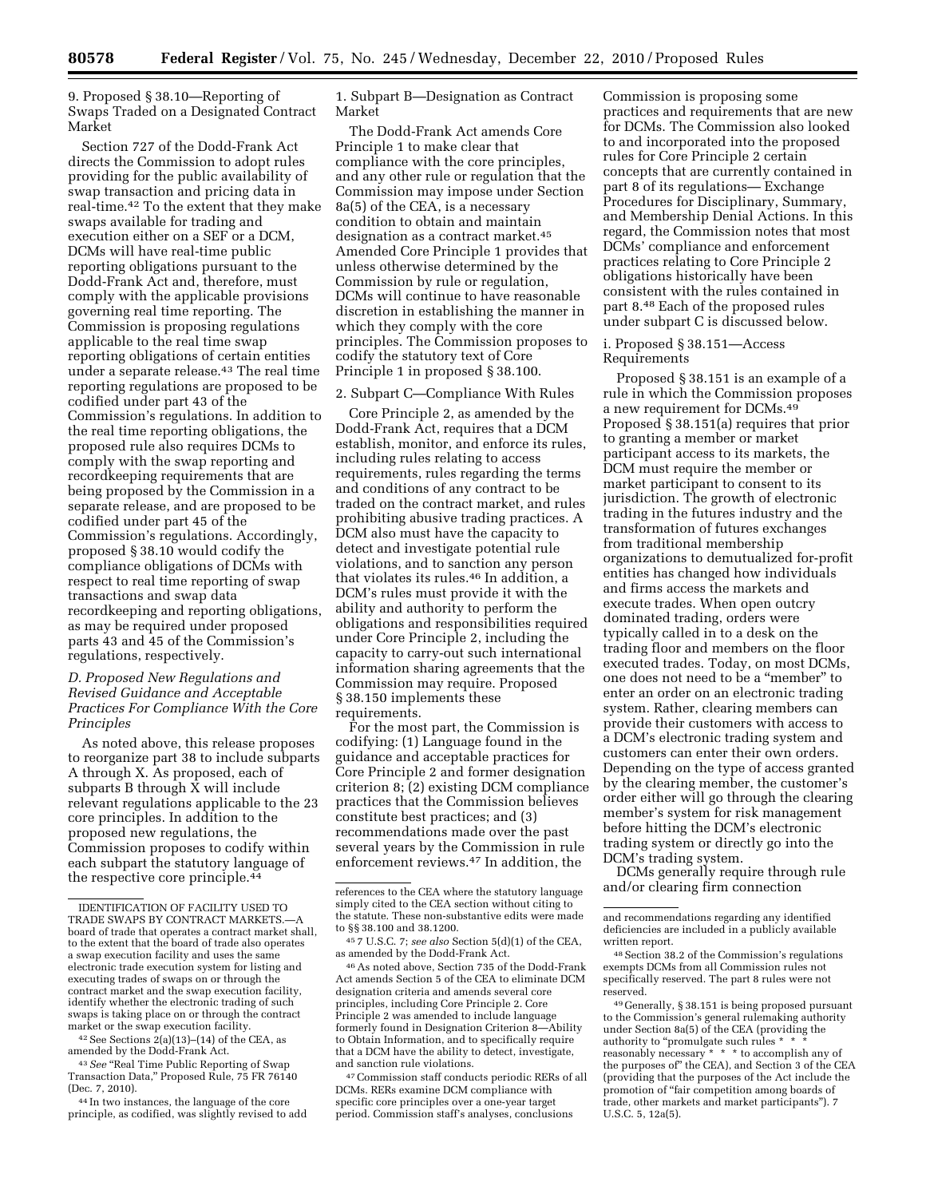9. Proposed § 38.10—Reporting of Swaps Traded on a Designated Contract Market

Section 727 of the Dodd-Frank Act directs the Commission to adopt rules providing for the public availability of swap transaction and pricing data in real-time.[42] To the extent that they make swaps available for trading and execution either on a SEF or a DCM, DCMs will have real-time public reporting obligations pursuant to the Dodd-Frank Act and, therefore, must comply with the applicable provisions governing real time reporting. The Commission is proposing regulations applicable to the real time swap reporting obligations of certain entities under a separate release.[43] The real time reporting regulations are proposed to be codified under part 43 of the Commission's regulations. In addition to the real time reporting obligations, the proposed rule also requires DCMs to comply with the swap reporting and recordkeeping requirements that are being proposed by the Commission in a separate release, and are proposed to be codified under part 45 of the Commission's regulations. Accordingly, proposed § 38.10 would codify the compliance obligations of DCMs with respect to real time reporting of swap transactions and swap data recordkeeping and reporting obligations, as may be required under proposed parts 43 and 45 of the Commission's regulations, respectively.

### *D. Proposed New Regulations and Revised Guidance and Acceptable Practices For Compliance With the Core Principles*

As noted above, this release proposes to reorganize part 38 to include subparts A through X. As proposed, each of subparts B through X will include relevant regulations applicable to the 23 core principles. In addition to the proposed new regulations, the Commission proposes to codify within each subpart the statutory language of the respective core principle.[44]

1. Subpart B—Designation as Contract Market

The Dodd-Frank Act amends Core Principle 1 to make clear that compliance with the core principles, and any other rule or regulation that the Commission may impose under Section 8a(5) of the CEA, is a necessary condition to obtain and maintain designation as a contract market.[45] Amended Core Principle 1 provides that unless otherwise determined by the Commission by rule or regulation, DCMs will continue to have reasonable discretion in establishing the manner in which they comply with the core principles. The Commission proposes to codify the statutory text of Core Principle 1 in proposed § 38.100.

2. Subpart C—Compliance With Rules

Core Principle 2, as amended by the Dodd-Frank Act, requires that a DCM establish, monitor, and enforce its rules, including rules relating to access requirements, rules regarding the terms and conditions of any contract to be traded on the contract market, and rules prohibiting abusive trading practices. A DCM also must have the capacity to detect and investigate potential rule violations, and to sanction any person that violates its rules.[46] In addition, a DCM's rules must provide it with the ability and authority to perform the obligations and responsibilities required under Core Principle 2, including the capacity to carry-out such international information sharing agreements that the Commission may require. Proposed § 38.150 implements these requirements.

For the most part, the Commission is codifying: (1) Language found in the guidance and acceptable practices for Core Principle 2 and former designation criterion 8; (2) existing DCM compliance practices that the Commission believes constitute best practices; and (3) recommendations made over the past several years by the Commission in rule enforcement reviews.[47] In addition, the Commission is proposing some practices and requirements that are new for DCMs. The Commission also looked to and incorporated into the proposed rules for Core Principle 2 certain concepts that are currently contained in part 8 of its regulations— Exchange Procedures for Disciplinary, Summary, and Membership Denial Actions. In this regard, the Commission notes that most DCMs' compliance and enforcement practices relating to Core Principle 2 obligations historically have been consistent with the rules contained in part 8.[48] Each of the proposed rules under subpart C is discussed below.

i. Proposed § 38.151—Access Requirements

Proposed § 38.151 is an example of a rule in which the Commission proposes a new requirement for DCMs.[49] Proposed § 38.151(a) requires that prior to granting a member or market participant access to its markets, the DCM must require the member or market participant to consent to its jurisdiction. The growth of electronic trading in the futures industry and the transformation of futures exchanges from traditional membership organizations to demutualized for-profit entities has changed how individuals and firms access the markets and execute trades. When open outcry dominated trading, orders were typically called in to a desk on the trading floor and members on the floor executed trades. Today, on most DCMs, one does not need to be a "member" to enter an order on an electronic trading system. Rather, clearing members can provide their customers with access to a DCM's electronic trading system and customers can enter their own orders. Depending on the type of access granted by the clearing member, the customer's order either will go through the clearing member's system for risk management before hitting the DCM's electronic trading system or directly go into the DCM's trading system.

DCMs generally require through rule and/or clearing firm connection

---

IDENTIFICATION OF FACILITY USED TO TRADE SWAPS BY CONTRACT MARKETS.—A board of trade that operates a contract market shall, to the extent that the board of trade also operates a swap execution facility and uses the same electronic trade execution system for listing and executing trades of swaps on or through the contract market and the swap execution facility, identify whether the electronic trading of such swaps is taking place on or through the contract market or the swap execution facility.

[42] See Sections 2(a)(13)–(14) of the CEA, as amended by the Dodd-Frank Act.

[43] *See* "Real Time Public Reporting of Swap Transaction Data," Proposed Rule, 75 FR 76140 (Dec. 7, 2010).

[44] In two instances, the language of the core principle, as codified, was slightly revised to add references to the CEA where the statutory language simply cited to the CEA section without citing to the statute. These non-substantive edits were made to §§ 38.100 and 38.1200.

[45] 7 U.S.C. 7; *see also* Section 5(d)(1) of the CEA, as amended by the Dodd-Frank Act.

[46] As noted above, Section 735 of the Dodd-Frank Act amends Section 5 of the CEA to eliminate DCM designation criteria and amends several core principles, including Core Principle 2. Core Principle 2 was amended to include language formerly found in Designation Criterion 8—Ability to Obtain Information, and to specifically require that a DCM have the ability to detect, investigate, and sanction rule violations.

[47] Commission staff conducts periodic RERs of all DCMs. RERs examine DCM compliance with specific core principles over a one-year target period. Commission staff's analyses, conclusions and recommendations regarding any identified deficiencies are included in a publicly available written report.

[48] Section 38.2 of the Commission's regulations exempts DCMs from all Commission rules not specifically reserved. The part 8 rules were not reserved.

[49] Generally, § 38.151 is being proposed pursuant to the Commission's general rulemaking authority under Section 8a(5) of the CEA (providing the authority to "promulgate such rules * * * reasonably necessary * * * to accomplish any of the purposes of" the CEA), and Section 3 of the CEA (providing that the purposes of the Act include the promotion of "fair competition among boards of trade, other markets and market participants"). 7 U.S.C. 5, 12a(5).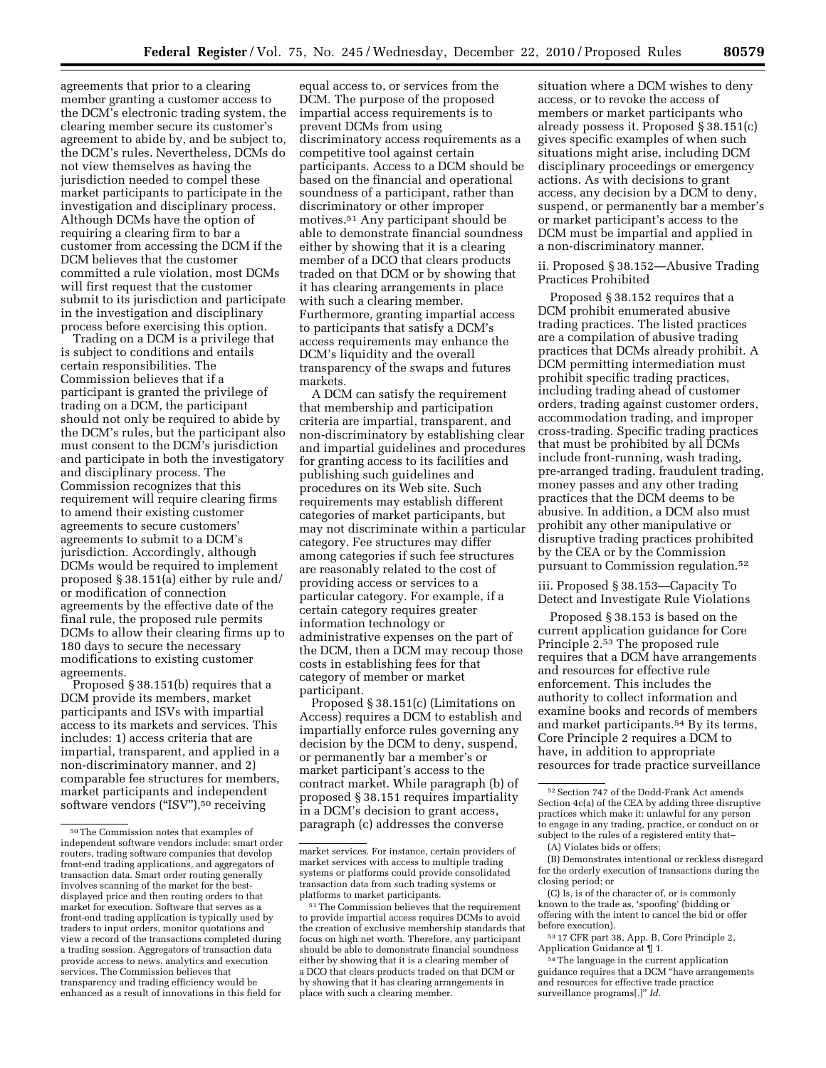agreements that prior to a clearing member granting a customer access to the DCM's electronic trading system, the clearing member secure its customer's agreement to abide by, and be subject to, the DCM's rules. Nevertheless, DCMs do not view themselves as having the jurisdiction needed to compel these market participants to participate in the investigation and disciplinary process. Although DCMs have the option of requiring a clearing firm to bar a customer from accessing the DCM if the DCM believes that the customer committed a rule violation, most DCMs will first request that the customer submit to its jurisdiction and participate in the investigation and disciplinary process before exercising this option.

Trading on a DCM is a privilege that is subject to conditions and entails certain responsibilities. The Commission believes that if a participant is granted the privilege of trading on a DCM, the participant should not only be required to abide by the DCM's rules, but the participant also must consent to the DCM's jurisdiction and participate in both the investigatory and disciplinary process. The Commission recognizes that this requirement will require clearing firms to amend their existing customer agreements to secure customers' agreements to submit to a DCM's jurisdiction. Accordingly, although DCMs would be required to implement proposed § 38.151(a) either by rule and/or modification of connection agreements by the effective date of the final rule, the proposed rule permits DCMs to allow their clearing firms up to 180 days to secure the necessary modifications to existing customer agreements.

Proposed § 38.151(b) requires that a DCM provide its members, market participants and ISVs with impartial access to its markets and services. This includes: 1) access criteria that are impartial, transparent, and applied in a non-discriminatory manner, and 2) comparable fee structures for members, market participants and independent software vendors ("ISV"),[50] receiving equal access to, or services from the DCM. The purpose of the proposed impartial access requirements is to prevent DCMs from using discriminatory access requirements as a competitive tool against certain participants. Access to a DCM should be based on the financial and operational soundness of a participant, rather than discriminatory or other improper motives.[51] Any participant should be able to demonstrate financial soundness either by showing that it is a clearing member of a DCO that clears products traded on that DCM or by showing that it has clearing arrangements in place with such a clearing member. Furthermore, granting impartial access to participants that satisfy a DCM's access requirements may enhance the DCM's liquidity and the overall transparency of the swaps and futures markets.

A DCM can satisfy the requirement that membership and participation criteria are impartial, transparent, and non-discriminatory by establishing clear and impartial guidelines and procedures for granting access to its facilities and publishing such guidelines and procedures on its Web site. Such requirements may establish different categories of market participants, but may not discriminate within a particular category. Fee structures may differ among categories if such fee structures are reasonably related to the cost of providing access or services to a particular category. For example, if a certain category requires greater information technology or administrative expenses on the part of the DCM, then a DCM may recoup those costs in establishing fees for that category of member or market participant.

Proposed § 38.151(c) (Limitations on Access) requires a DCM to establish and impartially enforce rules governing any decision by the DCM to deny, suspend, or permanently bar a member's or market participant's access to the contract market. While paragraph (b) of proposed § 38.151 requires impartiality in a DCM's decision to grant access, paragraph (c) addresses the converse situation where a DCM wishes to deny access, or to revoke the access of members or market participants who already possess it. Proposed § 38.151(c) gives specific examples of when such situations might arise, including DCM disciplinary proceedings or emergency actions. As with decisions to grant access, any decision by a DCM to deny, suspend, or permanently bar a member's or market participant's access to the DCM must be impartial and applied in a non-discriminatory manner.

### ii. Proposed § 38.152—Abusive Trading Practices Prohibited

Proposed § 38.152 requires that a DCM prohibit enumerated abusive trading practices. The listed practices are a compilation of abusive trading practices that DCMs already prohibit. A DCM permitting intermediation must prohibit specific trading practices, including trading ahead of customer orders, trading against customer orders, accommodation trading, and improper cross-trading. Specific trading practices that must be prohibited by all DCMs include front-running, wash trading, pre-arranged trading, fraudulent trading, money passes and any other trading practices that the DCM deems to be abusive. In addition, a DCM also must prohibit any other manipulative or disruptive trading practices prohibited by the CEA or by the Commission pursuant to Commission regulation.[52]

### iii. Proposed § 38.153—Capacity To Detect and Investigate Rule Violations

Proposed § 38.153 is based on the current application guidance for Core Principle 2.[53] The proposed rule requires that a DCM have arrangements and resources for effective rule enforcement. This includes the authority to collect information and examine books and records of members and market participants.[54] By its terms, Core Principle 2 requires a DCM to have, in addition to appropriate resources for trade practice surveillance

---

[50] The Commission notes that examples of independent software vendors include: smart order routers, trading software companies that develop front-end trading applications, and aggregators of transaction data. Smart order routing generally involves scanning of the market for the best-displayed price and then routing orders to that market for execution. Software that serves as a front-end trading application is typically used by traders to input orders, monitor quotations and view a record of the transactions completed during a trading session. Aggregators of transaction data provide access to news, analytics and execution services. The Commission believes that transparency and trading efficiency would be enhanced as a result of innovations in this field for market services. For instance, certain providers of market services with access to multiple trading systems or platforms could provide consolidated transaction data from such trading systems or platforms to market participants.

[51] The Commission believes that the requirement to provide impartial access requires DCMs to avoid the creation of exclusive membership standards that focus on high net worth. Therefore, any participant should be able to demonstrate financial soundness either by showing that it is a clearing member of a DCO that clears products traded on that DCM or by showing that it has clearing arrangements in place with such a clearing member.

[52] Section 747 of the Dodd-Frank Act amends Section 4c(a) of the CEA by adding three disruptive practices which make it: unlawful for any person to engage in any trading, practice, or conduct on or subject to the rules of a registered entity that–

(A) Violates bids or offers;

(B) Demonstrates intentional or reckless disregard for the orderly execution of transactions during the closing period; or

(C) Is, is of the character of, or is commonly known to the trade as, 'spoofing' (bidding or offering with the intent to cancel the bid or offer before execution).

[53] 17 CFR part 38, App. B, Core Principle 2, Application Guidance at ¶ 1.

[54] The language in the current application guidance requires that a DCM "have arrangements and resources for effective trade practice surveillance programs[.]" *Id.*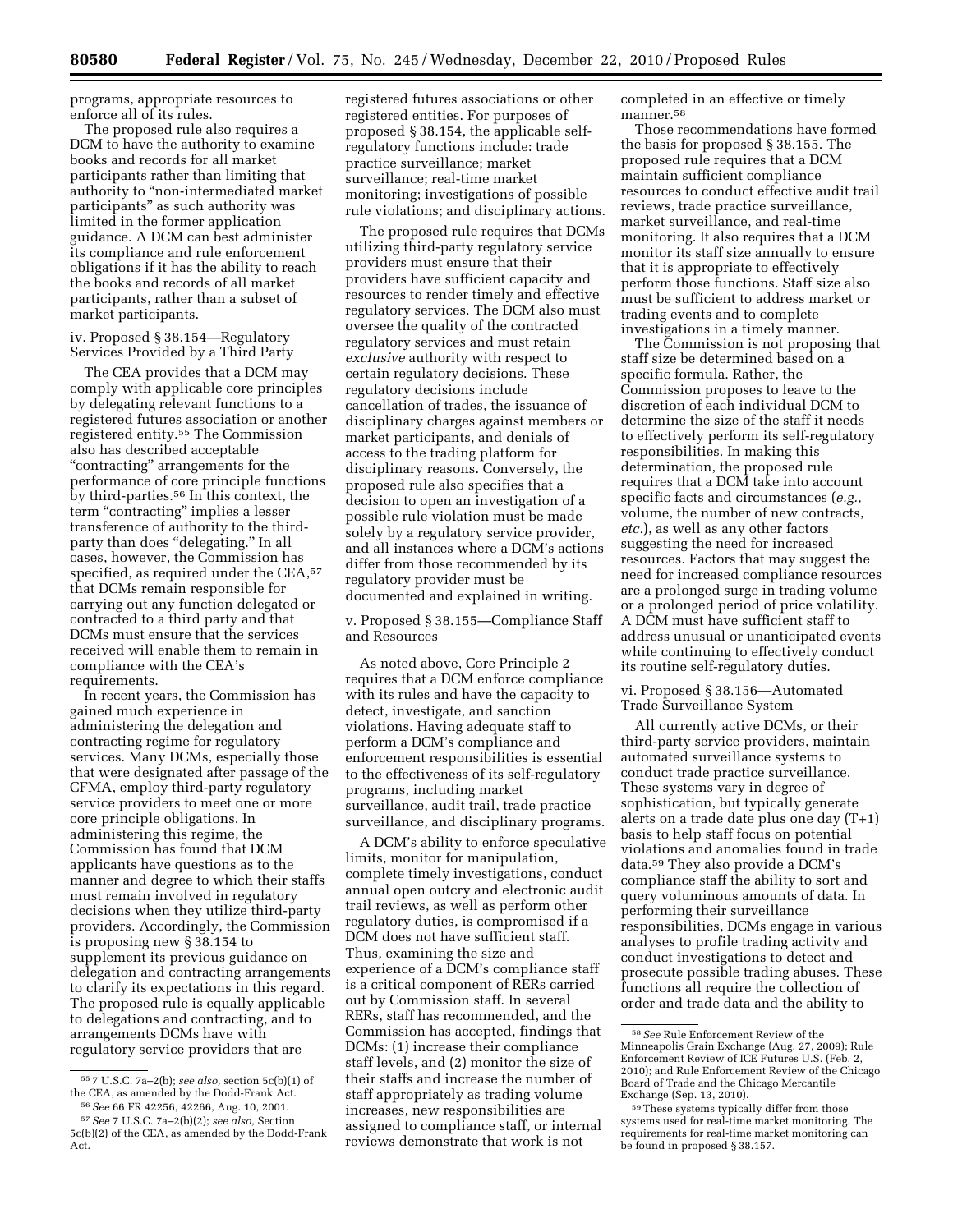programs, appropriate resources to enforce all of its rules.

The proposed rule also requires a DCM to have the authority to examine books and records for all market participants rather than limiting that authority to "non-intermediated market participants" as such authority was limited in the former application guidance. A DCM can best administer its compliance and rule enforcement obligations if it has the ability to reach the books and records of all market participants, rather than a subset of market participants.

iv. Proposed § 38.154—Regulatory Services Provided by a Third Party

The CEA provides that a DCM may comply with applicable core principles by delegating relevant functions to a registered futures association or another registered entity.[55] The Commission also has described acceptable "contracting" arrangements for the performance of core principle functions by third-parties.[56] In this context, the term "contracting" implies a lesser transference of authority to the third-party than does "delegating." In all cases, however, the Commission has specified, as required under the CEA,[57] that DCMs remain responsible for carrying out any function delegated or contracted to a third party and that DCMs must ensure that the services received will enable them to remain in compliance with the CEA's requirements.

In recent years, the Commission has gained much experience in administering the delegation and contracting regime for regulatory services. Many DCMs, especially those that were designated after passage of the CFMA, employ third-party regulatory service providers to meet one or more core principle obligations. In administering this regime, the Commission has found that DCM applicants have questions as to the manner and degree to which their staffs must remain involved in regulatory decisions when they utilize third-party providers. Accordingly, the Commission is proposing new § 38.154 to supplement its previous guidance on delegation and contracting arrangements to clarify its expectations in this regard. The proposed rule is equally applicable to delegations and contracting, and to arrangements DCMs have with regulatory service providers that are registered futures associations or other registered entities. For purposes of proposed § 38.154, the applicable self-regulatory functions include: trade practice surveillance; market surveillance; real-time market monitoring; investigations of possible rule violations; and disciplinary actions.

The proposed rule requires that DCMs utilizing third-party regulatory service providers must ensure that their providers have sufficient capacity and resources to render timely and effective regulatory services. The DCM also must oversee the quality of the contracted regulatory services and must retain *exclusive* authority with respect to certain regulatory decisions. These regulatory decisions include cancellation of trades, the issuance of disciplinary charges against members or market participants, and denials of access to the trading platform for disciplinary reasons. Conversely, the proposed rule also specifies that a decision to open an investigation of a possible rule violation must be made solely by a regulatory service provider, and all instances where a DCM's actions differ from those recommended by its regulatory provider must be documented and explained in writing.

v. Proposed § 38.155—Compliance Staff and Resources

As noted above, Core Principle 2 requires that a DCM enforce compliance with its rules and have the capacity to detect, investigate, and sanction violations. Having adequate staff to perform a DCM's compliance and enforcement responsibilities is essential to the effectiveness of its self-regulatory programs, including market surveillance, audit trail, trade practice surveillance, and disciplinary programs.

A DCM's ability to enforce speculative limits, monitor for manipulation, complete timely investigations, conduct annual open outcry and electronic audit trail reviews, as well as perform other regulatory duties, is compromised if a DCM does not have sufficient staff. Thus, examining the size and experience of a DCM's compliance staff is a critical component of RERs carried out by Commission staff. In several RERs, staff has recommended, and the Commission has accepted, findings that DCMs: (1) increase their compliance staff levels, and (2) monitor the size of their staffs and increase the number of staff appropriately as trading volume increases, new responsibilities are assigned to compliance staff, or internal reviews demonstrate that work is not completed in an effective or timely manner.[58]

Those recommendations have formed the basis for proposed § 38.155. The proposed rule requires that a DCM maintain sufficient compliance resources to conduct effective audit trail reviews, trade practice surveillance, market surveillance, and real-time monitoring. It also requires that a DCM monitor its staff size annually to ensure that it is appropriate to effectively perform those functions. Staff size also must be sufficient to address market or trading events and to complete investigations in a timely manner.

The Commission is not proposing that staff size be determined based on a specific formula. Rather, the Commission proposes to leave to the discretion of each individual DCM to determine the size of the staff it needs to effectively perform its self-regulatory responsibilities. In making this determination, the proposed rule requires that a DCM take into account specific facts and circumstances (*e.g.,* volume, the number of new contracts, *etc.*), as well as any other factors suggesting the need for increased resources. Factors that may suggest the need for increased compliance resources are a prolonged surge in trading volume or a prolonged period of price volatility. A DCM must have sufficient staff to address unusual or unanticipated events while continuing to effectively conduct its routine self-regulatory duties.

vi. Proposed § 38.156—Automated Trade Surveillance System

All currently active DCMs, or their third-party service providers, maintain automated surveillance systems to conduct trade practice surveillance. These systems vary in degree of sophistication, but typically generate alerts on a trade date plus one day (T+1) basis to help staff focus on potential violations and anomalies found in trade data.[59] They also provide a DCM's compliance staff the ability to sort and query voluminous amounts of data. In performing their surveillance responsibilities, DCMs engage in various analyses to profile trading activity and conduct investigations to detect and prosecute possible trading abuses. These functions all require the collection of order and trade data and the ability to

---

[55] 7 U.S.C. 7a–2(b); *see also,* section 5c(b)(1) of the CEA, as amended by the Dodd-Frank Act.

[56] *See* 66 FR 42256, 42266, Aug. 10, 2001.

[57] *See* 7 U.S.C. 7a–2(b)(2); *see also,* Section 5c(b)(2) of the CEA, as amended by the Dodd-Frank Act.

[58] *See* Rule Enforcement Review of the Minneapolis Grain Exchange (Aug. 27, 2009); Rule Enforcement Review of ICE Futures U.S. (Feb. 2, 2010); and Rule Enforcement Review of the Chicago Board of Trade and the Chicago Mercantile Exchange (Sep. 13, 2010).

[59] These systems typically differ from those systems used for real-time market monitoring. The requirements for real-time market monitoring can be found in proposed § 38.157.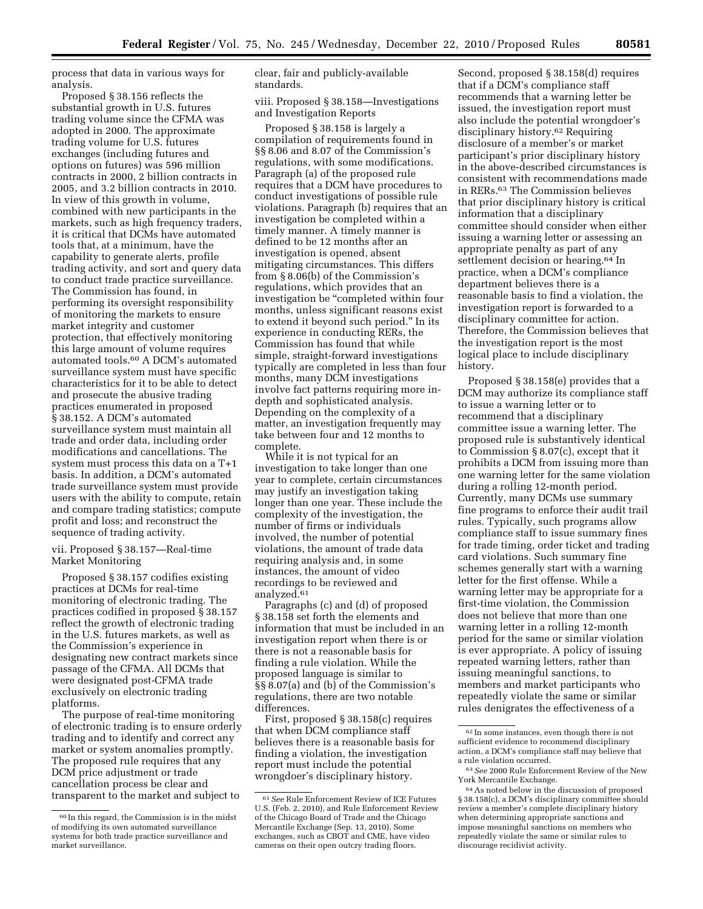process that data in various ways for analysis.

Proposed § 38.156 reflects the substantial growth in U.S. futures trading volume since the CFMA was adopted in 2000. The approximate trading volume for U.S. futures exchanges (including futures and options on futures) was 596 million contracts in 2000, 2 billion contracts in 2005, and 3.2 billion contracts in 2010. In view of this growth in volume, combined with new participants in the markets, such as high frequency traders, it is critical that DCMs have automated tools that, at a minimum, have the capability to generate alerts, profile trading activity, and sort and query data to conduct trade practice surveillance. The Commission has found, in performing its oversight responsibility of monitoring the markets to ensure market integrity and customer protection, that effectively monitoring this large amount of volume requires automated tools.[60] A DCM's automated surveillance system must have specific characteristics for it to be able to detect and prosecute the abusive trading practices enumerated in proposed § 38.152. A DCM's automated surveillance system must maintain all trade and order data, including order modifications and cancellations. The system must process this data on a T+1 basis. In addition, a DCM's automated trade surveillance system must provide users with the ability to compute, retain and compare trading statistics; compute profit and loss; and reconstruct the sequence of trading activity.

### vii. Proposed § 38.157—Real-time Market Monitoring

Proposed § 38.157 codifies existing practices at DCMs for real-time monitoring of electronic trading. The practices codified in proposed § 38.157 reflect the growth of electronic trading in the U.S. futures markets, as well as the Commission's experience in designating new contract markets since passage of the CFMA. All DCMs that were designated post-CFMA trade exclusively on electronic trading platforms.

The purpose of real-time monitoring of electronic trading is to ensure orderly trading and to identify and correct any market or system anomalies promptly. The proposed rule requires that any DCM price adjustment or trade cancellation process be clear and transparent to the market and subject to clear, fair and publicly-available standards.

### viii. Proposed § 38.158—Investigations and Investigation Reports

Proposed § 38.158 is largely a compilation of requirements found in §§ 8.06 and 8.07 of the Commission's regulations, with some modifications. Paragraph (a) of the proposed rule requires that a DCM have procedures to conduct investigations of possible rule violations. Paragraph (b) requires that an investigation be completed within a timely manner. A timely manner is defined to be 12 months after an investigation is opened, absent mitigating circumstances. This differs from § 8.06(b) of the Commission's regulations, which provides that an investigation be "completed within four months, unless significant reasons exist to extend it beyond such period." In its experience in conducting RERs, the Commission has found that while simple, straight-forward investigations typically are completed in less than four months, many DCM investigations involve fact patterns requiring more in-depth and sophisticated analysis. Depending on the complexity of a matter, an investigation frequently may take between four and 12 months to complete.

While it is not typical for an investigation to take longer than one year to complete, certain circumstances may justify an investigation taking longer than one year. These include the complexity of the investigation, the number of firms or individuals involved, the number of potential violations, the amount of trade data requiring analysis and, in some instances, the amount of video recordings to be reviewed and analyzed.[61]

Paragraphs (c) and (d) of proposed § 38.158 set forth the elements and information that must be included in an investigation report when there is or there is not a reasonable basis for finding a rule violation. While the proposed language is similar to §§ 8.07(a) and (b) of the Commission's regulations, there are two notable differences.

First, proposed § 38.158(c) requires that when DCM compliance staff believes there is a reasonable basis for finding a violation, the investigation report must include the potential wrongdoer's disciplinary history.

Second, proposed § 38.158(d) requires that if a DCM's compliance staff recommends that a warning letter be issued, the investigation report must also include the potential wrongdoer's disciplinary history.[62] Requiring disclosure of a member's or market participant's prior disciplinary history in the above-described circumstances is consistent with recommendations made in RERs.[63] The Commission believes that prior disciplinary history is critical information that a disciplinary committee should consider when either issuing a warning letter or assessing an appropriate penalty as part of any settlement decision or hearing.[64] In practice, when a DCM's compliance department believes there is a reasonable basis to find a violation, the investigation report is forwarded to a disciplinary committee for action. Therefore, the Commission believes that the investigation report is the most logical place to include disciplinary history.

Proposed § 38.158(e) provides that a DCM may authorize its compliance staff to issue a warning letter or to recommend that a disciplinary committee issue a warning letter. The proposed rule is substantively identical to Commission § 8.07(c), except that it prohibits a DCM from issuing more than one warning letter for the same violation during a rolling 12-month period. Currently, many DCMs use summary fine programs to enforce their audit trail rules. Typically, such programs allow compliance staff to issue summary fines for trade timing, order ticket and trading card violations. Such summary fine schemes generally start with a warning letter for the first offense. While a warning letter may be appropriate for a first-time violation, the Commission does not believe that more than one warning letter in a rolling 12-month period for the same or similar violation is ever appropriate. A policy of issuing repeated warning letters, rather than issuing meaningful sanctions, to members and market participants who repeatedly violate the same or similar rules denigrates the effectiveness of a

---

[60] In this regard, the Commission is in the midst of modifying its own automated surveillance systems for both trade practice surveillance and market surveillance.

[61] *See* Rule Enforcement Review of ICE Futures U.S. (Feb. 2, 2010), and Rule Enforcement Review of the Chicago Board of Trade and the Chicago Mercantile Exchange (Sep. 13, 2010). Some exchanges, such as CBOT and CME, have video cameras on their open outcry trading floors.

[62] In some instances, even though there is not sufficient evidence to recommend disciplinary action, a DCM's compliance staff may believe that a rule violation occurred.

[63] *See* 2000 Rule Enforcement Review of the New York Mercantile Exchange.

[64] As noted below in the discussion of proposed § 38.158(c), a DCM's disciplinary committee should review a member's complete disciplinary history when determining appropriate sanctions and impose meaningful sanctions on members who repeatedly violate the same or similar rules to discourage recidivist activity.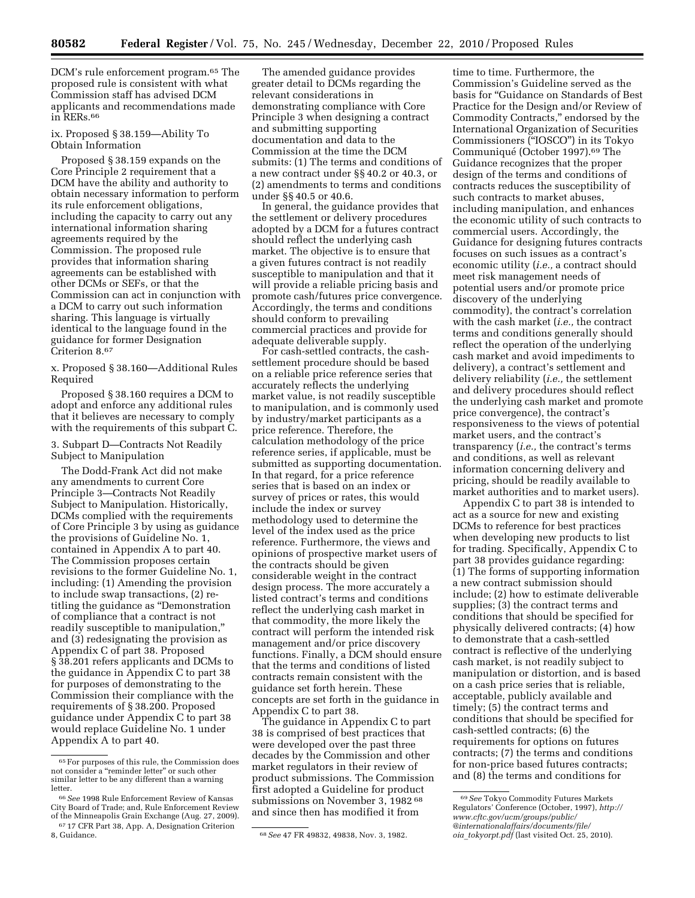DCM's rule enforcement program.[65] The proposed rule is consistent with what Commission staff has advised DCM applicants and recommendations made in RERs.[66]

ix. Proposed § 38.159—Ability To Obtain Information

Proposed § 38.159 expands on the Core Principle 2 requirement that a DCM have the ability and authority to obtain necessary information to perform its rule enforcement obligations, including the capacity to carry out any international information sharing agreements required by the Commission. The proposed rule provides that information sharing agreements can be established with other DCMs or SEFs, or that the Commission can act in conjunction with a DCM to carry out such information sharing. This language is virtually identical to the language found in the guidance for former Designation Criterion 8.[67]

x. Proposed § 38.160—Additional Rules Required

Proposed § 38.160 requires a DCM to adopt and enforce any additional rules that it believes are necessary to comply with the requirements of this subpart C.

3. Subpart D—Contracts Not Readily Subject to Manipulation

The Dodd-Frank Act did not make any amendments to current Core Principle 3—Contracts Not Readily Subject to Manipulation. Historically, DCMs complied with the requirements of Core Principle 3 by using as guidance the provisions of Guideline No. 1, contained in Appendix A to part 40. The Commission proposes certain revisions to the former Guideline No. 1, including: (1) Amending the provision to include swap transactions, (2) re-titling the guidance as "Demonstration of compliance that a contract is not readily susceptible to manipulation," and (3) redesignating the provision as Appendix C of part 38. Proposed § 38.201 refers applicants and DCMs to the guidance in Appendix C to part 38 for purposes of demonstrating to the Commission their compliance with the requirements of § 38.200. Proposed guidance under Appendix C to part 38 would replace Guideline No. 1 under Appendix A to part 40.

The amended guidance provides greater detail to DCMs regarding the relevant considerations in demonstrating compliance with Core Principle 3 when designing a contract and submitting supporting documentation and data to the Commission at the time the DCM submits: (1) The terms and conditions of a new contract under §§ 40.2 or 40.3, or (2) amendments to terms and conditions under §§ 40.5 or 40.6.

In general, the guidance provides that the settlement or delivery procedures adopted by a DCM for a futures contract should reflect the underlying cash market. The objective is to ensure that a given futures contract is not readily susceptible to manipulation and that it will provide a reliable pricing basis and promote cash/futures price convergence. Accordingly, the terms and conditions should conform to prevailing commercial practices and provide for adequate deliverable supply.

For cash-settled contracts, the cash-settlement procedure should be based on a reliable price reference series that accurately reflects the underlying market value, is not readily susceptible to manipulation, and is commonly used by industry/market participants as a price reference. Therefore, the calculation methodology of the price reference series, if applicable, must be submitted as supporting documentation. In that regard, for a price reference series that is based on an index or survey of prices or rates, this would include the index or survey methodology used to determine the level of the index used as the price reference. Furthermore, the views and opinions of prospective market users of the contracts should be given considerable weight in the contract design process. The more accurately a listed contract's terms and conditions reflect the underlying cash market in that commodity, the more likely the contract will perform the intended risk management and/or price discovery functions. Finally, a DCM should ensure that the terms and conditions of listed contracts remain consistent with the guidance set forth herein. These concepts are set forth in the guidance in Appendix C to part 38.

The guidance in Appendix C to part 38 is comprised of best practices that were developed over the past three decades by the Commission and other market regulators in their review of product submissions. The Commission first adopted a Guideline for product submissions on November 3, 1982[68] and since then has modified it from time to time. Furthermore, the Commission's Guideline served as the basis for "Guidance on Standards of Best Practice for the Design and/or Review of Commodity Contracts," endorsed by the International Organization of Securities Commissioners ("IOSCO") in its Tokyo Communiqué (October 1997).[69] The Guidance recognizes that the proper design of the terms and conditions of contracts reduces the susceptibility of such contracts to market abuses, including manipulation, and enhances the economic utility of such contracts to commercial users. Accordingly, the Guidance for designing futures contracts focuses on such issues as a contract's economic utility (*i.e.,* a contract should meet risk management needs of potential users and/or promote price discovery of the underlying commodity), the contract's correlation with the cash market (*i.e.,* the contract terms and conditions generally should reflect the operation of the underlying cash market and avoid impediments to delivery), a contract's settlement and delivery reliability (*i.e.,* the settlement and delivery procedures should reflect the underlying cash market and promote price convergence), the contract's responsiveness to the views of potential market users, and the contract's transparency (*i.e.,* the contract's terms and conditions, as well as relevant information concerning delivery and pricing, should be readily available to market authorities and to market users).

Appendix C to part 38 is intended to act as a source for new and existing DCMs to reference for best practices when developing new products to list for trading. Specifically, Appendix C to part 38 provides guidance regarding: (1) The forms of supporting information a new contract submission should include; (2) how to estimate deliverable supplies; (3) the contract terms and conditions that should be specified for physically delivered contracts; (4) how to demonstrate that a cash-settled contract is reflective of the underlying cash market, is not readily subject to manipulation or distortion, and is based on a cash price series that is reliable, acceptable, publicly available and timely; (5) the contract terms and conditions that should be specified for cash-settled contracts; (6) the requirements for options on futures contracts; (7) the terms and conditions for non-price based futures contracts; and (8) the terms and conditions for

---

[65] For purposes of this rule, the Commission does not consider a "reminder letter" or such other similar letter to be any different than a warning letter.

[66] *See* 1998 Rule Enforcement Review of Kansas City Board of Trade; and, Rule Enforcement Review of the Minneapolis Grain Exchange (Aug. 27, 2009).

[67] 17 CFR Part 38, App. A, Designation Criterion 8, Guidance.

[68] *See* 47 FR 49832, 49838, Nov. 3, 1982.

[69] *See* Tokyo Commodity Futures Markets Regulators' Conference (October, 1997), *http://www.cftc.gov/ucm/groups/public/@internationalaffairs/documents/file/oia_tokyorpt.pdf* (last visited Oct. 25, 2010).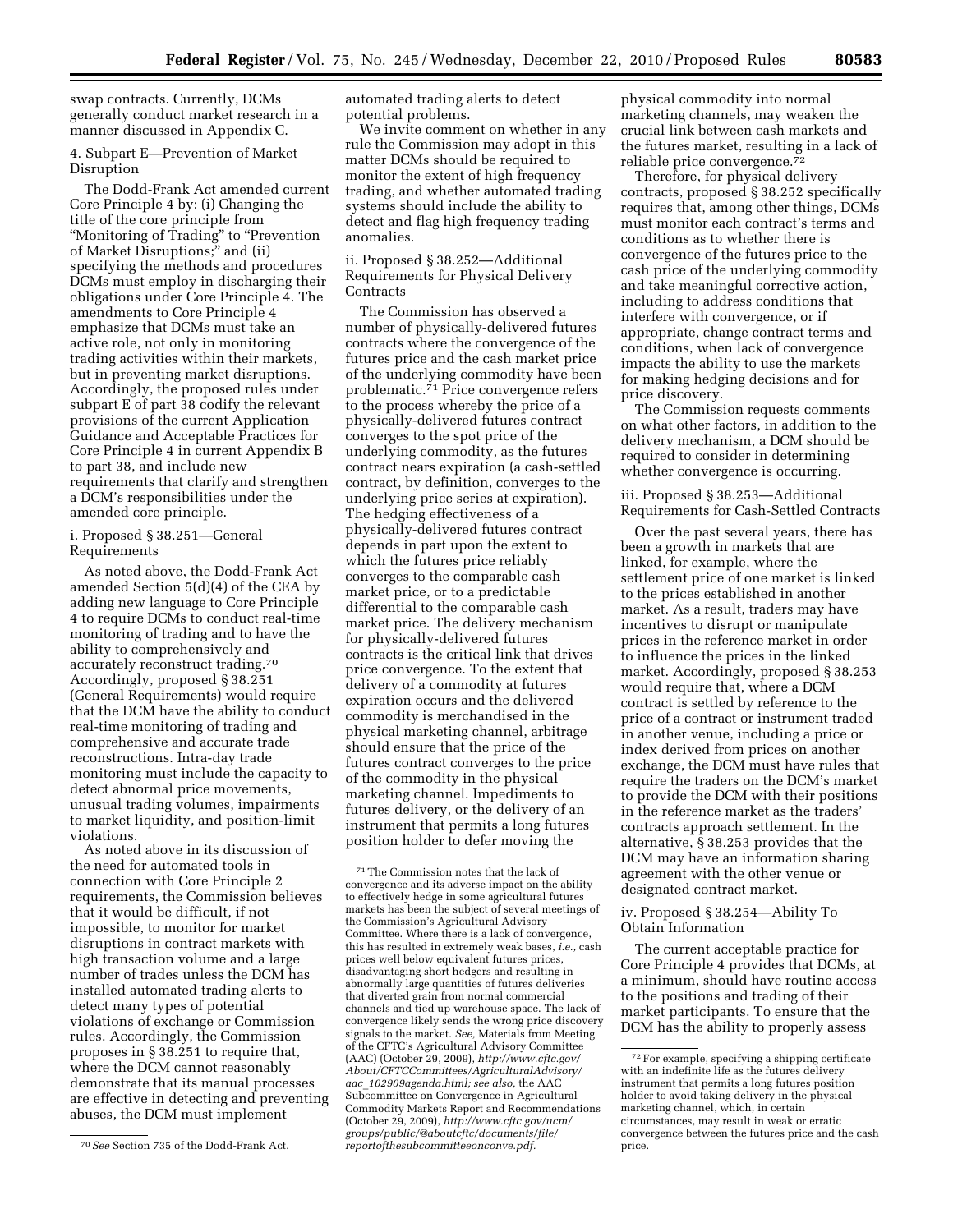swap contracts. Currently, DCMs generally conduct market research in a manner discussed in Appendix C.

4. Subpart E—Prevention of Market Disruption

The Dodd-Frank Act amended current Core Principle 4 by: (i) Changing the title of the core principle from "Monitoring of Trading" to "Prevention of Market Disruptions;" and (ii) specifying the methods and procedures DCMs must employ in discharging their obligations under Core Principle 4. The amendments to Core Principle 4 emphasize that DCMs must take an active role, not only in monitoring trading activities within their markets, but in preventing market disruptions. Accordingly, the proposed rules under subpart E of part 38 codify the relevant provisions of the current Application Guidance and Acceptable Practices for Core Principle 4 in current Appendix B to part 38, and include new requirements that clarify and strengthen a DCM's responsibilities under the amended core principle.

i. Proposed § 38.251—General Requirements

As noted above, the Dodd-Frank Act amended Section 5(d)(4) of the CEA by adding new language to Core Principle 4 to require DCMs to conduct real-time monitoring of trading and to have the ability to comprehensively and accurately reconstruct trading.[70] Accordingly, proposed § 38.251 (General Requirements) would require that the DCM have the ability to conduct real-time monitoring of trading and comprehensive and accurate trade reconstructions. Intra-day trade monitoring must include the capacity to detect abnormal price movements, unusual trading volumes, impairments to market liquidity, and position-limit violations.

As noted above in its discussion of the need for automated tools in connection with Core Principle 2 requirements, the Commission believes that it would be difficult, if not impossible, to monitor for market disruptions in contract markets with high transaction volume and a large number of trades unless the DCM has installed automated trading alerts to detect many types of potential violations of exchange or Commission rules. Accordingly, the Commission proposes in § 38.251 to require that, where the DCM cannot reasonably demonstrate that its manual processes are effective in detecting and preventing abuses, the DCM must implement automated trading alerts to detect potential problems.

We invite comment on whether in any rule the Commission may adopt in this matter DCMs should be required to monitor the extent of high frequency trading, and whether automated trading systems should include the ability to detect and flag high frequency trading anomalies.

ii. Proposed § 38.252—Additional Requirements for Physical Delivery Contracts

The Commission has observed a number of physically-delivered futures contracts where the convergence of the futures price and the cash market price of the underlying commodity have been problematic.[71] Price convergence refers to the process whereby the price of a physically-delivered futures contract converges to the spot price of the underlying commodity, as the futures contract nears expiration (a cash-settled contract, by definition, converges to the underlying price series at expiration). The hedging effectiveness of a physically-delivered futures contract depends in part upon the extent to which the futures price reliably converges to the comparable cash market price, or to a predictable differential to the comparable cash market price. The delivery mechanism for physically-delivered futures contracts is the critical link that drives price convergence. To the extent that delivery of a commodity at futures expiration occurs and the delivered commodity is merchandised in the physical marketing channel, arbitrage should ensure that the price of the futures contract converges to the price of the commodity in the physical marketing channel. Impediments to futures delivery, or the delivery of an instrument that permits a long futures position holder to defer moving the physical commodity into normal marketing channels, may weaken the crucial link between cash markets and the futures market, resulting in a lack of reliable price convergence.[72]

Therefore, for physical delivery contracts, proposed § 38.252 specifically requires that, among other things, DCMs must monitor each contract's terms and conditions as to whether there is convergence of the futures price to the cash price of the underlying commodity and take meaningful corrective action, including to address conditions that interfere with convergence, or if appropriate, change contract terms and conditions, when lack of convergence impacts the ability to use the markets for making hedging decisions and for price discovery.

The Commission requests comments on what other factors, in addition to the delivery mechanism, a DCM should be required to consider in determining whether convergence is occurring.

iii. Proposed § 38.253—Additional Requirements for Cash-Settled Contracts

Over the past several years, there has been a growth in markets that are linked, for example, where the settlement price of one market is linked to the prices established in another market. As a result, traders may have incentives to disrupt or manipulate prices in the reference market in order to influence the prices in the linked market. Accordingly, proposed § 38.253 would require that, where a DCM contract is settled by reference to the price of a contract or instrument traded in another venue, including a price or index derived from prices on another exchange, the DCM must have rules that require the traders on the DCM's market to provide the DCM with their positions in the reference market as the traders' contracts approach settlement. In the alternative, § 38.253 provides that the DCM may have an information sharing agreement with the other venue or designated contract market.

iv. Proposed § 38.254—Ability To Obtain Information

The current acceptable practice for Core Principle 4 provides that DCMs, at a minimum, should have routine access to the positions and trading of their market participants. To ensure that the DCM has the ability to properly assess

---

[70] *See* Section 735 of the Dodd-Frank Act.

[71] The Commission notes that the lack of convergence and its adverse impact on the ability to effectively hedge in some agricultural futures markets has been the subject of several meetings of the Commission's Agricultural Advisory Committee. Where there is a lack of convergence, this has resulted in extremely weak bases, *i.e.,* cash prices well below equivalent futures prices, disadvantaging short hedgers and resulting in abnormally large quantities of futures deliveries that diverted grain from normal commercial channels and tied up warehouse space. The lack of convergence likely sends the wrong price discovery signals to the market. *See,* Materials from Meeting of the CFTC's Agricultural Advisory Committee (AAC) (October 29, 2009), *http://www.cftc.gov/About/CFTCCommittees/AgriculturalAdvisory/aac_102909agenda.html; see also,* the AAC Subcommittee on Convergence in Agricultural Commodity Markets Report and Recommendations (October 29, 2009), *http://www.cftc.gov/ucm/groups/public/@aboutcftc/documents/file/reportofthesubcommitteeonconve.pdf.*

[72] For example, specifying a shipping certificate with an indefinite life as the futures delivery instrument that permits a long futures position holder to avoid taking delivery in the physical marketing channel, which, in certain circumstances, may result in weak or erratic convergence between the futures price and the cash price.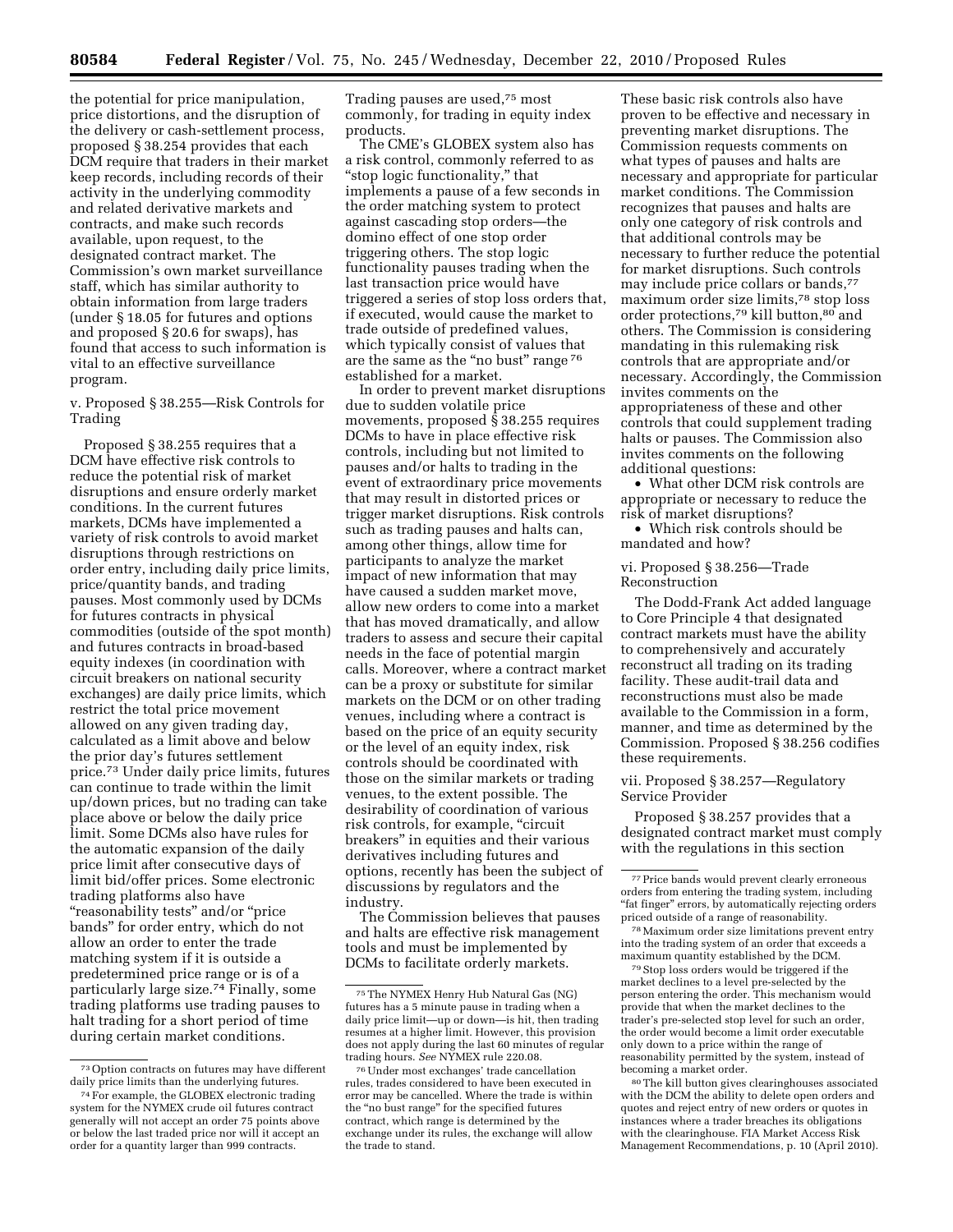the potential for price manipulation, price distortions, and the disruption of the delivery or cash-settlement process, proposed § 38.254 provides that each DCM require that traders in their market keep records, including records of their activity in the underlying commodity and related derivative markets and contracts, and make such records available, upon request, to the designated contract market. The Commission's own market surveillance staff, which has similar authority to obtain information from large traders (under § 18.05 for futures and options and proposed § 20.6 for swaps), has found that access to such information is vital to an effective surveillance program.

v. Proposed § 38.255—Risk Controls for Trading

Proposed § 38.255 requires that a DCM have effective risk controls to reduce the potential risk of market disruptions and ensure orderly market conditions. In the current futures markets, DCMs have implemented a variety of risk controls to avoid market disruptions through restrictions on order entry, including daily price limits, price/quantity bands, and trading pauses. Most commonly used by DCMs for futures contracts in physical commodities (outside of the spot month) and futures contracts in broad-based equity indexes (in coordination with circuit breakers on national security exchanges) are daily price limits, which restrict the total price movement allowed on any given trading day, calculated as a limit above and below the prior day's futures settlement price.[73] Under daily price limits, futures can continue to trade within the limit up/down prices, but no trading can take place above or below the daily price limit. Some DCMs also have rules for the automatic expansion of the daily price limit after consecutive days of limit bid/offer prices. Some electronic trading platforms also have "reasonability tests" and/or "price bands" for order entry, which do not allow an order to enter the trade matching system if it is outside a predetermined price range or is of a particularly large size.[74] Finally, some trading platforms use trading pauses to halt trading for a short period of time during certain market conditions. Trading pauses are used,[75] most commonly, for trading in equity index products.

The CME's GLOBEX system also has a risk control, commonly referred to as "stop logic functionality," that implements a pause of a few seconds in the order matching system to protect against cascading stop orders—the domino effect of one stop order triggering others. The stop logic functionality pauses trading when the last transaction price would have triggered a series of stop loss orders that, if executed, would cause the market to trade outside of predefined values, which typically consist of values that are the same as the "no bust" range[76] established for a market.

In order to prevent market disruptions due to sudden volatile price movements, proposed § 38.255 requires DCMs to have in place effective risk controls, including but not limited to pauses and/or halts to trading in the event of extraordinary price movements that may result in distorted prices or trigger market disruptions. Risk controls such as trading pauses and halts can, among other things, allow time for participants to analyze the market impact of new information that may have caused a sudden market move, allow new orders to come into a market that has moved dramatically, and allow traders to assess and secure their capital needs in the face of potential margin calls. Moreover, where a contract market can be a proxy or substitute for similar markets on the DCM or on other trading venues, including where a contract is based on the price of an equity security or the level of an equity index, risk controls should be coordinated with those on the similar markets or trading venues, to the extent possible. The desirability of coordination of various risk controls, for example, "circuit breakers" in equities and their various derivatives including futures and options, recently has been the subject of discussions by regulators and the industry.

The Commission believes that pauses and halts are effective risk management tools and must be implemented by DCMs to facilitate orderly markets. These basic risk controls also have proven to be effective and necessary in preventing market disruptions. The Commission requests comments on what types of pauses and halts are necessary and appropriate for particular market conditions. The Commission recognizes that pauses and halts are only one category of risk controls and that additional controls may be necessary to further reduce the potential for market disruptions. Such controls may include price collars or bands,[77] maximum order size limits,[78] stop loss order protections,[79] kill button,[80] and others. The Commission is considering mandating in this rulemaking risk controls that are appropriate and/or necessary. Accordingly, the Commission invites comments on the appropriateness of these and other controls that could supplement trading halts or pauses. The Commission also invites comments on the following additional questions:

- What other DCM risk controls are appropriate or necessary to reduce the risk of market disruptions?
- Which risk controls should be mandated and how?

vi. Proposed § 38.256—Trade Reconstruction

The Dodd-Frank Act added language to Core Principle 4 that designated contract markets must have the ability to comprehensively and accurately reconstruct all trading on its trading facility. These audit-trail data and reconstructions must also be made available to the Commission in a form, manner, and time as determined by the Commission. Proposed § 38.256 codifies these requirements.

vii. Proposed § 38.257—Regulatory Service Provider

Proposed § 38.257 provides that a designated contract market must comply with the regulations in this section

---

[73] Option contracts on futures may have different daily price limits than the underlying futures.

[74] For example, the GLOBEX electronic trading system for the NYMEX crude oil futures contract generally will not accept an order 75 points above or below the last traded price nor will it accept an order for a quantity larger than 999 contracts.

[75] The NYMEX Henry Hub Natural Gas (NG) futures has a 5 minute pause in trading when a daily price limit—up or down—is hit, then trading resumes at a higher limit. However, this provision does not apply during the last 60 minutes of regular trading hours. *See* NYMEX rule 220.08.

[76] Under most exchanges' trade cancellation rules, trades considered to have been executed in error may be cancelled. Where the trade is within the "no bust range" for the specified futures contract, which range is determined by the exchange under its rules, the exchange will allow the trade to stand.

[77] Price bands would prevent clearly erroneous orders from entering the trading system, including "fat finger" errors, by automatically rejecting orders priced outside of a range of reasonability.

[78] Maximum order size limitations prevent entry into the trading system of an order that exceeds a maximum quantity established by the DCM.

[79] Stop loss orders would be triggered if the market declines to a level pre-selected by the person entering the order. This mechanism would provide that when the market declines to the trader's pre-selected stop level for such an order, the order would become a limit order executable only down to a price within the range of reasonability permitted by the system, instead of becoming a market order.

[80] The kill button gives clearinghouses associated with the DCM the ability to delete open orders and quotes and reject entry of new orders or quotes in instances where a trader breaches its obligations with the clearinghouse. FIA Market Access Risk Management Recommendations, p. 10 (April 2010).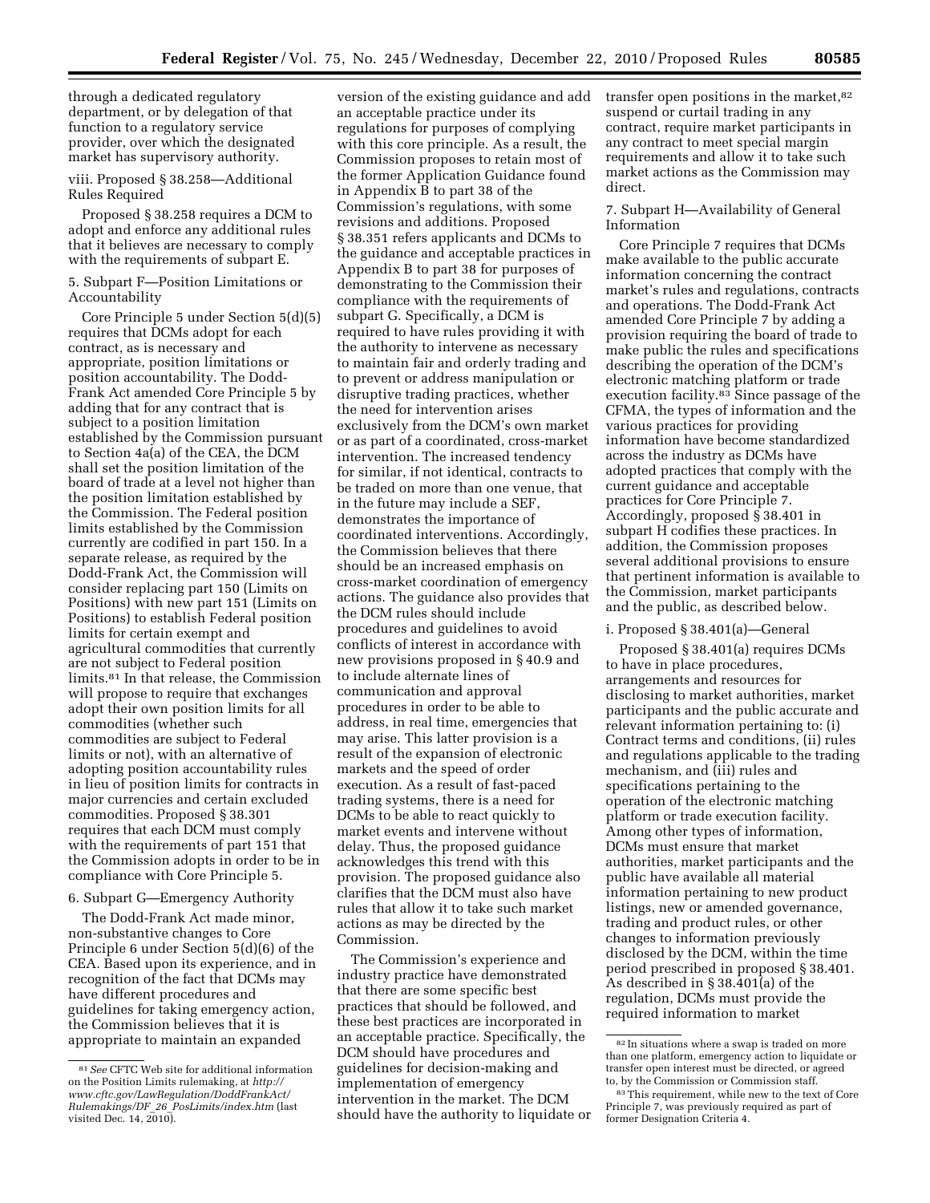through a dedicated regulatory department, or by delegation of that function to a regulatory service provider, over which the designated market has supervisory authority.

viii. Proposed § 38.258—Additional Rules Required

Proposed § 38.258 requires a DCM to adopt and enforce any additional rules that it believes are necessary to comply with the requirements of subpart E.

5. Subpart F—Position Limitations or Accountability

Core Principle 5 under Section 5(d)(5) requires that DCMs adopt for each contract, as is necessary and appropriate, position limitations or position accountability. The Dodd-Frank Act amended Core Principle 5 by adding that for any contract that is subject to a position limitation established by the Commission pursuant to Section 4a(a) of the CEA, the DCM shall set the position limitation of the board of trade at a level not higher than the position limitation established by the Commission. The Federal position limits established by the Commission currently are codified in part 150. In a separate release, as required by the Dodd-Frank Act, the Commission will consider replacing part 150 (Limits on Positions) with new part 151 (Limits on Positions) to establish Federal position limits for certain exempt and agricultural commodities that currently are not subject to Federal position limits.[81] In that release, the Commission will propose to require that exchanges adopt their own position limits for all commodities (whether such commodities are subject to Federal limits or not), with an alternative of adopting position accountability rules in lieu of position limits for contracts in major currencies and certain excluded commodities. Proposed § 38.301 requires that each DCM must comply with the requirements of part 151 that the Commission adopts in order to be in compliance with Core Principle 5.

6. Subpart G—Emergency Authority

The Dodd-Frank Act made minor, non-substantive changes to Core Principle 6 under Section 5(d)(6) of the CEA. Based upon its experience, and in recognition of the fact that DCMs may have different procedures and guidelines for taking emergency action, the Commission believes that it is appropriate to maintain an expanded version of the existing guidance and add an acceptable practice under its regulations for purposes of complying with this core principle. As a result, the Commission proposes to retain most of the former Application Guidance found in Appendix B to part 38 of the Commission's regulations, with some revisions and additions. Proposed § 38.351 refers applicants and DCMs to the guidance and acceptable practices in Appendix B to part 38 for purposes of demonstrating to the Commission their compliance with the requirements of subpart G. Specifically, a DCM is required to have rules providing it with the authority to intervene as necessary to maintain fair and orderly trading and to prevent or address manipulation or disruptive trading practices, whether the need for intervention arises exclusively from the DCM's own market or as part of a coordinated, cross-market intervention. The increased tendency for similar, if not identical, contracts to be traded on more than one venue, that in the future may include a SEF, demonstrates the importance of coordinated interventions. Accordingly, the Commission believes that there should be an increased emphasis on cross-market coordination of emergency actions. The guidance also provides that the DCM rules should include procedures and guidelines to avoid conflicts of interest in accordance with new provisions proposed in § 40.9 and to include alternate lines of communication and approval procedures in order to be able to address, in real time, emergencies that may arise. This latter provision is a result of the expansion of electronic markets and the speed of order execution. As a result of fast-paced trading systems, there is a need for DCMs to be able to react quickly to market events and intervene without delay. Thus, the proposed guidance acknowledges this trend with this provision. The proposed guidance also clarifies that the DCM must also have rules that allow it to take such market actions as may be directed by the Commission.

The Commission's experience and industry practice have demonstrated that there are some specific best practices that should be followed, and these best practices are incorporated in an acceptable practice. Specifically, the DCM should have procedures and guidelines for decision-making and implementation of emergency intervention in the market. The DCM should have the authority to liquidate or transfer open positions in the market,[82] suspend or curtail trading in any contract, require market participants in any contract to meet special margin requirements and allow it to take such market actions as the Commission may direct.

7. Subpart H—Availability of General Information

Core Principle 7 requires that DCMs make available to the public accurate information concerning the contract market's rules and regulations, contracts and operations. The Dodd-Frank Act amended Core Principle 7 by adding a provision requiring the board of trade to make public the rules and specifications describing the operation of the DCM's electronic matching platform or trade execution facility.[83] Since passage of the CFMA, the types of information and the various practices for providing information have become standardized across the industry as DCMs have adopted practices that comply with the current guidance and acceptable practices for Core Principle 7. Accordingly, proposed § 38.401 in subpart H codifies these practices. In addition, the Commission proposes several additional provisions to ensure that pertinent information is available to the Commission, market participants and the public, as described below.

i. Proposed § 38.401(a)—General

Proposed § 38.401(a) requires DCMs to have in place procedures, arrangements and resources for disclosing to market authorities, market participants and the public accurate and relevant information pertaining to: (i) Contract terms and conditions, (ii) rules and regulations applicable to the trading mechanism, and (iii) rules and specifications pertaining to the operation of the electronic matching platform or trade execution facility. Among other types of information, DCMs must ensure that market authorities, market participants and the public have available all material information pertaining to new product listings, new or amended governance, trading and product rules, or other changes to information previously disclosed by the DCM, within the time period prescribed in proposed § 38.401. As described in § 38.401(a) of the regulation, DCMs must provide the required information to market

---

[81] *See* CFTC Web site for additional information on the Position Limits rulemaking, at *http://www.cftc.gov/LawRegulation/DoddFrankAct/Rulemakings/DF_26_PosLimits/index.htm* (last visited Dec. 14, 2010).

[82] In situations where a swap is traded on more than one platform, emergency action to liquidate or transfer open interest must be directed, or agreed to, by the Commission or Commission staff.

[83] This requirement, while new to the text of Core Principle 7, was previously required as part of former Designation Criteria 4.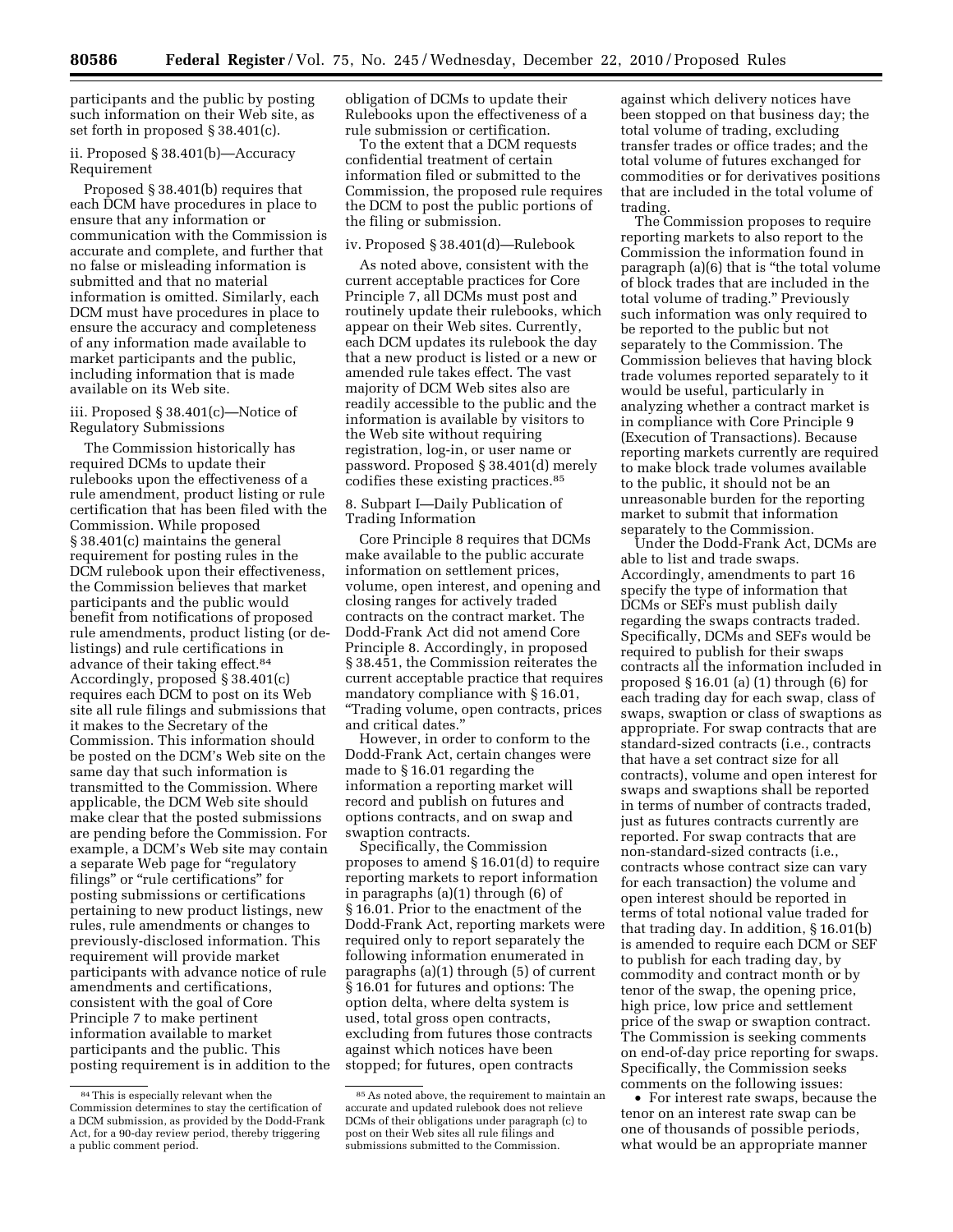participants and the public by posting such information on their Web site, as set forth in proposed § 38.401(c).

ii. Proposed § 38.401(b)—Accuracy Requirement

Proposed § 38.401(b) requires that each DCM have procedures in place to ensure that any information or communication with the Commission is accurate and complete, and further that no false or misleading information is submitted and that no material information is omitted. Similarly, each DCM must have procedures in place to ensure the accuracy and completeness of any information made available to market participants and the public, including information that is made available on its Web site.

iii. Proposed § 38.401(c)—Notice of Regulatory Submissions

The Commission historically has required DCMs to update their rulebooks upon the effectiveness of a rule amendment, product listing or rule certification that has been filed with the Commission. While proposed § 38.401(c) maintains the general requirement for posting rules in the DCM rulebook upon their effectiveness, the Commission believes that market participants and the public would benefit from notifications of proposed rule amendments, product listing (or de-listings) and rule certifications in advance of their taking effect.[84] Accordingly, proposed § 38.401(c) requires each DCM to post on its Web site all rule filings and submissions that it makes to the Secretary of the Commission. This information should be posted on the DCM's Web site on the same day that such information is transmitted to the Commission. Where applicable, the DCM Web site should make clear that the posted submissions are pending before the Commission. For example, a DCM's Web site may contain a separate Web page for "regulatory filings" or "rule certifications" for posting submissions or certifications pertaining to new product listings, new rules, rule amendments or changes to previously-disclosed information. This requirement will provide market participants with advance notice of rule amendments and certifications, consistent with the goal of Core Principle 7 to make pertinent information available to market participants and the public. This posting requirement is in addition to the obligation of DCMs to update their Rulebooks upon the effectiveness of a rule submission or certification.

To the extent that a DCM requests confidential treatment of certain information filed or submitted to the Commission, the proposed rule requires the DCM to post the public portions of the filing or submission.

iv. Proposed § 38.401(d)—Rulebook

As noted above, consistent with the current acceptable practices for Core Principle 7, all DCMs must post and routinely update their rulebooks, which appear on their Web sites. Currently, each DCM updates its rulebook the day that a new product is listed or a new or amended rule takes effect. The vast majority of DCM Web sites also are readily accessible to the public and the information is available by visitors to the Web site without requiring registration, log-in, or user name or password. Proposed § 38.401(d) merely codifies these existing practices.[85]

8. Subpart I—Daily Publication of Trading Information

Core Principle 8 requires that DCMs make available to the public accurate information on settlement prices, volume, open interest, and opening and closing ranges for actively traded contracts on the contract market. The Dodd-Frank Act did not amend Core Principle 8. Accordingly, in proposed § 38.451, the Commission reiterates the current acceptable practice that requires mandatory compliance with § 16.01, "Trading volume, open contracts, prices and critical dates."

However, in order to conform to the Dodd-Frank Act, certain changes were made to § 16.01 regarding the information a reporting market will record and publish on futures and options contracts, and on swap and swaption contracts.

Specifically, the Commission proposes to amend § 16.01(d) to require reporting markets to report information in paragraphs (a)(1) through (6) of § 16.01. Prior to the enactment of the Dodd-Frank Act, reporting markets were required only to report separately the following information enumerated in paragraphs (a)(1) through (5) of current § 16.01 for futures and options: The option delta, where delta system is used, total gross open contracts, excluding from futures those contracts against which notices have been stopped; for futures, open contracts against which delivery notices have been stopped on that business day; the total volume of trading, excluding transfer trades or office trades; and the total volume of futures exchanged for commodities or for derivatives positions that are included in the total volume of trading.

The Commission proposes to require reporting markets to also report to the Commission the information found in paragraph (a)(6) that is "the total volume of block trades that are included in the total volume of trading." Previously such information was only required to be reported to the public but not separately to the Commission. The Commission believes that having block trade volumes reported separately to it would be useful, particularly in analyzing whether a contract market is in compliance with Core Principle 9 (Execution of Transactions). Because reporting markets currently are required to make block trade volumes available to the public, it should not be an unreasonable burden for the reporting market to submit that information separately to the Commission.

Under the Dodd-Frank Act, DCMs are able to list and trade swaps. Accordingly, amendments to part 16 specify the type of information that DCMs or SEFs must publish daily regarding the swaps contracts traded. Specifically, DCMs and SEFs would be required to publish for their swaps contracts all the information included in proposed § 16.01 (a) (1) through (6) for each trading day for each swap, class of swaps, swaption or class of swaptions as appropriate. For swap contracts that are standard-sized contracts (i.e., contracts that have a set contract size for all contracts), volume and open interest for swaps and swaptions shall be reported in terms of number of contracts traded, just as futures contracts currently are reported. For swap contracts that are non-standard-sized contracts (i.e., contracts whose contract size can vary for each transaction) the volume and open interest should be reported in terms of total notional value traded for that trading day. In addition, § 16.01(b) is amended to require each DCM or SEF to publish for each trading day, by commodity and contract month or by tenor of the swap, the opening price, high price, low price and settlement price of the swap or swaption contract. The Commission is seeking comments on end-of-day price reporting for swaps. Specifically, the Commission seeks comments on the following issues:

- For interest rate swaps, because the tenor on an interest rate swap can be one of thousands of possible periods, what would be an appropriate manner

---

[84] This is especially relevant when the Commission determines to stay the certification of a DCM submission, as provided by the Dodd-Frank Act, for a 90-day review period, thereby triggering a public comment period.

[85] As noted above, the requirement to maintain an accurate and updated rulebook does not relieve DCMs of their obligations under paragraph (c) to post on their Web sites all rule filings and submissions submitted to the Commission.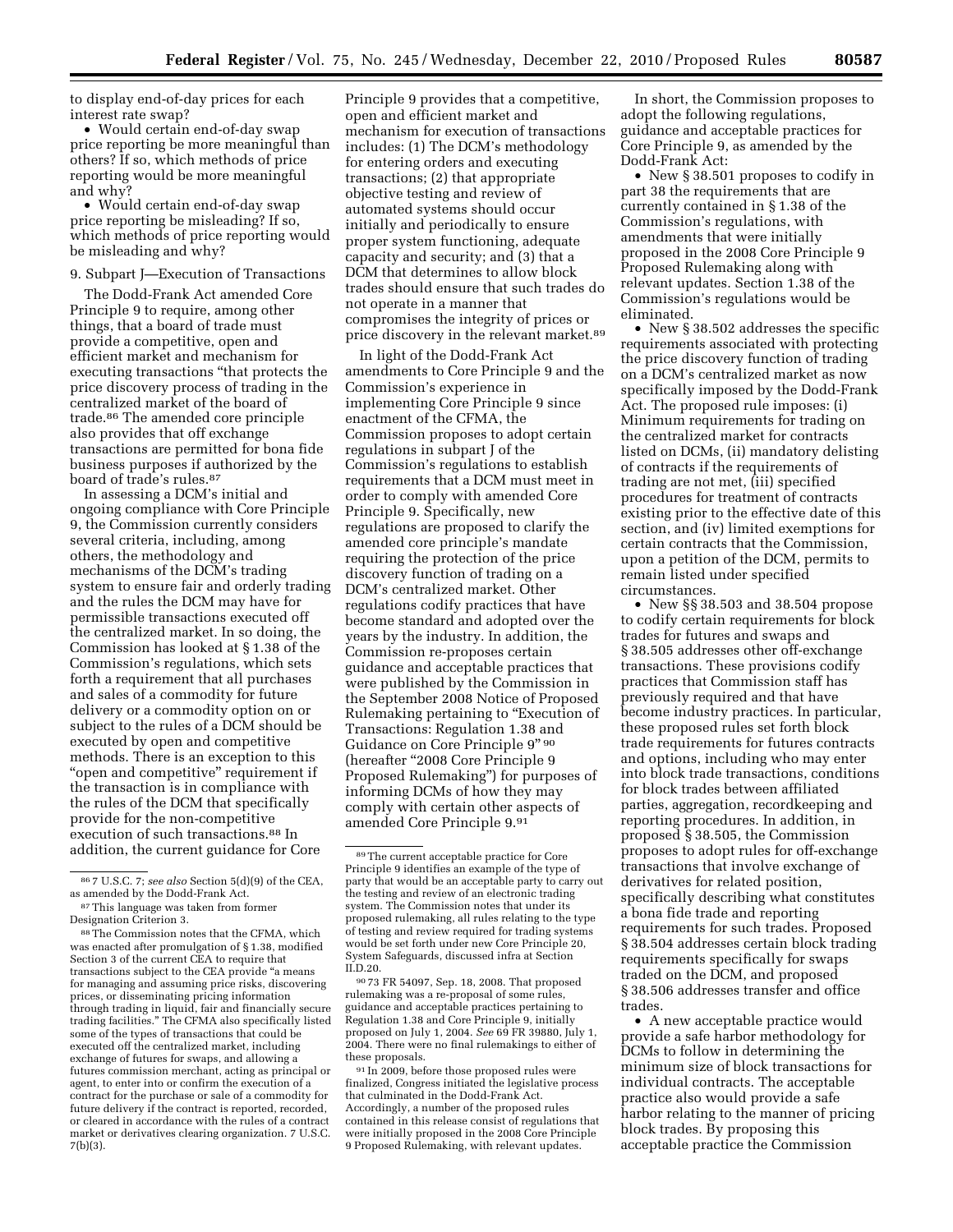to display end-of-day prices for each interest rate swap?

• Would certain end-of-day swap price reporting be more meaningful than others? If so, which methods of price reporting would be more meaningful and why?

• Would certain end-of-day swap price reporting be misleading? If so, which methods of price reporting would be misleading and why?

### 9. Subpart J—Execution of Transactions

The Dodd-Frank Act amended Core Principle 9 to require, among other things, that a board of trade must provide a competitive, open and efficient market and mechanism for executing transactions "that protects the price discovery process of trading in the centralized market of the board of trade.[86] The amended core principle also provides that off exchange transactions are permitted for bona fide business purposes if authorized by the board of trade's rules.[87]

In assessing a DCM's initial and ongoing compliance with Core Principle 9, the Commission currently considers several criteria, including, among others, the methodology and mechanisms of the DCM's trading system to ensure fair and orderly trading and the rules the DCM may have for permissible transactions executed off the centralized market. In so doing, the Commission has looked at § 1.38 of the Commission's regulations, which sets forth a requirement that all purchases and sales of a commodity for future delivery or a commodity option on or subject to the rules of a DCM should be executed by open and competitive methods. There is an exception to this "open and competitive" requirement if the transaction is in compliance with the rules of the DCM that specifically provide for the non-competitive execution of such transactions.[88] In addition, the current guidance for Core Principle 9 provides that a competitive, open and efficient market and mechanism for execution of transactions includes: (1) The DCM's methodology for entering orders and executing transactions; (2) that appropriate objective testing and review of automated systems should occur initially and periodically to ensure proper system functioning, adequate capacity and security; and (3) that a DCM that determines to allow block trades should ensure that such trades do not operate in a manner that compromises the integrity of prices or price discovery in the relevant market.[89]

In light of the Dodd-Frank Act amendments to Core Principle 9 and the Commission's experience in implementing Core Principle 9 since enactment of the CFMA, the Commission proposes to adopt certain regulations in subpart J of the Commission's regulations to establish requirements that a DCM must meet in order to comply with amended Core Principle 9. Specifically, new regulations are proposed to clarify the amended core principle's mandate requiring the protection of the price discovery function of trading on a DCM's centralized market. Other regulations codify practices that have become standard and adopted over the years by the industry. In addition, the Commission re-proposes certain guidance and acceptable practices that were published by the Commission in the September 2008 Notice of Proposed Rulemaking pertaining to "Execution of Transactions: Regulation 1.38 and Guidance on Core Principle 9" [90] (hereafter "2008 Core Principle 9 Proposed Rulemaking") for purposes of informing DCMs of how they may comply with certain other aspects of amended Core Principle 9.[91]

In short, the Commission proposes to adopt the following regulations, guidance and acceptable practices for Core Principle 9, as amended by the Dodd-Frank Act:

• New § 38.501 proposes to codify in part 38 the requirements that are currently contained in § 1.38 of the Commission's regulations, with amendments that were initially proposed in the 2008 Core Principle 9 Proposed Rulemaking along with relevant updates. Section 1.38 of the Commission's regulations would be eliminated.

• New § 38.502 addresses the specific requirements associated with protecting the price discovery function of trading on a DCM's centralized market as now specifically imposed by the Dodd-Frank Act. The proposed rule imposes: (i) Minimum requirements for trading on the centralized market for contracts listed on DCMs, (ii) mandatory delisting of contracts if the requirements of trading are not met, (iii) specified procedures for treatment of contracts existing prior to the effective date of this section, and (iv) limited exemptions for certain contracts that the Commission, upon a petition of the DCM, permits to remain listed under specified circumstances.

• New §§ 38.503 and 38.504 propose to codify certain requirements for block trades for futures and swaps and § 38.505 addresses other off-exchange transactions. These provisions codify practices that Commission staff has previously required and that have become industry practices. In particular, these proposed rules set forth block trade requirements for futures contracts and options, including who may enter into block trade transactions, conditions for block trades between affiliated parties, aggregation, recordkeeping and reporting procedures. In addition, in proposed § 38.505, the Commission proposes to adopt rules for off-exchange transactions that involve exchange of derivatives for related position, specifically describing what constitutes a bona fide trade and reporting requirements for such trades. Proposed § 38.504 addresses certain block trading requirements specifically for swaps traded on the DCM, and proposed § 38.506 addresses transfer and office trades.

• A new acceptable practice would provide a safe harbor methodology for DCMs to follow in determining the minimum size of block transactions for individual contracts. The acceptable practice also would provide a safe harbor relating to the manner of pricing block trades. By proposing this acceptable practice the Commission

---

[86] 7 U.S.C. 7; *see also* Section 5(d)(9) of the CEA, as amended by the Dodd-Frank Act.

[87] This language was taken from former Designation Criterion 3.

[88] The Commission notes that the CFMA, which was enacted after promulgation of § 1.38, modified Section 3 of the current CEA to require that transactions subject to the CEA provide "a means for managing and assuming price risks, discovering prices, or disseminating pricing information through trading in liquid, fair and financially secure trading facilities." The CFMA also specifically listed some of the types of transactions that could be executed off the centralized market, including exchange of futures for swaps, and allowing a futures commission merchant, acting as principal or agent, to enter into or confirm the execution of a contract for the purchase or sale of a commodity for future delivery if the contract is reported, recorded, or cleared in accordance with the rules of a contract market or derivatives clearing organization. 7 U.S.C. 7(b)(3).

[89] The current acceptable practice for Core Principle 9 identifies an example of the type of party that would be an acceptable party to carry out the testing and review of an electronic trading system. The Commission notes that under its proposed rulemaking, all rules relating to the type of testing and review required for trading systems would be set forth under new Core Principle 20, System Safeguards, discussed infra at Section II.D.20.

[90] 73 FR 54097, Sep. 18, 2008. That proposed rulemaking was a re-proposal of some rules, guidance and acceptable practices pertaining to Regulation 1.38 and Core Principle 9, initially proposed on July 1, 2004. *See* 69 FR 39880, July 1, 2004. There were no final rulemakings to either of these proposals.

[91] In 2009, before those proposed rules were finalized, Congress initiated the legislative process that culminated in the Dodd-Frank Act. Accordingly, a number of the proposed rules contained in this release consist of regulations that were initially proposed in the 2008 Core Principle 9 Proposed Rulemaking, with relevant updates.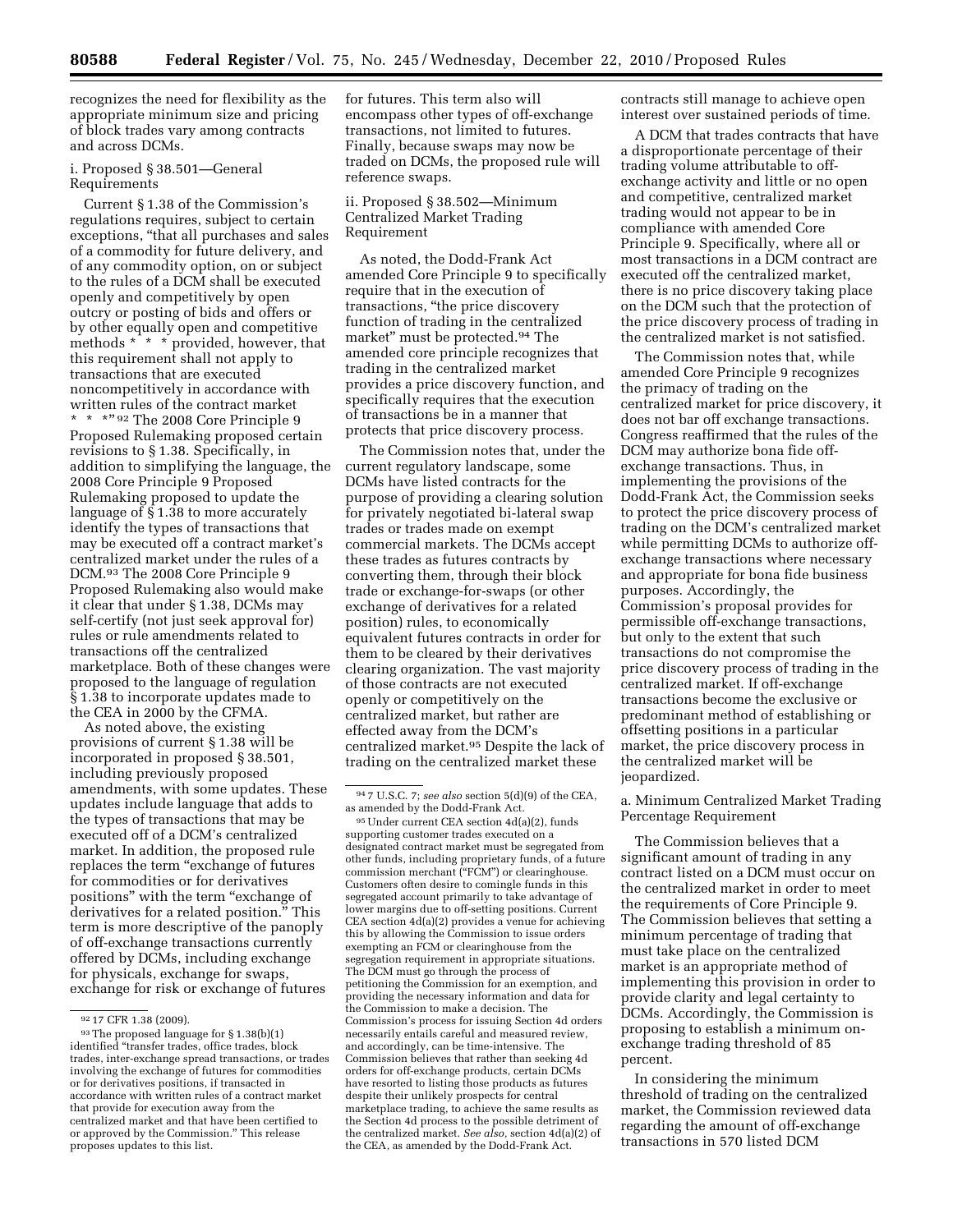recognizes the need for flexibility as the appropriate minimum size and pricing of block trades vary among contracts and across DCMs.

i. Proposed § 38.501—General Requirements

Current § 1.38 of the Commission's regulations requires, subject to certain exceptions, "that all purchases and sales of a commodity for future delivery, and of any commodity option, on or subject to the rules of a DCM shall be executed openly and competitively by open outcry or posting of bids and offers or by other equally open and competitive methods * * * provided, however, that this requirement shall not apply to transactions that are executed noncompetitively in accordance with written rules of the contract market * * *"[92] The 2008 Core Principle 9 Proposed Rulemaking proposed certain revisions to § 1.38. Specifically, in addition to simplifying the language, the 2008 Core Principle 9 Proposed Rulemaking proposed to update the language of § 1.38 to more accurately identify the types of transactions that may be executed off a contract market's centralized market under the rules of a DCM.[93] The 2008 Core Principle 9 Proposed Rulemaking also would make it clear that under § 1.38, DCMs may self-certify (not just seek approval for) rules or rule amendments related to transactions off the centralized marketplace. Both of these changes were proposed to the language of regulation § 1.38 to incorporate updates made to the CEA in 2000 by the CFMA.

As noted above, the existing provisions of current § 1.38 will be incorporated in proposed § 38.501, including previously proposed amendments, with some updates. These updates include language that adds to the types of transactions that may be executed off of a DCM's centralized market. In addition, the proposed rule replaces the term "exchange of futures for commodities or for derivatives positions" with the term "exchange of derivatives for a related position." This term is more descriptive of the panoply of off-exchange transactions currently offered by DCMs, including exchange for physicals, exchange for swaps, exchange for risk or exchange of futures for futures. This term also will encompass other types of off-exchange transactions, not limited to futures. Finally, because swaps may now be traded on DCMs, the proposed rule will reference swaps.

ii. Proposed § 38.502—Minimum Centralized Market Trading Requirement

As noted, the Dodd-Frank Act amended Core Principle 9 to specifically require that in the execution of transactions, "the price discovery function of trading in the centralized market" must be protected.[94] The amended core principle recognizes that trading in the centralized market provides a price discovery function, and specifically requires that the execution of transactions be in a manner that protects that price discovery process.

The Commission notes that, under the current regulatory landscape, some DCMs have listed contracts for the purpose of providing a clearing solution for privately negotiated bi-lateral swap trades or trades made on exempt commercial markets. The DCMs accept these trades as futures contracts by converting them, through their block trade or exchange-for-swaps (or other exchange of derivatives for a related position) rules, to economically equivalent futures contracts in order for them to be cleared by their derivatives clearing organization. The vast majority of those contracts are not executed openly or competitively on the centralized market, but rather are effected away from the DCM's centralized market.[95] Despite the lack of trading on the centralized market these contracts still manage to achieve open interest over sustained periods of time.

A DCM that trades contracts that have a disproportionate percentage of their trading volume attributable to off-exchange activity and little or no open and competitive, centralized market trading would not appear to be in compliance with amended Core Principle 9. Specifically, where all or most transactions in a DCM contract are executed off the centralized market, there is no price discovery taking place on the DCM such that the protection of the price discovery process of trading in the centralized market is not satisfied.

The Commission notes that, while amended Core Principle 9 recognizes the primacy of trading on the centralized market for price discovery, it does not bar off exchange transactions. Congress reaffirmed that the rules of the DCM may authorize bona fide off-exchange transactions. Thus, in implementing the provisions of the Dodd-Frank Act, the Commission seeks to protect the price discovery process of trading on the DCM's centralized market while permitting DCMs to authorize off-exchange transactions where necessary and appropriate for bona fide business purposes. Accordingly, the Commission's proposal provides for permissible off-exchange transactions, but only to the extent that such transactions do not compromise the price discovery process of trading in the centralized market. If off-exchange transactions become the exclusive or predominant method of establishing or offsetting positions in a particular market, the price discovery process in the centralized market will be jeopardized.

a. Minimum Centralized Market Trading Percentage Requirement

The Commission believes that a significant amount of trading in any contract listed on a DCM must occur on the centralized market in order to meet the requirements of Core Principle 9. The Commission believes that setting a minimum percentage of trading that must take place on the centralized market is an appropriate method of implementing this provision in order to provide clarity and legal certainty to DCMs. Accordingly, the Commission is proposing to establish a minimum on-exchange trading threshold of 85 percent.

In considering the minimum threshold of trading on the centralized market, the Commission reviewed data regarding the amount of off-exchange transactions in 570 listed DCM

---

[92] 17 CFR 1.38 (2009).

[93] The proposed language for § 1.38(b)(1) identified "transfer trades, office trades, block trades, inter-exchange spread transactions, or trades involving the exchange of futures for commodities or for derivatives positions, if transacted in accordance with written rules of a contract market that provide for execution away from the centralized market and that have been certified to or approved by the Commission." This release proposes updates to this list.

[94] 7 U.S.C. 7; *see also* section 5(d)(9) of the CEA, as amended by the Dodd-Frank Act.

[95] Under current CEA section 4d(a)(2), funds supporting customer trades executed on a designated contract market must be segregated from other funds, including proprietary funds, of a future commission merchant ("FCM") or clearinghouse. Customers often desire to comingle funds in this segregated account primarily to take advantage of lower margins due to off-setting positions. Current CEA section 4d(a)(2) provides a venue for achieving this by allowing the Commission to issue orders exempting an FCM or clearinghouse from the segregation requirement in appropriate situations. The DCM must go through the process of petitioning the Commission for an exemption, and providing the necessary information and data for the Commission to make a decision. The Commission's process for issuing Section 4d orders necessarily entails careful and measured review, and accordingly, can be time-intensive. The Commission believes that rather than seeking 4d orders for off-exchange products, certain DCMs have resorted to listing those products as futures despite their unlikely prospects for central marketplace trading, to achieve the same results as the Section 4d process to the possible detriment of the centralized market. *See also*, section 4d(a)(2) of the CEA, as amended by the Dodd-Frank Act.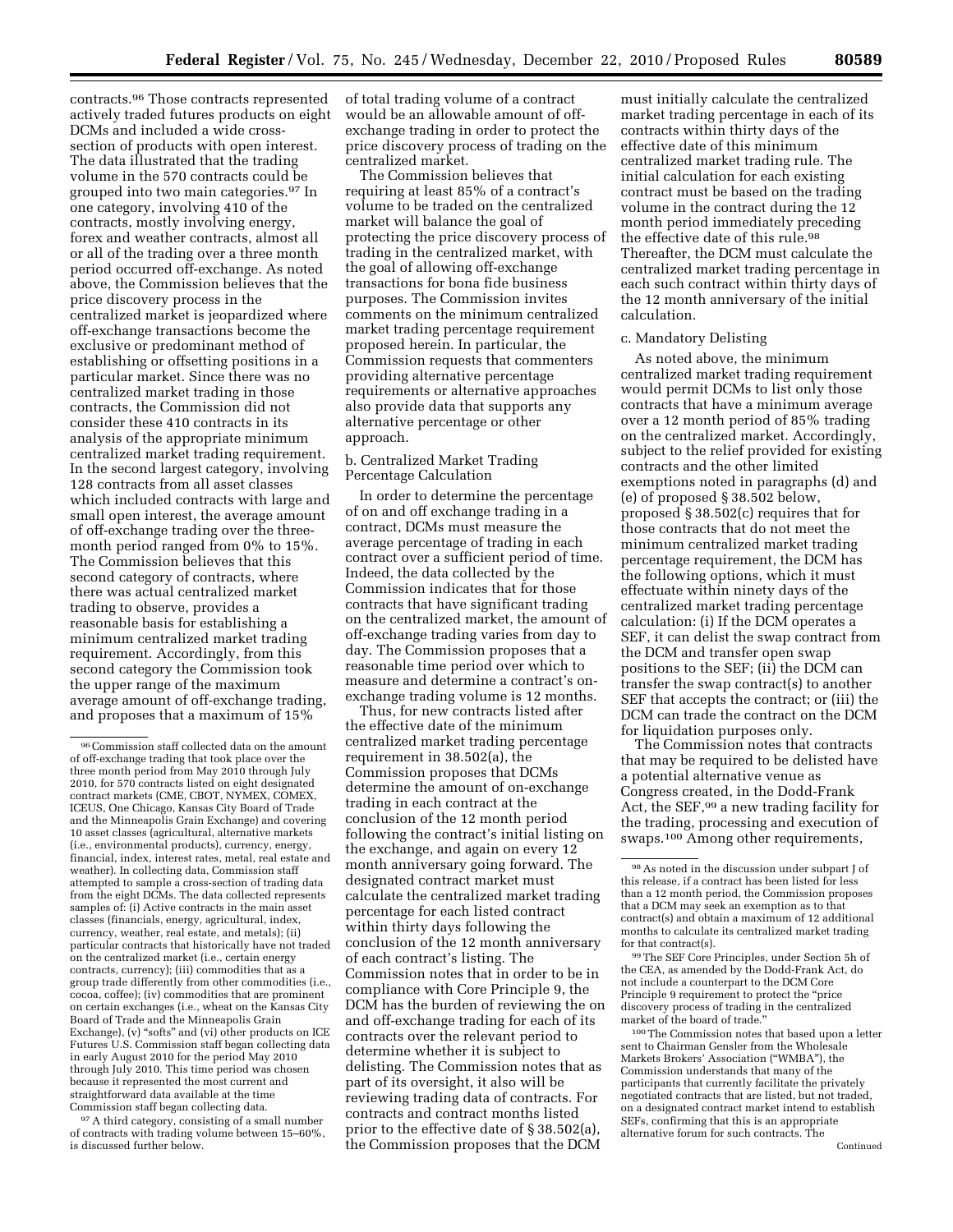contracts.[96] Those contracts represented actively traded futures products on eight DCMs and included a wide cross-section of products with open interest. The data illustrated that the trading volume in the 570 contracts could be grouped into two main categories.[97] In one category, involving 410 of the contracts, mostly involving energy, forex and weather contracts, almost all or all of the trading over a three month period occurred off-exchange. As noted above, the Commission believes that the price discovery process in the centralized market is jeopardized where off-exchange transactions become the exclusive or predominant method of establishing or offsetting positions in a particular market. Since there was no centralized market trading in those contracts, the Commission did not consider these 410 contracts in its analysis of the appropriate minimum centralized market trading requirement. In the second largest category, involving 128 contracts from all asset classes which included contracts with large and small open interest, the average amount of off-exchange trading over the three-month period ranged from 0% to 15%. The Commission believes that this second category of contracts, where there was actual centralized market trading to observe, provides a reasonable basis for establishing a minimum centralized market trading requirement. Accordingly, from this second category the Commission took the upper range of the maximum average amount of off-exchange trading, and proposes that a maximum of 15% of total trading volume of a contract would be an allowable amount of off-exchange trading in order to protect the price discovery process of trading on the centralized market.

The Commission believes that requiring at least 85% of a contract's volume to be traded on the centralized market will balance the goal of protecting the price discovery process of trading in the centralized market, with the goal of allowing off-exchange transactions for bona fide business purposes. The Commission invites comments on the minimum centralized market trading percentage requirement proposed herein. In particular, the Commission requests that commenters providing alternative percentage requirements or alternative approaches also provide data that supports any alternative percentage or other approach.

b. Centralized Market Trading Percentage Calculation

In order to determine the percentage of on and off exchange trading in a contract, DCMs must measure the average percentage of trading in each contract over a sufficient period of time. Indeed, the data collected by the Commission indicates that for those contracts that have significant trading on the centralized market, the amount of off-exchange trading varies from day to day. The Commission proposes that a reasonable time period over which to measure and determine a contract's on-exchange trading volume is 12 months.

Thus, for new contracts listed after the effective date of the minimum centralized market trading percentage requirement in 38.502(a), the Commission proposes that DCMs determine the amount of on-exchange trading in each contract at the conclusion of the 12 month period following the contract's initial listing on the exchange, and again on every 12 month anniversary going forward. The designated contract market must calculate the centralized market trading percentage for each listed contract within thirty days following the conclusion of the 12 month anniversary of each contract's listing. The Commission notes that in order to be in compliance with Core Principle 9, the DCM has the burden of reviewing the on and off-exchange trading for each of its contracts over the relevant period to determine whether it is subject to delisting. The Commission notes that as part of its oversight, it also will be reviewing trading data of contracts. For contracts and contract months listed prior to the effective date of § 38.502(a), the Commission proposes that the DCM must initially calculate the centralized market trading percentage in each of its contracts within thirty days of the effective date of this minimum centralized market trading rule. The initial calculation for each existing contract must be based on the trading volume in the contract during the 12 month period immediately preceding the effective date of this rule.[98] Thereafter, the DCM must calculate the centralized market trading percentage in each such contract within thirty days of the 12 month anniversary of the initial calculation.

c. Mandatory Delisting

As noted above, the minimum centralized market trading requirement would permit DCMs to list only those contracts that have a minimum average over a 12 month period of 85% trading on the centralized market. Accordingly, subject to the relief provided for existing contracts and the other limited exemptions noted in paragraphs (d) and (e) of proposed § 38.502 below, proposed § 38.502(c) requires that for those contracts that do not meet the minimum centralized market trading percentage requirement, the DCM has the following options, which it must effectuate within ninety days of the centralized market trading percentage calculation: (i) If the DCM operates a SEF, it can delist the swap contract from the DCM and transfer open swap positions to the SEF; (ii) the DCM can transfer the swap contract(s) to another SEF that accepts the contract; or (iii) the DCM can trade the contract on the DCM for liquidation purposes only.

The Commission notes that contracts that may be required to be delisted have a potential alternative venue as Congress created, in the Dodd-Frank Act, the SEF,[99] a new trading facility for the trading, processing and execution of swaps.[100] Among other requirements,

---

[96] Commission staff collected data on the amount of off-exchange trading that took place over the three month period from May 2010 through July 2010, for 570 contracts listed on eight designated contract markets (CME, CBOT, NYMEX, COMEX, ICEUS, One Chicago, Kansas City Board of Trade and the Minneapolis Grain Exchange) and covering 10 asset classes (agricultural, alternative markets (i.e., environmental products), currency, energy, financial, index, interest rates, metal, real estate and weather). In collecting data, Commission staff attempted to sample a cross-section of trading data from the eight DCMs. The data collected represents samples of: (i) Active contracts in the main asset classes (financials, energy, agricultural, index, currency, weather, real estate, and metals); (ii) particular contracts that historically have not traded on the centralized market (i.e., certain energy contracts, currency); (iii) commodities that as a group trade differently from other commodities (i.e., cocoa, coffee); (iv) commodities that are prominent on certain exchanges (i.e., wheat on the Kansas City Board of Trade and the Minneapolis Grain Exchange), (v) "softs" and (vi) other products on ICE Futures U.S. Commission staff began collecting data in early August 2010 for the period May 2010 through July 2010. This time period was chosen because it represented the most current and straightforward data available at the time Commission staff began collecting data.

[97] A third category, consisting of a small number of contracts with trading volume between 15–60%, is discussed further below.

[98] As noted in the discussion under subpart J of this release, if a contract has been listed for less than a 12 month period, the Commission proposes that a DCM may seek an exemption as to that contract(s) and obtain a maximum of 12 additional months to calculate its centralized market trading for that contract(s).

[99] The SEF Core Principles, under Section 5h of the CEA, as amended by the Dodd-Frank Act, do not include a counterpart to the DCM Core Principle 9 requirement to protect the "price discovery process of trading in the centralized market of the board of trade."

[100] The Commission notes that based upon a letter sent to Chairman Gensler from the Wholesale Markets Brokers' Association ("WMBA"), the Commission understands that many of the participants that currently facilitate the privately negotiated contracts that are listed, but not traded, on a designated contract market intend to establish SEFs, confirming that this is an appropriate alternative forum for such contracts. The

Continued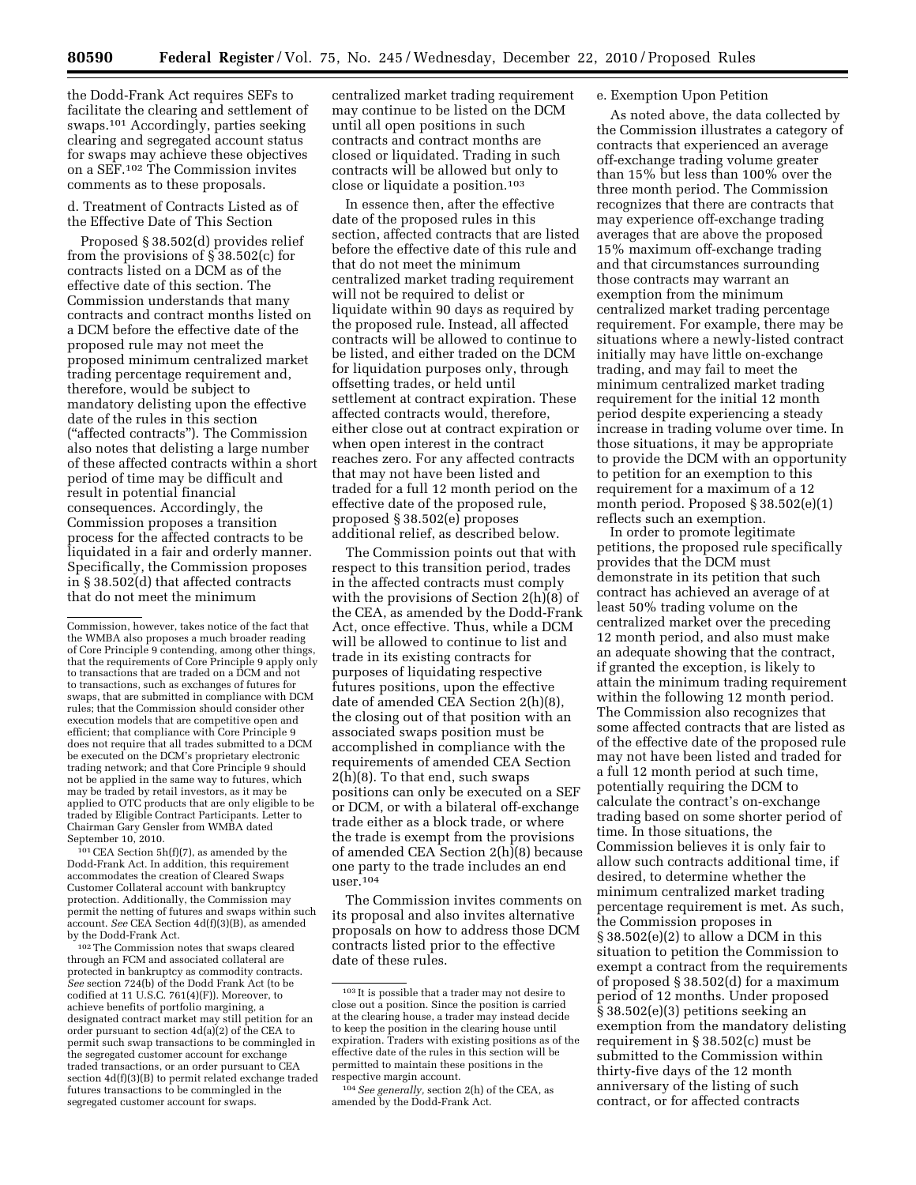the Dodd-Frank Act requires SEFs to facilitate the clearing and settlement of swaps.[101] Accordingly, parties seeking clearing and segregated account status for swaps may achieve these objectives on a SEF.[102] The Commission invites comments as to these proposals.

d. Treatment of Contracts Listed as of the Effective Date of This Section

Proposed § 38.502(d) provides relief from the provisions of § 38.502(c) for contracts listed on a DCM as of the effective date of this section. The Commission understands that many contracts and contract months listed on a DCM before the effective date of the proposed rule may not meet the proposed minimum centralized market trading percentage requirement and, therefore, would be subject to mandatory delisting upon the effective date of the rules in this section ("affected contracts"). The Commission also notes that delisting a large number of these affected contracts within a short period of time may be difficult and result in potential financial consequences. Accordingly, the Commission proposes a transition process for the affected contracts to be liquidated in a fair and orderly manner. Specifically, the Commission proposes in § 38.502(d) that affected contracts that do not meet the minimum centralized market trading requirement may continue to be listed on the DCM until all open positions in such contracts and contract months are closed or liquidated. Trading in such contracts will be allowed but only to close or liquidate a position.[103]

In essence then, after the effective date of the proposed rules in this section, affected contracts that are listed before the effective date of this rule and that do not meet the minimum centralized market trading requirement will not be required to delist or liquidate within 90 days as required by the proposed rule. Instead, all affected contracts will be allowed to continue to be listed, and either traded on the DCM for liquidation purposes only, through offsetting trades, or held until settlement at contract expiration. These affected contracts would, therefore, either close out at contract expiration or when open interest in the contract reaches zero. For any affected contracts that may not have been listed and traded for a full 12 month period on the effective date of the proposed rule, proposed § 38.502(e) proposes additional relief, as described below.

The Commission points out that with respect to this transition period, trades in the affected contracts must comply with the provisions of Section 2(h)(8) of the CEA, as amended by the Dodd-Frank Act, once effective. Thus, while a DCM will be allowed to continue to list and trade in its existing contracts for purposes of liquidating respective futures positions, upon the effective date of amended CEA Section 2(h)(8), the closing out of that position with an associated swaps position must be accomplished in compliance with the requirements of amended CEA Section 2(h)(8). To that end, such swaps positions can only be executed on a SEF or DCM, or with a bilateral off-exchange trade either as a block trade, or where the trade is exempt from the provisions of amended CEA Section 2(h)(8) because one party to the trade includes an end user.[104]

The Commission invites comments on its proposal and also invites alternative proposals on how to address those DCM contracts listed prior to the effective date of these rules.

e. Exemption Upon Petition

As noted above, the data collected by the Commission illustrates a category of contracts that experienced an average off-exchange trading volume greater than 15% but less than 100% over the three month period. The Commission recognizes that there are contracts that may experience off-exchange trading averages that are above the proposed 15% maximum off-exchange trading and that circumstances surrounding those contracts may warrant an exemption from the minimum centralized market trading percentage requirement. For example, there may be situations where a newly-listed contract initially may have little on-exchange trading, and may fail to meet the minimum centralized market trading requirement for the initial 12 month period despite experiencing a steady increase in trading volume over time. In those situations, it may be appropriate to provide the DCM with an opportunity to petition for an exemption to this requirement for a maximum of a 12 month period. Proposed § 38.502(e)(1) reflects such an exemption.

In order to promote legitimate petitions, the proposed rule specifically provides that the DCM must demonstrate in its petition that such contract has achieved an average of at least 50% trading volume on the centralized market over the preceding 12 month period, and also must make an adequate showing that the contract, if granted the exception, is likely to attain the minimum trading requirement within the following 12 month period. The Commission also recognizes that some affected contracts that are listed as of the effective date of the proposed rule may not have been listed and traded for a full 12 month period at such time, potentially requiring the DCM to calculate the contract's on-exchange trading based on some shorter period of time. In those situations, the Commission believes it is only fair to allow such contracts additional time, if desired, to determine whether the minimum centralized market trading percentage requirement is met. As such, the Commission proposes in § 38.502(e)(2) to allow a DCM in this situation to petition the Commission to exempt a contract from the requirements of proposed § 38.502(d) for a maximum period of 12 months. Under proposed § 38.502(e)(3) petitions seeking an exemption from the mandatory delisting requirement in § 38.502(c) must be submitted to the Commission within thirty-five days of the 12 month anniversary of the listing of such contract, or for affected contracts

---

Commission, however, takes notice of the fact that the WMBA also proposes a much broader reading of Core Principle 9 contending, among other things, that the requirements of Core Principle 9 apply only to transactions that are traded on a DCM and not to transactions, such as exchanges of futures for swaps, that are submitted in compliance with DCM rules; that the Commission should consider other execution models that are competitive open and efficient; that compliance with Core Principle 9 does not require that all trades submitted to a DCM be executed on the DCM's proprietary electronic trading network; and that Core Principle 9 should not be applied in the same way to futures, which may be traded by retail investors, as it may be applied to OTC products that are only eligible to be traded by Eligible Contract Participants. Letter to Chairman Gary Gensler from WMBA dated September 10, 2010.

[101] CEA Section 5h(f)(7), as amended by the Dodd-Frank Act. In addition, this requirement accommodates the creation of Cleared Swaps Customer Collateral account with bankruptcy protection. Additionally, the Commission may permit the netting of futures and swaps within such account. *See* CEA Section 4d(f)(3)(B), as amended by the Dodd-Frank Act.

[102] The Commission notes that swaps cleared through an FCM and associated collateral are protected in bankruptcy as commodity contracts. *See* section 724(b) of the Dodd Frank Act (to be codified at 11 U.S.C. 761(4)(F)). Moreover, to achieve benefits of portfolio margining, a designated contract market may still petition for an order pursuant to section 4d(a)(2) of the CEA to permit such swap transactions to be commingled in the segregated customer account for exchange traded transactions, or an order pursuant to CEA section 4d(f)(3)(B) to permit related exchange traded futures transactions to be commingled in the segregated customer account for swaps.

[103] It is possible that a trader may not desire to close out a position. Since the position is carried at the clearing house, a trader may instead decide to keep the position in the clearing house until expiration. Traders with existing positions as of the effective date of the rules in this section will be permitted to maintain these positions in the respective margin account.

[104] *See generally,* section 2(h) of the CEA, as amended by the Dodd-Frank Act.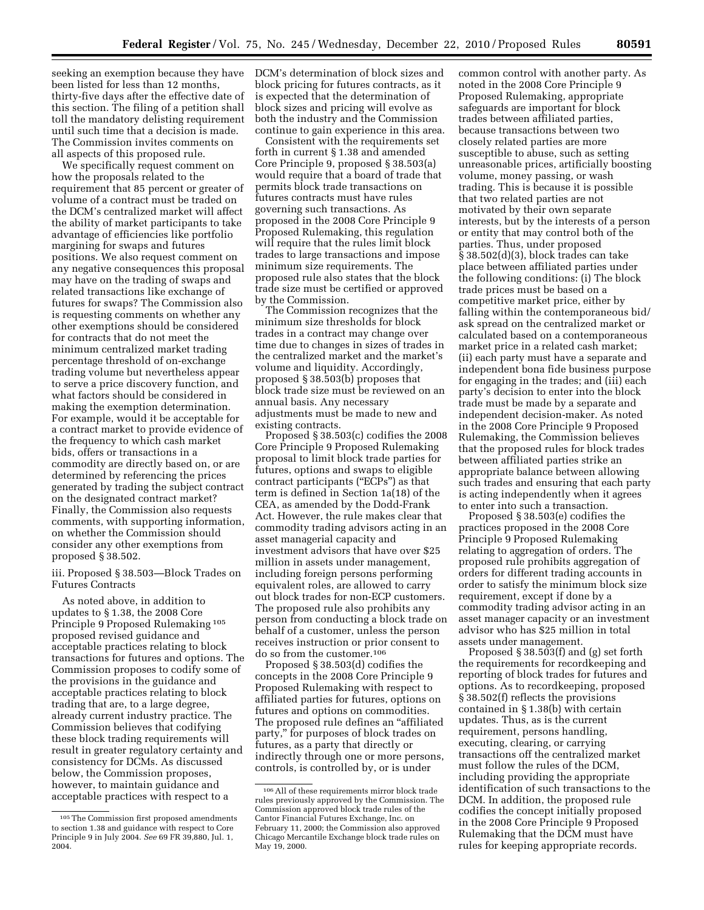seeking an exemption because they have been listed for less than 12 months, thirty-five days after the effective date of this section. The filing of a petition shall toll the mandatory delisting requirement until such time that a decision is made. The Commission invites comments on all aspects of this proposed rule.

We specifically request comment on how the proposals related to the requirement that 85 percent or greater of volume of a contract must be traded on the DCM's centralized market will affect the ability of market participants to take advantage of efficiencies like portfolio margining for swaps and futures positions. We also request comment on any negative consequences this proposal may have on the trading of swaps and related transactions like exchange of futures for swaps? The Commission also is requesting comments on whether any other exemptions should be considered for contracts that do not meet the minimum centralized market trading percentage threshold of on-exchange trading volume but nevertheless appear to serve a price discovery function, and what factors should be considered in making the exemption determination. For example, would it be acceptable for a contract market to provide evidence of the frequency to which cash market bids, offers or transactions in a commodity are directly based on, or are determined by referencing the prices generated by trading the subject contract on the designated contract market? Finally, the Commission also requests comments, with supporting information, on whether the Commission should consider any other exemptions from proposed § 38.502.

iii. Proposed § 38.503—Block Trades on Futures Contracts

As noted above, in addition to updates to § 1.38, the 2008 Core Principle 9 Proposed Rulemaking [105] proposed revised guidance and acceptable practices relating to block transactions for futures and options. The Commission proposes to codify some of the provisions in the guidance and acceptable practices relating to block trading that are, to a large degree, already current industry practice. The Commission believes that codifying these block trading requirements will result in greater regulatory certainty and consistency for DCMs. As discussed below, the Commission proposes, however, to maintain guidance and acceptable practices with respect to a DCM's determination of block sizes and block pricing for futures contracts, as it is expected that the determination of block sizes and pricing will evolve as both the industry and the Commission continue to gain experience in this area.

Consistent with the requirements set forth in current § 1.38 and amended Core Principle 9, proposed § 38.503(a) would require that a board of trade that permits block trade transactions on futures contracts must have rules governing such transactions. As proposed in the 2008 Core Principle 9 Proposed Rulemaking, this regulation will require that the rules limit block trades to large transactions and impose minimum size requirements. The proposed rule also states that the block trade size must be certified or approved by the Commission.

The Commission recognizes that the minimum size thresholds for block trades in a contract may change over time due to changes in sizes of trades in the centralized market and the market's volume and liquidity. Accordingly, proposed § 38.503(b) proposes that block trade size must be reviewed on an annual basis. Any necessary adjustments must be made to new and existing contracts.

Proposed § 38.503(c) codifies the 2008 Core Principle 9 Proposed Rulemaking proposal to limit block trade parties for futures, options and swaps to eligible contract participants ("ECPs") as that term is defined in Section 1a(18) of the CEA, as amended by the Dodd-Frank Act. However, the rule makes clear that commodity trading advisors acting in an asset managerial capacity and investment advisors that have over $25 million in assets under management, including foreign persons performing equivalent roles, are allowed to carry out block trades for non-ECP customers. The proposed rule also prohibits any person from conducting a block trade on behalf of a customer, unless the person receives instruction or prior consent to do so from the customer.[106]

Proposed § 38.503(d) codifies the concepts in the 2008 Core Principle 9 Proposed Rulemaking with respect to affiliated parties for futures, options on futures and options on commodities. The proposed rule defines an "affiliated party," for purposes of block trades on futures, as a party that directly or indirectly through one or more persons, controls, is controlled by, or is under common control with another party. As noted in the 2008 Core Principle 9 Proposed Rulemaking, appropriate safeguards are important for block trades between affiliated parties, because transactions between two closely related parties are more susceptible to abuse, such as setting unreasonable prices, artificially boosting volume, money passing, or wash trading. This is because it is possible that two related parties are not motivated by their own separate interests, but by the interests of a person or entity that may control both of the parties. Thus, under proposed § 38.502(d)(3), block trades can take place between affiliated parties under the following conditions: (i) The block trade prices must be based on a competitive market price, either by falling within the contemporaneous bid/ask spread on the centralized market or calculated based on a contemporaneous market price in a related cash market; (ii) each party must have a separate and independent bona fide business purpose for engaging in the trades; and (iii) each party's decision to enter into the block trade must be made by a separate and independent decision-maker. As noted in the 2008 Core Principle 9 Proposed Rulemaking, the Commission believes that the proposed rules for block trades between affiliated parties strike an appropriate balance between allowing such trades and ensuring that each party is acting independently when it agrees to enter into such a transaction.

Proposed § 38.503(e) codifies the practices proposed in the 2008 Core Principle 9 Proposed Rulemaking relating to aggregation of orders. The proposed rule prohibits aggregation of orders for different trading accounts in order to satisfy the minimum block size requirement, except if done by a commodity trading advisor acting in an asset manager capacity or an investment advisor who has $25 million in total assets under management.

Proposed § 38.503(f) and (g) set forth the requirements for recordkeeping and reporting of block trades for futures and options. As to recordkeeping, proposed § 38.502(f) reflects the provisions contained in § 1.38(b) with certain updates. Thus, as is the current requirement, persons handling, executing, clearing, or carrying transactions off the centralized market must follow the rules of the DCM, including providing the appropriate identification of such transactions to the DCM. In addition, the proposed rule codifies the concept initially proposed in the 2008 Core Principle 9 Proposed Rulemaking that the DCM must have rules for keeping appropriate records.

---

[105] The Commission first proposed amendments to section 1.38 and guidance with respect to Core Principle 9 in July 2004. *See* 69 FR 39,880, Jul. 1, 2004.

[106] All of these requirements mirror block trade rules previously approved by the Commission. The Commission approved block trade rules of the Cantor Financial Futures Exchange, Inc. on February 11, 2000; the Commission also approved Chicago Mercantile Exchange block trade rules on May 19, 2000.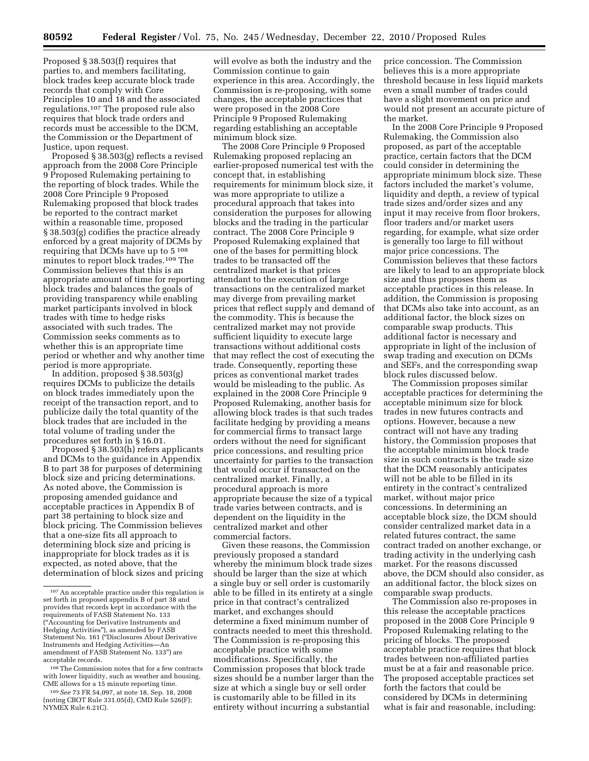Proposed § 38.503(f) requires that parties to, and members facilitating, block trades keep accurate block trade records that comply with Core Principles 10 and 18 and the associated regulations.[107] The proposed rule also requires that block trade orders and records must be accessible to the DCM, the Commission or the Department of Justice, upon request.

Proposed § 38.503(g) reflects a revised approach from the 2008 Core Principle 9 Proposed Rulemaking pertaining to the reporting of block trades. While the 2008 Core Principle 9 Proposed Rulemaking proposed that block trades be reported to the contract market within a reasonable time, proposed § 38.503(g) codifies the practice already enforced by a great majority of DCMs by requiring that DCMs have up to 5 [108] minutes to report block trades.[109] The Commission believes that this is an appropriate amount of time for reporting block trades and balances the goals of providing transparency while enabling market participants involved in block trades with time to hedge risks associated with such trades. The Commission seeks comments as to whether this is an appropriate time period or whether and why another time period is more appropriate.

In addition, proposed § 38.503(g) requires DCMs to publicize the details on block trades immediately upon the receipt of the transaction report, and to publicize daily the total quantity of the block trades that are included in the total volume of trading under the procedures set forth in § 16.01.

Proposed § 38.503(h) refers applicants and DCMs to the guidance in Appendix B to part 38 for purposes of determining block size and pricing determinations. As noted above, the Commission is proposing amended guidance and acceptable practices in Appendix B of part 38 pertaining to block size and block pricing. The Commission believes that a one-size fits all approach to determining block size and pricing is inappropriate for block trades as it is expected, as noted above, that the determination of block sizes and pricing will evolve as both the industry and the Commission continue to gain experience in this area. Accordingly, the Commission is re-proposing, with some changes, the acceptable practices that were proposed in the 2008 Core Principle 9 Proposed Rulemaking regarding establishing an acceptable minimum block size.

The 2008 Core Principle 9 Proposed Rulemaking proposed replacing an earlier-proposed numerical test with the concept that, in establishing requirements for minimum block size, it was more appropriate to utilize a procedural approach that takes into consideration the purposes for allowing blocks and the trading in the particular contract. The 2008 Core Principle 9 Proposed Rulemaking explained that one of the bases for permitting block trades to be transacted off the centralized market is that prices attendant to the execution of large transactions on the centralized market may diverge from prevailing market prices that reflect supply and demand of the commodity. This is because the centralized market may not provide sufficient liquidity to execute large transactions without additional costs that may reflect the cost of executing the trade. Consequently, reporting these prices as conventional market trades would be misleading to the public. As explained in the 2008 Core Principle 9 Proposed Rulemaking, another basis for allowing block trades is that such trades facilitate hedging by providing a means for commercial firms to transact large orders without the need for significant price concessions, and resulting price uncertainty for parties to the transaction that would occur if transacted on the centralized market. Finally, a procedural approach is more appropriate because the size of a typical trade varies between contracts, and is dependent on the liquidity in the centralized market and other commercial factors.

Given these reasons, the Commission previously proposed a standard whereby the minimum block trade sizes should be larger than the size at which a single buy or sell order is customarily able to be filled in its entirety at a single price in that contract's centralized market, and exchanges should determine a fixed minimum number of contracts needed to meet this threshold. The Commission is re-proposing this acceptable practice with some modifications. Specifically, the Commission proposes that block trade sizes should be a number larger than the size at which a single buy or sell order is customarily able to be filled in its entirety without incurring a substantial price concession. The Commission believes this is a more appropriate threshold because in less liquid markets even a small number of trades could have a slight movement on price and would not present an accurate picture of the market.

In the 2008 Core Principle 9 Proposed Rulemaking, the Commission also proposed, as part of the acceptable practice, certain factors that the DCM could consider in determining the appropriate minimum block size. These factors included the market's volume, liquidity and depth, a review of typical trade sizes and/order sizes and any input it may receive from floor brokers, floor traders and/or market users regarding, for example, what size order is generally too large to fill without major price concessions. The Commission believes that these factors are likely to lead to an appropriate block size and thus proposes them as acceptable practices in this release. In addition, the Commission is proposing that DCMs also take into account, as an additional factor, the block sizes on comparable swap products. This additional factor is necessary and appropriate in light of the inclusion of swap trading and execution on DCMs and SEFs, and the corresponding swap block rules discussed below.

The Commission proposes similar acceptable practices for determining the acceptable minimum size for block trades in new futures contracts and options. However, because a new contract will not have any trading history, the Commission proposes that the acceptable minimum block trade size in such contracts is the trade size that the DCM reasonably anticipates will not be able to be filled in its entirety in the contract's centralized market, without major price concessions. In determining an acceptable block size, the DCM should consider centralized market data in a related futures contract, the same contract traded on another exchange, or trading activity in the underlying cash market. For the reasons discussed above, the DCM should also consider, as an additional factor, the block sizes on comparable swap products.

The Commission also re-proposes in this release the acceptable practices proposed in the 2008 Core Principle 9 Proposed Rulemaking relating to the pricing of blocks. The proposed acceptable practice requires that block trades between non-affiliated parties must be at a fair and reasonable price. The proposed acceptable practices set forth the factors that could be considered by DCMs in determining what is fair and reasonable, including:

---

[107] An acceptable practice under this regulation is set forth in proposed appendix B of part 38 and provides that records kept in accordance with the requirements of FASB Statement No. 133 ("Accounting for Derivative Instruments and Hedging Activities"), as amended by FASB Statement No. 161 ("Disclosures About Derivative Instruments and Hedging Activities—An amendment of FASB Statement No. 133") are acceptable records.

[108] The Commission notes that for a few contracts with lower liquidity, such as weather and housing, CME allows for a 15 minute reporting time.

[109] *See* 73 FR 54,097, at note 18, Sep. 18, 2008 (noting CBOT Rule 331.05(d), CMD Rule 526(F); NYMEX Rule 6.21C).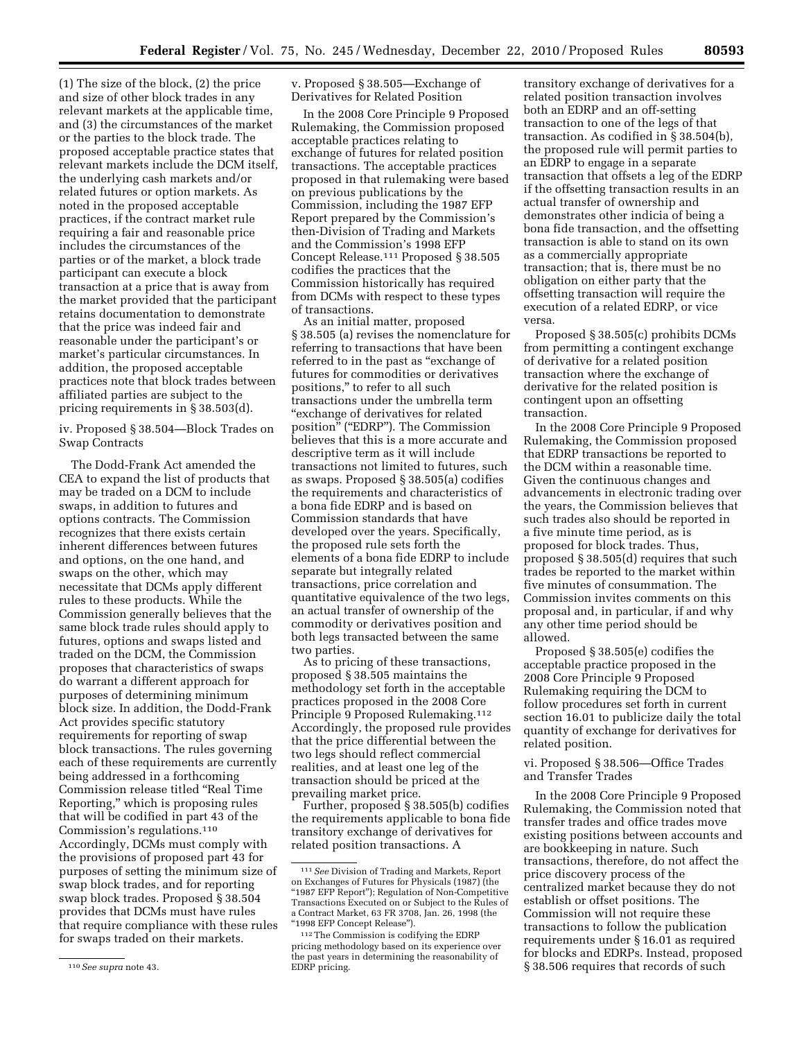(1) The size of the block, (2) the price and size of other block trades in any relevant markets at the applicable time, and (3) the circumstances of the market or the parties to the block trade. The proposed acceptable practice states that relevant markets include the DCM itself, the underlying cash markets and/or related futures or option markets. As noted in the proposed acceptable practices, if the contract market rule requiring a fair and reasonable price includes the circumstances of the parties or of the market, a block trade participant can execute a block transaction at a price that is away from the market provided that the participant retains documentation to demonstrate that the price was indeed fair and reasonable under the participant's or market's particular circumstances. In addition, the proposed acceptable practices note that block trades between affiliated parties are subject to the pricing requirements in § 38.503(d).

iv. Proposed § 38.504—Block Trades on Swap Contracts

The Dodd-Frank Act amended the CEA to expand the list of products that may be traded on a DCM to include swaps, in addition to futures and options contracts. The Commission recognizes that there exists certain inherent differences between futures and options, on the one hand, and swaps on the other, which may necessitate that DCMs apply different rules to these products. While the Commission generally believes that the same block trade rules should apply to futures, options and swaps listed and traded on the DCM, the Commission proposes that characteristics of swaps do warrant a different approach for purposes of determining minimum block size. In addition, the Dodd-Frank Act provides specific statutory requirements for reporting of swap block transactions. The rules governing each of these requirements are currently being addressed in a forthcoming Commission release titled "Real Time Reporting," which is proposing rules that will be codified in part 43 of the Commission's regulations.[110] Accordingly, DCMs must comply with the provisions of proposed part 43 for purposes of setting the minimum size of swap block trades, and for reporting swap block trades. Proposed § 38.504 provides that DCMs must have rules that require compliance with these rules for swaps traded on their markets.

v. Proposed § 38.505—Exchange of Derivatives for Related Position

In the 2008 Core Principle 9 Proposed Rulemaking, the Commission proposed acceptable practices relating to exchange of futures for related position transactions. The acceptable practices proposed in that rulemaking were based on previous publications by the Commission, including the 1987 EFP Report prepared by the Commission's then-Division of Trading and Markets and the Commission's 1998 EFP Concept Release.[111] Proposed § 38.505 codifies the practices that the Commission historically has required from DCMs with respect to these types of transactions.

As an initial matter, proposed § 38.505 (a) revises the nomenclature for referring to transactions that have been referred to in the past as "exchange of futures for commodities or derivatives positions," to refer to all such transactions under the umbrella term "exchange of derivatives for related position" ("EDRP"). The Commission believes that this is a more accurate and descriptive term as it will include transactions not limited to futures, such as swaps. Proposed § 38.505(a) codifies the requirements and characteristics of a bona fide EDRP and is based on Commission standards that have developed over the years. Specifically, the proposed rule sets forth the elements of a bona fide EDRP to include separate but integrally related transactions, price correlation and quantitative equivalence of the two legs, an actual transfer of ownership of the commodity or derivatives position and both legs transacted between the same two parties.

As to pricing of these transactions, proposed § 38.505 maintains the methodology set forth in the acceptable practices proposed in the 2008 Core Principle 9 Proposed Rulemaking.[112] Accordingly, the proposed rule provides that the price differential between the two legs should reflect commercial realities, and at least one leg of the transaction should be priced at the prevailing market price.

Further, proposed § 38.505(b) codifies the requirements applicable to bona fide transitory exchange of derivatives for related position transactions. A transitory exchange of derivatives for a related position transaction involves both an EDRP and an off-setting transaction to one of the legs of that transaction. As codified in § 38.504(b), the proposed rule will permit parties to an EDRP to engage in a separate transaction that offsets a leg of the EDRP if the offsetting transaction results in an actual transfer of ownership and demonstrates other indicia of being a bona fide transaction, and the offsetting transaction is able to stand on its own as a commercially appropriate transaction; that is, there must be no obligation on either party that the offsetting transaction will require the execution of a related EDRP, or vice versa.

Proposed § 38.505(c) prohibits DCMs from permitting a contingent exchange of derivative for a related position transaction where the exchange of derivative for the related position is contingent upon an offsetting transaction.

In the 2008 Core Principle 9 Proposed Rulemaking, the Commission proposed that EDRP transactions be reported to the DCM within a reasonable time. Given the continuous changes and advancements in electronic trading over the years, the Commission believes that such trades also should be reported in a five minute time period, as is proposed for block trades. Thus, proposed § 38.505(d) requires that such trades be reported to the market within five minutes of consummation. The Commission invites comments on this proposal and, in particular, if and why any other time period should be allowed.

Proposed § 38.505(e) codifies the acceptable practice proposed in the 2008 Core Principle 9 Proposed Rulemaking requiring the DCM to follow procedures set forth in current section 16.01 to publicize daily the total quantity of exchange for derivatives for related position.

vi. Proposed § 38.506—Office Trades and Transfer Trades

In the 2008 Core Principle 9 Proposed Rulemaking, the Commission noted that transfer trades and office trades move existing positions between accounts and are bookkeeping in nature. Such transactions, therefore, do not affect the price discovery process of the centralized market because they do not establish or offset positions. The Commission will not require these transactions to follow the publication requirements under § 16.01 as required for blocks and EDRPs. Instead, proposed § 38.506 requires that records of such

---

[110] *See supra* note 43.

[111] *See* Division of Trading and Markets, Report on Exchanges of Futures for Physicals (1987) (the "1987 EFP Report"); Regulation of Non-Competitive Transactions Executed on or Subject to the Rules of a Contract Market, 63 FR 3708, Jan. 26, 1998 (the "1998 EFP Concept Release").

[112] The Commission is codifying the EDRP pricing methodology based on its experience over the past years in determining the reasonability of EDRP pricing.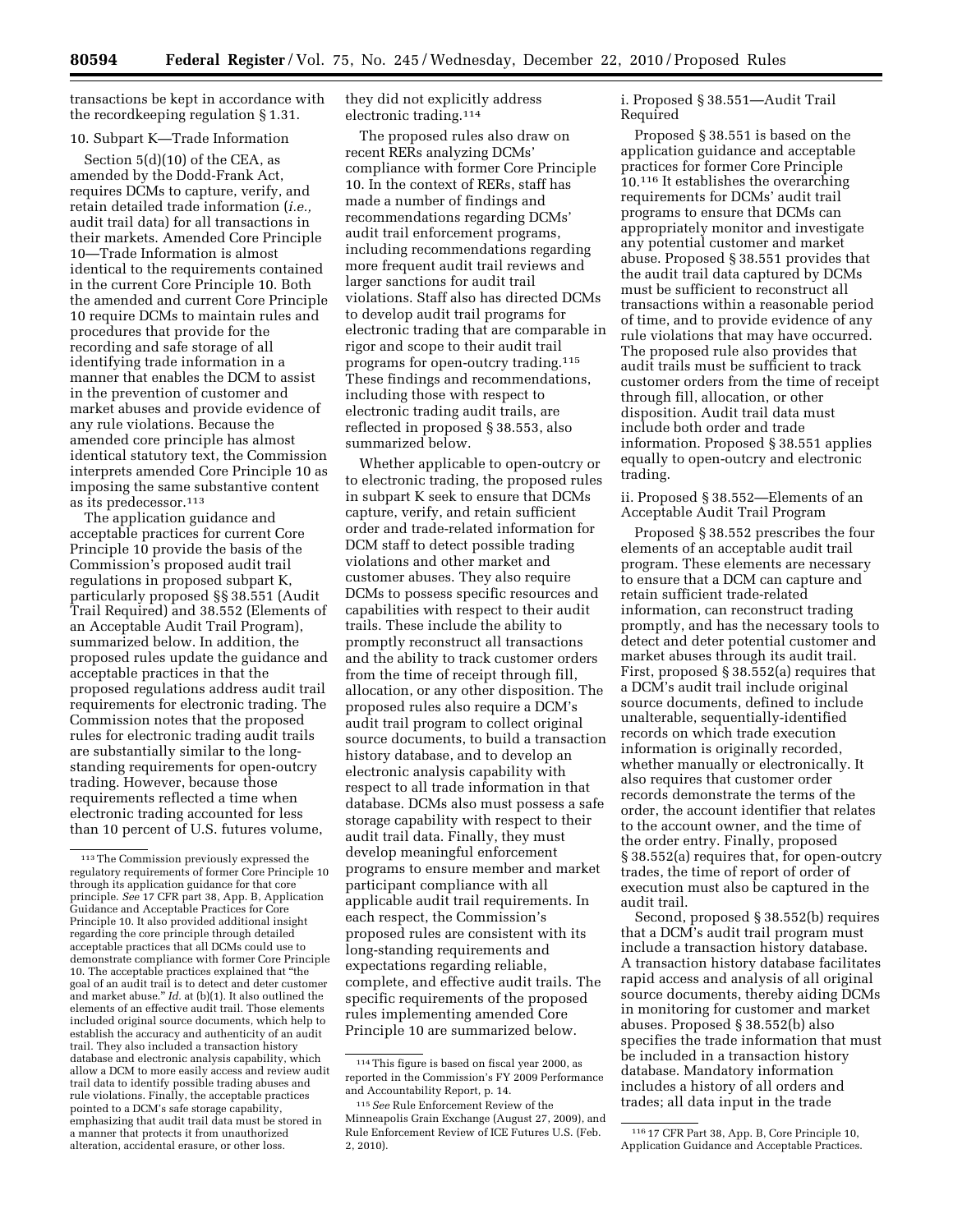transactions be kept in accordance with the recordkeeping regulation § 1.31.

10. Subpart K—Trade Information

Section 5(d)(10) of the CEA, as amended by the Dodd-Frank Act, requires DCMs to capture, verify, and retain detailed trade information (*i.e.,* audit trail data) for all transactions in their markets. Amended Core Principle 10—Trade Information is almost identical to the requirements contained in the current Core Principle 10. Both the amended and current Core Principle 10 require DCMs to maintain rules and procedures that provide for the recording and safe storage of all identifying trade information in a manner that enables the DCM to assist in the prevention of customer and market abuses and provide evidence of any rule violations. Because the amended core principle has almost identical statutory text, the Commission interprets amended Core Principle 10 as imposing the same substantive content as its predecessor.[113]

The application guidance and acceptable practices for current Core Principle 10 provide the basis of the Commission's proposed audit trail regulations in proposed subpart K, particularly proposed §§ 38.551 (Audit Trail Required) and 38.552 (Elements of an Acceptable Audit Trail Program), summarized below. In addition, the proposed rules update the guidance and acceptable practices in that the proposed regulations address audit trail requirements for electronic trading. The Commission notes that the proposed rules for electronic trading audit trails are substantially similar to the long-standing requirements for open-outcry trading. However, because those requirements reflected a time when electronic trading accounted for less than 10 percent of U.S. futures volume, they did not explicitly address electronic trading.[114]

The proposed rules also draw on recent RERs analyzing DCMs' compliance with former Core Principle 10. In the context of RERs, staff has made a number of findings and recommendations regarding DCMs' audit trail enforcement programs, including recommendations regarding more frequent audit trail reviews and larger sanctions for audit trail violations. Staff also has directed DCMs to develop audit trail programs for electronic trading that are comparable in rigor and scope to their audit trail programs for open-outcry trading.[115] These findings and recommendations, including those with respect to electronic trading audit trails, are reflected in proposed § 38.553, also summarized below.

Whether applicable to open-outcry or to electronic trading, the proposed rules in subpart K seek to ensure that DCMs capture, verify, and retain sufficient order and trade-related information for DCM staff to detect possible trading violations and other market and customer abuses. They also require DCMs to possess specific resources and capabilities with respect to their audit trails. These include the ability to promptly reconstruct all transactions and the ability to track customer orders from the time of receipt through fill, allocation, or any other disposition. The proposed rules also require a DCM's audit trail program to collect original source documents, to build a transaction history database, and to develop an electronic analysis capability with respect to all trade information in that database. DCMs also must possess a safe storage capability with respect to their audit trail data. Finally, they must develop meaningful enforcement programs to ensure member and market participant compliance with all applicable audit trail requirements. In each respect, the Commission's proposed rules are consistent with its long-standing requirements and expectations regarding reliable, complete, and effective audit trails. The specific requirements of the proposed rules implementing amended Core Principle 10 are summarized below.

i. Proposed § 38.551—Audit Trail Required

Proposed § 38.551 is based on the application guidance and acceptable practices for former Core Principle 10.[116] It establishes the overarching requirements for DCMs' audit trail programs to ensure that DCMs can appropriately monitor and investigate any potential customer and market abuse. Proposed § 38.551 provides that the audit trail data captured by DCMs must be sufficient to reconstruct all transactions within a reasonable period of time, and to provide evidence of any rule violations that may have occurred. The proposed rule also provides that audit trails must be sufficient to track customer orders from the time of receipt through fill, allocation, or other disposition. Audit trail data must include both order and trade information. Proposed § 38.551 applies equally to open-outcry and electronic trading.

ii. Proposed § 38.552—Elements of an Acceptable Audit Trail Program

Proposed § 38.552 prescribes the four elements of an acceptable audit trail program. These elements are necessary to ensure that a DCM can capture and retain sufficient trade-related information, can reconstruct trading promptly, and has the necessary tools to detect and deter potential customer and market abuses through its audit trail. First, proposed § 38.552(a) requires that a DCM's audit trail include original source documents, defined to include unalterable, sequentially-identified records on which trade execution information is originally recorded, whether manually or electronically. It also requires that customer order records demonstrate the terms of the order, the account identifier that relates to the account owner, and the time of the order entry. Finally, proposed § 38.552(a) requires that, for open-outcry trades, the time of report of order of execution must also be captured in the audit trail.

Second, proposed § 38.552(b) requires that a DCM's audit trail program must include a transaction history database. A transaction history database facilitates rapid access and analysis of all original source documents, thereby aiding DCMs in monitoring for customer and market abuses. Proposed § 38.552(b) also specifies the trade information that must be included in a transaction history database. Mandatory information includes a history of all orders and trades; all data input in the trade

---

[113] The Commission previously expressed the regulatory requirements of former Core Principle 10 through its application guidance for that core principle. *See* 17 CFR part 38, App. B, Application Guidance and Acceptable Practices for Core Principle 10. It also provided additional insight regarding the core principle through detailed acceptable practices that all DCMs could use to demonstrate compliance with former Core Principle 10. The acceptable practices explained that "the goal of an audit trail is to detect and deter customer and market abuse." *Id.* at (b)(1). It also outlined the elements of an effective audit trail. Those elements included original source documents, which help to establish the accuracy and authenticity of an audit trail. They also included a transaction history database and electronic analysis capability, which allow a DCM to more easily access and review audit trail data to identify possible trading abuses and rule violations. Finally, the acceptable practices pointed to a DCM's safe storage capability, emphasizing that audit trail data must be stored in a manner that protects it from unauthorized alteration, accidental erasure, or other loss.

[114] This figure is based on fiscal year 2000, as reported in the Commission's FY 2009 Performance and Accountability Report, p. 14.

[115] *See* Rule Enforcement Review of the Minneapolis Grain Exchange (August 27, 2009), and Rule Enforcement Review of ICE Futures U.S. (Feb. 2, 2010).

[116] 17 CFR Part 38, App. B, Core Principle 10, Application Guidance and Acceptable Practices.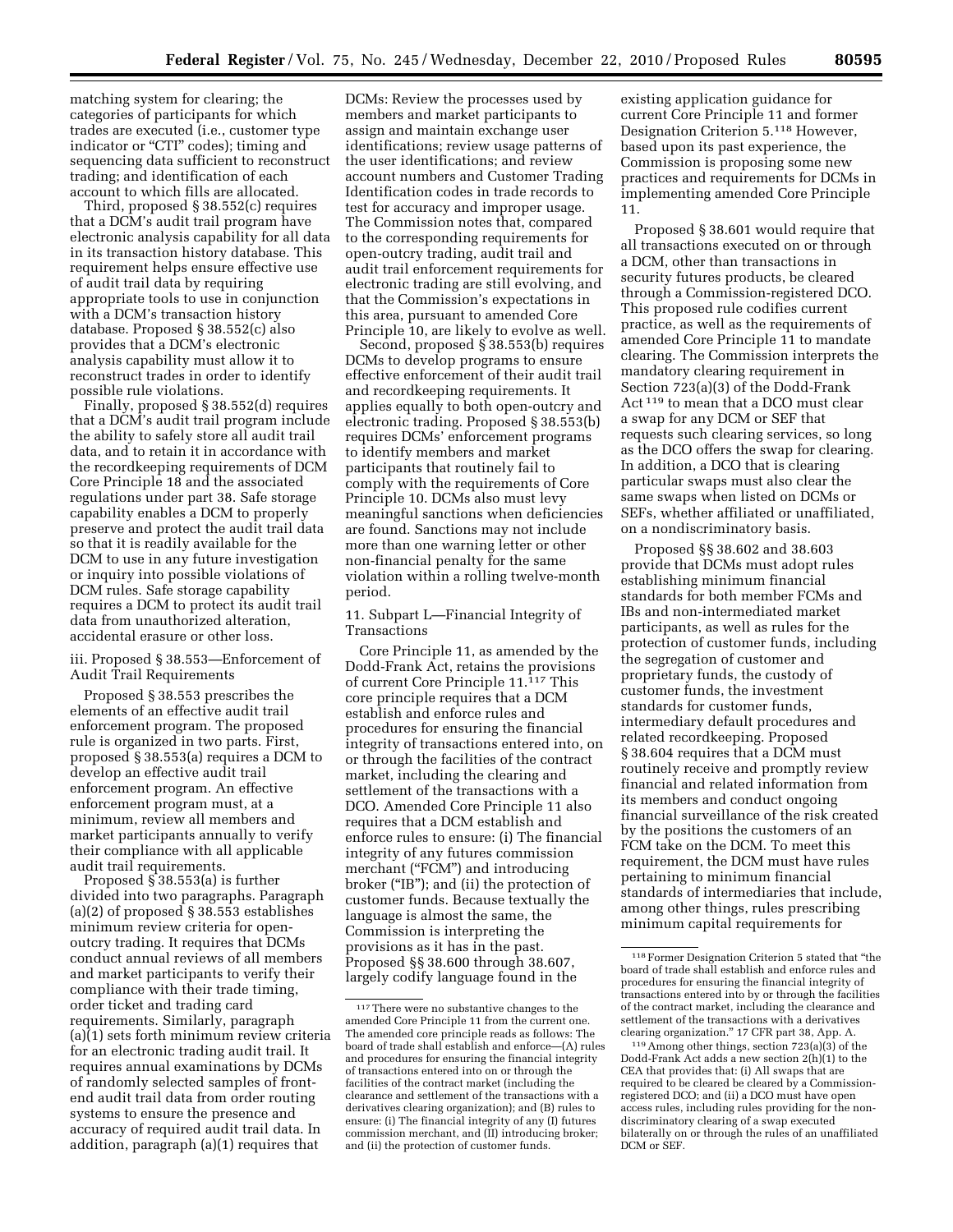matching system for clearing; the categories of participants for which trades are executed (i.e., customer type indicator or "CTI" codes); timing and sequencing data sufficient to reconstruct trading; and identification of each account to which fills are allocated.

Third, proposed § 38.552(c) requires that a DCM's audit trail program have electronic analysis capability for all data in its transaction history database. This requirement helps ensure effective use of audit trail data by requiring appropriate tools to use in conjunction with a DCM's transaction history database. Proposed § 38.552(c) also provides that a DCM's electronic analysis capability must allow it to reconstruct trades in order to identify possible rule violations.

Finally, proposed § 38.552(d) requires that a DCM's audit trail program include the ability to safely store all audit trail data, and to retain it in accordance with the recordkeeping requirements of DCM Core Principle 18 and the associated regulations under part 38. Safe storage capability enables a DCM to properly preserve and protect the audit trail data so that it is readily available for the DCM to use in any future investigation or inquiry into possible violations of DCM rules. Safe storage capability requires a DCM to protect its audit trail data from unauthorized alteration, accidental erasure or other loss.

iii. Proposed § 38.553—Enforcement of Audit Trail Requirements

Proposed § 38.553 prescribes the elements of an effective audit trail enforcement program. The proposed rule is organized in two parts. First, proposed § 38.553(a) requires a DCM to develop an effective audit trail enforcement program. An effective enforcement program must, at a minimum, review all members and market participants annually to verify their compliance with all applicable audit trail requirements.

Proposed § 38.553(a) is further divided into two paragraphs. Paragraph (a)(2) of proposed § 38.553 establishes minimum review criteria for open-outcry trading. It requires that DCMs conduct annual reviews of all members and market participants to verify their compliance with their trade timing, order ticket and trading card requirements. Similarly, paragraph (a)(1) sets forth minimum review criteria for an electronic trading audit trail. It requires annual examinations by DCMs of randomly selected samples of front-end audit trail data from order routing systems to ensure the presence and accuracy of required audit trail data. In addition, paragraph (a)(1) requires that DCMs: Review the processes used by members and market participants to assign and maintain exchange user identifications; review usage patterns of the user identifications; and review account numbers and Customer Trading Identification codes in trade records to test for accuracy and improper usage. The Commission notes that, compared to the corresponding requirements for open-outcry trading, audit trail and audit trail enforcement requirements for electronic trading are still evolving, and that the Commission's expectations in this area, pursuant to amended Core Principle 10, are likely to evolve as well.

Second, proposed § 38.553(b) requires DCMs to develop programs to ensure effective enforcement of their audit trail and recordkeeping requirements. It applies equally to both open-outcry and electronic trading. Proposed § 38.553(b) requires DCMs' enforcement programs to identify members and market participants that routinely fail to comply with the requirements of Core Principle 10. DCMs also must levy meaningful sanctions when deficiencies are found. Sanctions may not include more than one warning letter or other non-financial penalty for the same violation within a rolling twelve-month period.

11. Subpart L—Financial Integrity of Transactions

Core Principle 11, as amended by the Dodd-Frank Act, retains the provisions of current Core Principle 11.[117] This core principle requires that a DCM establish and enforce rules and procedures for ensuring the financial integrity of transactions entered into, on or through the facilities of the contract market, including the clearing and settlement of the transactions with a DCO. Amended Core Principle 11 also requires that a DCM establish and enforce rules to ensure: (i) The financial integrity of any futures commission merchant ("FCM") and introducing broker ("IB"); and (ii) the protection of customer funds. Because textually the language is almost the same, the Commission is interpreting the provisions as it has in the past. Proposed §§ 38.600 through 38.607, largely codify language found in the existing application guidance for current Core Principle 11 and former Designation Criterion 5.[118] However, based upon its past experience, the Commission is proposing some new practices and requirements for DCMs in implementing amended Core Principle 11.

Proposed § 38.601 would require that all transactions executed on or through a DCM, other than transactions in security futures products, be cleared through a Commission-registered DCO. This proposed rule codifies current practice, as well as the requirements of amended Core Principle 11 to mandate clearing. The Commission interprets the mandatory clearing requirement in Section 723(a)(3) of the Dodd-Frank Act[119] to mean that a DCO must clear a swap for any DCM or SEF that requests such clearing services, so long as the DCO offers the swap for clearing. In addition, a DCO that is clearing particular swaps must also clear the same swaps when listed on DCMs or SEFs, whether affiliated or unaffiliated, on a nondiscriminatory basis.

Proposed §§ 38.602 and 38.603 provide that DCMs must adopt rules establishing minimum financial standards for both member FCMs and IBs and non-intermediated market participants, as well as rules for the protection of customer funds, including the segregation of customer and proprietary funds, the custody of customer funds, the investment standards for customer funds, intermediary default procedures and related recordkeeping. Proposed § 38.604 requires that a DCM must routinely receive and promptly review financial and related information from its members and conduct ongoing financial surveillance of the risk created by the positions the customers of an FCM take on the DCM. To meet this requirement, the DCM must have rules pertaining to minimum financial standards of intermediaries that include, among other things, rules prescribing minimum capital requirements for

---

[117] There were no substantive changes to the amended Core Principle 11 from the current one. The amended core principle reads as follows: The board of trade shall establish and enforce—(A) rules and procedures for ensuring the financial integrity of transactions entered into on or through the facilities of the contract market (including the clearance and settlement of the transactions with a derivatives clearing organization); and (B) rules to ensure: (i) The financial integrity of any (I) futures commission merchant, and (II) introducing broker; and (ii) the protection of customer funds.

[118] Former Designation Criterion 5 stated that "the board of trade shall establish and enforce rules and procedures for ensuring the financial integrity of transactions entered into by or through the facilities of the contract market, including the clearance and settlement of the transactions with a derivatives clearing organization." 17 CFR part 38, App. A.

[119] Among other things, section 723(a)(3) of the Dodd-Frank Act adds a new section 2(h)(1) to the CEA that provides that: (i) All swaps that are required to be cleared be cleared by a Commission-registered DCO; and (ii) a DCO must have open access rules, including rules providing for the non-discriminatory clearing of a swap executed bilaterally on or through the rules of an unaffiliated DCM or SEF.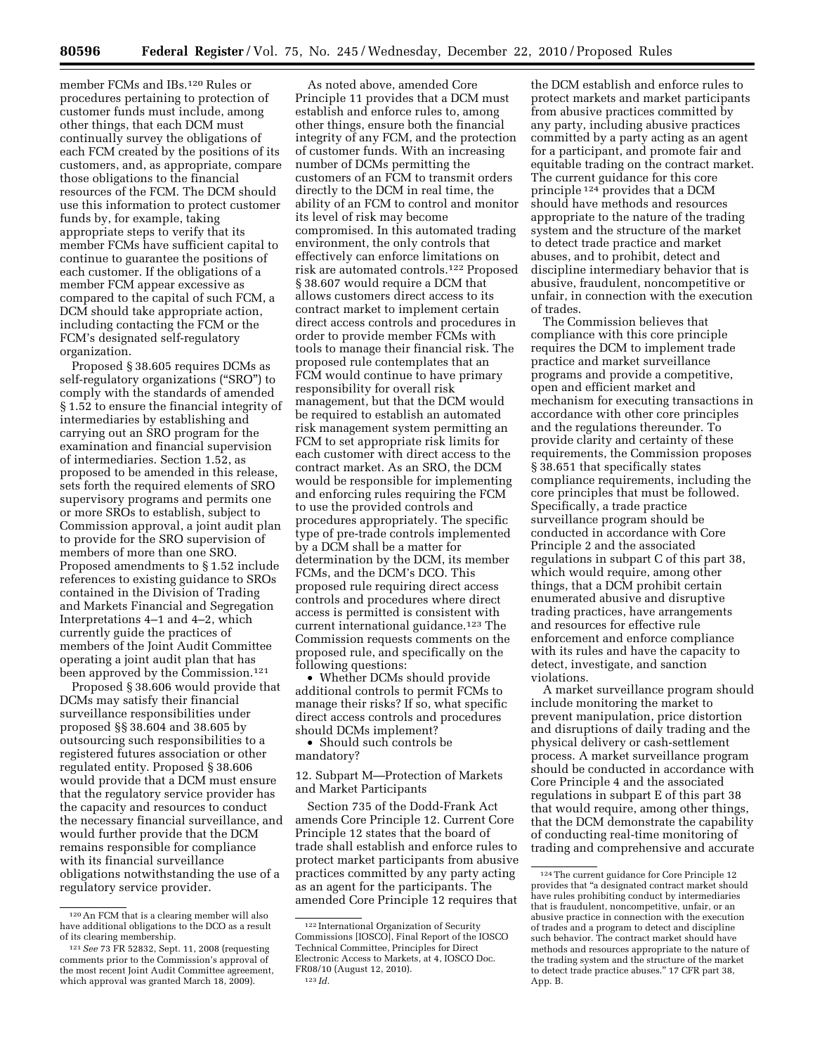member FCMs and IBs.[120] Rules or procedures pertaining to protection of customer funds must include, among other things, that each DCM must continually survey the obligations of each FCM created by the positions of its customers, and, as appropriate, compare those obligations to the financial resources of the FCM. The DCM should use this information to protect customer funds by, for example, taking appropriate steps to verify that its member FCMs have sufficient capital to continue to guarantee the positions of each customer. If the obligations of a member FCM appear excessive as compared to the capital of such FCM, a DCM should take appropriate action, including contacting the FCM or the FCM's designated self-regulatory organization.

Proposed § 38.605 requires DCMs as self-regulatory organizations ("SRO") to comply with the standards of amended § 1.52 to ensure the financial integrity of intermediaries by establishing and carrying out an SRO program for the examination and financial supervision of intermediaries. Section 1.52, as proposed to be amended in this release, sets forth the required elements of SRO supervisory programs and permits one or more SROs to establish, subject to Commission approval, a joint audit plan to provide for the SRO supervision of members of more than one SRO. Proposed amendments to § 1.52 include references to existing guidance to SROs contained in the Division of Trading and Markets Financial and Segregation Interpretations 4–1 and 4–2, which currently guide the practices of members of the Joint Audit Committee operating a joint audit plan that has been approved by the Commission.[121]

Proposed § 38.606 would provide that DCMs may satisfy their financial surveillance responsibilities under proposed §§ 38.604 and 38.605 by outsourcing such responsibilities to a registered futures association or other regulated entity. Proposed § 38.606 would provide that a DCM must ensure that the regulatory service provider has the capacity and resources to conduct the necessary financial surveillance, and would further provide that the DCM remains responsible for compliance with its financial surveillance obligations notwithstanding the use of a regulatory service provider.

As noted above, amended Core Principle 11 provides that a DCM must establish and enforce rules to, among other things, ensure both the financial integrity of any FCM, and the protection of customer funds. With an increasing number of DCMs permitting the customers of an FCM to transmit orders directly to the DCM in real time, the ability of an FCM to control and monitor its level of risk may become compromised. In this automated trading environment, the only controls that effectively can enforce limitations on risk are automated controls.[122] Proposed § 38.607 would require a DCM that allows customers direct access to its contract market to implement certain direct access controls and procedures in order to provide member FCMs with tools to manage their financial risk. The proposed rule contemplates that an FCM would continue to have primary responsibility for overall risk management, but that the DCM would be required to establish an automated risk management system permitting an FCM to set appropriate risk limits for each customer with direct access to the contract market. As an SRO, the DCM would be responsible for implementing and enforcing rules requiring the FCM to use the provided controls and procedures appropriately. The specific type of pre-trade controls implemented by a DCM shall be a matter for determination by the DCM, its member FCMs, and the DCM's DCO. This proposed rule requiring direct access controls and procedures where direct access is permitted is consistent with current international guidance.[123] The Commission requests comments on the proposed rule, and specifically on the following questions:

- Whether DCMs should provide additional controls to permit FCMs to manage their risks? If so, what specific direct access controls and procedures should DCMs implement?
- Should such controls be mandatory?

12. Subpart M—Protection of Markets and Market Participants

Section 735 of the Dodd-Frank Act amends Core Principle 12. Current Core Principle 12 states that the board of trade shall establish and enforce rules to protect market participants from abusive practices committed by any party acting as an agent for the participants. The amended Core Principle 12 requires that the DCM establish and enforce rules to protect markets and market participants from abusive practices committed by any party, including abusive practices committed by a party acting as an agent for a participant, and promote fair and equitable trading on the contract market. The current guidance for this core principle[124] provides that a DCM should have methods and resources appropriate to the nature of the trading system and the structure of the market to detect trade practice and market abuses, and to prohibit, detect and discipline intermediary behavior that is abusive, fraudulent, noncompetitive or unfair, in connection with the execution of trades.

The Commission believes that compliance with this core principle requires the DCM to implement trade practice and market surveillance programs and provide a competitive, open and efficient market and mechanism for executing transactions in accordance with other core principles and the regulations thereunder. To provide clarity and certainty of these requirements, the Commission proposes § 38.651 that specifically states compliance requirements, including the core principles that must be followed. Specifically, a trade practice surveillance program should be conducted in accordance with Core Principle 2 and the associated regulations in subpart C of this part 38, which would require, among other things, that a DCM prohibit certain enumerated abusive and disruptive trading practices, have arrangements and resources for effective rule enforcement and enforce compliance with its rules and have the capacity to detect, investigate, and sanction violations.

A market surveillance program should include monitoring the market to prevent manipulation, price distortion and disruptions of daily trading and the physical delivery or cash-settlement process. A market surveillance program should be conducted in accordance with Core Principle 4 and the associated regulations in subpart E of this part 38 that would require, among other things, that the DCM demonstrate the capability of conducting real-time monitoring of trading and comprehensive and accurate

---

[120] An FCM that is a clearing member will also have additional obligations to the DCO as a result of its clearing membership.

[121] *See* 73 FR 52832, Sept. 11, 2008 (requesting comments prior to the Commission's approval of the most recent Joint Audit Committee agreement, which approval was granted March 18, 2009).

[122] International Organization of Security Commissions [IOSCO], Final Report of the IOSCO Technical Committee, Principles for Direct Electronic Access to Markets, at 4, IOSCO Doc. FR08/10 (August 12, 2010).

[123] *Id.*

[124] The current guidance for Core Principle 12 provides that "a designated contract market should have rules prohibiting conduct by intermediaries that is fraudulent, noncompetitive, unfair, or an abusive practice in connection with the execution of trades and a program to detect and discipline such behavior. The contract market should have methods and resources appropriate to the nature of the trading system and the structure of the market to detect trade practice abuses." 17 CFR part 38, App. B.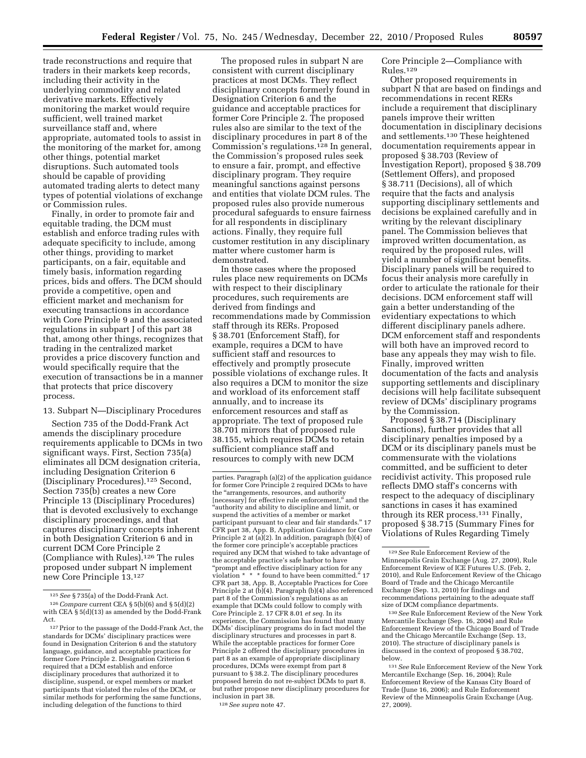trade reconstructions and require that traders in their markets keep records, including their activity in the underlying commodity and related derivative markets. Effectively monitoring the market would require sufficient, well trained market surveillance staff and, where appropriate, automated tools to assist in the monitoring of the market for, among other things, potential market disruptions. Such automated tools should be capable of providing automated trading alerts to detect many types of potential violations of exchange or Commission rules.

Finally, in order to promote fair and equitable trading, the DCM must establish and enforce trading rules with adequate specificity to include, among other things, providing to market participants, on a fair, equitable and timely basis, information regarding prices, bids and offers. The DCM should provide a competitive, open and efficient market and mechanism for executing transactions in accordance with Core Principle 9 and the associated regulations in subpart J of this part 38 that, among other things, recognizes that trading in the centralized market provides a price discovery function and would specifically require that the execution of transactions be in a manner that protects that price discovery process.

### 13. Subpart N—Disciplinary Procedures

Section 735 of the Dodd-Frank Act amends the disciplinary procedure requirements applicable to DCMs in two significant ways. First, Section 735(a) eliminates all DCM designation criteria, including Designation Criterion 6 (Disciplinary Procedures).[125] Second, Section 735(b) creates a new Core Principle 13 (Disciplinary Procedures) that is devoted exclusively to exchange disciplinary proceedings, and that captures disciplinary concepts inherent in both Designation Criterion 6 and in current DCM Core Principle 2 (Compliance with Rules).[126] The rules proposed under subpart N implement new Core Principle 13.[127]

The proposed rules in subpart N are consistent with current disciplinary practices at most DCMs. They reflect disciplinary concepts formerly found in Designation Criterion 6 and the guidance and acceptable practices for former Core Principle 2. The proposed rules also are similar to the text of the disciplinary procedures in part 8 of the Commission's regulations.[128] In general, the Commission's proposed rules seek to ensure a fair, prompt, and effective disciplinary program. They require meaningful sanctions against persons and entities that violate DCM rules. The proposed rules also provide numerous procedural safeguards to ensure fairness for all respondents in disciplinary actions. Finally, they require full customer restitution in any disciplinary matter where customer harm is demonstrated.

In those cases where the proposed rules place new requirements on DCMs with respect to their disciplinary procedures, such requirements are derived from findings and recommendations made by Commission staff through its RERs. Proposed § 38.701 (Enforcement Staff), for example, requires a DCM to have sufficient staff and resources to effectively and promptly prosecute possible violations of exchange rules. It also requires a DCM to monitor the size and workload of its enforcement staff annually, and to increase its enforcement resources and staff as appropriate. The text of proposed rule 38.701 mirrors that of proposed rule 38.155, which requires DCMs to retain sufficient compliance staff and resources to comply with new DCM Core Principle 2—Compliance with Rules.[129]

Other proposed requirements in subpart N that are based on findings and recommendations in recent RERs include a requirement that disciplinary panels improve their written documentation in disciplinary decisions and settlements.[130] These heightened documentation requirements appear in proposed § 38.703 (Review of Investigation Report), proposed § 38.709 (Settlement Offers), and proposed § 38.711 (Decisions), all of which require that the facts and analysis supporting disciplinary settlements and decisions be explained carefully and in writing by the relevant disciplinary panel. The Commission believes that improved written documentation, as required by the proposed rules, will yield a number of significant benefits. Disciplinary panels will be required to focus their analysis more carefully in order to articulate the rationale for their decisions. DCM enforcement staff will gain a better understanding of the evidentiary expectations to which different disciplinary panels adhere. DCM enforcement staff and respondents will both have an improved record to base any appeals they may wish to file. Finally, improved written documentation of the facts and analysis supporting settlements and disciplinary decisions will help facilitate subsequent review of DCMs' disciplinary programs by the Commission.

Proposed § 38.714 (Disciplinary Sanctions), further provides that all disciplinary penalties imposed by a DCM or its disciplinary panels must be commensurate with the violations committed, and be sufficient to deter recidivist activity. This proposed rule reflects DMO staff's concerns with respect to the adequacy of disciplinary sanctions in cases it has examined through its RER process.[131] Finally, proposed § 38.715 (Summary Fines for Violations of Rules Regarding Timely

---

[125] *See* § 735(a) of the Dodd-Frank Act.

[126] *Compare* current CEA § 5(b)(6) and § 5(d)(2) with CEA § 5(d)(13) as amended by the Dodd-Frank Act.

[127] Prior to the passage of the Dodd-Frank Act, the standards for DCMs' disciplinary practices were found in Designation Criterion 6 and the statutory language, guidance, and acceptable practices for former Core Principle 2. Designation Criterion 6 required that a DCM establish and enforce disciplinary procedures that authorized it to discipline, suspend, or expel members or market participants that violated the rules of the DCM, or similar methods for performing the same functions, including delegation of the functions to third parties. Paragraph (a)(2) of the application guidance for former Core Principle 2 required DCMs to have the "arrangements, resources, and authority [necessary] for effective rule enforcement," and the "authority and ability to discipline and limit, or suspend the activities of a member or market participant pursuant to clear and fair standards." 17 CFR part 38, App. B, Application Guidance for Core Principle 2 at (a)(2). In addition, paragraph (b)(4) of the former core principle's acceptable practices required any DCM that wished to take advantage of the acceptable practice's safe harbor to have "prompt and effective disciplinary action for any violation * * * found to have been committed." 17 CFR part 38, App. B, Acceptable Practices for Core Principle 2 at (b)(4). Paragraph (b)(4) also referenced part 8 of the Commission's regulations as an example that DCMs could follow to comply with Core Principle 2. 17 CFR 8.01 *et seq.* In its experience, the Commission has found that many DCMs' disciplinary programs do in fact model the disciplinary structures and processes in part 8. While the acceptable practices for former Core Principle 2 offered the disciplinary procedures in part 8 as an example of appropriate disciplinary procedures, DCMs were exempt from part 8 pursuant to § 38.2. The disciplinary procedures proposed herein do not re-subject DCMs to part 8, but rather propose new disciplinary procedures for inclusion in part 38.

[128] *See supra* note 47.

[129] *See* Rule Enforcement Review of the Minneapolis Grain Exchange (Aug. 27, 2009), Rule Enforcement Review of ICE Futures U.S. (Feb. 2, 2010), and Rule Enforcement Review of the Chicago Board of Trade and the Chicago Mercantile Exchange (Sep. 13, 2010) for findings and recommendations pertaining to the adequate staff size of DCM compliance departments.

[130] *See* Rule Enforcement Review of the New York Mercantile Exchange (Sep. 16, 2004) and Rule Enforcement Review of the Chicago Board of Trade and the Chicago Mercantile Exchange (Sep. 13, 2010). The structure of disciplinary panels is discussed in the context of proposed § 38.702, below.

[131] *See* Rule Enforcement Review of the New York Mercantile Exchange (Sep. 16, 2004); Rule Enforcement Review of the Kansas City Board of Trade (June 16, 2006); and Rule Enforcement Review of the Minneapolis Grain Exchange (Aug. 27, 2009).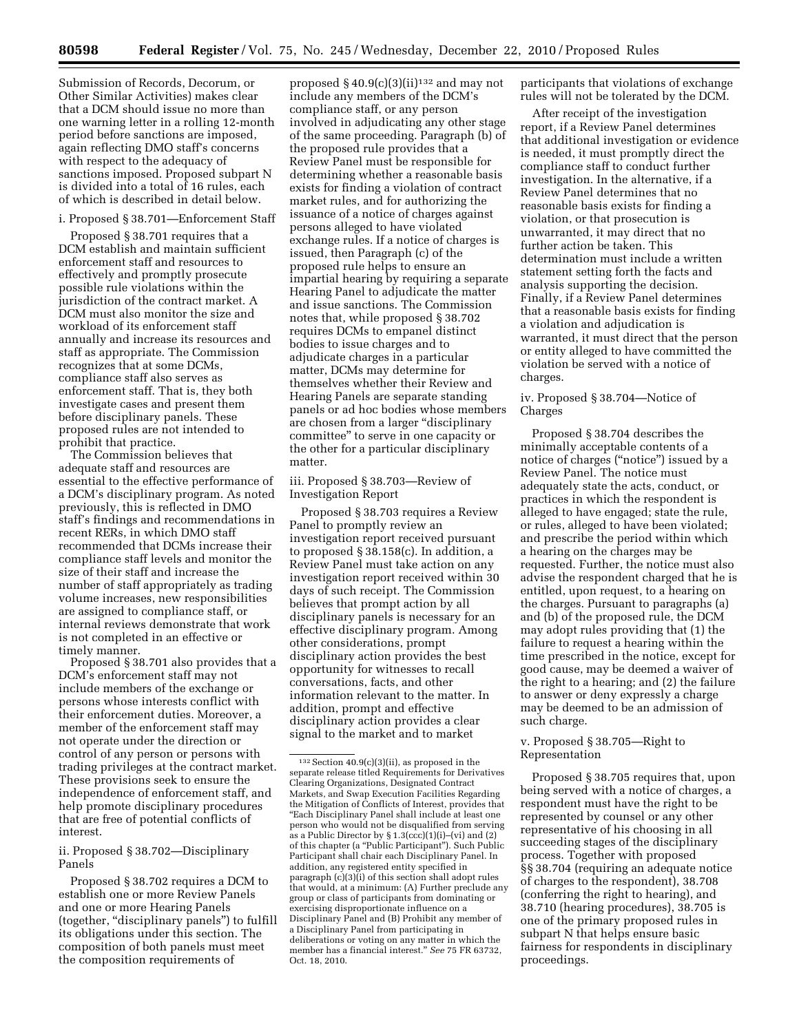Submission of Records, Decorum, or Other Similar Activities) makes clear that a DCM should issue no more than one warning letter in a rolling 12-month period before sanctions are imposed, again reflecting DMO staff's concerns with respect to the adequacy of sanctions imposed. Proposed subpart N is divided into a total of 16 rules, each of which is described in detail below.

i. Proposed § 38.701—Enforcement Staff

Proposed § 38.701 requires that a DCM establish and maintain sufficient enforcement staff and resources to effectively and promptly prosecute possible rule violations within the jurisdiction of the contract market. A DCM must also monitor the size and workload of its enforcement staff annually and increase its resources and staff as appropriate. The Commission recognizes that at some DCMs, compliance staff also serves as enforcement staff. That is, they both investigate cases and present them before disciplinary panels. These proposed rules are not intended to prohibit that practice.

The Commission believes that adequate staff and resources are essential to the effective performance of a DCM's disciplinary program. As noted previously, this is reflected in DMO staff's findings and recommendations in recent RERs, in which DMO staff recommended that DCMs increase their compliance staff levels and monitor the size of their staff and increase the number of staff appropriately as trading volume increases, new responsibilities are assigned to compliance staff, or internal reviews demonstrate that work is not completed in an effective or timely manner.

Proposed § 38.701 also provides that a DCM's enforcement staff may not include members of the exchange or persons whose interests conflict with their enforcement duties. Moreover, a member of the enforcement staff may not operate under the direction or control of any person or persons with trading privileges at the contract market. These provisions seek to ensure the independence of enforcement staff, and help promote disciplinary procedures that are free of potential conflicts of interest.

ii. Proposed § 38.702—Disciplinary Panels

Proposed § 38.702 requires a DCM to establish one or more Review Panels and one or more Hearing Panels (together, "disciplinary panels") to fulfill its obligations under this section. The composition of both panels must meet the composition requirements of proposed § 40.9(c)(3)(ii)[132] and may not include any members of the DCM's compliance staff, or any person involved in adjudicating any other stage of the same proceeding. Paragraph (b) of the proposed rule provides that a Review Panel must be responsible for determining whether a reasonable basis exists for finding a violation of contract market rules, and for authorizing the issuance of a notice of charges against persons alleged to have violated exchange rules. If a notice of charges is issued, then Paragraph (c) of the proposed rule helps to ensure an impartial hearing by requiring a separate Hearing Panel to adjudicate the matter and issue sanctions. The Commission notes that, while proposed § 38.702 requires DCMs to empanel distinct bodies to issue charges and to adjudicate charges in a particular matter, DCMs may determine for themselves whether their Review and Hearing Panels are separate standing panels or ad hoc bodies whose members are chosen from a larger "disciplinary committee" to serve in one capacity or the other for a particular disciplinary matter.

iii. Proposed § 38.703—Review of Investigation Report

Proposed § 38.703 requires a Review Panel to promptly review an investigation report received pursuant to proposed § 38.158(c). In addition, a Review Panel must take action on any investigation report received within 30 days of such receipt. The Commission believes that prompt action by all disciplinary panels is necessary for an effective disciplinary program. Among other considerations, prompt disciplinary action provides the best opportunity for witnesses to recall conversations, facts, and other information relevant to the matter. In addition, prompt and effective disciplinary action provides a clear signal to the market and to market participants that violations of exchange rules will not be tolerated by the DCM.

After receipt of the investigation report, if a Review Panel determines that additional investigation or evidence is needed, it must promptly direct the compliance staff to conduct further investigation. In the alternative, if a Review Panel determines that no reasonable basis exists for finding a violation, or that prosecution is unwarranted, it may direct that no further action be taken. This determination must include a written statement setting forth the facts and analysis supporting the decision. Finally, if a Review Panel determines that a reasonable basis exists for finding a violation and adjudication is warranted, it must direct that the person or entity alleged to have committed the violation be served with a notice of charges.

iv. Proposed § 38.704—Notice of Charges

Proposed § 38.704 describes the minimally acceptable contents of a notice of charges ("notice") issued by a Review Panel. The notice must adequately state the acts, conduct, or practices in which the respondent is alleged to have engaged; state the rule, or rules, alleged to have been violated; and prescribe the period within which a hearing on the charges may be requested. Further, the notice must also advise the respondent charged that he is entitled, upon request, to a hearing on the charges. Pursuant to paragraphs (a) and (b) of the proposed rule, the DCM may adopt rules providing that (1) the failure to request a hearing within the time prescribed in the notice, except for good cause, may be deemed a waiver of the right to a hearing; and (2) the failure to answer or deny expressly a charge may be deemed to be an admission of such charge.

v. Proposed § 38.705—Right to Representation

Proposed § 38.705 requires that, upon being served with a notice of charges, a respondent must have the right to be represented by counsel or any other representative of his choosing in all succeeding stages of the disciplinary process. Together with proposed §§ 38.704 (requiring an adequate notice of charges to the respondent), 38.708 (conferring the right to hearing), and 38.710 (hearing procedures), 38.705 is one of the primary proposed rules in subpart N that helps ensure basic fairness for respondents in disciplinary proceedings.

---

[132] Section 40.9(c)(3)(ii), as proposed in the separate release titled Requirements for Derivatives Clearing Organizations, Designated Contract Markets, and Swap Execution Facilities Regarding the Mitigation of Conflicts of Interest, provides that "Each Disciplinary Panel shall include at least one person who would not be disqualified from serving as a Public Director by § 1.3(ccc)(1)(i)–(vi) and (2) of this chapter (a "Public Participant"). Such Public Participant shall chair each Disciplinary Panel. In addition, any registered entity specified in paragraph (c)(3)(i) of this section shall adopt rules that would, at a minimum: (A) Further preclude any group or class of participants from dominating or exercising disproportionate influence on a Disciplinary Panel and (B) Prohibit any member of a Disciplinary Panel from participating in deliberations or voting on any matter in which the member has a financial interest." *See* 75 FR 63732, Oct. 18, 2010.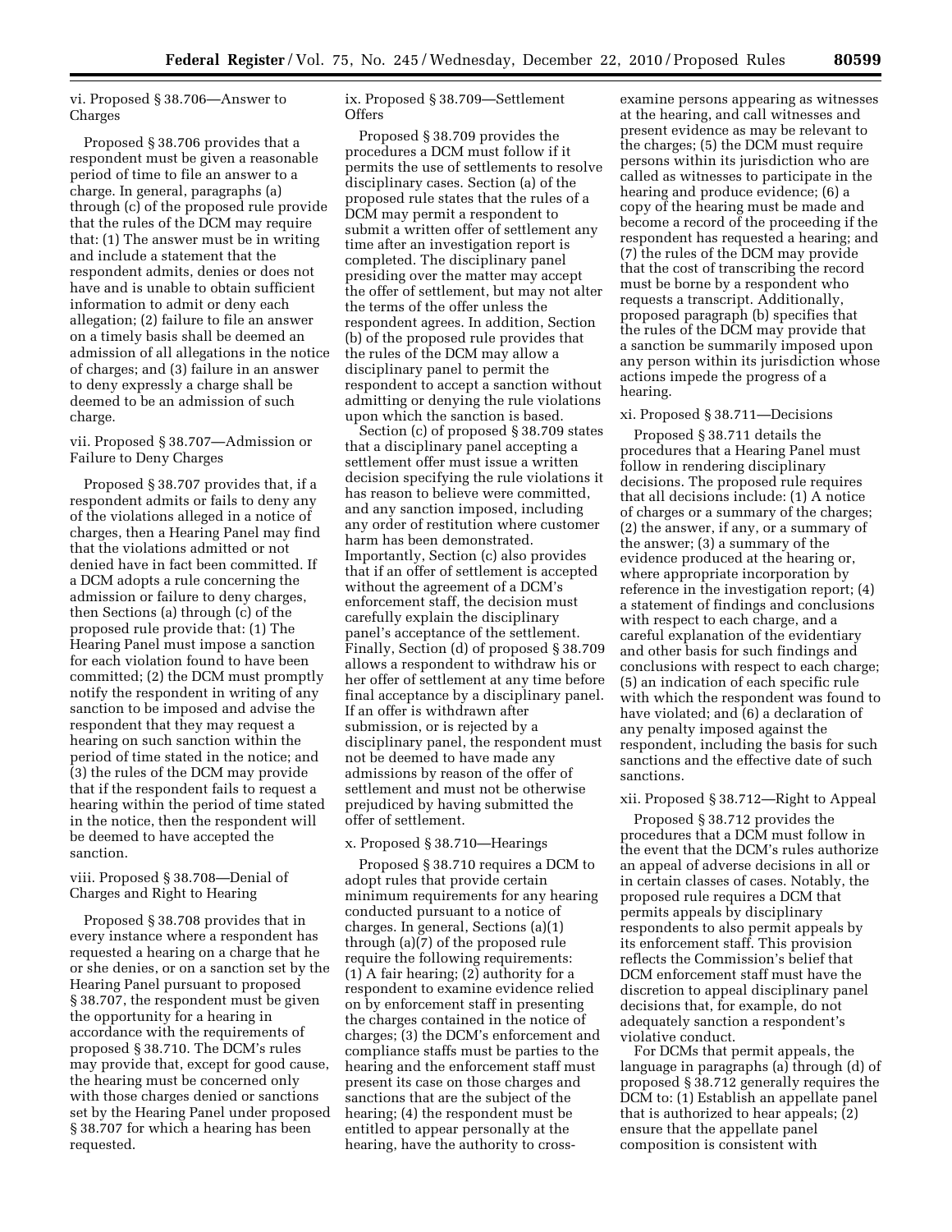### vi. Proposed § 38.706—Answer to Charges

Proposed § 38.706 provides that a respondent must be given a reasonable period of time to file an answer to a charge. In general, paragraphs (a) through (c) of the proposed rule provide that the rules of the DCM may require that: (1) The answer must be in writing and include a statement that the respondent admits, denies or does not have and is unable to obtain sufficient information to admit or deny each allegation; (2) failure to file an answer on a timely basis shall be deemed an admission of all allegations in the notice of charges; and (3) failure in an answer to deny expressly a charge shall be deemed to be an admission of such charge.

### vii. Proposed § 38.707—Admission or Failure to Deny Charges

Proposed § 38.707 provides that, if a respondent admits or fails to deny any of the violations alleged in a notice of charges, then a Hearing Panel may find that the violations admitted or not denied have in fact been committed. If a DCM adopts a rule concerning the admission or failure to deny charges, then Sections (a) through (c) of the proposed rule provide that: (1) The Hearing Panel must impose a sanction for each violation found to have been committed; (2) the DCM must promptly notify the respondent in writing of any sanction to be imposed and advise the respondent that they may request a hearing on such sanction within the period of time stated in the notice; and (3) the rules of the DCM may provide that if the respondent fails to request a hearing within the period of time stated in the notice, then the respondent will be deemed to have accepted the sanction.

### viii. Proposed § 38.708—Denial of Charges and Right to Hearing

Proposed § 38.708 provides that in every instance where a respondent has requested a hearing on a charge that he or she denies, or on a sanction set by the Hearing Panel pursuant to proposed § 38.707, the respondent must be given the opportunity for a hearing in accordance with the requirements of proposed § 38.710. The DCM's rules may provide that, except for good cause, the hearing must be concerned only with those charges denied or sanctions set by the Hearing Panel under proposed § 38.707 for which a hearing has been requested.

### ix. Proposed § 38.709—Settlement Offers

Proposed § 38.709 provides the procedures a DCM must follow if it permits the use of settlements to resolve disciplinary cases. Section (a) of the proposed rule states that the rules of a DCM may permit a respondent to submit a written offer of settlement any time after an investigation report is completed. The disciplinary panel presiding over the matter may accept the offer of settlement, but may not alter the terms of the offer unless the respondent agrees. In addition, Section (b) of the proposed rule provides that the rules of the DCM may allow a disciplinary panel to permit the respondent to accept a sanction without admitting or denying the rule violations upon which the sanction is based.

Section (c) of proposed § 38.709 states that a disciplinary panel accepting a settlement offer must issue a written decision specifying the rule violations it has reason to believe were committed, and any sanction imposed, including any order of restitution where customer harm has been demonstrated. Importantly, Section (c) also provides that if an offer of settlement is accepted without the agreement of a DCM's enforcement staff, the decision must carefully explain the disciplinary panel's acceptance of the settlement. Finally, Section (d) of proposed § 38.709 allows a respondent to withdraw his or her offer of settlement at any time before final acceptance by a disciplinary panel. If an offer is withdrawn after submission, or is rejected by a disciplinary panel, the respondent must not be deemed to have made any admissions by reason of the offer of settlement and must not be otherwise prejudiced by having submitted the offer of settlement.

### x. Proposed § 38.710—Hearings

Proposed § 38.710 requires a DCM to adopt rules that provide certain minimum requirements for any hearing conducted pursuant to a notice of charges. In general, Sections (a)(1) through (a)(7) of the proposed rule require the following requirements: (1) A fair hearing; (2) authority for a respondent to examine evidence relied on by enforcement staff in presenting the charges contained in the notice of charges; (3) the DCM's enforcement and compliance staffs must be parties to the hearing and the enforcement staff must present its case on those charges and sanctions that are the subject of the hearing; (4) the respondent must be entitled to appear personally at the hearing, have the authority to cross-examine persons appearing as witnesses at the hearing, and call witnesses and present evidence as may be relevant to the charges; (5) the DCM must require persons within its jurisdiction who are called as witnesses to participate in the hearing and produce evidence; (6) a copy of the hearing must be made and become a record of the proceeding if the respondent has requested a hearing; and (7) the rules of the DCM may provide that the cost of transcribing the record must be borne by a respondent who requests a transcript. Additionally, proposed paragraph (b) specifies that the rules of the DCM may provide that a sanction be summarily imposed upon any person within its jurisdiction whose actions impede the progress of a hearing.

### xi. Proposed § 38.711—Decisions

Proposed § 38.711 details the procedures that a Hearing Panel must follow in rendering disciplinary decisions. The proposed rule requires that all decisions include: (1) A notice of charges or a summary of the charges; (2) the answer, if any, or a summary of the answer; (3) a summary of the evidence produced at the hearing or, where appropriate incorporation by reference in the investigation report; (4) a statement of findings and conclusions with respect to each charge, and a careful explanation of the evidentiary and other basis for such findings and conclusions with respect to each charge; (5) an indication of each specific rule with which the respondent was found to have violated; and (6) a declaration of any penalty imposed against the respondent, including the basis for such sanctions and the effective date of such sanctions.

### xii. Proposed § 38.712—Right to Appeal

Proposed § 38.712 provides the procedures that a DCM must follow in the event that the DCM's rules authorize an appeal of adverse decisions in all or in certain classes of cases. Notably, the proposed rule requires a DCM that permits appeals by disciplinary respondents to also permit appeals by its enforcement staff. This provision reflects the Commission's belief that DCM enforcement staff must have the discretion to appeal disciplinary panel decisions that, for example, do not adequately sanction a respondent's violative conduct.

For DCMs that permit appeals, the language in paragraphs (a) through (d) of proposed § 38.712 generally requires the DCM to: (1) Establish an appellate panel that is authorized to hear appeals; (2) ensure that the appellate panel composition is consistent with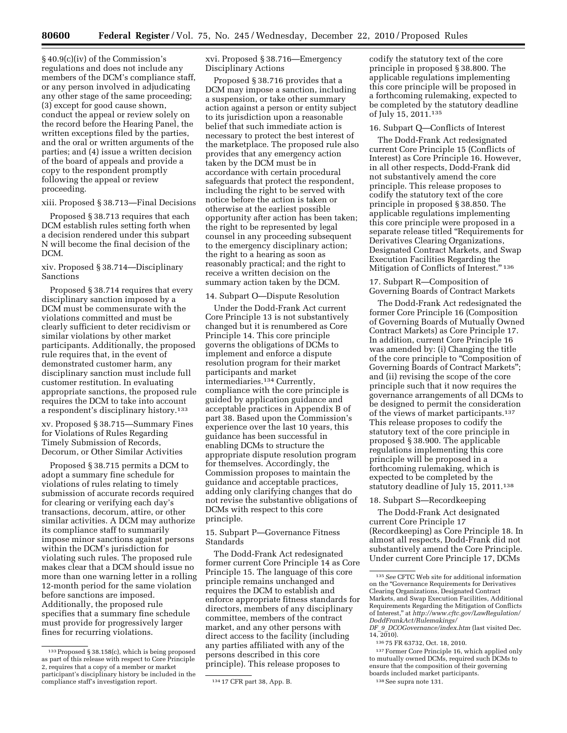§ 40.9(c)(iv) of the Commission's regulations and does not include any members of the DCM's compliance staff, or any person involved in adjudicating any other stage of the same proceeding; (3) except for good cause shown, conduct the appeal or review solely on the record before the Hearing Panel, the written exceptions filed by the parties, and the oral or written arguments of the parties; and (4) issue a written decision of the board of appeals and provide a copy to the respondent promptly following the appeal or review proceeding.

xiii. Proposed § 38.713—Final Decisions

Proposed § 38.713 requires that each DCM establish rules setting forth when a decision rendered under this subpart N will become the final decision of the DCM.

xiv. Proposed § 38.714—Disciplinary Sanctions

Proposed § 38.714 requires that every disciplinary sanction imposed by a DCM must be commensurate with the violations committed and must be clearly sufficient to deter recidivism or similar violations by other market participants. Additionally, the proposed rule requires that, in the event of demonstrated customer harm, any disciplinary sanction must include full customer restitution. In evaluating appropriate sanctions, the proposed rule requires the DCM to take into account a respondent's disciplinary history.[133]

xv. Proposed § 38.715—Summary Fines for Violations of Rules Regarding Timely Submission of Records, Decorum, or Other Similar Activities

Proposed § 38.715 permits a DCM to adopt a summary fine schedule for violations of rules relating to timely submission of accurate records required for clearing or verifying each day's transactions, decorum, attire, or other similar activities. A DCM may authorize its compliance staff to summarily impose minor sanctions against persons within the DCM's jurisdiction for violating such rules. The proposed rule makes clear that a DCM should issue no more than one warning letter in a rolling 12-month period for the same violation before sanctions are imposed. Additionally, the proposed rule specifies that a summary fine schedule must provide for progressively larger fines for recurring violations.

xvi. Proposed § 38.716—Emergency Disciplinary Actions

Proposed § 38.716 provides that a DCM may impose a sanction, including a suspension, or take other summary action against a person or entity subject to its jurisdiction upon a reasonable belief that such immediate action is necessary to protect the best interest of the marketplace. The proposed rule also provides that any emergency action taken by the DCM must be in accordance with certain procedural safeguards that protect the respondent, including the right to be served with notice before the action is taken or otherwise at the earliest possible opportunity after action has been taken; the right to be represented by legal counsel in any proceeding subsequent to the emergency disciplinary action; the right to a hearing as soon as reasonably practical; and the right to receive a written decision on the summary action taken by the DCM.

14. Subpart O—Dispute Resolution

Under the Dodd-Frank Act current Core Principle 13 is not substantively changed but it is renumbered as Core Principle 14. This core principle governs the obligations of DCMs to implement and enforce a dispute resolution program for their market participants and market intermediaries.[134] Currently, compliance with the core principle is guided by application guidance and acceptable practices in Appendix B of part 38. Based upon the Commission's experience over the last 10 years, this guidance has been successful in enabling DCMs to structure the appropriate dispute resolution program for themselves. Accordingly, the Commission proposes to maintain the guidance and acceptable practices, adding only clarifying changes that do not revise the substantive obligations of DCMs with respect to this core principle.

15. Subpart P—Governance Fitness Standards

The Dodd-Frank Act redesignated former current Core Principle 14 as Core Principle 15. The language of this core principle remains unchanged and requires the DCM to establish and enforce appropriate fitness standards for directors, members of any disciplinary committee, members of the contract market, and any other persons with direct access to the facility (including any parties affiliated with any of the persons described in this core principle). This release proposes to codify the statutory text of the core principle in proposed § 38.800. The applicable regulations implementing this core principle will be proposed in a forthcoming rulemaking, expected to be completed by the statutory deadline of July 15, 2011.[135]

16. Subpart Q—Conflicts of Interest

The Dodd-Frank Act redesignated current Core Principle 15 (Conflicts of Interest) as Core Principle 16. However, in all other respects, Dodd-Frank did not substantively amend the core principle. This release proposes to codify the statutory text of the core principle in proposed § 38.850. The applicable regulations implementing this core principle were proposed in a separate release titled "Requirements for Derivatives Clearing Organizations, Designated Contract Markets, and Swap Execution Facilities Regarding the Mitigation of Conflicts of Interest."[136]

17. Subpart R—Composition of Governing Boards of Contract Markets

The Dodd-Frank Act redesignated the former Core Principle 16 (Composition of Governing Boards of Mutually Owned Contract Markets) as Core Principle 17. In addition, current Core Principle 16 was amended by: (i) Changing the title of the core principle to "Composition of Governing Boards of Contract Markets"; and (ii) revising the scope of the core principle such that it now requires the governance arrangements of all DCMs to be designed to permit the consideration of the views of market participants.[137] This release proposes to codify the statutory text of the core principle in proposed § 38.900. The applicable regulations implementing this core principle will be proposed in a forthcoming rulemaking, which is expected to be completed by the statutory deadline of July 15, 2011.[138]

18. Subpart S—Recordkeeping

The Dodd-Frank Act designated current Core Principle 17 (Recordkeeping) as Core Principle 18. In almost all respects, Dodd-Frank did not substantively amend the Core Principle. Under current Core Principle 17, DCMs

---

[133] Proposed § 38.158(c), which is being proposed as part of this release with respect to Core Principle 2, requires that a copy of a member or market participant's disciplinary history be included in the compliance staff's investigation report.

[134] 17 CFR part 38, App. B.

[135] *See* CFTC Web site for additional information on the "Governance Requirements for Derivatives Clearing Organizations, Designated Contract Markets, and Swap Execution Facilities, Additional Requirements Regarding the Mitigation of Conflicts of Interest," at *http://www.cftc.gov/LawRegulation/DoddFrankAct/Rulemakings/DF_9_DCOGovernance/index.htm* (last visited Dec. 14, 2010).

[136] 75 FR 63732, Oct. 18, 2010.

[137] Former Core Principle 16, which applied only to mutually owned DCMs, required such DCMs to ensure that the composition of their governing boards included market participants.

[138] See supra note 131.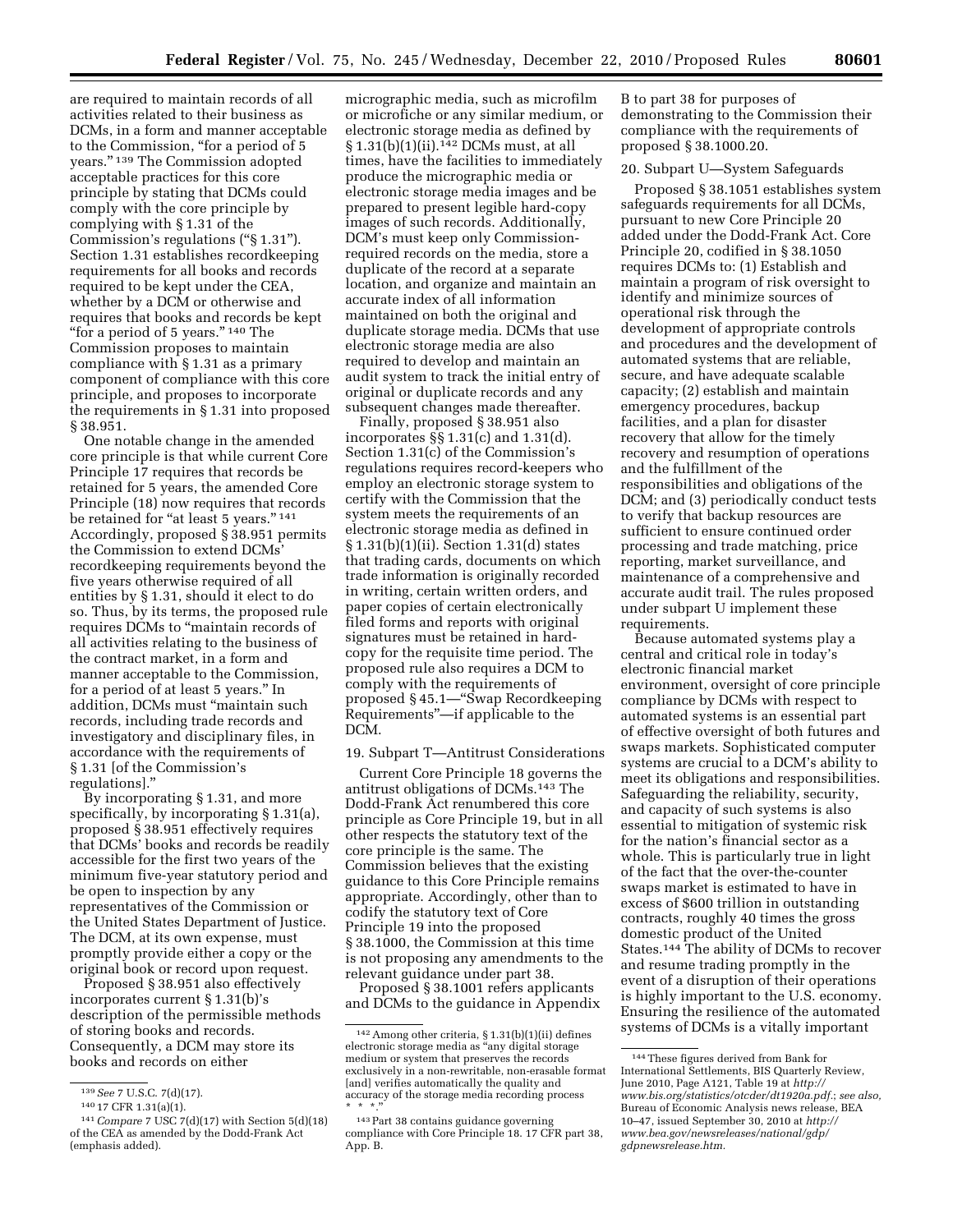are required to maintain records of all activities related to their business as DCMs, in a form and manner acceptable to the Commission, "for a period of 5 years." [139] The Commission adopted acceptable practices for this core principle by stating that DCMs could comply with the core principle by complying with § 1.31 of the Commission's regulations ("§ 1.31"). Section 1.31 establishes recordkeeping requirements for all books and records required to be kept under the CEA, whether by a DCM or otherwise and requires that books and records be kept "for a period of 5 years." [140] The Commission proposes to maintain compliance with § 1.31 as a primary component of compliance with this core principle, and proposes to incorporate the requirements in § 1.31 into proposed § 38.951.

One notable change in the amended core principle is that while current Core Principle 17 requires that records be retained for 5 years, the amended Core Principle (18) now requires that records be retained for "at least 5 years." [141] Accordingly, proposed § 38.951 permits the Commission to extend DCMs' recordkeeping requirements beyond the five years otherwise required of all entities by § 1.31, should it elect to do so. Thus, by its terms, the proposed rule requires DCMs to "maintain records of all activities relating to the business of the contract market, in a form and manner acceptable to the Commission, for a period of at least 5 years." In addition, DCMs must "maintain such records, including trade records and investigatory and disciplinary files, in accordance with the requirements of § 1.31 [of the Commission's regulations]."

By incorporating § 1.31, and more specifically, by incorporating § 1.31(a), proposed § 38.951 effectively requires that DCMs' books and records be readily accessible for the first two years of the minimum five-year statutory period and be open to inspection by any representatives of the Commission or the United States Department of Justice. The DCM, at its own expense, must promptly provide either a copy or the original book or record upon request.

Proposed § 38.951 also effectively incorporates current § 1.31(b)'s description of the permissible methods of storing books and records. Consequently, a DCM may store its books and records on either micrographic media, such as microfilm or microfiche or any similar medium, or electronic storage media as defined by § 1.31(b)(1)(ii).[142] DCMs must, at all times, have the facilities to immediately produce the micrographic media or electronic storage media images and be prepared to present legible hard-copy images of such records. Additionally, DCM's must keep only Commission-required records on the media, store a duplicate of the record at a separate location, and organize and maintain an accurate index of all information maintained on both the original and duplicate storage media. DCMs that use electronic storage media are also required to develop and maintain an audit system to track the initial entry of original or duplicate records and any subsequent changes made thereafter.

Finally, proposed § 38.951 also incorporates §§ 1.31(c) and 1.31(d). Section 1.31(c) of the Commission's regulations requires record-keepers who employ an electronic storage system to certify with the Commission that the system meets the requirements of an electronic storage media as defined in § 1.31(b)(1)(ii). Section 1.31(d) states that trading cards, documents on which trade information is originally recorded in writing, certain written orders, and paper copies of certain electronically filed forms and reports with original signatures must be retained in hard-copy for the requisite time period. The proposed rule also requires a DCM to comply with the requirements of proposed § 45.1—"Swap Recordkeeping Requirements"—if applicable to the DCM.

19. Subpart T—Antitrust Considerations

Current Core Principle 18 governs the antitrust obligations of DCMs.[143] The Dodd-Frank Act renumbered this core principle as Core Principle 19, but in all other respects the statutory text of the core principle is the same. The Commission believes that the existing guidance to this Core Principle remains appropriate. Accordingly, other than to codify the statutory text of Core Principle 19 into the proposed § 38.1000, the Commission at this time is not proposing any amendments to the relevant guidance under part 38.

Proposed § 38.1001 refers applicants and DCMs to the guidance in Appendix B to part 38 for purposes of demonstrating to the Commission their compliance with the requirements of proposed § 38.1000.20.

20. Subpart U—System Safeguards

Proposed § 38.1051 establishes system safeguards requirements for all DCMs, pursuant to new Core Principle 20 added under the Dodd-Frank Act. Core Principle 20, codified in § 38.1050 requires DCMs to: (1) Establish and maintain a program of risk oversight to identify and minimize sources of operational risk through the development of appropriate controls and procedures and the development of automated systems that are reliable, secure, and have adequate scalable capacity; (2) establish and maintain emergency procedures, backup facilities, and a plan for disaster recovery that allow for the timely recovery and resumption of operations and the fulfillment of the responsibilities and obligations of the DCM; and (3) periodically conduct tests to verify that backup resources are sufficient to ensure continued order processing and trade matching, price reporting, market surveillance, and maintenance of a comprehensive and accurate audit trail. The rules proposed under subpart U implement these requirements.

Because automated systems play a central and critical role in today's electronic financial market environment, oversight of core principle compliance by DCMs with respect to automated systems is an essential part of effective oversight of both futures and swaps markets. Sophisticated computer systems are crucial to a DCM's ability to meet its obligations and responsibilities. Safeguarding the reliability, security, and capacity of such systems is also essential to mitigation of systemic risk for the nation's financial sector as a whole. This is particularly true in light of the fact that the over-the-counter swaps market is estimated to have in excess of $600 trillion in outstanding contracts, roughly 40 times the gross domestic product of the United States.[144] The ability of DCMs to recover and resume trading promptly in the event of a disruption of their operations is highly important to the U.S. economy. Ensuring the resilience of the automated systems of DCMs is a vitally important

---

[139] *See* 7 U.S.C. 7(d)(17).

[140] 17 CFR 1.31(a)(1).

[141] *Compare* 7 USC 7(d)(17) with Section 5(d)(18) of the CEA as amended by the Dodd-Frank Act (emphasis added).

[142] Among other criteria, § 1.31(b)(1)(ii) defines electronic storage media as "any digital storage medium or system that preserves the records exclusively in a non-rewritable, non-erasable format [and] verifies automatically the quality and accuracy of the storage media recording process * * *."

[143] Part 38 contains guidance governing compliance with Core Principle 18. 17 CFR part 38, App. B.

[144] These figures derived from Bank for International Settlements, BIS Quarterly Review, June 2010, Page A121, Table 19 at *http://www.bis.org/statistics/otcder/dt1920a.pdf*.; *see also*, Bureau of Economic Analysis news release, BEA 10–47, issued September 30, 2010 at *http://www.bea.gov/newsreleases/national/gdp/gdpnewsrelease.htm*.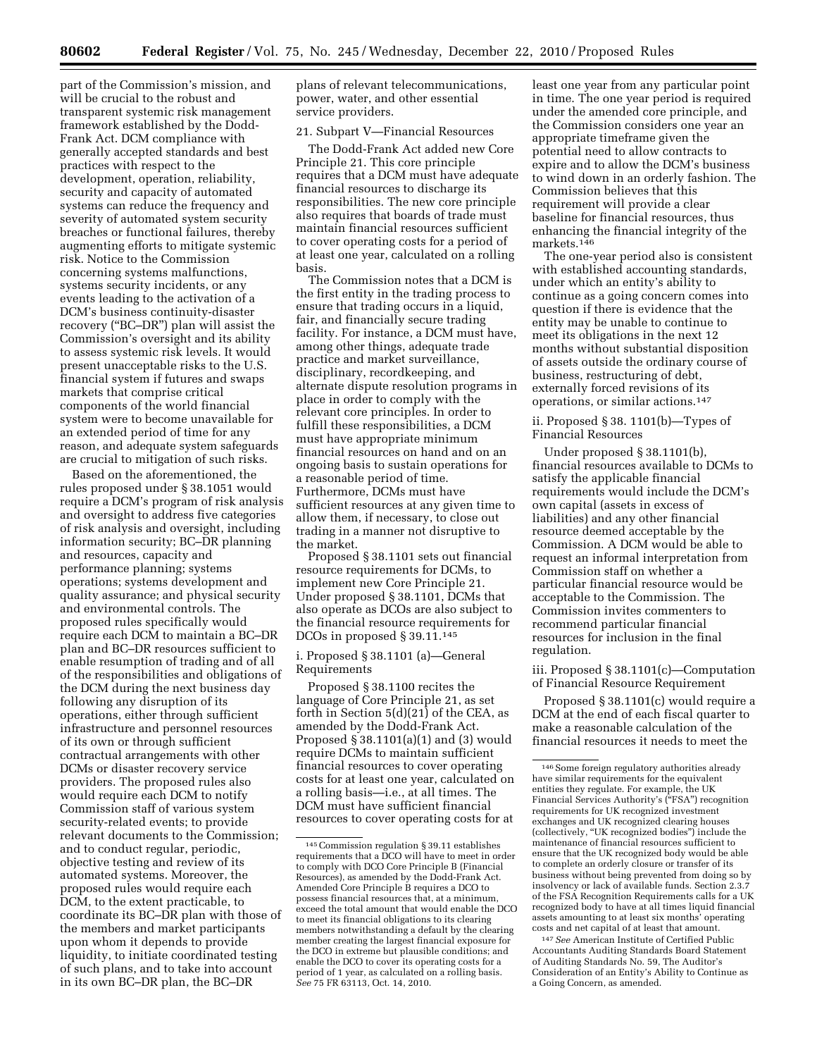part of the Commission's mission, and will be crucial to the robust and transparent systemic risk management framework established by the Dodd-Frank Act. DCM compliance with generally accepted standards and best practices with respect to the development, operation, reliability, security and capacity of automated systems can reduce the frequency and severity of automated system security breaches or functional failures, thereby augmenting efforts to mitigate systemic risk. Notice to the Commission concerning systems malfunctions, systems security incidents, or any events leading to the activation of a DCM's business continuity-disaster recovery ("BC–DR") plan will assist the Commission's oversight and its ability to assess systemic risk levels. It would present unacceptable risks to the U.S. financial system if futures and swaps markets that comprise critical components of the world financial system were to become unavailable for an extended period of time for any reason, and adequate system safeguards are crucial to mitigation of such risks.

Based on the aforementioned, the rules proposed under § 38.1051 would require a DCM's program of risk analysis and oversight to address five categories of risk analysis and oversight, including information security; BC–DR planning and resources, capacity and performance planning; systems operations; systems development and quality assurance; and physical security and environmental controls. The proposed rules specifically would require each DCM to maintain a BC–DR plan and BC–DR resources sufficient to enable resumption of trading and of all of the responsibilities and obligations of the DCM during the next business day following any disruption of its operations, either through sufficient infrastructure and personnel resources of its own or through sufficient contractual arrangements with other DCMs or disaster recovery service providers. The proposed rules also would require each DCM to notify Commission staff of various system security-related events; to provide relevant documents to the Commission; and to conduct regular, periodic, objective testing and review of its automated systems. Moreover, the proposed rules would require each DCM, to the extent practicable, to coordinate its BC–DR plan with those of the members and market participants upon whom it depends to provide liquidity, to initiate coordinated testing of such plans, and to take into account in its own BC–DR plan, the BC–DR plans of relevant telecommunications, power, water, and other essential service providers.

21. Subpart V—Financial Resources

The Dodd-Frank Act added new Core Principle 21. This core principle requires that a DCM must have adequate financial resources to discharge its responsibilities. The new core principle also requires that boards of trade must maintain financial resources sufficient to cover operating costs for a period of at least one year, calculated on a rolling basis.

The Commission notes that a DCM is the first entity in the trading process to ensure that trading occurs in a liquid, fair, and financially secure trading facility. For instance, a DCM must have, among other things, adequate trade practice and market surveillance, disciplinary, recordkeeping, and alternate dispute resolution programs in place in order to comply with the relevant core principles. In order to fulfill these responsibilities, a DCM must have appropriate minimum financial resources on hand and on an ongoing basis to sustain operations for a reasonable period of time. Furthermore, DCMs must have sufficient resources at any given time to allow them, if necessary, to close out trading in a manner not disruptive to the market.

Proposed § 38.1101 sets out financial resource requirements for DCMs, to implement new Core Principle 21. Under proposed § 38.1101, DCMs that also operate as DCOs are also subject to the financial resource requirements for DCOs in proposed § 39.11.[145]

i. Proposed § 38.1101 (a)—General Requirements

Proposed § 38.1100 recites the language of Core Principle 21, as set forth in Section 5(d)(21) of the CEA, as amended by the Dodd-Frank Act. Proposed § 38.1101(a)(1) and (3) would require DCMs to maintain sufficient financial resources to cover operating costs for at least one year, calculated on a rolling basis—i.e., at all times. The DCM must have sufficient financial resources to cover operating costs for at least one year from any particular point in time. The one year period is required under the amended core principle, and the Commission considers one year an appropriate timeframe given the potential need to allow contracts to expire and to allow the DCM's business to wind down in an orderly fashion. The Commission believes that this requirement will provide a clear baseline for financial resources, thus enhancing the financial integrity of the markets.[146]

The one-year period also is consistent with established accounting standards, under which an entity's ability to continue as a going concern comes into question if there is evidence that the entity may be unable to continue to meet its obligations in the next 12 months without substantial disposition of assets outside the ordinary course of business, restructuring of debt, externally forced revisions of its operations, or similar actions.[147]

ii. Proposed § 38. 1101(b)—Types of Financial Resources

Under proposed § 38.1101(b), financial resources available to DCMs to satisfy the applicable financial requirements would include the DCM's own capital (assets in excess of liabilities) and any other financial resource deemed acceptable by the Commission. A DCM would be able to request an informal interpretation from Commission staff on whether a particular financial resource would be acceptable to the Commission. The Commission invites commenters to recommend particular financial resources for inclusion in the final regulation.

iii. Proposed § 38.1101(c)—Computation of Financial Resource Requirement

Proposed § 38.1101(c) would require a DCM at the end of each fiscal quarter to make a reasonable calculation of the financial resources it needs to meet the

---

[145] Commission regulation § 39.11 establishes requirements that a DCO will have to meet in order to comply with DCO Core Principle B (Financial Resources), as amended by the Dodd-Frank Act. Amended Core Principle B requires a DCO to possess financial resources that, at a minimum, exceed the total amount that would enable the DCO to meet its financial obligations to its clearing members notwithstanding a default by the clearing member creating the largest financial exposure for the DCO in extreme but plausible conditions; and enable the DCO to cover its operating costs for a period of 1 year, as calculated on a rolling basis. *See* 75 FR 63113, Oct. 14, 2010.

[146] Some foreign regulatory authorities already have similar requirements for the equivalent entities they regulate. For example, the UK Financial Services Authority's ("FSA") recognition requirements for UK recognized investment exchanges and UK recognized clearing houses (collectively, "UK recognized bodies") include the maintenance of financial resources sufficient to ensure that the UK recognized body would be able to complete an orderly closure or transfer of its business without being prevented from doing so by insolvency or lack of available funds. Section 2.3.7 of the FSA Recognition Requirements calls for a UK recognized body to have at all times liquid financial assets amounting to at least six months' operating costs and net capital of at least that amount.

[147] *See* American Institute of Certified Public Accountants Auditing Standards Board Statement of Auditing Standards No. 59, The Auditor's Consideration of an Entity's Ability to Continue as a Going Concern, as amended.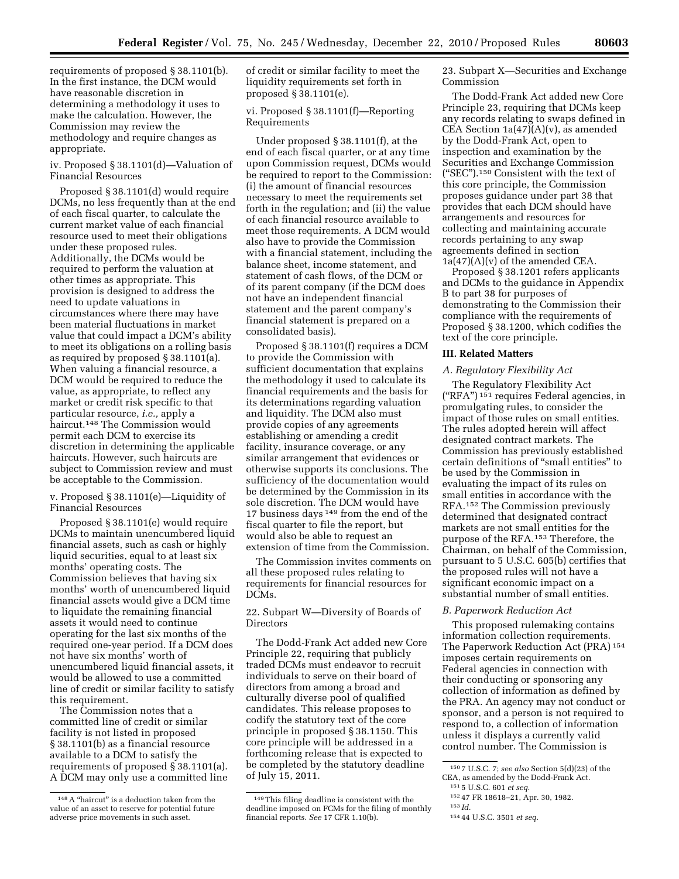requirements of proposed § 38.1101(b). In the first instance, the DCM would have reasonable discretion in determining a methodology it uses to make the calculation. However, the Commission may review the methodology and require changes as appropriate.

iv. Proposed § 38.1101(d)—Valuation of Financial Resources

Proposed § 38.1101(d) would require DCMs, no less frequently than at the end of each fiscal quarter, to calculate the current market value of each financial resource used to meet their obligations under these proposed rules. Additionally, the DCMs would be required to perform the valuation at other times as appropriate. This provision is designed to address the need to update valuations in circumstances where there may have been material fluctuations in market value that could impact a DCM's ability to meet its obligations on a rolling basis as required by proposed § 38.1101(a). When valuing a financial resource, a DCM would be required to reduce the value, as appropriate, to reflect any market or credit risk specific to that particular resource, *i.e.,* apply a haircut.[148] The Commission would permit each DCM to exercise its discretion in determining the applicable haircuts. However, such haircuts are subject to Commission review and must be acceptable to the Commission.

v. Proposed § 38.1101(e)—Liquidity of Financial Resources

Proposed § 38.1101(e) would require DCMs to maintain unencumbered liquid financial assets, such as cash or highly liquid securities, equal to at least six months' operating costs. The Commission believes that having six months' worth of unencumbered liquid financial assets would give a DCM time to liquidate the remaining financial assets it would need to continue operating for the last six months of the required one-year period. If a DCM does not have six months' worth of unencumbered liquid financial assets, it would be allowed to use a committed line of credit or similar facility to satisfy this requirement.

The Commission notes that a committed line of credit or similar facility is not listed in proposed § 38.1101(b) as a financial resource available to a DCM to satisfy the requirements of proposed § 38.1101(a). A DCM may only use a committed line of credit or similar facility to meet the liquidity requirements set forth in proposed § 38.1101(e).

vi. Proposed § 38.1101(f)—Reporting Requirements

Under proposed § 38.1101(f), at the end of each fiscal quarter, or at any time upon Commission request, DCMs would be required to report to the Commission: (i) the amount of financial resources necessary to meet the requirements set forth in the regulation; and (ii) the value of each financial resource available to meet those requirements. A DCM would also have to provide the Commission with a financial statement, including the balance sheet, income statement, and statement of cash flows, of the DCM or of its parent company (if the DCM does not have an independent financial statement and the parent company's financial statement is prepared on a consolidated basis).

Proposed § 38.1101(f) requires a DCM to provide the Commission with sufficient documentation that explains the methodology it used to calculate its financial requirements and the basis for its determinations regarding valuation and liquidity. The DCM also must provide copies of any agreements establishing or amending a credit facility, insurance coverage, or any similar arrangement that evidences or otherwise supports its conclusions. The sufficiency of the documentation would be determined by the Commission in its sole discretion. The DCM would have 17 business days[149] from the end of the fiscal quarter to file the report, but would also be able to request an extension of time from the Commission.

The Commission invites comments on all these proposed rules relating to requirements for financial resources for DCMs.

22. Subpart W—Diversity of Boards of Directors

The Dodd-Frank Act added new Core Principle 22, requiring that publicly traded DCMs must endeavor to recruit individuals to serve on their board of directors from among a broad and culturally diverse pool of qualified candidates. This release proposes to codify the statutory text of the core principle in proposed § 38.1150. This core principle will be addressed in a forthcoming release that is expected to be completed by the statutory deadline of July 15, 2011.

23. Subpart X—Securities and Exchange Commission

The Dodd-Frank Act added new Core Principle 23, requiring that DCMs keep any records relating to swaps defined in CEA Section 1a(47)(A)(v), as amended by the Dodd-Frank Act, open to inspection and examination by the Securities and Exchange Commission ("SEC").[150] Consistent with the text of this core principle, the Commission proposes guidance under part 38 that provides that each DCM should have arrangements and resources for collecting and maintaining accurate records pertaining to any swap agreements defined in section 1a(47)(A)(v) of the amended CEA.

Proposed § 38.1201 refers applicants and DCMs to the guidance in Appendix B to part 38 for purposes of demonstrating to the Commission their compliance with the requirements of Proposed § 38.1200, which codifies the text of the core principle.

## III. Related Matters

### *A. Regulatory Flexibility Act*

The Regulatory Flexibility Act ("RFA")[151] requires Federal agencies, in promulgating rules, to consider the impact of those rules on small entities. The rules adopted herein will affect designated contract markets. The Commission has previously established certain definitions of "small entities" to be used by the Commission in evaluating the impact of its rules on small entities in accordance with the RFA.[152] The Commission previously determined that designated contract markets are not small entities for the purpose of the RFA.[153] Therefore, the Chairman, on behalf of the Commission, pursuant to 5 U.S.C. 605(b) certifies that the proposed rules will not have a significant economic impact on a substantial number of small entities.

### *B. Paperwork Reduction Act*

This proposed rulemaking contains information collection requirements. The Paperwork Reduction Act (PRA)[154] imposes certain requirements on Federal agencies in connection with their conducting or sponsoring any collection of information as defined by the PRA. An agency may not conduct or sponsor, and a person is not required to respond to, a collection of information unless it displays a currently valid control number. The Commission is

---

[148] A "haircut" is a deduction taken from the value of an asset to reserve for potential future adverse price movements in such asset.

[149] This filing deadline is consistent with the deadline imposed on FCMs for the filing of monthly financial reports. *See* 17 CFR 1.10(b).

[150] 7 U.S.C. 7; *see also* Section 5(d)(23) of the CEA, as amended by the Dodd-Frank Act.

[151] 5 U.S.C. 601 *et seq.*

[152] 47 FR 18618–21, Apr. 30, 1982.

[153] *Id.*

[154] 44 U.S.C. 3501 *et seq.*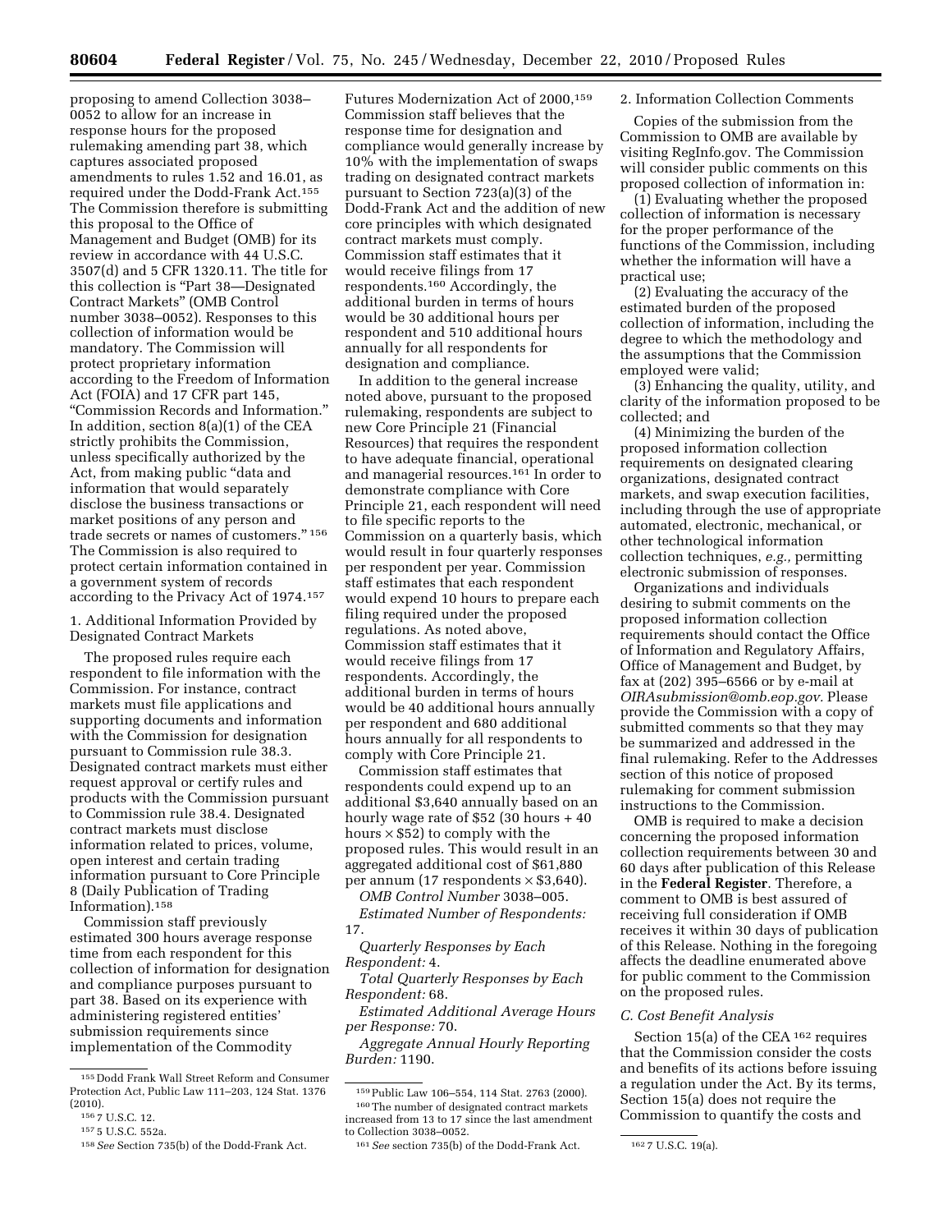proposing to amend Collection 3038–0052 to allow for an increase in response hours for the proposed rulemaking amending part 38, which captures associated proposed amendments to rules 1.52 and 16.01, as required under the Dodd-Frank Act.[155] The Commission therefore is submitting this proposal to the Office of Management and Budget (OMB) for its review in accordance with 44 U.S.C. 3507(d) and 5 CFR 1320.11. The title for this collection is "Part 38—Designated Contract Markets" (OMB Control number 3038–0052). Responses to this collection of information would be mandatory. The Commission will protect proprietary information according to the Freedom of Information Act (FOIA) and 17 CFR part 145, "Commission Records and Information." In addition, section 8(a)(1) of the CEA strictly prohibits the Commission, unless specifically authorized by the Act, from making public "data and information that would separately disclose the business transactions or market positions of any person and trade secrets or names of customers." [156] The Commission is also required to protect certain information contained in a government system of records according to the Privacy Act of 1974.[157]

1. Additional Information Provided by Designated Contract Markets

The proposed rules require each respondent to file information with the Commission. For instance, contract markets must file applications and supporting documents and information with the Commission for designation pursuant to Commission rule 38.3. Designated contract markets must either request approval or certify rules and products with the Commission pursuant to Commission rule 38.4. Designated contract markets must disclose information related to prices, volume, open interest and certain trading information pursuant to Core Principle 8 (Daily Publication of Trading Information).[158]

Commission staff previously estimated 300 hours average response time from each respondent for this collection of information for designation and compliance purposes pursuant to part 38. Based on its experience with administering registered entities' submission requirements since implementation of the Commodity Futures Modernization Act of 2000,[159] Commission staff believes that the response time for designation and compliance would generally increase by 10% with the implementation of swaps trading on designated contract markets pursuant to Section 723(a)(3) of the Dodd-Frank Act and the addition of new core principles with which designated contract markets must comply. Commission staff estimates that it would receive filings from 17 respondents.[160] Accordingly, the additional burden in terms of hours would be 30 additional hours per respondent and 510 additional hours annually for all respondents for designation and compliance.

In addition to the general increase noted above, pursuant to the proposed rulemaking, respondents are subject to new Core Principle 21 (Financial Resources) that requires the respondent to have adequate financial, operational and managerial resources.[161] In order to demonstrate compliance with Core Principle 21, each respondent will need to file specific reports to the Commission on a quarterly basis, which would result in four quarterly responses per respondent per year. Commission staff estimates that each respondent would expend 10 hours to prepare each filing required under the proposed regulations. As noted above, Commission staff estimates that it would receive filings from 17 respondents. Accordingly, the additional burden in terms of hours would be 40 additional hours annually per respondent and 680 additional hours annually for all respondents to comply with Core Principle 21.

Commission staff estimates that respondents could expend up to an additional $3,640 annually based on an hourly wage rate of $52 (30 hours + 40 hours × $52) to comply with the proposed rules. This would result in an aggregated additional cost of $61,880 per annum (17 respondents × $3,640).

*OMB Control Number* 3038–005.

*Estimated Number of Respondents:* 17.

*Quarterly Responses by Each Respondent:* 4.

*Total Quarterly Responses by Each Respondent:* 68.

*Estimated Additional Average Hours per Response:* 70.

*Aggregate Annual Hourly Reporting Burden:* 1190.

2. Information Collection Comments

Copies of the submission from the Commission to OMB are available by visiting RegInfo.gov. The Commission will consider public comments on this proposed collection of information in:

(1) Evaluating whether the proposed collection of information is necessary for the proper performance of the functions of the Commission, including whether the information will have a practical use;

(2) Evaluating the accuracy of the estimated burden of the proposed collection of information, including the degree to which the methodology and the assumptions that the Commission employed were valid;

(3) Enhancing the quality, utility, and clarity of the information proposed to be collected; and

(4) Minimizing the burden of the proposed information collection requirements on designated clearing organizations, designated contract markets, and swap execution facilities, including through the use of appropriate automated, electronic, mechanical, or other technological information collection techniques, *e.g.,* permitting electronic submission of responses.

Organizations and individuals desiring to submit comments on the proposed information collection requirements should contact the Office of Information and Regulatory Affairs, Office of Management and Budget, by fax at (202) 395–6566 or by e-mail at *OIRAsubmission@omb.eop.gov.* Please provide the Commission with a copy of submitted comments so that they may be summarized and addressed in the final rulemaking. Refer to the Addresses section of this notice of proposed rulemaking for comment submission instructions to the Commission.

OMB is required to make a decision concerning the proposed information collection requirements between 30 and 60 days after publication of this Release in the **Federal Register**. Therefore, a comment to OMB is best assured of receiving full consideration if OMB receives it within 30 days of publication of this Release. Nothing in the foregoing affects the deadline enumerated above for public comment to the Commission on the proposed rules.

### *C. Cost Benefit Analysis*

Section 15(a) of the CEA [162] requires that the Commission consider the costs and benefits of its actions before issuing a regulation under the Act. By its terms, Section 15(a) does not require the Commission to quantify the costs and

---

[155] Dodd Frank Wall Street Reform and Consumer Protection Act, Public Law 111–203, 124 Stat. 1376 (2010).

[156] 7 U.S.C. 12.

[157] 5 U.S.C. 552a.

[158] *See* Section 735(b) of the Dodd-Frank Act.

[159] Public Law 106–554, 114 Stat. 2763 (2000).

[160] The number of designated contract markets increased from 13 to 17 since the last amendment to Collection 3038–0052.

[161] *See* section 735(b) of the Dodd-Frank Act.

[162] 7 U.S.C. 19(a).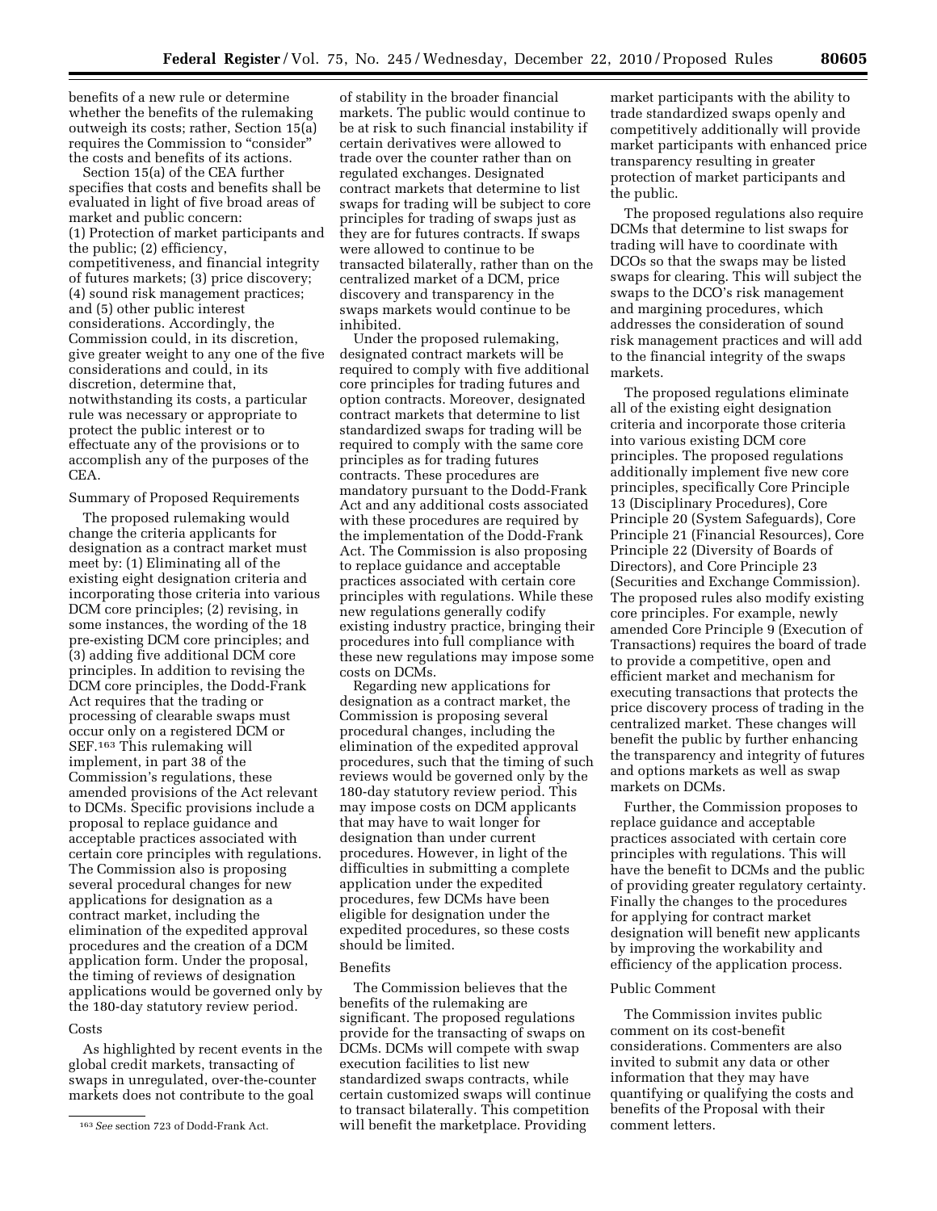benefits of a new rule or determine whether the benefits of the rulemaking outweigh its costs; rather, Section 15(a) requires the Commission to "consider" the costs and benefits of its actions.

Section 15(a) of the CEA further specifies that costs and benefits shall be evaluated in light of five broad areas of market and public concern: (1) Protection of market participants and the public; (2) efficiency, competitiveness, and financial integrity of futures markets; (3) price discovery; (4) sound risk management practices; and (5) other public interest considerations. Accordingly, the Commission could, in its discretion, give greater weight to any one of the five considerations and could, in its discretion, determine that, notwithstanding its costs, a particular rule was necessary or appropriate to protect the public interest or to effectuate any of the provisions or to accomplish any of the purposes of the CEA.

Summary of Proposed Requirements

The proposed rulemaking would change the criteria applicants for designation as a contract market must meet by: (1) Eliminating all of the existing eight designation criteria and incorporating those criteria into various DCM core principles; (2) revising, in some instances, the wording of the 18 pre-existing DCM core principles; and (3) adding five additional DCM core principles. In addition to revising the DCM core principles, the Dodd-Frank Act requires that the trading or processing of clearable swaps must occur only on a registered DCM or SEF.[163] This rulemaking will implement, in part 38 of the Commission's regulations, these amended provisions of the Act relevant to DCMs. Specific provisions include a proposal to replace guidance and acceptable practices associated with certain core principles with regulations. The Commission also is proposing several procedural changes for new applications for designation as a contract market, including the elimination of the expedited approval procedures and the creation of a DCM application form. Under the proposal, the timing of reviews of designation applications would be governed only by the 180-day statutory review period.

Costs

As highlighted by recent events in the global credit markets, transacting of swaps in unregulated, over-the-counter markets does not contribute to the goal of stability in the broader financial markets. The public would continue to be at risk to such financial instability if certain derivatives were allowed to trade over the counter rather than on regulated exchanges. Designated contract markets that determine to list swaps for trading will be subject to core principles for trading of swaps just as they are for futures contracts. If swaps were allowed to continue to be transacted bilaterally, rather than on the centralized market of a DCM, price discovery and transparency in the swaps markets would continue to be inhibited.

Under the proposed rulemaking, designated contract markets will be required to comply with five additional core principles for trading futures and option contracts. Moreover, designated contract markets that determine to list standardized swaps for trading will be required to comply with the same core principles as for trading futures contracts. These procedures are mandatory pursuant to the Dodd-Frank Act and any additional costs associated with these procedures are required by the implementation of the Dodd-Frank Act. The Commission is also proposing to replace guidance and acceptable practices associated with certain core principles with regulations. While these new regulations generally codify existing industry practice, bringing their procedures into full compliance with these new regulations may impose some costs on DCMs.

Regarding new applications for designation as a contract market, the Commission is proposing several procedural changes, including the elimination of the expedited approval procedures, such that the timing of such reviews would be governed only by the 180-day statutory review period. This may impose costs on DCM applicants that may have to wait longer for designation than under current procedures. However, in light of the difficulties in submitting a complete application under the expedited procedures, few DCMs have been eligible for designation under the expedited procedures, so these costs should be limited.

Benefits

The Commission believes that the benefits of the rulemaking are significant. The proposed regulations provide for the transacting of swaps on DCMs. DCMs will compete with swap execution facilities to list new standardized swaps contracts, while certain customized swaps will continue to transact bilaterally. This competition will benefit the marketplace. Providing market participants with the ability to trade standardized swaps openly and competitively additionally will provide market participants with enhanced price transparency resulting in greater protection of market participants and the public.

The proposed regulations also require DCMs that determine to list swaps for trading will have to coordinate with DCOs so that the swaps may be listed swaps for clearing. This will subject the swaps to the DCO's risk management and margining procedures, which addresses the consideration of sound risk management practices and will add to the financial integrity of the swaps markets.

The proposed regulations eliminate all of the existing eight designation criteria and incorporate those criteria into various existing DCM core principles. The proposed regulations additionally implement five new core principles, specifically Core Principle 13 (Disciplinary Procedures), Core Principle 20 (System Safeguards), Core Principle 21 (Financial Resources), Core Principle 22 (Diversity of Boards of Directors), and Core Principle 23 (Securities and Exchange Commission). The proposed rules also modify existing core principles. For example, newly amended Core Principle 9 (Execution of Transactions) requires the board of trade to provide a competitive, open and efficient market and mechanism for executing transactions that protects the price discovery process of trading in the centralized market. These changes will benefit the public by further enhancing the transparency and integrity of futures and options markets as well as swap markets on DCMs.

Further, the Commission proposes to replace guidance and acceptable practices associated with certain core principles with regulations. This will have the benefit to DCMs and the public of providing greater regulatory certainty. Finally the changes to the procedures for applying for contract market designation will benefit new applicants by improving the workability and efficiency of the application process.

Public Comment

The Commission invites public comment on its cost-benefit considerations. Commenters are also invited to submit any data or other information that they may have quantifying or qualifying the costs and benefits of the Proposal with their comment letters.

[163] *See* section 723 of Dodd-Frank Act.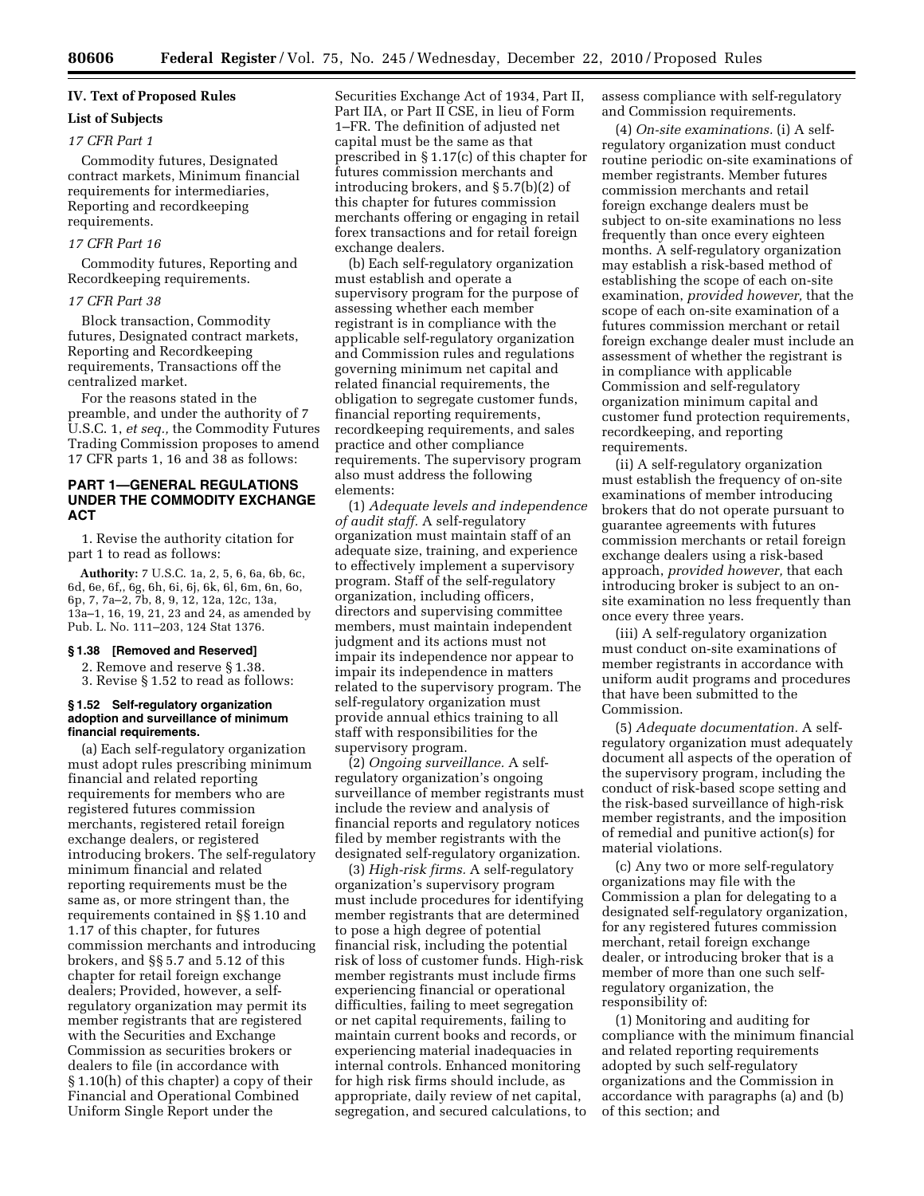## IV. Text of Proposed Rules

### List of Subjects

*17 CFR Part 1*

Commodity futures, Designated contract markets, Minimum financial requirements for intermediaries, Reporting and recordkeeping requirements.

*17 CFR Part 16*

Commodity futures, Reporting and Recordkeeping requirements.

*17 CFR Part 38*

Block transaction, Commodity futures, Designated contract markets, Reporting and Recordkeeping requirements, Transactions off the centralized market.

For the reasons stated in the preamble, and under the authority of 7 U.S.C. 1, *et seq.,* the Commodity Futures Trading Commission proposes to amend 17 CFR parts 1, 16 and 38 as follows:

## PART 1—GENERAL REGULATIONS UNDER THE COMMODITY EXCHANGE ACT

1. Revise the authority citation for part 1 to read as follows:

**Authority:** 7 U.S.C. 1a, 2, 5, 6, 6a, 6b, 6c, 6d, 6e, 6f,, 6g, 6h, 6i, 6j, 6k, 6l, 6m, 6n, 6o, 6p, 7, 7a–2, 7b, 8, 9, 12, 12a, 12c, 13a, 13a–1, 16, 19, 21, 23 and 24, as amended by Pub. L. No. 111–203, 124 Stat 1376.

### § 1.38 [Removed and Reserved]

2. Remove and reserve § 1.38.

3. Revise § 1.52 to read as follows:

### § 1.52 Self-regulatory organization adoption and surveillance of minimum financial requirements.

(a) Each self-regulatory organization must adopt rules prescribing minimum financial and related reporting requirements for members who are registered futures commission merchants, registered retail foreign exchange dealers, or registered introducing brokers. The self-regulatory minimum financial and related reporting requirements must be the same as, or more stringent than, the requirements contained in §§ 1.10 and 1.17 of this chapter, for futures commission merchants and introducing brokers, and §§ 5.7 and 5.12 of this chapter for retail foreign exchange dealers; Provided, however, a self-regulatory organization may permit its member registrants that are registered with the Securities and Exchange Commission as securities brokers or dealers to file (in accordance with § 1.10(h) of this chapter) a copy of their Financial and Operational Combined Uniform Single Report under the Securities Exchange Act of 1934, Part II, Part IIA, or Part II CSE, in lieu of Form 1–FR. The definition of adjusted net capital must be the same as that prescribed in § 1.17(c) of this chapter for futures commission merchants and introducing brokers, and § 5.7(b)(2) of this chapter for futures commission merchants offering or engaging in retail forex transactions and for retail foreign exchange dealers.

(b) Each self-regulatory organization must establish and operate a supervisory program for the purpose of assessing whether each member registrant is in compliance with the applicable self-regulatory organization and Commission rules and regulations governing minimum net capital and related financial requirements, the obligation to segregate customer funds, financial reporting requirements, recordkeeping requirements, and sales practice and other compliance requirements. The supervisory program also must address the following elements:

(1) *Adequate levels and independence of audit staff.* A self-regulatory organization must maintain staff of an adequate size, training, and experience to effectively implement a supervisory program. Staff of the self-regulatory organization, including officers, directors and supervising committee members, must maintain independent judgment and its actions must not impair its independence nor appear to impair its independence in matters related to the supervisory program. The self-regulatory organization must provide annual ethics training to all staff with responsibilities for the supervisory program.

(2) *Ongoing surveillance.* A self-regulatory organization's ongoing surveillance of member registrants must include the review and analysis of financial reports and regulatory notices filed by member registrants with the designated self-regulatory organization.

(3) *High-risk firms.* A self-regulatory organization's supervisory program must include procedures for identifying member registrants that are determined to pose a high degree of potential financial risk, including the potential risk of loss of customer funds. High-risk member registrants must include firms experiencing financial or operational difficulties, failing to meet segregation or net capital requirements, failing to maintain current books and records, or experiencing material inadequacies in internal controls. Enhanced monitoring for high risk firms should include, as appropriate, daily review of net capital, segregation, and secured calculations, to assess compliance with self-regulatory and Commission requirements.

(4) *On-site examinations.* (i) A self-regulatory organization must conduct routine periodic on-site examinations of member registrants. Member futures commission merchants and retail foreign exchange dealers must be subject to on-site examinations no less frequently than once every eighteen months. A self-regulatory organization may establish a risk-based method of establishing the scope of each on-site examination, *provided however,* that the scope of each on-site examination of a futures commission merchant or retail foreign exchange dealer must include an assessment of whether the registrant is in compliance with applicable Commission and self-regulatory organization minimum capital and customer fund protection requirements, recordkeeping, and reporting requirements.

(ii) A self-regulatory organization must establish the frequency of on-site examinations of member introducing brokers that do not operate pursuant to guarantee agreements with futures commission merchants or retail foreign exchange dealers using a risk-based approach, *provided however,* that each introducing broker is subject to an on-site examination no less frequently than once every three years.

(iii) A self-regulatory organization must conduct on-site examinations of member registrants in accordance with uniform audit programs and procedures that have been submitted to the Commission.

(5) *Adequate documentation.* A self-regulatory organization must adequately document all aspects of the operation of the supervisory program, including the conduct of risk-based scope setting and the risk-based surveillance of high-risk member registrants, and the imposition of remedial and punitive action(s) for material violations.

(c) Any two or more self-regulatory organizations may file with the Commission a plan for delegating to a designated self-regulatory organization, for any registered futures commission merchant, retail foreign exchange dealer, or introducing broker that is a member of more than one such self-regulatory organization, the responsibility of:

(1) Monitoring and auditing for compliance with the minimum financial and related reporting requirements adopted by such self-regulatory organizations and the Commission in accordance with paragraphs (a) and (b) of this section; and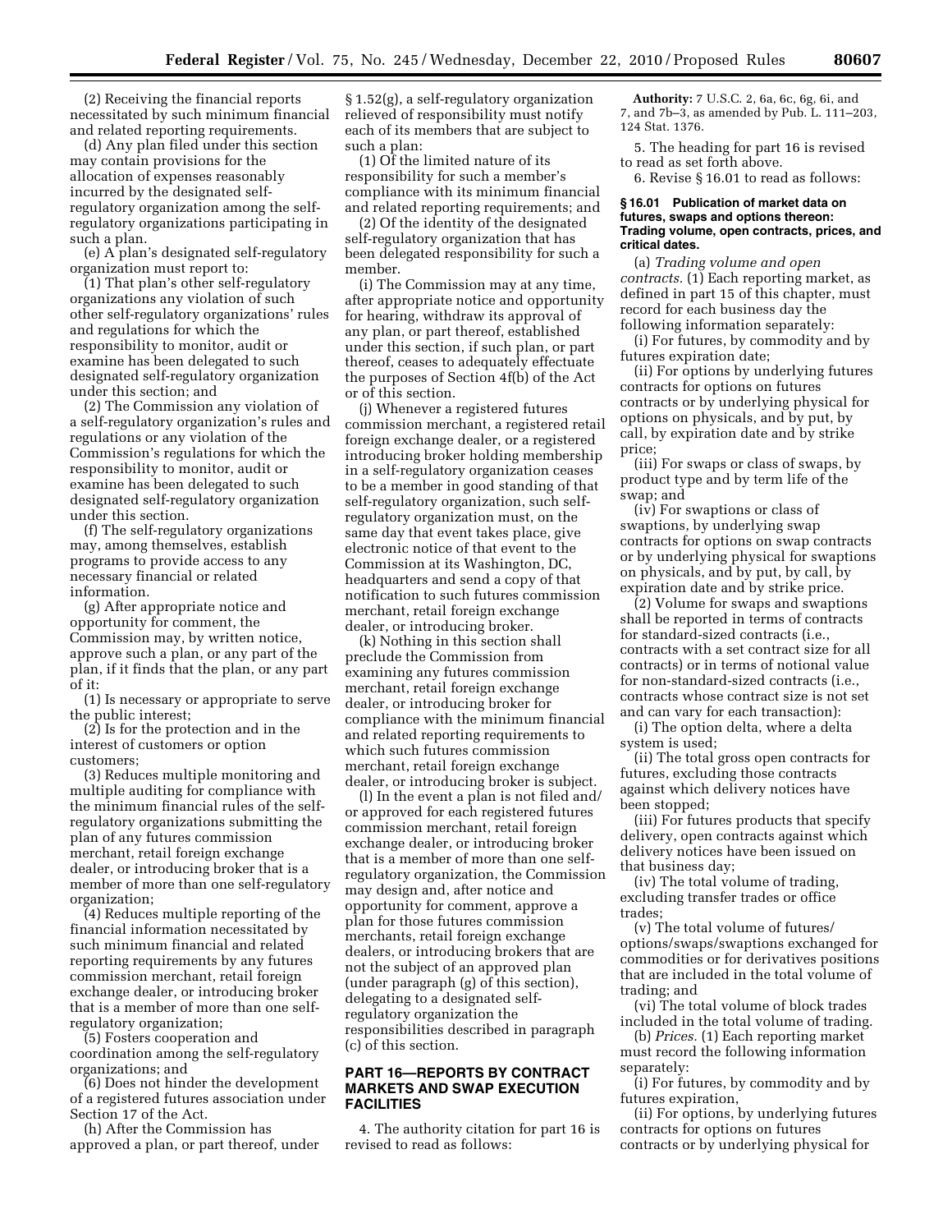(2) Receiving the financial reports necessitated by such minimum financial and related reporting requirements.

(d) Any plan filed under this section may contain provisions for the allocation of expenses reasonably incurred by the designated self-regulatory organization among the self-regulatory organizations participating in such a plan.

(e) A plan's designated self-regulatory organization must report to:

(1) That plan's other self-regulatory organizations any violation of such other self-regulatory organizations' rules and regulations for which the responsibility to monitor, audit or examine has been delegated to such designated self-regulatory organization under this section; and

(2) The Commission any violation of a self-regulatory organization's rules and regulations or any violation of the Commission's regulations for which the responsibility to monitor, audit or examine has been delegated to such designated self-regulatory organization under this section.

(f) The self-regulatory organizations may, among themselves, establish programs to provide access to any necessary financial or related information.

(g) After appropriate notice and opportunity for comment, the Commission may, by written notice, approve such a plan, or any part of the plan, if it finds that the plan, or any part of it:

(1) Is necessary or appropriate to serve the public interest;

(2) Is for the protection and in the interest of customers or option customers;

(3) Reduces multiple monitoring and multiple auditing for compliance with the minimum financial rules of the self-regulatory organizations submitting the plan of any futures commission merchant, retail foreign exchange dealer, or introducing broker that is a member of more than one self-regulatory organization;

(4) Reduces multiple reporting of the financial information necessitated by such minimum financial and related reporting requirements by any futures commission merchant, retail foreign exchange dealer, or introducing broker that is a member of more than one self-regulatory organization;

(5) Fosters cooperation and coordination among the self-regulatory organizations; and

(6) Does not hinder the development of a registered futures association under Section 17 of the Act.

(h) After the Commission has approved a plan, or part thereof, under § 1.52(g), a self-regulatory organization relieved of responsibility must notify each of its members that are subject to such a plan:

(1) Of the limited nature of its responsibility for such a member's compliance with its minimum financial and related reporting requirements; and

(2) Of the identity of the designated self-regulatory organization that has been delegated responsibility for such a member.

(i) The Commission may at any time, after appropriate notice and opportunity for hearing, withdraw its approval of any plan, or part thereof, established under this section, if such plan, or part thereof, ceases to adequately effectuate the purposes of Section 4f(b) of the Act or of this section.

(j) Whenever a registered futures commission merchant, a registered retail foreign exchange dealer, or a registered introducing broker holding membership in a self-regulatory organization ceases to be a member in good standing of that self-regulatory organization, such self-regulatory organization must, on the same day that event takes place, give electronic notice of that event to the Commission at its Washington, DC, headquarters and send a copy of that notification to such futures commission merchant, retail foreign exchange dealer, or introducing broker.

(k) Nothing in this section shall preclude the Commission from examining any futures commission merchant, retail foreign exchange dealer, or introducing broker for compliance with the minimum financial and related reporting requirements to which such futures commission merchant, retail foreign exchange dealer, or introducing broker is subject.

(l) In the event a plan is not filed and/or approved for each registered futures commission merchant, retail foreign exchange dealer, or introducing broker that is a member of more than one self-regulatory organization, the Commission may design and, after notice and opportunity for comment, approve a plan for those futures commission merchants, retail foreign exchange dealers, or introducing brokers that are not the subject of an approved plan (under paragraph (g) of this section), delegating to a designated self-regulatory organization the responsibilities described in paragraph (c) of this section.

## PART 16—REPORTS BY CONTRACT MARKETS AND SWAP EXECUTION FACILITIES

4. The authority citation for part 16 is revised to read as follows:

**Authority:** 7 U.S.C. 2, 6a, 6c, 6g, 6i, and 7, and 7b–3, as amended by Pub. L. 111–203, 124 Stat. 1376.

5. The heading for part 16 is revised to read as set forth above.

6. Revise § 16.01 to read as follows:

### § 16.01 Publication of market data on futures, swaps and options thereon: Trading volume, open contracts, prices, and critical dates.

(a) *Trading volume and open contracts.* (1) Each reporting market, as defined in part 15 of this chapter, must record for each business day the following information separately:

(i) For futures, by commodity and by futures expiration date;

(ii) For options by underlying futures contracts for options on futures contracts or by underlying physical for options on physicals, and by put, by call, by expiration date and by strike price;

(iii) For swaps or class of swaps, by product type and by term life of the swap; and

(iv) For swaptions or class of swaptions, by underlying swap contracts for options on swap contracts or by underlying physical for swaptions on physicals, and by put, by call, by expiration date and by strike price.

(2) Volume for swaps and swaptions shall be reported in terms of contracts for standard-sized contracts (i.e., contracts with a set contract size for all contracts) or in terms of notional value for non-standard-sized contracts (i.e., contracts whose contract size is not set and can vary for each transaction):

(i) The option delta, where a delta system is used;

(ii) The total gross open contracts for futures, excluding those contracts against which delivery notices have been stopped;

(iii) For futures products that specify delivery, open contracts against which delivery notices have been issued on that business day;

(iv) The total volume of trading, excluding transfer trades or office trades;

(v) The total volume of futures/options/swaps/swaptions exchanged for commodities or for derivatives positions that are included in the total volume of trading; and

(vi) The total volume of block trades included in the total volume of trading.

(b) *Prices.* (1) Each reporting market must record the following information separately:

(i) For futures, by commodity and by futures expiration,

(ii) For options, by underlying futures contracts for options on futures contracts or by underlying physical for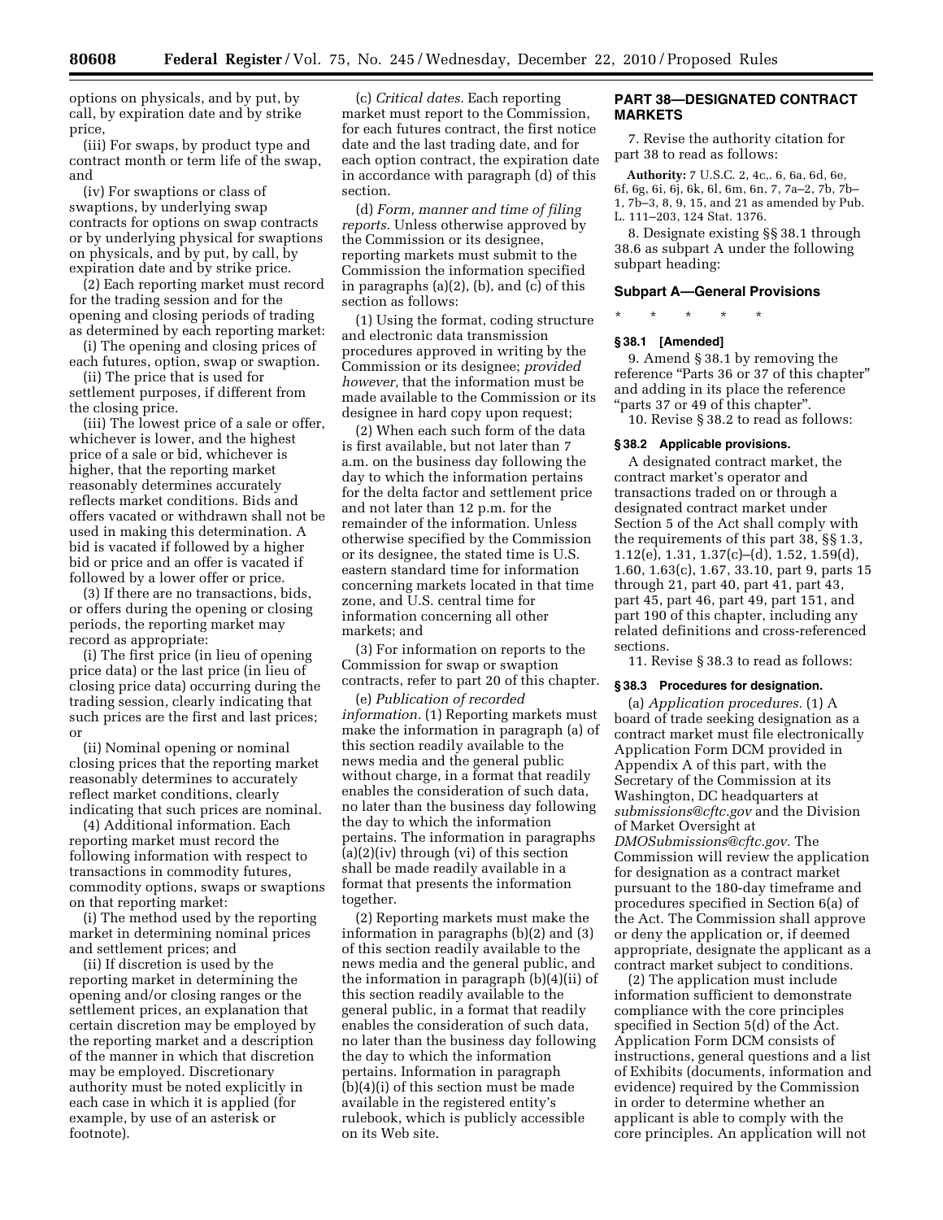options on physicals, and by put, by call, by expiration date and by strike price,

(iii) For swaps, by product type and contract month or term life of the swap, and

(iv) For swaptions or class of swaptions, by underlying swap contracts for options on swap contracts or by underlying physical for swaptions on physicals, and by put, by call, by expiration date and by strike price.

(2) Each reporting market must record for the trading session and for the opening and closing periods of trading as determined by each reporting market:

(i) The opening and closing prices of each futures, option, swap or swaption.

(ii) The price that is used for settlement purposes, if different from the closing price.

(iii) The lowest price of a sale or offer, whichever is lower, and the highest price of a sale or bid, whichever is higher, that the reporting market reasonably determines accurately reflects market conditions. Bids and offers vacated or withdrawn shall not be used in making this determination. A bid is vacated if followed by a higher bid or price and an offer is vacated if followed by a lower offer or price.

(3) If there are no transactions, bids, or offers during the opening or closing periods, the reporting market may record as appropriate:

(i) The first price (in lieu of opening price data) or the last price (in lieu of closing price data) occurring during the trading session, clearly indicating that such prices are the first and last prices; or

(ii) Nominal opening or nominal closing prices that the reporting market reasonably determines to accurately reflect market conditions, clearly indicating that such prices are nominal.

(4) Additional information. Each reporting market must record the following information with respect to transactions in commodity futures, commodity options, swaps or swaptions on that reporting market:

(i) The method used by the reporting market in determining nominal prices and settlement prices; and

(ii) If discretion is used by the reporting market in determining the opening and/or closing ranges or the settlement prices, an explanation that certain discretion may be employed by the reporting market and a description of the manner in which that discretion may be employed. Discretionary authority must be noted explicitly in each case in which it is applied (for example, by use of an asterisk or footnote).

(c) *Critical dates.* Each reporting market must report to the Commission, for each futures contract, the first notice date and the last trading date, and for each option contract, the expiration date in accordance with paragraph (d) of this section.

(d) *Form, manner and time of filing reports.* Unless otherwise approved by the Commission or its designee, reporting markets must submit to the Commission the information specified in paragraphs (a)(2), (b), and (c) of this section as follows:

(1) Using the format, coding structure and electronic data transmission procedures approved in writing by the Commission or its designee; *provided however,* that the information must be made available to the Commission or its designee in hard copy upon request;

(2) When each such form of the data is first available, but not later than 7 a.m. on the business day following the day to which the information pertains for the delta factor and settlement price and not later than 12 p.m. for the remainder of the information. Unless otherwise specified by the Commission or its designee, the stated time is U.S. eastern standard time for information concerning markets located in that time zone, and U.S. central time for information concerning all other markets; and

(3) For information on reports to the Commission for swap or swaption contracts, refer to part 20 of this chapter.

(e) *Publication of recorded information.* (1) Reporting markets must make the information in paragraph (a) of this section readily available to the news media and the general public without charge, in a format that readily enables the consideration of such data, no later than the business day following the day to which the information pertains. The information in paragraphs (a)(2)(iv) through (vi) of this section shall be made readily available in a format that presents the information together.

(2) Reporting markets must make the information in paragraphs (b)(2) and (3) of this section readily available to the news media and the general public, and the information in paragraph (b)(4)(ii) of this section readily available to the general public, in a format that readily enables the consideration of such data, no later than the business day following the day to which the information pertains. Information in paragraph (b)(4)(i) of this section must be made available in the registered entity's rulebook, which is publicly accessible on its Web site.

## PART 38—DESIGNATED CONTRACT MARKETS

7. Revise the authority citation for part 38 to read as follows:

**Authority:** 7 U.S.C. 2, 4c,. 6, 6a, 6d, 6e, 6f, 6g, 6i, 6j, 6k, 6l, 6m, 6n, 7, 7a–2, 7b, 7b–1, 7b–3, 8, 9, 15, and 21 as amended by Pub. L. 111–203, 124 Stat. 1376.

8. Designate existing §§ 38.1 through 38.6 as subpart A under the following subpart heading:

### Subpart A—General Provisions

\* \* \* \* \*

### § 38.1 [Amended]

9. Amend § 38.1 by removing the reference "Parts 36 or 37 of this chapter" and adding in its place the reference "parts 37 or 49 of this chapter".

10. Revise § 38.2 to read as follows:

### § 38.2 Applicable provisions.

A designated contract market, the contract market's operator and transactions traded on or through a designated contract market under Section 5 of the Act shall comply with the requirements of this part 38, §§ 1.3, 1.12(e), 1.31, 1.37(c)–(d), 1.52, 1.59(d), 1.60, 1.63(c), 1.67, 33.10, part 9, parts 15 through 21, part 40, part 41, part 43, part 45, part 46, part 49, part 151, and part 190 of this chapter, including any related definitions and cross-referenced sections.

11. Revise § 38.3 to read as follows:

### § 38.3 Procedures for designation.

(a) *Application procedures.* (1) A board of trade seeking designation as a contract market must file electronically Application Form DCM provided in Appendix A of this part, with the Secretary of the Commission at its Washington, DC headquarters at *submissions@cftc.gov* and the Division of Market Oversight at *DMOSubmissions@cftc.gov.* The Commission will review the application for designation as a contract market pursuant to the 180-day timeframe and procedures specified in Section 6(a) of the Act. The Commission shall approve or deny the application or, if deemed appropriate, designate the applicant as a contract market subject to conditions.

(2) The application must include information sufficient to demonstrate compliance with the core principles specified in Section 5(d) of the Act. Application Form DCM consists of instructions, general questions and a list of Exhibits (documents, information and evidence) required by the Commission in order to determine whether an applicant is able to comply with the core principles. An application will not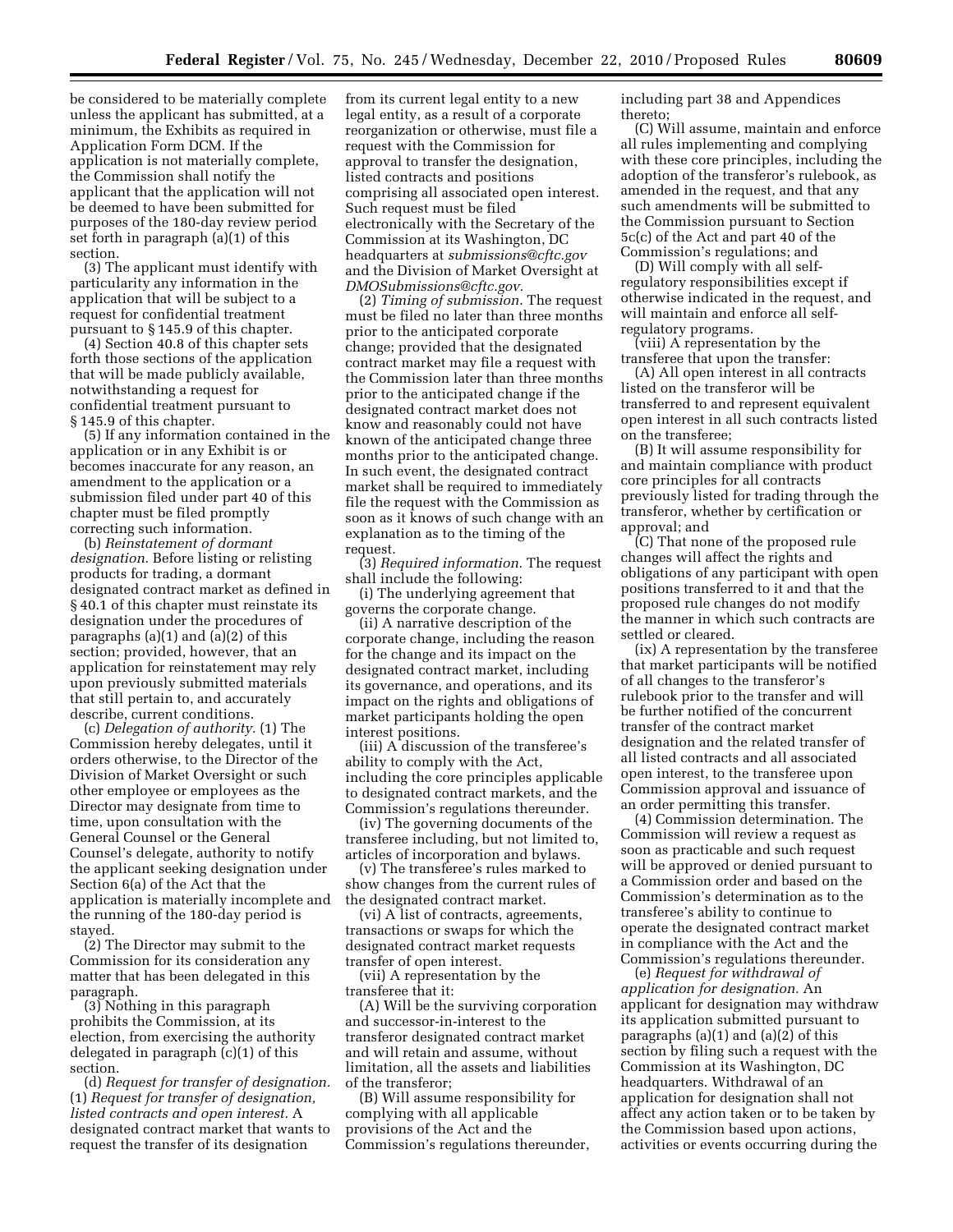be considered to be materially complete unless the applicant has submitted, at a minimum, the Exhibits as required in Application Form DCM. If the application is not materially complete, the Commission shall notify the applicant that the application will not be deemed to have been submitted for purposes of the 180-day review period set forth in paragraph (a)(1) of this section.

(3) The applicant must identify with particularity any information in the application that will be subject to a request for confidential treatment pursuant to § 145.9 of this chapter.

(4) Section 40.8 of this chapter sets forth those sections of the application that will be made publicly available, notwithstanding a request for confidential treatment pursuant to § 145.9 of this chapter.

(5) If any information contained in the application or in any Exhibit is or becomes inaccurate for any reason, an amendment to the application or a submission filed under part 40 of this chapter must be filed promptly correcting such information.

(b) *Reinstatement of dormant designation.* Before listing or relisting products for trading, a dormant designated contract market as defined in § 40.1 of this chapter must reinstate its designation under the procedures of paragraphs (a)(1) and (a)(2) of this section; provided, however, that an application for reinstatement may rely upon previously submitted materials that still pertain to, and accurately describe, current conditions.

(c) *Delegation of authority.* (1) The Commission hereby delegates, until it orders otherwise, to the Director of the Division of Market Oversight or such other employee or employees as the Director may designate from time to time, upon consultation with the General Counsel or the General Counsel's delegate, authority to notify the applicant seeking designation under Section 6(a) of the Act that the application is materially incomplete and the running of the 180-day period is stayed.

(2) The Director may submit to the Commission for its consideration any matter that has been delegated in this paragraph.

(3) Nothing in this paragraph prohibits the Commission, at its election, from exercising the authority delegated in paragraph (c)(1) of this section.

(d) *Request for transfer of designation.* (1) *Request for transfer of designation, listed contracts and open interest.* A designated contract market that wants to request the transfer of its designation from its current legal entity to a new legal entity, as a result of a corporate reorganization or otherwise, must file a request with the Commission for approval to transfer the designation, listed contracts and positions comprising all associated open interest. Such request must be filed electronically with the Secretary of the Commission at its Washington, DC headquarters at *submissions@cftc.gov* and the Division of Market Oversight at *DMOSubmissions@cftc.gov.*

(2) *Timing of submission.* The request must be filed no later than three months prior to the anticipated corporate change; provided that the designated contract market may file a request with the Commission later than three months prior to the anticipated change if the designated contract market does not know and reasonably could not have known of the anticipated change three months prior to the anticipated change. In such event, the designated contract market shall be required to immediately file the request with the Commission as soon as it knows of such change with an explanation as to the timing of the request.

(3) *Required information.* The request shall include the following:

(i) The underlying agreement that governs the corporate change.

(ii) A narrative description of the corporate change, including the reason for the change and its impact on the designated contract market, including its governance, and operations, and its impact on the rights and obligations of market participants holding the open interest positions.

(iii) A discussion of the transferee's ability to comply with the Act, including the core principles applicable to designated contract markets, and the Commission's regulations thereunder.

(iv) The governing documents of the transferee including, but not limited to, articles of incorporation and bylaws.

(v) The transferee's rules marked to show changes from the current rules of the designated contract market.

(vi) A list of contracts, agreements, transactions or swaps for which the designated contract market requests transfer of open interest.

(vii) A representation by the transferee that it:

(A) Will be the surviving corporation and successor-in-interest to the transferor designated contract market and will retain and assume, without limitation, all the assets and liabilities of the transferor;

(B) Will assume responsibility for complying with all applicable provisions of the Act and the Commission's regulations thereunder, including part 38 and Appendices thereto;

(C) Will assume, maintain and enforce all rules implementing and complying with these core principles, including the adoption of the transferor's rulebook, as amended in the request, and that any such amendments will be submitted to the Commission pursuant to Section 5c(c) of the Act and part 40 of the Commission's regulations; and

(D) Will comply with all self-regulatory responsibilities except if otherwise indicated in the request, and will maintain and enforce all self-regulatory programs.

(viii) A representation by the transferee that upon the transfer:

(A) All open interest in all contracts listed on the transferor will be transferred to and represent equivalent open interest in all such contracts listed on the transferee;

(B) It will assume responsibility for and maintain compliance with product core principles for all contracts previously listed for trading through the transferor, whether by certification or approval; and

(C) That none of the proposed rule changes will affect the rights and obligations of any participant with open positions transferred to it and that the proposed rule changes do not modify the manner in which such contracts are settled or cleared.

(ix) A representation by the transferee that market participants will be notified of all changes to the transferor's rulebook prior to the transfer and will be further notified of the concurrent transfer of the contract market designation and the related transfer of all listed contracts and all associated open interest, to the transferee upon Commission approval and issuance of an order permitting this transfer.

(4) Commission determination. The Commission will review a request as soon as practicable and such request will be approved or denied pursuant to a Commission order and based on the Commission's determination as to the transferee's ability to continue to operate the designated contract market in compliance with the Act and the Commission's regulations thereunder.

(e) *Request for withdrawal of application for designation.* An applicant for designation may withdraw its application submitted pursuant to paragraphs (a)(1) and (a)(2) of this section by filing such a request with the Commission at its Washington, DC headquarters. Withdrawal of an application for designation shall not affect any action taken or to be taken by the Commission based upon actions, activities or events occurring during the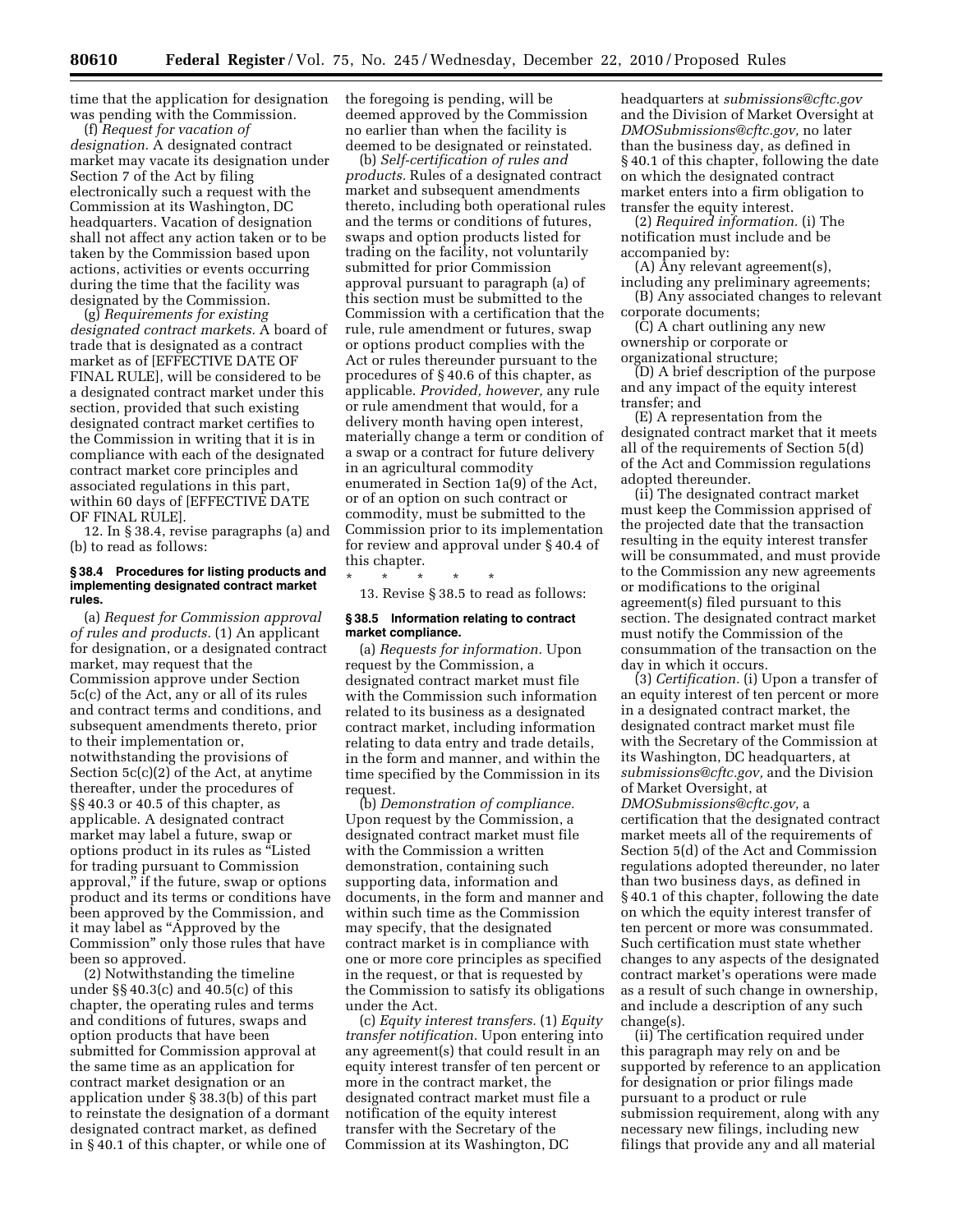time that the application for designation was pending with the Commission.

(f) *Request for vacation of designation.* A designated contract market may vacate its designation under Section 7 of the Act by filing electronically such a request with the Commission at its Washington, DC headquarters. Vacation of designation shall not affect any action taken or to be taken by the Commission based upon actions, activities or events occurring during the time that the facility was designated by the Commission.

(g) *Requirements for existing designated contract markets.* A board of trade that is designated as a contract market as of [EFFECTIVE DATE OF FINAL RULE], will be considered to be a designated contract market under this section, provided that such existing designated contract market certifies to the Commission in writing that it is in compliance with each of the designated contract market core principles and associated regulations in this part, within 60 days of [EFFECTIVE DATE OF FINAL RULE].

12. In § 38.4, revise paragraphs (a) and (b) to read as follows:

### § 38.4 Procedures for listing products and implementing designated contract market rules.

(a) *Request for Commission approval of rules and products.* (1) An applicant for designation, or a designated contract market, may request that the Commission approve under Section 5c(c) of the Act, any or all of its rules and contract terms and conditions, and subsequent amendments thereto, prior to their implementation or, notwithstanding the provisions of Section 5c(c)(2) of the Act, at anytime thereafter, under the procedures of §§ 40.3 or 40.5 of this chapter, as applicable. A designated contract market may label a future, swap or options product in its rules as "Listed for trading pursuant to Commission approval," if the future, swap or options product and its terms or conditions have been approved by the Commission, and it may label as "Approved by the Commission" only those rules that have been so approved.

(2) Notwithstanding the timeline under §§ 40.3(c) and 40.5(c) of this chapter, the operating rules and terms and conditions of futures, swaps and option products that have been submitted for Commission approval at the same time as an application for contract market designation or an application under § 38.3(b) of this part to reinstate the designation of a dormant designated contract market, as defined in § 40.1 of this chapter, or while one of the foregoing is pending, will be deemed approved by the Commission no earlier than when the facility is deemed to be designated or reinstated.

(b) *Self-certification of rules and products.* Rules of a designated contract market and subsequent amendments thereto, including both operational rules and the terms or conditions of futures, swaps and option products listed for trading on the facility, not voluntarily submitted for prior Commission approval pursuant to paragraph (a) of this section must be submitted to the Commission with a certification that the rule, rule amendment or futures, swap or options product complies with the Act or rules thereunder pursuant to the procedures of § 40.6 of this chapter, as applicable. *Provided, however,* any rule or rule amendment that would, for a delivery month having open interest, materially change a term or condition of a swap or a contract for future delivery in an agricultural commodity enumerated in Section 1a(9) of the Act, or of an option on such contract or commodity, must be submitted to the Commission prior to its implementation for review and approval under § 40.4 of this chapter.

\* \* \* \* \*

13. Revise § 38.5 to read as follows:

### § 38.5 Information relating to contract market compliance.

(a) *Requests for information.* Upon request by the Commission, a designated contract market must file with the Commission such information related to its business as a designated contract market, including information relating to data entry and trade details, in the form and manner, and within the time specified by the Commission in its request.

(b) *Demonstration of compliance.* Upon request by the Commission, a designated contract market must file with the Commission a written demonstration, containing such supporting data, information and documents, in the form and manner and within such time as the Commission may specify, that the designated contract market is in compliance with one or more core principles as specified in the request, or that is requested by the Commission to satisfy its obligations under the Act.

(c) *Equity interest transfers.* (1) *Equity transfer notification.* Upon entering into any agreement(s) that could result in an equity interest transfer of ten percent or more in the contract market, the designated contract market must file a notification of the equity interest transfer with the Secretary of the Commission at its Washington, DC headquarters at *submissions@cftc.gov* and the Division of Market Oversight at *DMOSubmissions@cftc.gov,* no later than the business day, as defined in § 40.1 of this chapter, following the date on which the designated contract market enters into a firm obligation to transfer the equity interest.

(2) *Required information.* (i) The notification must include and be accompanied by:

(A) Any relevant agreement(s), including any preliminary agreements;

(B) Any associated changes to relevant corporate documents;

(C) A chart outlining any new ownership or corporate or organizational structure;

(D) A brief description of the purpose and any impact of the equity interest transfer; and

(E) A representation from the designated contract market that it meets all of the requirements of Section 5(d) of the Act and Commission regulations adopted thereunder.

(ii) The designated contract market must keep the Commission apprised of the projected date that the transaction resulting in the equity interest transfer will be consummated, and must provide to the Commission any new agreements or modifications to the original agreement(s) filed pursuant to this section. The designated contract market must notify the Commission of the consummation of the transaction on the day in which it occurs.

(3) *Certification.* (i) Upon a transfer of an equity interest of ten percent or more in a designated contract market, the designated contract market must file with the Secretary of the Commission at its Washington, DC headquarters, at *submissions@cftc.gov,* and the Division of Market Oversight, at *DMOSubmissions@cftc.gov,* a certification that the designated contract market meets all of the requirements of Section 5(d) of the Act and Commission regulations adopted thereunder, no later than two business days, as defined in § 40.1 of this chapter, following the date on which the equity interest transfer of ten percent or more was consummated. Such certification must state whether changes to any aspects of the designated contract market's operations were made as a result of such change in ownership, and include a description of any such change(s).

(ii) The certification required under this paragraph may rely on and be supported by reference to an application for designation or prior filings made pursuant to a product or rule submission requirement, along with any necessary new filings, including new filings that provide any and all material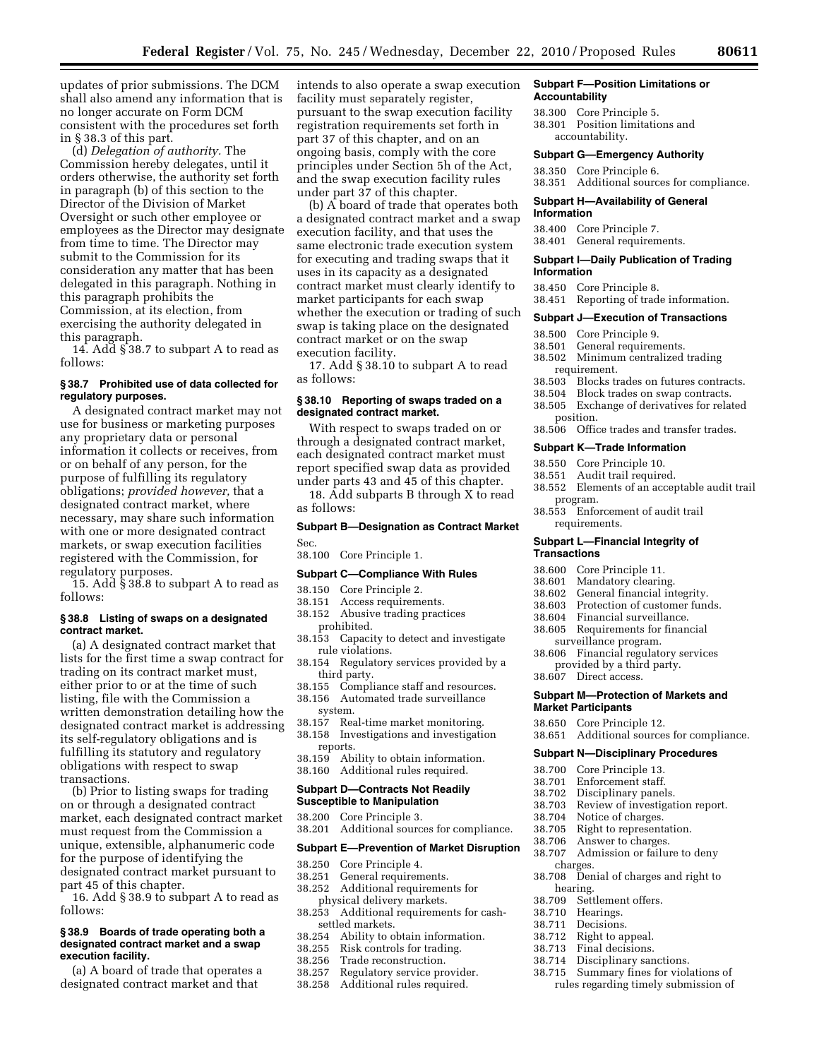updates of prior submissions. The DCM shall also amend any information that is no longer accurate on Form DCM consistent with the procedures set forth in § 38.3 of this part.

(d) *Delegation of authority.* The Commission hereby delegates, until it orders otherwise, the authority set forth in paragraph (b) of this section to the Director of the Division of Market Oversight or such other employee or employees as the Director may designate from time to time. The Director may submit to the Commission for its consideration any matter that has been delegated in this paragraph. Nothing in this paragraph prohibits the Commission, at its election, from exercising the authority delegated in this paragraph.

14. Add § 38.7 to subpart A to read as follows:

#### § 38.7 Prohibited use of data collected for regulatory purposes.

A designated contract market may not use for business or marketing purposes any proprietary data or personal information it collects or receives, from or on behalf of any person, for the purpose of fulfilling its regulatory obligations; *provided however,* that a designated contract market, where necessary, may share such information with one or more designated contract markets, or swap execution facilities registered with the Commission, for regulatory purposes.

15. Add § 38.8 to subpart A to read as follows:

#### § 38.8 Listing of swaps on a designated contract market.

(a) A designated contract market that lists for the first time a swap contract for trading on its contract market must, either prior to or at the time of such listing, file with the Commission a written demonstration detailing how the designated contract market is addressing its self-regulatory obligations and is fulfilling its statutory and regulatory obligations with respect to swap transactions.

(b) Prior to listing swaps for trading on or through a designated contract market, each designated contract market must request from the Commission a unique, extensible, alphanumeric code for the purpose of identifying the designated contract market pursuant to part 45 of this chapter.

16. Add § 38.9 to subpart A to read as follows:

#### § 38.9 Boards of trade operating both a designated contract market and a swap execution facility.

(a) A board of trade that operates a designated contract market and that intends to also operate a swap execution facility must separately register, pursuant to the swap execution facility registration requirements set forth in part 37 of this chapter, and on an ongoing basis, comply with the core principles under Section 5h of the Act, and the swap execution facility rules under part 37 of this chapter.

(b) A board of trade that operates both a designated contract market and a swap execution facility, and that uses the same electronic trade execution system for executing and trading swaps that it uses in its capacity as a designated contract market must clearly identify to market participants for each swap whether the execution or trading of such swap is taking place on the designated contract market or on the swap execution facility.

17. Add § 38.10 to subpart A to read as follows:

#### § 38.10 Reporting of swaps traded on a designated contract market.

With respect to swaps traded on or through a designated contract market, each designated contract market must report specified swap data as provided under parts 43 and 45 of this chapter.

18. Add subparts B through X to read as follows:

#### Subpart B—Designation as Contract Market

Sec.
38.100 Core Principle 1.

#### Subpart C—Compliance With Rules

38.150 Core Principle 2.
38.151 Access requirements.
38.152 Abusive trading practices prohibited.
38.153 Capacity to detect and investigate rule violations.
38.154 Regulatory services provided by a third party.
38.155 Compliance staff and resources.
38.156 Automated trade surveillance system.
38.157 Real-time market monitoring.
38.158 Investigations and investigation reports.
38.159 Ability to obtain information.
38.160 Additional rules required.

#### Subpart D—Contracts Not Readily Susceptible to Manipulation

38.200 Core Principle 3.
38.201 Additional sources for compliance.

#### Subpart E—Prevention of Market Disruption

38.250 Core Principle 4.
38.251 General requirements.
38.252 Additional requirements for physical delivery markets.
38.253 Additional requirements for cash-settled markets.
38.254 Ability to obtain information.
38.255 Risk controls for trading.
38.256 Trade reconstruction.
38.257 Regulatory service provider.
38.258 Additional rules required.

#### Subpart F—Position Limitations or Accountability

38.300 Core Principle 5.
38.301 Position limitations and accountability.

#### Subpart G—Emergency Authority

38.350 Core Principle 6.
38.351 Additional sources for compliance.

#### Subpart H—Availability of General Information

38.400 Core Principle 7.
38.401 General requirements.

#### Subpart I—Daily Publication of Trading Information

38.450 Core Principle 8.
38.451 Reporting of trade information.

#### Subpart J—Execution of Transactions

38.500 Core Principle 9.
38.501 General requirements.
38.502 Minimum centralized trading requirement.
38.503 Blocks trades on futures contracts.
38.504 Block trades on swap contracts.
38.505 Exchange of derivatives for related position.
38.506 Office trades and transfer trades.

#### Subpart K—Trade Information

38.550 Core Principle 10.
38.551 Audit trail required.
38.552 Elements of an acceptable audit trail program.
38.553 Enforcement of audit trail requirements.

#### Subpart L—Financial Integrity of Transactions

38.600 Core Principle 11.
38.601 Mandatory clearing.
38.602 General financial integrity.
38.603 Protection of customer funds.
38.604 Financial surveillance.
38.605 Requirements for financial surveillance program.
38.606 Financial regulatory services provided by a third party.
38.607 Direct access.

#### Subpart M—Protection of Markets and Market Participants

38.650 Core Principle 12.
38.651 Additional sources for compliance.

#### Subpart N—Disciplinary Procedures

38.700 Core Principle 13.
38.701 Enforcement staff.
38.702 Disciplinary panels.
38.703 Review of investigation report.
38.704 Notice of charges.
38.705 Right to representation.
38.706 Answer to charges.
38.707 Admission or failure to deny charges.
38.708 Denial of charges and right to hearing.
38.709 Settlement offers.
38.710 Hearings.
38.711 Decisions.
38.712 Right to appeal.
38.713 Final decisions.
38.714 Disciplinary sanctions.
38.715 Summary fines for violations of rules regarding timely submission of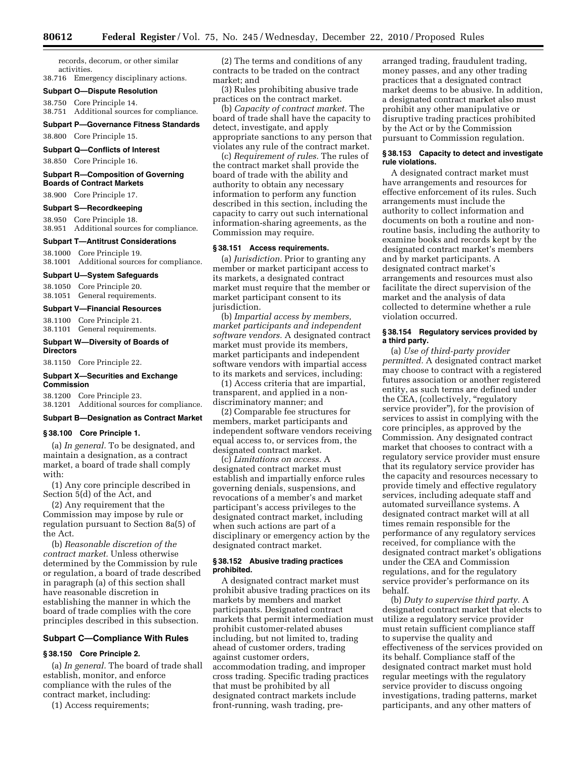records, decorum, or other similar activities.

38.716 Emergency disciplinary actions.

**Subpart O—Dispute Resolution**

38.750 Core Principle 14.
38.751 Additional sources for compliance.

**Subpart P—Governance Fitness Standards**

38.800 Core Principle 15.

**Subpart Q—Conflicts of Interest**

38.850 Core Principle 16.

**Subpart R—Composition of Governing Boards of Contract Markets**

38.900 Core Principle 17.

**Subpart S—Recordkeeping**

38.950 Core Principle 18.
38.951 Additional sources for compliance.

**Subpart T—Antitrust Considerations**

38.1000 Core Principle 19.
38.1001 Additional sources for compliance.

**Subpart U—System Safeguards**

38.1050 Core Principle 20.
38.1051 General requirements.

**Subpart V—Financial Resources**

38.1100 Core Principle 21.
38.1101 General requirements.

**Subpart W—Diversity of Boards of Directors**

38.1150 Core Principle 22.

**Subpart X—Securities and Exchange Commission**

38.1200 Core Principle 23.
38.1201 Additional sources for compliance.

**Subpart B—Designation as Contract Market**

**§ 38.100 Core Principle 1.**

(a) *In general.* To be designated, and maintain a designation, as a contract market, a board of trade shall comply with:

(1) Any core principle described in Section 5(d) of the Act, and

(2) Any requirement that the Commission may impose by rule or regulation pursuant to Section 8a(5) of the Act.

(b) *Reasonable discretion of the contract market.* Unless otherwise determined by the Commission by rule or regulation, a board of trade described in paragraph (a) of this section shall have reasonable discretion in establishing the manner in which the board of trade complies with the core principles described in this subsection.

## Subpart C—Compliance With Rules

**§ 38.150 Core Principle 2.**

(a) *In general.* The board of trade shall establish, monitor, and enforce compliance with the rules of the contract market, including:

(1) Access requirements;

(2) The terms and conditions of any contracts to be traded on the contract market; and

(3) Rules prohibiting abusive trade practices on the contract market.

(b) *Capacity of contract market.* The board of trade shall have the capacity to detect, investigate, and apply appropriate sanctions to any person that violates any rule of the contract market.

(c) *Requirement of rules.* The rules of the contract market shall provide the board of trade with the ability and authority to obtain any necessary information to perform any function described in this section, including the capacity to carry out such international information-sharing agreements, as the Commission may require.

**§ 38.151 Access requirements.**

(a) *Jurisdiction.* Prior to granting any member or market participant access to its markets, a designated contract market must require that the member or market participant consent to its jurisdiction.

(b) *Impartial access by members, market participants and independent software vendors.* A designated contract market must provide its members, market participants and independent software vendors with impartial access to its markets and services, including:

(1) Access criteria that are impartial, transparent, and applied in a non-discriminatory manner; and

(2) Comparable fee structures for members, market participants and independent software vendors receiving equal access to, or services from, the designated contract market.

(c) *Limitations on access.* A designated contract market must establish and impartially enforce rules governing denials, suspensions, and revocations of a member's and market participant's access privileges to the designated contract market, including when such actions are part of a disciplinary or emergency action by the designated contract market.

**§ 38.152 Abusive trading practices prohibited.**

A designated contract market must prohibit abusive trading practices on its markets by members and market participants. Designated contract markets that permit intermediation must prohibit customer-related abuses including, but not limited to, trading ahead of customer orders, trading against customer orders, accommodation trading, and improper cross trading. Specific trading practices that must be prohibited by all designated contract markets include front-running, wash trading, pre-arranged trading, fraudulent trading, money passes, and any other trading practices that a designated contract market deems to be abusive. In addition, a designated contract market also must prohibit any other manipulative or disruptive trading practices prohibited by the Act or by the Commission pursuant to Commission regulation.

**§ 38.153 Capacity to detect and investigate rule violations.**

A designated contract market must have arrangements and resources for effective enforcement of its rules. Such arrangements must include the authority to collect information and documents on both a routine and non-routine basis, including the authority to examine books and records kept by the designated contract market's members and by market participants. A designated contract market's arrangements and resources must also facilitate the direct supervision of the market and the analysis of data collected to determine whether a rule violation occurred.

**§ 38.154 Regulatory services provided by a third party.**

(a) *Use of third-party provider permitted.* A designated contract market may choose to contract with a registered futures association or another registered entity, as such terms are defined under the CEA, (collectively, "regulatory service provider"), for the provision of services to assist in complying with the core principles, as approved by the Commission. Any designated contract market that chooses to contract with a regulatory service provider must ensure that its regulatory service provider has the capacity and resources necessary to provide timely and effective regulatory services, including adequate staff and automated surveillance systems. A designated contract market will at all times remain responsible for the performance of any regulatory services received, for compliance with the designated contract market's obligations under the CEA and Commission regulations, and for the regulatory service provider's performance on its behalf.

(b) *Duty to supervise third party.* A designated contract market that elects to utilize a regulatory service provider must retain sufficient compliance staff to supervise the quality and effectiveness of the services provided on its behalf. Compliance staff of the designated contract market must hold regular meetings with the regulatory service provider to discuss ongoing investigations, trading patterns, market participants, and any other matters of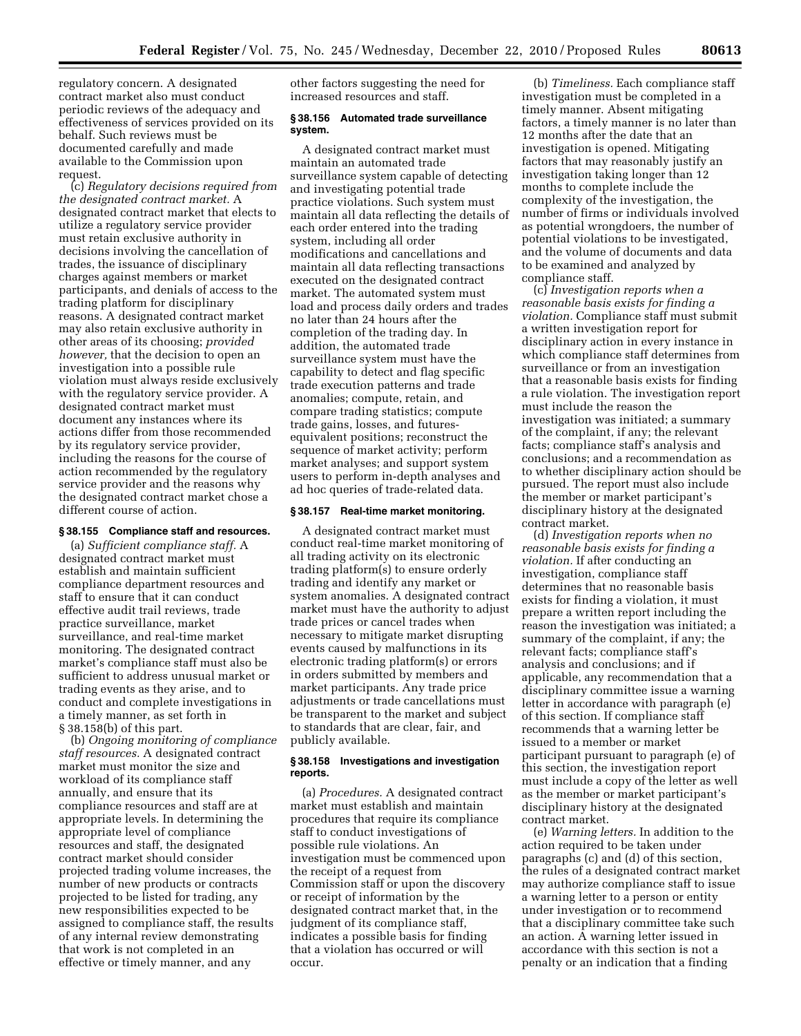regulatory concern. A designated contract market also must conduct periodic reviews of the adequacy and effectiveness of services provided on its behalf. Such reviews must be documented carefully and made available to the Commission upon request.

(c) *Regulatory decisions required from the designated contract market.* A designated contract market that elects to utilize a regulatory service provider must retain exclusive authority in decisions involving the cancellation of trades, the issuance of disciplinary charges against members or market participants, and denials of access to the trading platform for disciplinary reasons. A designated contract market may also retain exclusive authority in other areas of its choosing; *provided however,* that the decision to open an investigation into a possible rule violation must always reside exclusively with the regulatory service provider. A designated contract market must document any instances where its actions differ from those recommended by its regulatory service provider, including the reasons for the course of action recommended by the regulatory service provider and the reasons why the designated contract market chose a different course of action.

### § 38.155 Compliance staff and resources.

(a) *Sufficient compliance staff.* A designated contract market must establish and maintain sufficient compliance department resources and staff to ensure that it can conduct effective audit trail reviews, trade practice surveillance, market surveillance, and real-time market monitoring. The designated contract market's compliance staff must also be sufficient to address unusual market or trading events as they arise, and to conduct and complete investigations in a timely manner, as set forth in § 38.158(b) of this part.

(b) *Ongoing monitoring of compliance staff resources.* A designated contract market must monitor the size and workload of its compliance staff annually, and ensure that its compliance resources and staff are at appropriate levels. In determining the appropriate level of compliance resources and staff, the designated contract market should consider projected trading volume increases, the number of new products or contracts projected to be listed for trading, any new responsibilities expected to be assigned to compliance staff, the results of any internal review demonstrating that work is not completed in an effective or timely manner, and any other factors suggesting the need for increased resources and staff.

### § 38.156 Automated trade surveillance system.

A designated contract market must maintain an automated trade surveillance system capable of detecting and investigating potential trade practice violations. Such system must maintain all data reflecting the details of each order entered into the trading system, including all order modifications and cancellations and maintain all data reflecting transactions executed on the designated contract market. The automated system must load and process daily orders and trades no later than 24 hours after the completion of the trading day. In addition, the automated trade surveillance system must have the capability to detect and flag specific trade execution patterns and trade anomalies; compute, retain, and compare trading statistics; compute trade gains, losses, and futures-equivalent positions; reconstruct the sequence of market activity; perform market analyses; and support system users to perform in-depth analyses and ad hoc queries of trade-related data.

### § 38.157 Real-time market monitoring.

A designated contract market must conduct real-time market monitoring of all trading activity on its electronic trading platform(s) to ensure orderly trading and identify any market or system anomalies. A designated contract market must have the authority to adjust trade prices or cancel trades when necessary to mitigate market disrupting events caused by malfunctions in its electronic trading platform(s) or errors in orders submitted by members and market participants. Any trade price adjustments or trade cancellations must be transparent to the market and subject to standards that are clear, fair, and publicly available.

### § 38.158 Investigations and investigation reports.

(a) *Procedures.* A designated contract market must establish and maintain procedures that require its compliance staff to conduct investigations of possible rule violations. An investigation must be commenced upon the receipt of a request from Commission staff or upon the discovery or receipt of information by the designated contract market that, in the judgment of its compliance staff, indicates a possible basis for finding that a violation has occurred or will occur.

(b) *Timeliness.* Each compliance staff investigation must be completed in a timely manner. Absent mitigating factors, a timely manner is no later than 12 months after the date that an investigation is opened. Mitigating factors that may reasonably justify an investigation taking longer than 12 months to complete include the complexity of the investigation, the number of firms or individuals involved as potential wrongdoers, the number of potential violations to be investigated, and the volume of documents and data to be examined and analyzed by compliance staff.

(c) *Investigation reports when a reasonable basis exists for finding a violation.* Compliance staff must submit a written investigation report for disciplinary action in every instance in which compliance staff determines from surveillance or from an investigation that a reasonable basis exists for finding a rule violation. The investigation report must include the reason the investigation was initiated; a summary of the complaint, if any; the relevant facts; compliance staff's analysis and conclusions; and a recommendation as to whether disciplinary action should be pursued. The report must also include the member or market participant's disciplinary history at the designated contract market.

(d) *Investigation reports when no reasonable basis exists for finding a violation.* If after conducting an investigation, compliance staff determines that no reasonable basis exists for finding a violation, it must prepare a written report including the reason the investigation was initiated; a summary of the complaint, if any; the relevant facts; compliance staff's analysis and conclusions; and if applicable, any recommendation that a disciplinary committee issue a warning letter in accordance with paragraph (e) of this section. If compliance staff recommends that a warning letter be issued to a member or market participant pursuant to paragraph (e) of this section, the investigation report must include a copy of the letter as well as the member or market participant's disciplinary history at the designated contract market.

(e) *Warning letters.* In addition to the action required to be taken under paragraphs (c) and (d) of this section, the rules of a designated contract market may authorize compliance staff to issue a warning letter to a person or entity under investigation or to recommend that a disciplinary committee take such an action. A warning letter issued in accordance with this section is not a penalty or an indication that a finding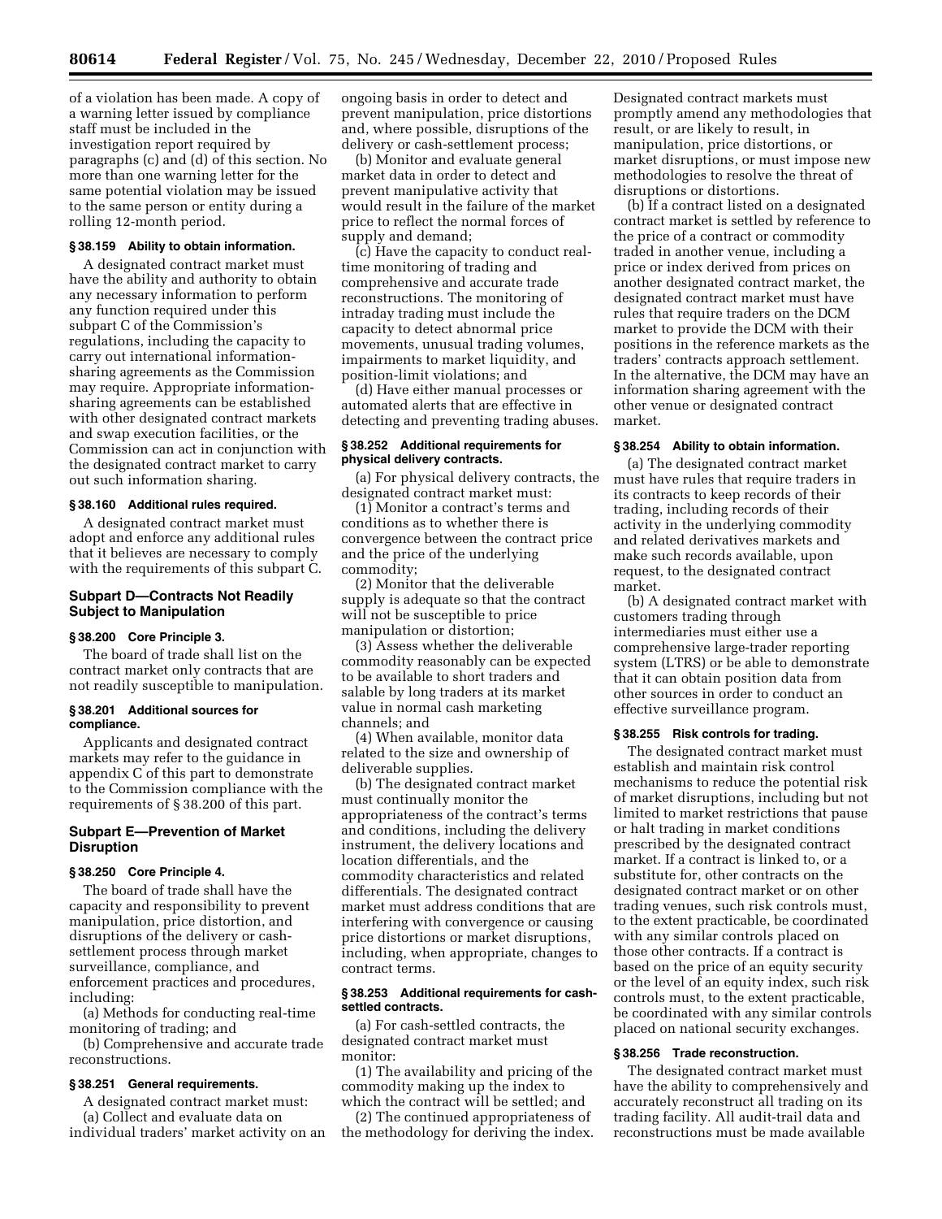of a violation has been made. A copy of a warning letter issued by compliance staff must be included in the investigation report required by paragraphs (c) and (d) of this section. No more than one warning letter for the same potential violation may be issued to the same person or entity during a rolling 12-month period.

**§ 38.159 Ability to obtain information.**

A designated contract market must have the ability and authority to obtain any necessary information to perform any function required under this subpart C of the Commission's regulations, including the capacity to carry out international information-sharing agreements as the Commission may require. Appropriate information-sharing agreements can be established with other designated contract markets and swap execution facilities, or the Commission can act in conjunction with the designated contract market to carry out such information sharing.

**§ 38.160 Additional rules required.**

A designated contract market must adopt and enforce any additional rules that it believes are necessary to comply with the requirements of this subpart C.

## Subpart D—Contracts Not Readily Subject to Manipulation

**§ 38.200 Core Principle 3.**

The board of trade shall list on the contract market only contracts that are not readily susceptible to manipulation.

**§ 38.201 Additional sources for compliance.**

Applicants and designated contract markets may refer to the guidance in appendix C of this part to demonstrate to the Commission compliance with the requirements of § 38.200 of this part.

## Subpart E—Prevention of Market Disruption

**§ 38.250 Core Principle 4.**

The board of trade shall have the capacity and responsibility to prevent manipulation, price distortion, and disruptions of the delivery or cash-settlement process through market surveillance, compliance, and enforcement practices and procedures, including:

(a) Methods for conducting real-time monitoring of trading; and

(b) Comprehensive and accurate trade reconstructions.

**§ 38.251 General requirements.**

A designated contract market must:

(a) Collect and evaluate data on individual traders' market activity on an ongoing basis in order to detect and prevent manipulation, price distortions and, where possible, disruptions of the delivery or cash-settlement process;

(b) Monitor and evaluate general market data in order to detect and prevent manipulative activity that would result in the failure of the market price to reflect the normal forces of supply and demand;

(c) Have the capacity to conduct real-time monitoring of trading and comprehensive and accurate trade reconstructions. The monitoring of intraday trading must include the capacity to detect abnormal price movements, unusual trading volumes, impairments to market liquidity, and position-limit violations; and

(d) Have either manual processes or automated alerts that are effective in detecting and preventing trading abuses.

**§ 38.252 Additional requirements for physical delivery contracts.**

(a) For physical delivery contracts, the designated contract market must:

(1) Monitor a contract's terms and conditions as to whether there is convergence between the contract price and the price of the underlying commodity;

(2) Monitor that the deliverable supply is adequate so that the contract will not be susceptible to price manipulation or distortion;

(3) Assess whether the deliverable commodity reasonably can be expected to be available to short traders and salable by long traders at its market value in normal cash marketing channels; and

(4) When available, monitor data related to the size and ownership of deliverable supplies.

(b) The designated contract market must continually monitor the appropriateness of the contract's terms and conditions, including the delivery instrument, the delivery locations and location differentials, and the commodity characteristics and related differentials. The designated contract market must address conditions that are interfering with convergence or causing price distortions or market disruptions, including, when appropriate, changes to contract terms.

**§ 38.253 Additional requirements for cash-settled contracts.**

(a) For cash-settled contracts, the designated contract market must monitor:

(1) The availability and pricing of the commodity making up the index to which the contract will be settled; and

(2) The continued appropriateness of the methodology for deriving the index. Designated contract markets must promptly amend any methodologies that result, or are likely to result, in manipulation, price distortions, or market disruptions, or must impose new methodologies to resolve the threat of disruptions or distortions.

(b) If a contract listed on a designated contract market is settled by reference to the price of a contract or commodity traded in another venue, including a price or index derived from prices on another designated contract market, the designated contract market must have rules that require traders on the DCM market to provide the DCM with their positions in the reference markets as the traders' contracts approach settlement. In the alternative, the DCM may have an information sharing agreement with the other venue or designated contract market.

**§ 38.254 Ability to obtain information.**

(a) The designated contract market must have rules that require traders in its contracts to keep records of their trading, including records of their activity in the underlying commodity and related derivatives markets and make such records available, upon request, to the designated contract market.

(b) A designated contract market with customers trading through intermediaries must either use a comprehensive large-trader reporting system (LTRS) or be able to demonstrate that it can obtain position data from other sources in order to conduct an effective surveillance program.

**§ 38.255 Risk controls for trading.**

The designated contract market must establish and maintain risk control mechanisms to reduce the potential risk of market disruptions, including but not limited to market restrictions that pause or halt trading in market conditions prescribed by the designated contract market. If a contract is linked to, or a substitute for, other contracts on the designated contract market or on other trading venues, such risk controls must, to the extent practicable, be coordinated with any similar controls placed on those other contracts. If a contract is based on the price of an equity security or the level of an equity index, such risk controls must, to the extent practicable, be coordinated with any similar controls placed on national security exchanges.

**§ 38.256 Trade reconstruction.**

The designated contract market must have the ability to comprehensively and accurately reconstruct all trading on its trading facility. All audit-trail data and reconstructions must be made available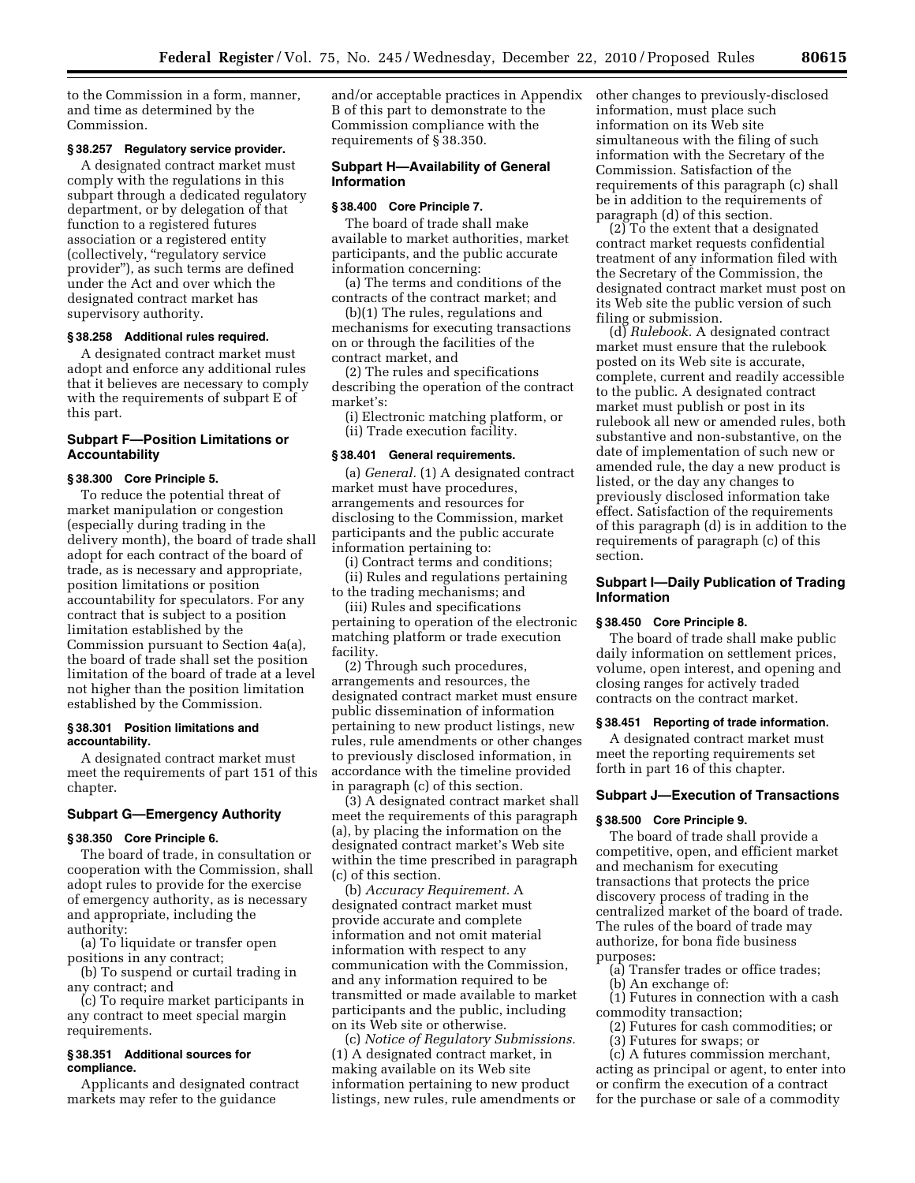to the Commission in a form, manner, and time as determined by the Commission.

### § 38.257 Regulatory service provider.

A designated contract market must comply with the regulations in this subpart through a dedicated regulatory department, or by delegation of that function to a registered futures association or a registered entity (collectively, "regulatory service provider"), as such terms are defined under the Act and over which the designated contract market has supervisory authority.

### § 38.258 Additional rules required.

A designated contract market must adopt and enforce any additional rules that it believes are necessary to comply with the requirements of subpart E of this part.

## Subpart F—Position Limitations or Accountability

### § 38.300 Core Principle 5.

To reduce the potential threat of market manipulation or congestion (especially during trading in the delivery month), the board of trade shall adopt for each contract of the board of trade, as is necessary and appropriate, position limitations or position accountability for speculators. For any contract that is subject to a position limitation established by the Commission pursuant to Section 4a(a), the board of trade shall set the position limitation of the board of trade at a level not higher than the position limitation established by the Commission.

### § 38.301 Position limitations and accountability.

A designated contract market must meet the requirements of part 151 of this chapter.

## Subpart G—Emergency Authority

### § 38.350 Core Principle 6.

The board of trade, in consultation or cooperation with the Commission, shall adopt rules to provide for the exercise of emergency authority, as is necessary and appropriate, including the authority:

(a) To liquidate or transfer open positions in any contract;

(b) To suspend or curtail trading in any contract; and

(c) To require market participants in any contract to meet special margin requirements.

### § 38.351 Additional sources for compliance.

Applicants and designated contract markets may refer to the guidance and/or acceptable practices in Appendix B of this part to demonstrate to the Commission compliance with the requirements of § 38.350.

## Subpart H—Availability of General Information

### § 38.400 Core Principle 7.

The board of trade shall make available to market authorities, market participants, and the public accurate information concerning:

(a) The terms and conditions of the contracts of the contract market; and

(b)(1) The rules, regulations and mechanisms for executing transactions on or through the facilities of the contract market, and

(2) The rules and specifications describing the operation of the contract market's:

(i) Electronic matching platform, or

(ii) Trade execution facility.

### § 38.401 General requirements.

(a) *General.* (1) A designated contract market must have procedures, arrangements and resources for disclosing to the Commission, market participants and the public accurate information pertaining to:

(i) Contract terms and conditions;

(ii) Rules and regulations pertaining to the trading mechanisms; and

(iii) Rules and specifications pertaining to operation of the electronic matching platform or trade execution facility.

(2) Through such procedures, arrangements and resources, the designated contract market must ensure public dissemination of information pertaining to new product listings, new rules, rule amendments or other changes to previously disclosed information, in accordance with the timeline provided in paragraph (c) of this section.

(3) A designated contract market shall meet the requirements of this paragraph (a), by placing the information on the designated contract market's Web site within the time prescribed in paragraph (c) of this section.

(b) *Accuracy Requirement.* A designated contract market must provide accurate and complete information and not omit material information with respect to any communication with the Commission, and any information required to be transmitted or made available to market participants and the public, including on its Web site or otherwise.

(c) *Notice of Regulatory Submissions.* (1) A designated contract market, in making available on its Web site information pertaining to new product listings, new rules, rule amendments or other changes to previously-disclosed information, must place such information on its Web site simultaneous with the filing of such information with the Secretary of the Commission. Satisfaction of the requirements of this paragraph (c) shall be in addition to the requirements of paragraph (d) of this section.

(2) To the extent that a designated contract market requests confidential treatment of any information filed with the Secretary of the Commission, the designated contract market must post on its Web site the public version of such filing or submission.

(d) *Rulebook.* A designated contract market must ensure that the rulebook posted on its Web site is accurate, complete, current and readily accessible to the public. A designated contract market must publish or post in its rulebook all new or amended rules, both substantive and non-substantive, on the date of implementation of such new or amended rule, the day a new product is listed, or the day any changes to previously disclosed information take effect. Satisfaction of the requirements of this paragraph (d) is in addition to the requirements of paragraph (c) of this section.

## Subpart I—Daily Publication of Trading Information

### § 38.450 Core Principle 8.

The board of trade shall make public daily information on settlement prices, volume, open interest, and opening and closing ranges for actively traded contracts on the contract market.

### § 38.451 Reporting of trade information.

A designated contract market must meet the reporting requirements set forth in part 16 of this chapter.

## Subpart J—Execution of Transactions

### § 38.500 Core Principle 9.

The board of trade shall provide a competitive, open, and efficient market and mechanism for executing transactions that protects the price discovery process of trading in the centralized market of the board of trade. The rules of the board of trade may authorize, for bona fide business purposes:

(a) Transfer trades or office trades;

(b) An exchange of:

(1) Futures in connection with a cash commodity transaction;

(2) Futures for cash commodities; or

(3) Futures for swaps; or

(c) A futures commission merchant, acting as principal or agent, to enter into or confirm the execution of a contract for the purchase or sale of a commodity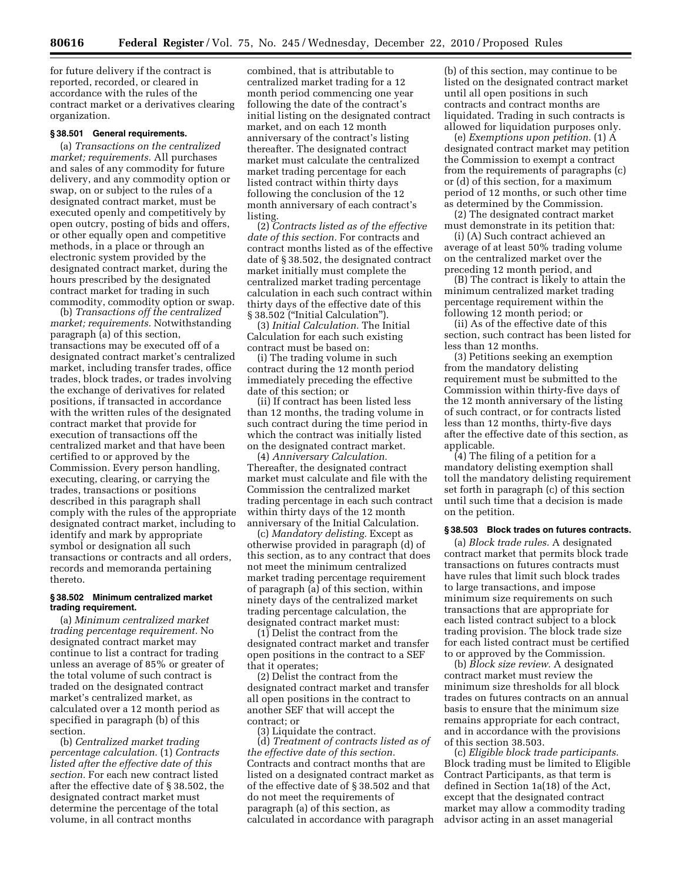for future delivery if the contract is reported, recorded, or cleared in accordance with the rules of the contract market or a derivatives clearing organization.

#### § 38.501 General requirements.

(a) *Transactions on the centralized market; requirements.* All purchases and sales of any commodity for future delivery, and any commodity option or swap, on or subject to the rules of a designated contract market, must be executed openly and competitively by open outcry, posting of bids and offers, or other equally open and competitive methods, in a place or through an electronic system provided by the designated contract market, during the hours prescribed by the designated contract market for trading in such commodity, commodity option or swap.

(b) *Transactions off the centralized market; requirements.* Notwithstanding paragraph (a) of this section, transactions may be executed off of a designated contract market's centralized market, including transfer trades, office trades, block trades, or trades involving the exchange of derivatives for related positions, if transacted in accordance with the written rules of the designated contract market that provide for execution of transactions off the centralized market and that have been certified to or approved by the Commission. Every person handling, executing, clearing, or carrying the trades, transactions or positions described in this paragraph shall comply with the rules of the appropriate designated contract market, including to identify and mark by appropriate symbol or designation all such transactions or contracts and all orders, records and memoranda pertaining thereto.

#### § 38.502 Minimum centralized market trading requirement.

(a) *Minimum centralized market trading percentage requirement.* No designated contract market may continue to list a contract for trading unless an average of 85% or greater of the total volume of such contract is traded on the designated contract market's centralized market, as calculated over a 12 month period as specified in paragraph (b) of this section.

(b) *Centralized market trading percentage calculation.* (1) *Contracts listed after the effective date of this section.* For each new contract listed after the effective date of § 38.502, the designated contract market must determine the percentage of the total volume, in all contract months combined, that is attributable to centralized market trading for a 12 month period commencing one year following the date of the contract's initial listing on the designated contract market, and on each 12 month anniversary of the contract's listing thereafter. The designated contract market must calculate the centralized market trading percentage for each listed contract within thirty days following the conclusion of the 12 month anniversary of each contract's listing.

(2) *Contracts listed as of the effective date of this section.* For contracts and contract months listed as of the effective date of § 38.502, the designated contract market initially must complete the centralized market trading percentage calculation in each such contract within thirty days of the effective date of this § 38.502 ("Initial Calculation").

(3) *Initial Calculation.* The Initial Calculation for each such existing contract must be based on:

(i) The trading volume in such contract during the 12 month period immediately preceding the effective date of this section; or

(ii) If contract has been listed less than 12 months, the trading volume in such contract during the time period in which the contract was initially listed on the designated contract market.

(4) *Anniversary Calculation.* Thereafter, the designated contract market must calculate and file with the Commission the centralized market trading percentage in each such contract within thirty days of the 12 month anniversary of the Initial Calculation.

(c) *Mandatory delisting.* Except as otherwise provided in paragraph (d) of this section, as to any contract that does not meet the minimum centralized market trading percentage requirement of paragraph (a) of this section, within ninety days of the centralized market trading percentage calculation, the designated contract market must:

(1) Delist the contract from the designated contract market and transfer open positions in the contract to a SEF that it operates;

(2) Delist the contract from the designated contract market and transfer all open positions in the contract to another SEF that will accept the contract; or

(3) Liquidate the contract.

(d) *Treatment of contracts listed as of the effective date of this section.* Contracts and contract months that are listed on a designated contract market as of the effective date of § 38.502 and that do not meet the requirements of paragraph (a) of this section, as calculated in accordance with paragraph (b) of this section, may continue to be listed on the designated contract market until all open positions in such contracts and contract months are liquidated. Trading in such contracts is allowed for liquidation purposes only.

(e) *Exemptions upon petition.* (1) A designated contract market may petition the Commission to exempt a contract from the requirements of paragraphs (c) or (d) of this section, for a maximum period of 12 months, or such other time as determined by the Commission.

(2) The designated contract market must demonstrate in its petition that:

(i) (A) Such contract achieved an average of at least 50% trading volume on the centralized market over the preceding 12 month period, and

(B) The contract is likely to attain the minimum centralized market trading percentage requirement within the following 12 month period; or

(ii) As of the effective date of this section, such contract has been listed for less than 12 months.

(3) Petitions seeking an exemption from the mandatory delisting requirement must be submitted to the Commission within thirty-five days of the 12 month anniversary of the listing of such contract, or for contracts listed less than 12 months, thirty-five days after the effective date of this section, as applicable.

(4) The filing of a petition for a mandatory delisting exemption shall toll the mandatory delisting requirement set forth in paragraph (c) of this section until such time that a decision is made on the petition.

#### § 38.503 Block trades on futures contracts.

(a) *Block trade rules.* A designated contract market that permits block trade transactions on futures contracts must have rules that limit such block trades to large transactions, and impose minimum size requirements on such transactions that are appropriate for each listed contract subject to a block trading provision. The block trade size for each listed contract must be certified to or approved by the Commission.

(b) *Block size review.* A designated contract market must review the minimum size thresholds for all block trades on futures contracts on an annual basis to ensure that the minimum size remains appropriate for each contract, and in accordance with the provisions of this section 38.503.

(c) *Eligible block trade participants.* Block trading must be limited to Eligible Contract Participants, as that term is defined in Section 1a(18) of the Act, except that the designated contract market may allow a commodity trading advisor acting in an asset managerial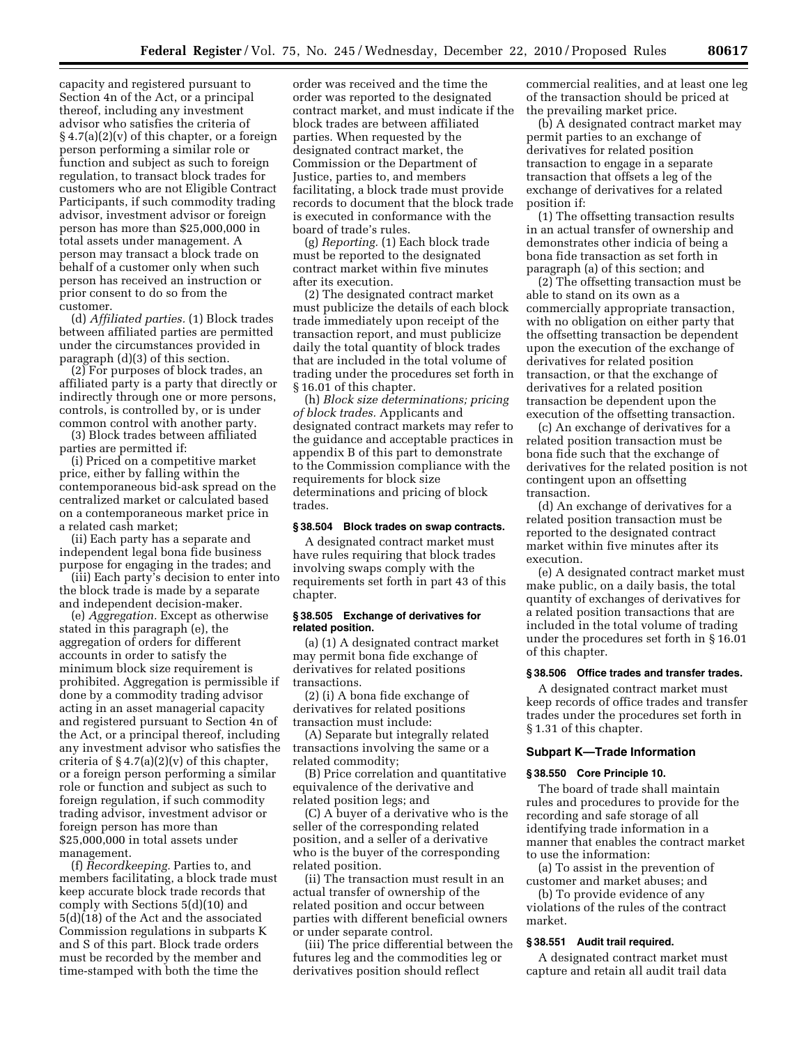capacity and registered pursuant to Section 4n of the Act, or a principal thereof, including any investment advisor who satisfies the criteria of § 4.7(a)(2)(v) of this chapter, or a foreign person performing a similar role or function and subject as such to foreign regulation, to transact block trades for customers who are not Eligible Contract Participants, if such commodity trading advisor, investment advisor or foreign person has more than $25,000,000 in total assets under management. A person may transact a block trade on behalf of a customer only when such person has received an instruction or prior consent to do so from the customer.

(d) *Affiliated parties.* (1) Block trades between affiliated parties are permitted under the circumstances provided in paragraph (d)(3) of this section.

(2) For purposes of block trades, an affiliated party is a party that directly or indirectly through one or more persons, controls, is controlled by, or is under common control with another party.

(3) Block trades between affiliated parties are permitted if:

(i) Priced on a competitive market price, either by falling within the contemporaneous bid-ask spread on the centralized market or calculated based on a contemporaneous market price in a related cash market;

(ii) Each party has a separate and independent legal bona fide business purpose for engaging in the trades; and

(iii) Each party's decision to enter into the block trade is made by a separate and independent decision-maker.

(e) *Aggregation.* Except as otherwise stated in this paragraph (e), the aggregation of orders for different accounts in order to satisfy the minimum block size requirement is prohibited. Aggregation is permissible if done by a commodity trading advisor acting in an asset managerial capacity and registered pursuant to Section 4n of the Act, or a principal thereof, including any investment advisor who satisfies the criteria of § 4.7(a)(2)(v) of this chapter, or a foreign person performing a similar role or function and subject as such to foreign regulation, if such commodity trading advisor, investment advisor or foreign person has more than $25,000,000 in total assets under management.

(f) *Recordkeeping.* Parties to, and members facilitating, a block trade must keep accurate block trade records that comply with Sections 5(d)(10) and 5(d)(18) of the Act and the associated Commission regulations in subparts K and S of this part. Block trade orders must be recorded by the member and time-stamped with both the time the order was received and the time the order was reported to the designated contract market, and must indicate if the block trades are between affiliated parties. When requested by the designated contract market, the Commission or the Department of Justice, parties to, and members facilitating, a block trade must provide records to document that the block trade is executed in conformance with the board of trade's rules.

(g) *Reporting.* (1) Each block trade must be reported to the designated contract market within five minutes after its execution.

(2) The designated contract market must publicize the details of each block trade immediately upon receipt of the transaction report, and must publicize daily the total quantity of block trades that are included in the total volume of trading under the procedures set forth in § 16.01 of this chapter.

(h) *Block size determinations; pricing of block trades.* Applicants and designated contract markets may refer to the guidance and acceptable practices in appendix B of this part to demonstrate to the Commission compliance with the requirements for block size determinations and pricing of block trades.

#### § 38.504 Block trades on swap contracts.

A designated contract market must have rules requiring that block trades involving swaps comply with the requirements set forth in part 43 of this chapter.

#### § 38.505 Exchange of derivatives for related position.

(a) (1) A designated contract market may permit bona fide exchange of derivatives for related positions transactions.

(2) (i) A bona fide exchange of derivatives for related positions transaction must include:

(A) Separate but integrally related transactions involving the same or a related commodity;

(B) Price correlation and quantitative equivalence of the derivative and related position legs; and

(C) A buyer of a derivative who is the seller of the corresponding related position, and a seller of a derivative who is the buyer of the corresponding related position.

(ii) The transaction must result in an actual transfer of ownership of the related position and occur between parties with different beneficial owners or under separate control.

(iii) The price differential between the futures leg and the commodities leg or derivatives position should reflect commercial realities, and at least one leg of the transaction should be priced at the prevailing market price.

(b) A designated contract market may permit parties to an exchange of derivatives for related position transaction to engage in a separate transaction that offsets a leg of the exchange of derivatives for a related position if:

(1) The offsetting transaction results in an actual transfer of ownership and demonstrates other indicia of being a bona fide transaction as set forth in paragraph (a) of this section; and

(2) The offsetting transaction must be able to stand on its own as a commercially appropriate transaction, with no obligation on either party that the offsetting transaction be dependent upon the execution of the exchange of derivatives for related position transaction, or that the exchange of derivatives for a related position transaction be dependent upon the execution of the offsetting transaction.

(c) An exchange of derivatives for a related position transaction must be bona fide such that the exchange of derivatives for the related position is not contingent upon an offsetting transaction.

(d) An exchange of derivatives for a related position transaction must be reported to the designated contract market within five minutes after its execution.

(e) A designated contract market must make public, on a daily basis, the total quantity of exchanges of derivatives for a related position transactions that are included in the total volume of trading under the procedures set forth in § 16.01 of this chapter.

#### § 38.506 Office trades and transfer trades.

A designated contract market must keep records of office trades and transfer trades under the procedures set forth in § 1.31 of this chapter.

### Subpart K—Trade Information

#### § 38.550 Core Principle 10.

The board of trade shall maintain rules and procedures to provide for the recording and safe storage of all identifying trade information in a manner that enables the contract market to use the information:

(a) To assist in the prevention of customer and market abuses; and

(b) To provide evidence of any violations of the rules of the contract market.

#### § 38.551 Audit trail required.

A designated contract market must capture and retain all audit trail data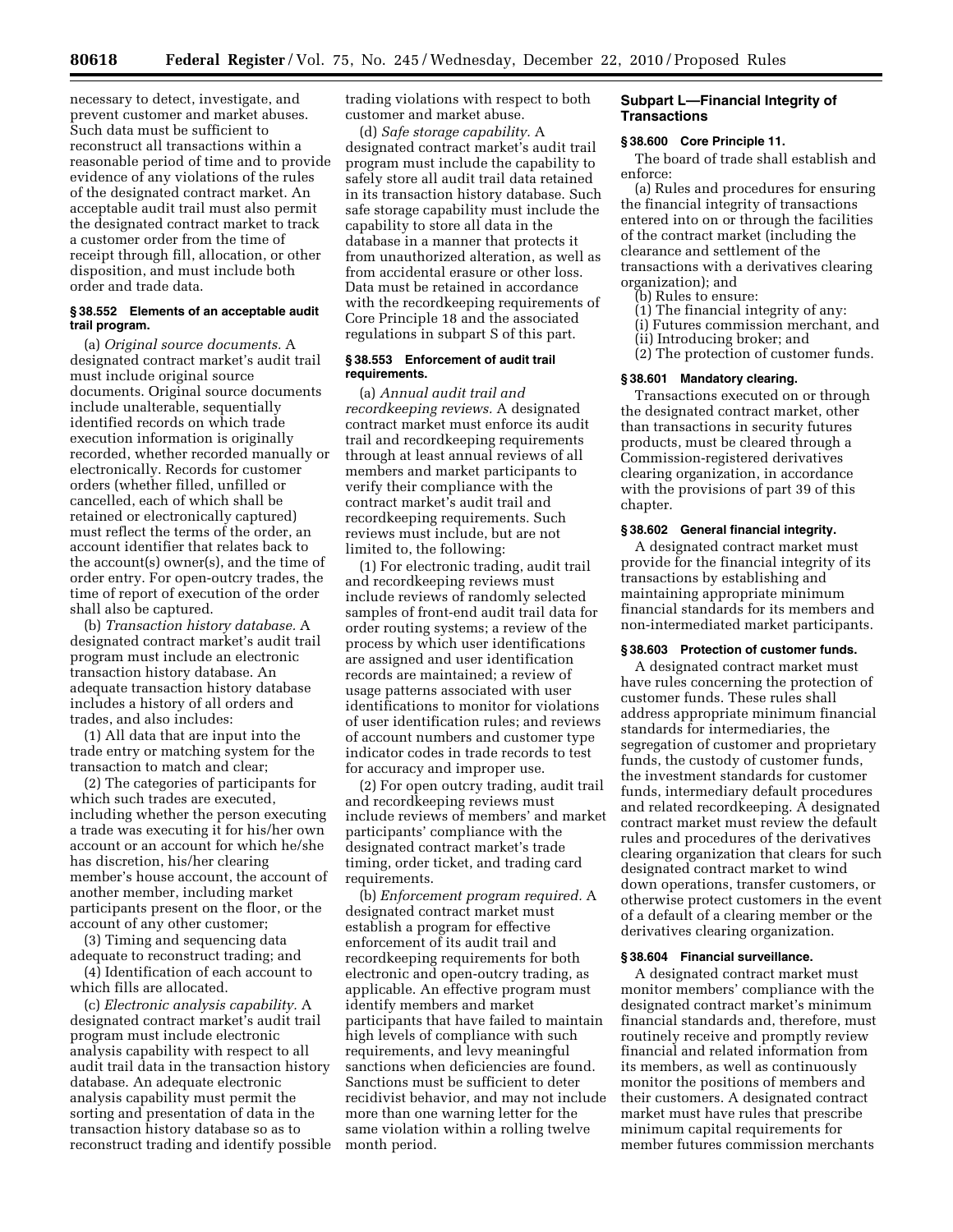necessary to detect, investigate, and prevent customer and market abuses. Such data must be sufficient to reconstruct all transactions within a reasonable period of time and to provide evidence of any violations of the rules of the designated contract market. An acceptable audit trail must also permit the designated contract market to track a customer order from the time of receipt through fill, allocation, or other disposition, and must include both order and trade data.

#### § 38.552 Elements of an acceptable audit trail program.

(a) *Original source documents.* A designated contract market's audit trail must include original source documents. Original source documents include unalterable, sequentially identified records on which trade execution information is originally recorded, whether recorded manually or electronically. Records for customer orders (whether filled, unfilled or cancelled, each of which shall be retained or electronically captured) must reflect the terms of the order, an account identifier that relates back to the account(s) owner(s), and the time of order entry. For open-outcry trades, the time of report of execution of the order shall also be captured.

(b) *Transaction history database.* A designated contract market's audit trail program must include an electronic transaction history database. An adequate transaction history database includes a history of all orders and trades, and also includes:

(1) All data that are input into the trade entry or matching system for the transaction to match and clear;

(2) The categories of participants for which such trades are executed, including whether the person executing a trade was executing it for his/her own account or an account for which he/she has discretion, his/her clearing member's house account, the account of another member, including market participants present on the floor, or the account of any other customer;

(3) Timing and sequencing data adequate to reconstruct trading; and

(4) Identification of each account to which fills are allocated.

(c) *Electronic analysis capability.* A designated contract market's audit trail program must include electronic analysis capability with respect to all audit trail data in the transaction history database. An adequate electronic analysis capability must permit the sorting and presentation of data in the transaction history database so as to reconstruct trading and identify possible trading violations with respect to both customer and market abuse.

(d) *Safe storage capability.* A designated contract market's audit trail program must include the capability to safely store all audit trail data retained in its transaction history database. Such safe storage capability must include the capability to store all data in the database in a manner that protects it from unauthorized alteration, as well as from accidental erasure or other loss. Data must be retained in accordance with the recordkeeping requirements of Core Principle 18 and the associated regulations in subpart S of this part.

#### § 38.553 Enforcement of audit trail requirements.

(a) *Annual audit trail and recordkeeping reviews.* A designated contract market must enforce its audit trail and recordkeeping requirements through at least annual reviews of all members and market participants to verify their compliance with the contract market's audit trail and recordkeeping requirements. Such reviews must include, but are not limited to, the following:

(1) For electronic trading, audit trail and recordkeeping reviews must include reviews of randomly selected samples of front-end audit trail data for order routing systems; a review of the process by which user identifications are assigned and user identification records are maintained; a review of usage patterns associated with user identifications to monitor for violations of user identification rules; and reviews of account numbers and customer type indicator codes in trade records to test for accuracy and improper use.

(2) For open outcry trading, audit trail and recordkeeping reviews must include reviews of members' and market participants' compliance with the designated contract market's trade timing, order ticket, and trading card requirements.

(b) *Enforcement program required.* A designated contract market must establish a program for effective enforcement of its audit trail and recordkeeping requirements for both electronic and open-outcry trading, as applicable. An effective program must identify members and market participants that have failed to maintain high levels of compliance with such requirements, and levy meaningful sanctions when deficiencies are found. Sanctions must be sufficient to deter recidivist behavior, and may not include more than one warning letter for the same violation within a rolling twelve month period.

### Subpart L—Financial Integrity of Transactions

#### § 38.600 Core Principle 11.

The board of trade shall establish and enforce:

(a) Rules and procedures for ensuring the financial integrity of transactions entered into on or through the facilities of the contract market (including the clearance and settlement of the transactions with a derivatives clearing organization); and

(b) Rules to ensure:

(1) The financial integrity of any:

(i) Futures commission merchant, and

(ii) Introducing broker; and

(2) The protection of customer funds.

#### § 38.601 Mandatory clearing.

Transactions executed on or through the designated contract market, other than transactions in security futures products, must be cleared through a Commission-registered derivatives clearing organization, in accordance with the provisions of part 39 of this chapter.

#### § 38.602 General financial integrity.

A designated contract market must provide for the financial integrity of its transactions by establishing and maintaining appropriate minimum financial standards for its members and non-intermediated market participants.

#### § 38.603 Protection of customer funds.

A designated contract market must have rules concerning the protection of customer funds. These rules shall address appropriate minimum financial standards for intermediaries, the segregation of customer and proprietary funds, the custody of customer funds, the investment standards for customer funds, intermediary default procedures and related recordkeeping. A designated contract market must review the default rules and procedures of the derivatives clearing organization that clears for such designated contract market to wind down operations, transfer customers, or otherwise protect customers in the event of a default of a clearing member or the derivatives clearing organization.

#### § 38.604 Financial surveillance.

A designated contract market must monitor members' compliance with the designated contract market's minimum financial standards and, therefore, must routinely receive and promptly review financial and related information from its members, as well as continuously monitor the positions of members and their customers. A designated contract market must have rules that prescribe minimum capital requirements for member futures commission merchants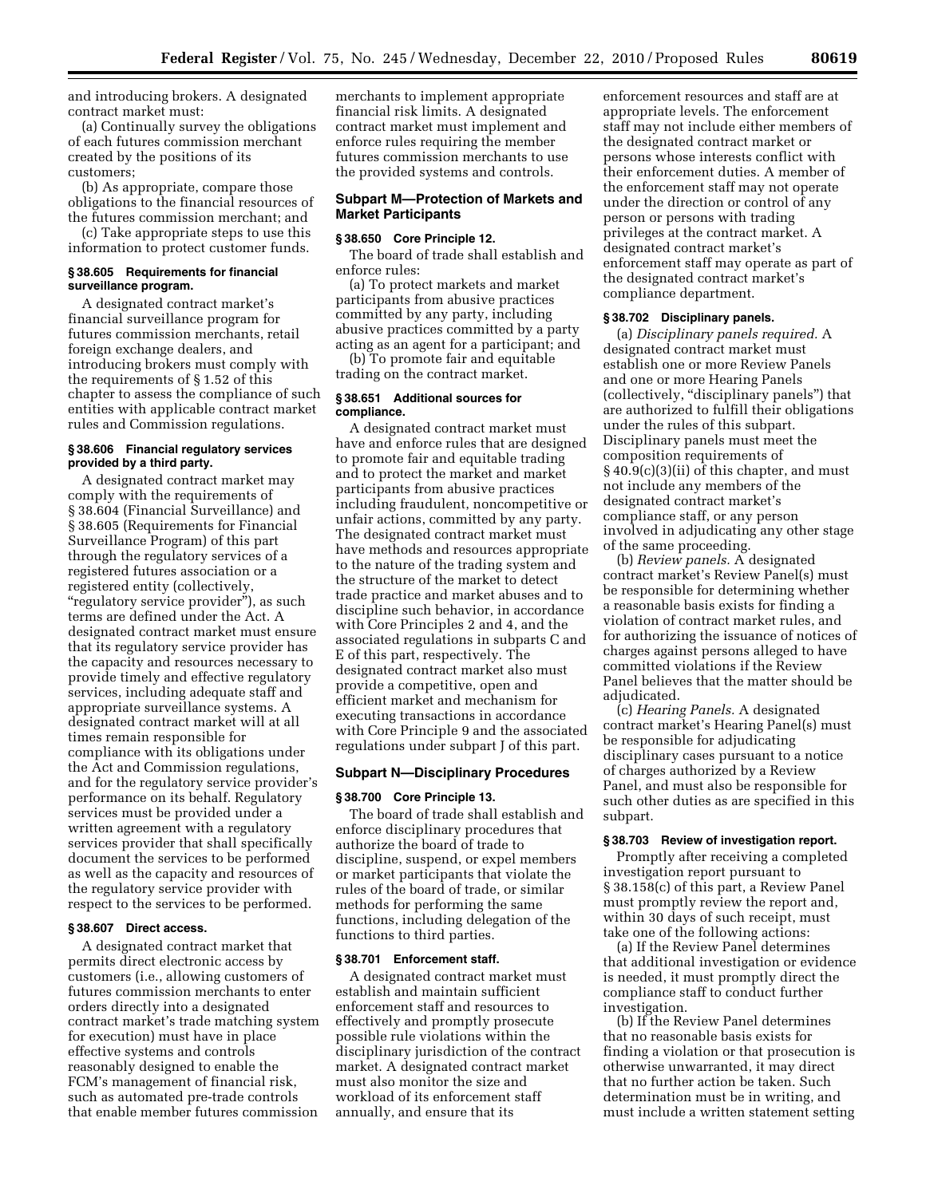and introducing brokers. A designated contract market must:

(a) Continually survey the obligations of each futures commission merchant created by the positions of its customers;

(b) As appropriate, compare those obligations to the financial resources of the futures commission merchant; and

(c) Take appropriate steps to use this information to protect customer funds.

### § 38.605 Requirements for financial surveillance program.

A designated contract market's financial surveillance program for futures commission merchants, retail foreign exchange dealers, and introducing brokers must comply with the requirements of § 1.52 of this chapter to assess the compliance of such entities with applicable contract market rules and Commission regulations.

### § 38.606 Financial regulatory services provided by a third party.

A designated contract market may comply with the requirements of § 38.604 (Financial Surveillance) and § 38.605 (Requirements for Financial Surveillance Program) of this part through the regulatory services of a registered futures association or a registered entity (collectively, "regulatory service provider"), as such terms are defined under the Act. A designated contract market must ensure that its regulatory service provider has the capacity and resources necessary to provide timely and effective regulatory services, including adequate staff and appropriate surveillance systems. A designated contract market will at all times remain responsible for compliance with its obligations under the Act and Commission regulations, and for the regulatory service provider's performance on its behalf. Regulatory services must be provided under a written agreement with a regulatory services provider that shall specifically document the services to be performed as well as the capacity and resources of the regulatory service provider with respect to the services to be performed.

### § 38.607 Direct access.

A designated contract market that permits direct electronic access by customers (i.e., allowing customers of futures commission merchants to enter orders directly into a designated contract market's trade matching system for execution) must have in place effective systems and controls reasonably designed to enable the FCM's management of financial risk, such as automated pre-trade controls that enable member futures commission merchants to implement appropriate financial risk limits. A designated contract market must implement and enforce rules requiring the member futures commission merchants to use the provided systems and controls.

## Subpart M—Protection of Markets and Market Participants

### § 38.650 Core Principle 12.

The board of trade shall establish and enforce rules:

(a) To protect markets and market participants from abusive practices committed by any party, including abusive practices committed by a party acting as an agent for a participant; and

(b) To promote fair and equitable trading on the contract market.

### § 38.651 Additional sources for compliance.

A designated contract market must have and enforce rules that are designed to promote fair and equitable trading and to protect the market and market participants from abusive practices including fraudulent, noncompetitive or unfair actions, committed by any party. The designated contract market must have methods and resources appropriate to the nature of the trading system and the structure of the market to detect trade practice and market abuses and to discipline such behavior, in accordance with Core Principles 2 and 4, and the associated regulations in subparts C and E of this part, respectively. The designated contract market also must provide a competitive, open and efficient market and mechanism for executing transactions in accordance with Core Principle 9 and the associated regulations under subpart J of this part.

## Subpart N—Disciplinary Procedures

### § 38.700 Core Principle 13.

The board of trade shall establish and enforce disciplinary procedures that authorize the board of trade to discipline, suspend, or expel members or market participants that violate the rules of the board of trade, or similar methods for performing the same functions, including delegation of the functions to third parties.

### § 38.701 Enforcement staff.

A designated contract market must establish and maintain sufficient enforcement staff and resources to effectively and promptly prosecute possible rule violations within the disciplinary jurisdiction of the contract market. A designated contract market must also monitor the size and workload of its enforcement staff annually, and ensure that its enforcement resources and staff are at appropriate levels. The enforcement staff may not include either members of the designated contract market or persons whose interests conflict with their enforcement duties. A member of the enforcement staff may not operate under the direction or control of any person or persons with trading privileges at the contract market. A designated contract market's enforcement staff may operate as part of the designated contract market's compliance department.

### § 38.702 Disciplinary panels.

(a) *Disciplinary panels required.* A designated contract market must establish one or more Review Panels and one or more Hearing Panels (collectively, "disciplinary panels") that are authorized to fulfill their obligations under the rules of this subpart. Disciplinary panels must meet the composition requirements of § 40.9(c)(3)(ii) of this chapter, and must not include any members of the designated contract market's compliance staff, or any person involved in adjudicating any other stage of the same proceeding.

(b) *Review panels.* A designated contract market's Review Panel(s) must be responsible for determining whether a reasonable basis exists for finding a violation of contract market rules, and for authorizing the issuance of notices of charges against persons alleged to have committed violations if the Review Panel believes that the matter should be adjudicated.

(c) *Hearing Panels.* A designated contract market's Hearing Panel(s) must be responsible for adjudicating disciplinary cases pursuant to a notice of charges authorized by a Review Panel, and must also be responsible for such other duties as are specified in this subpart.

### § 38.703 Review of investigation report.

Promptly after receiving a completed investigation report pursuant to § 38.158(c) of this part, a Review Panel must promptly review the report and, within 30 days of such receipt, must take one of the following actions:

(a) If the Review Panel determines that additional investigation or evidence is needed, it must promptly direct the compliance staff to conduct further investigation.

(b) If the Review Panel determines that no reasonable basis exists for finding a violation or that prosecution is otherwise unwarranted, it may direct that no further action be taken. Such determination must be in writing, and must include a written statement setting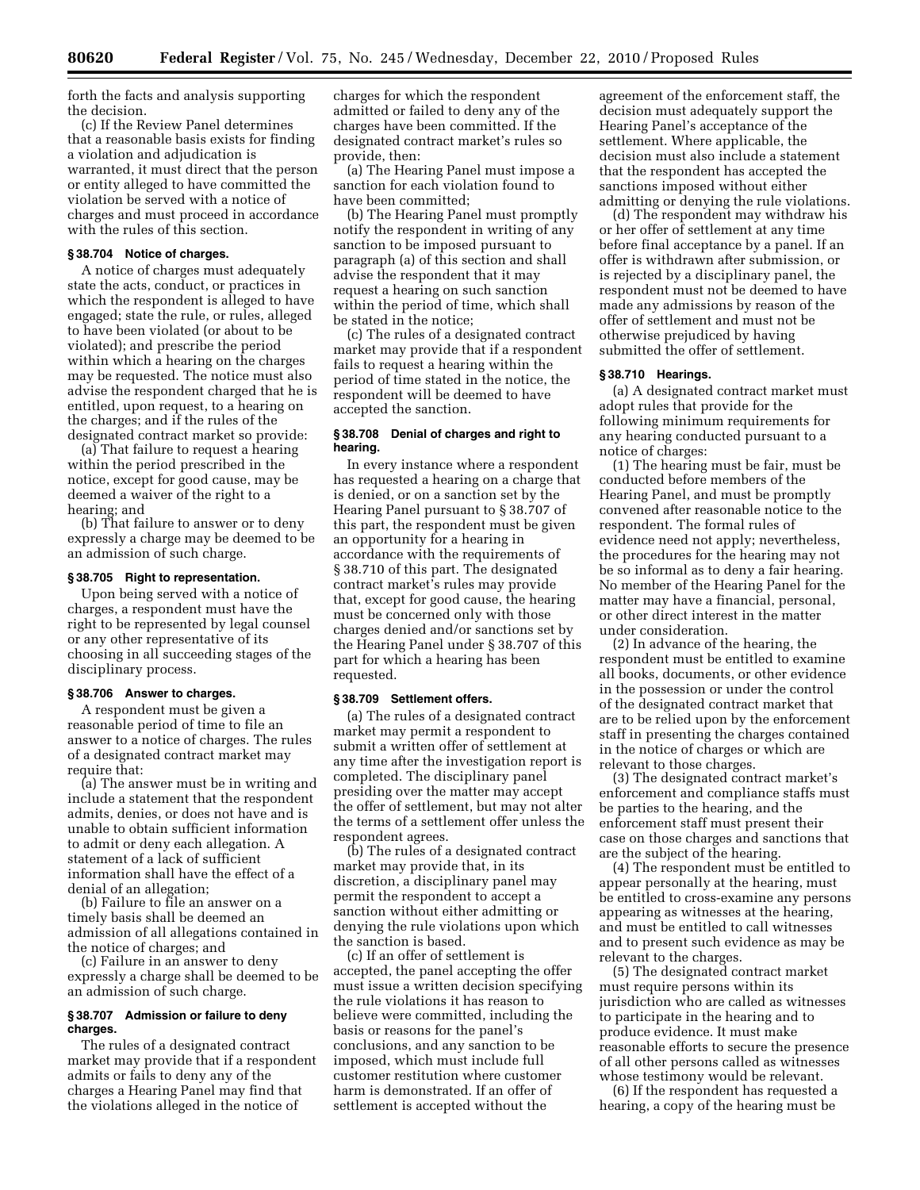forth the facts and analysis supporting the decision.

(c) If the Review Panel determines that a reasonable basis exists for finding a violation and adjudication is warranted, it must direct that the person or entity alleged to have committed the violation be served with a notice of charges and must proceed in accordance with the rules of this section.

### § 38.704 Notice of charges.

A notice of charges must adequately state the acts, conduct, or practices in which the respondent is alleged to have engaged; state the rule, or rules, alleged to have been violated (or about to be violated); and prescribe the period within which a hearing on the charges may be requested. The notice must also advise the respondent charged that he is entitled, upon request, to a hearing on the charges; and if the rules of the designated contract market so provide:

(a) That failure to request a hearing within the period prescribed in the notice, except for good cause, may be deemed a waiver of the right to a hearing; and

(b) That failure to answer or to deny expressly a charge may be deemed to be an admission of such charge.

### § 38.705 Right to representation.

Upon being served with a notice of charges, a respondent must have the right to be represented by legal counsel or any other representative of its choosing in all succeeding stages of the disciplinary process.

### § 38.706 Answer to charges.

A respondent must be given a reasonable period of time to file an answer to a notice of charges. The rules of a designated contract market may require that:

(a) The answer must be in writing and include a statement that the respondent admits, denies, or does not have and is unable to obtain sufficient information to admit or deny each allegation. A statement of a lack of sufficient information shall have the effect of a denial of an allegation;

(b) Failure to file an answer on a timely basis shall be deemed an admission of all allegations contained in the notice of charges; and

(c) Failure in an answer to deny expressly a charge shall be deemed to be an admission of such charge.

### § 38.707 Admission or failure to deny charges.

The rules of a designated contract market may provide that if a respondent admits or fails to deny any of the charges a Hearing Panel may find that the violations alleged in the notice of charges for which the respondent admitted or failed to deny any of the charges have been committed. If the designated contract market's rules so provide, then:

(a) The Hearing Panel must impose a sanction for each violation found to have been committed;

(b) The Hearing Panel must promptly notify the respondent in writing of any sanction to be imposed pursuant to paragraph (a) of this section and shall advise the respondent that it may request a hearing on such sanction within the period of time, which shall be stated in the notice;

(c) The rules of a designated contract market may provide that if a respondent fails to request a hearing within the period of time stated in the notice, the respondent will be deemed to have accepted the sanction.

### § 38.708 Denial of charges and right to hearing.

In every instance where a respondent has requested a hearing on a charge that is denied, or on a sanction set by the Hearing Panel pursuant to § 38.707 of this part, the respondent must be given an opportunity for a hearing in accordance with the requirements of § 38.710 of this part. The designated contract market's rules may provide that, except for good cause, the hearing must be concerned only with those charges denied and/or sanctions set by the Hearing Panel under § 38.707 of this part for which a hearing has been requested.

### § 38.709 Settlement offers.

(a) The rules of a designated contract market may permit a respondent to submit a written offer of settlement at any time after the investigation report is completed. The disciplinary panel presiding over the matter may accept the offer of settlement, but may not alter the terms of a settlement offer unless the respondent agrees.

(b) The rules of a designated contract market may provide that, in its discretion, a disciplinary panel may permit the respondent to accept a sanction without either admitting or denying the rule violations upon which the sanction is based.

(c) If an offer of settlement is accepted, the panel accepting the offer must issue a written decision specifying the rule violations it has reason to believe were committed, including the basis or reasons for the panel's conclusions, and any sanction to be imposed, which must include full customer restitution where customer harm is demonstrated. If an offer of settlement is accepted without the agreement of the enforcement staff, the decision must adequately support the Hearing Panel's acceptance of the settlement. Where applicable, the decision must also include a statement that the respondent has accepted the sanctions imposed without either admitting or denying the rule violations.

(d) The respondent may withdraw his or her offer of settlement at any time before final acceptance by a panel. If an offer is withdrawn after submission, or is rejected by a disciplinary panel, the respondent must not be deemed to have made any admissions by reason of the offer of settlement and must not be otherwise prejudiced by having submitted the offer of settlement.

### § 38.710 Hearings.

(a) A designated contract market must adopt rules that provide for the following minimum requirements for any hearing conducted pursuant to a notice of charges:

(1) The hearing must be fair, must be conducted before members of the Hearing Panel, and must be promptly convened after reasonable notice to the respondent. The formal rules of evidence need not apply; nevertheless, the procedures for the hearing may not be so informal as to deny a fair hearing. No member of the Hearing Panel for the matter may have a financial, personal, or other direct interest in the matter under consideration.

(2) In advance of the hearing, the respondent must be entitled to examine all books, documents, or other evidence in the possession or under the control of the designated contract market that are to be relied upon by the enforcement staff in presenting the charges contained in the notice of charges or which are relevant to those charges.

(3) The designated contract market's enforcement and compliance staffs must be parties to the hearing, and the enforcement staff must present their case on those charges and sanctions that are the subject of the hearing.

(4) The respondent must be entitled to appear personally at the hearing, must be entitled to cross-examine any persons appearing as witnesses at the hearing, and must be entitled to call witnesses and to present such evidence as may be relevant to the charges.

(5) The designated contract market must require persons within its jurisdiction who are called as witnesses to participate in the hearing and to produce evidence. It must make reasonable efforts to secure the presence of all other persons called as witnesses whose testimony would be relevant.

(6) If the respondent has requested a hearing, a copy of the hearing must be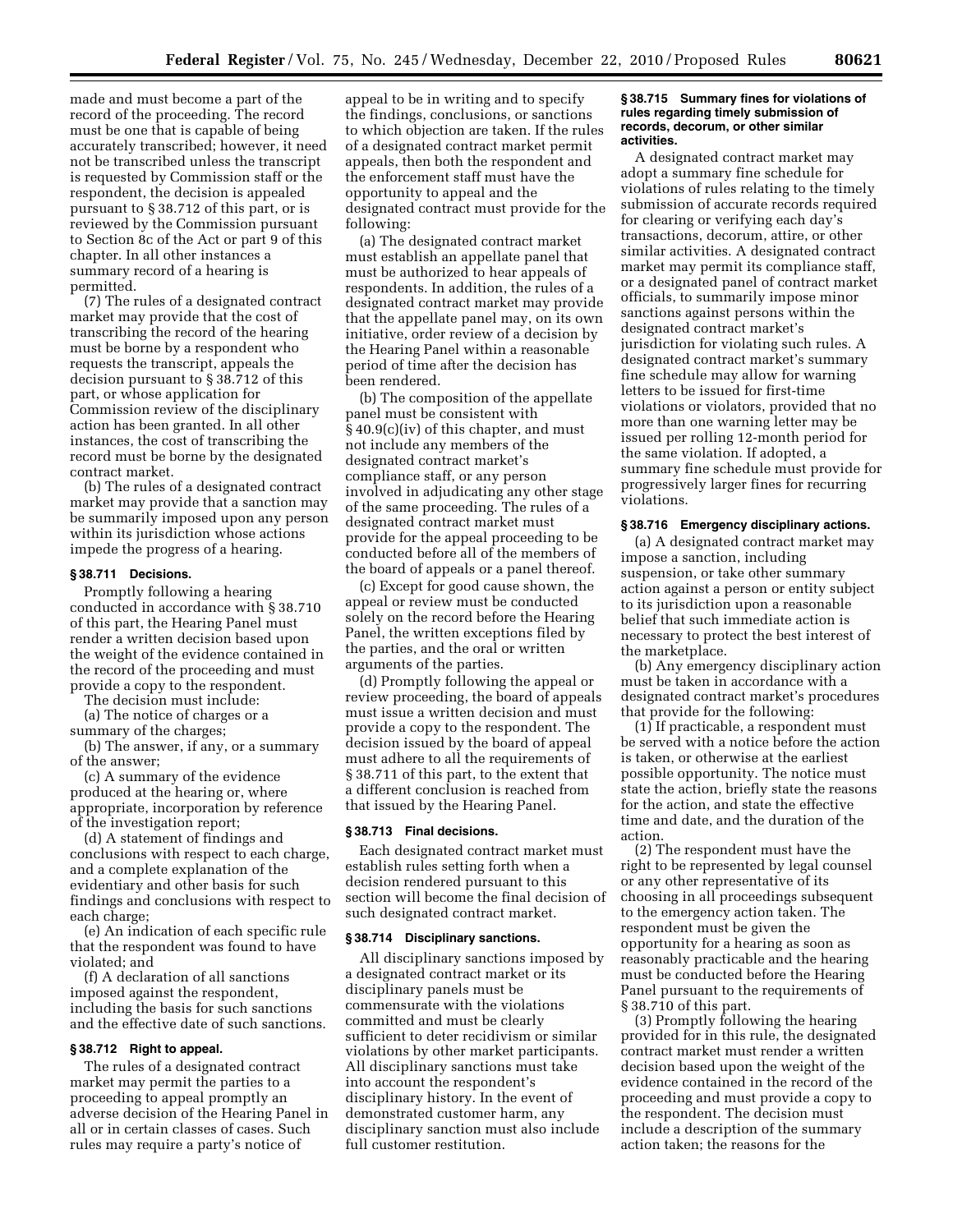made and must become a part of the record of the proceeding. The record must be one that is capable of being accurately transcribed; however, it need not be transcribed unless the transcript is requested by Commission staff or the respondent, the decision is appealed pursuant to § 38.712 of this part, or is reviewed by the Commission pursuant to Section 8c of the Act or part 9 of this chapter. In all other instances a summary record of a hearing is permitted.

(7) The rules of a designated contract market may provide that the cost of transcribing the record of the hearing must be borne by a respondent who requests the transcript, appeals the decision pursuant to § 38.712 of this part, or whose application for Commission review of the disciplinary action has been granted. In all other instances, the cost of transcribing the record must be borne by the designated contract market.

(b) The rules of a designated contract market may provide that a sanction may be summarily imposed upon any person within its jurisdiction whose actions impede the progress of a hearing.

### § 38.711 Decisions.

Promptly following a hearing conducted in accordance with § 38.710 of this part, the Hearing Panel must render a written decision based upon the weight of the evidence contained in the record of the proceeding and must provide a copy to the respondent.

The decision must include:

(a) The notice of charges or a summary of the charges;

(b) The answer, if any, or a summary of the answer;

(c) A summary of the evidence produced at the hearing or, where appropriate, incorporation by reference of the investigation report;

(d) A statement of findings and conclusions with respect to each charge, and a complete explanation of the evidentiary and other basis for such findings and conclusions with respect to each charge;

(e) An indication of each specific rule that the respondent was found to have violated; and

(f) A declaration of all sanctions imposed against the respondent, including the basis for such sanctions and the effective date of such sanctions.

### § 38.712 Right to appeal.

The rules of a designated contract market may permit the parties to a proceeding to appeal promptly an adverse decision of the Hearing Panel in all or in certain classes of cases. Such rules may require a party's notice of appeal to be in writing and to specify the findings, conclusions, or sanctions to which objection are taken. If the rules of a designated contract market permit appeals, then both the respondent and the enforcement staff must have the opportunity to appeal and the designated contract must provide for the following:

(a) The designated contract market must establish an appellate panel that must be authorized to hear appeals of respondents. In addition, the rules of a designated contract market may provide that the appellate panel may, on its own initiative, order review of a decision by the Hearing Panel within a reasonable period of time after the decision has been rendered.

(b) The composition of the appellate panel must be consistent with § 40.9(c)(iv) of this chapter, and must not include any members of the designated contract market's compliance staff, or any person involved in adjudicating any other stage of the same proceeding. The rules of a designated contract market must provide for the appeal proceeding to be conducted before all of the members of the board of appeals or a panel thereof.

(c) Except for good cause shown, the appeal or review must be conducted solely on the record before the Hearing Panel, the written exceptions filed by the parties, and the oral or written arguments of the parties.

(d) Promptly following the appeal or review proceeding, the board of appeals must issue a written decision and must provide a copy to the respondent. The decision issued by the board of appeal must adhere to all the requirements of § 38.711 of this part, to the extent that a different conclusion is reached from that issued by the Hearing Panel.

### § 38.713 Final decisions.

Each designated contract market must establish rules setting forth when a decision rendered pursuant to this section will become the final decision of such designated contract market.

### § 38.714 Disciplinary sanctions.

All disciplinary sanctions imposed by a designated contract market or its disciplinary panels must be commensurate with the violations committed and must be clearly sufficient to deter recidivism or similar violations by other market participants. All disciplinary sanctions must take into account the respondent's disciplinary history. In the event of demonstrated customer harm, any disciplinary sanction must also include full customer restitution.

### § 38.715 Summary fines for violations of rules regarding timely submission of records, decorum, or other similar activities.

A designated contract market may adopt a summary fine schedule for violations of rules relating to the timely submission of accurate records required for clearing or verifying each day's transactions, decorum, attire, or other similar activities. A designated contract market may permit its compliance staff, or a designated panel of contract market officials, to summarily impose minor sanctions against persons within the designated contract market's jurisdiction for violating such rules. A designated contract market's summary fine schedule may allow for warning letters to be issued for first-time violations or violators, provided that no more than one warning letter may be issued per rolling 12-month period for the same violation. If adopted, a summary fine schedule must provide for progressively larger fines for recurring violations.

### § 38.716 Emergency disciplinary actions.

(a) A designated contract market may impose a sanction, including suspension, or take other summary action against a person or entity subject to its jurisdiction upon a reasonable belief that such immediate action is necessary to protect the best interest of the marketplace.

(b) Any emergency disciplinary action must be taken in accordance with a designated contract market's procedures that provide for the following:

(1) If practicable, a respondent must be served with a notice before the action is taken, or otherwise at the earliest possible opportunity. The notice must state the action, briefly state the reasons for the action, and state the effective time and date, and the duration of the action.

(2) The respondent must have the right to be represented by legal counsel or any other representative of its choosing in all proceedings subsequent to the emergency action taken. The respondent must be given the opportunity for a hearing as soon as reasonably practicable and the hearing must be conducted before the Hearing Panel pursuant to the requirements of § 38.710 of this part.

(3) Promptly following the hearing provided for in this rule, the designated contract market must render a written decision based upon the weight of the evidence contained in the record of the proceeding and must provide a copy to the respondent. The decision must include a description of the summary action taken; the reasons for the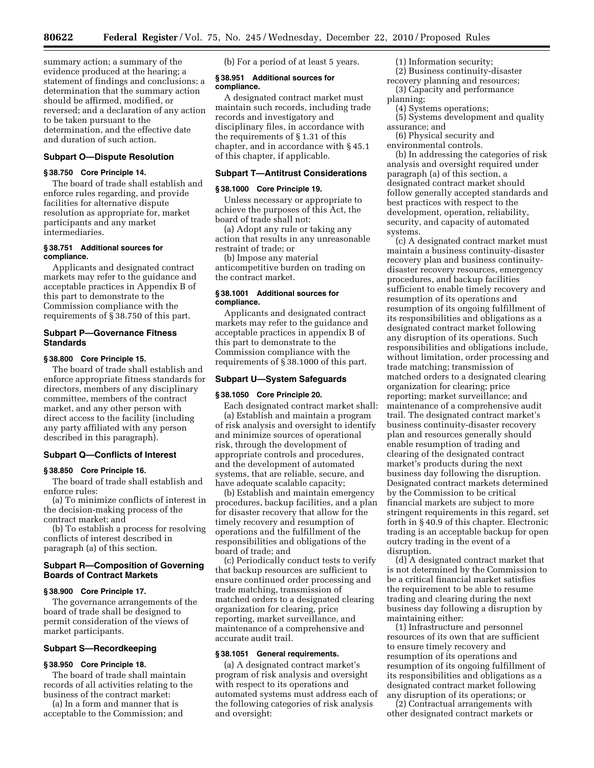summary action; a summary of the evidence produced at the hearing; a statement of findings and conclusions; a determination that the summary action should be affirmed, modified, or reversed; and a declaration of any action to be taken pursuant to the determination, and the effective date and duration of such action.

## Subpart O—Dispute Resolution

### § 38.750 Core Principle 14.

The board of trade shall establish and enforce rules regarding, and provide facilities for alternative dispute resolution as appropriate for, market participants and any market intermediaries.

### § 38.751 Additional sources for compliance.

Applicants and designated contract markets may refer to the guidance and acceptable practices in Appendix B of this part to demonstrate to the Commission compliance with the requirements of § 38.750 of this part.

## Subpart P—Governance Fitness Standards

### § 38.800 Core Principle 15.

The board of trade shall establish and enforce appropriate fitness standards for directors, members of any disciplinary committee, members of the contract market, and any other person with direct access to the facility (including any party affiliated with any person described in this paragraph).

## Subpart Q—Conflicts of Interest

### § 38.850 Core Principle 16.

The board of trade shall establish and enforce rules:

(a) To minimize conflicts of interest in the decision-making process of the contract market; and

(b) To establish a process for resolving conflicts of interest described in paragraph (a) of this section.

## Subpart R—Composition of Governing Boards of Contract Markets

### § 38.900 Core Principle 17.

The governance arrangements of the board of trade shall be designed to permit consideration of the views of market participants.

## Subpart S—Recordkeeping

### § 38.950 Core Principle 18.

The board of trade shall maintain records of all activities relating to the business of the contract market:

(a) In a form and manner that is acceptable to the Commission; and

(b) For a period of at least 5 years.

### § 38.951 Additional sources for compliance.

A designated contract market must maintain such records, including trade records and investigatory and disciplinary files, in accordance with the requirements of § 1.31 of this chapter, and in accordance with § 45.1 of this chapter, if applicable.

## Subpart T—Antitrust Considerations

### § 38.1000 Core Principle 19.

Unless necessary or appropriate to achieve the purposes of this Act, the board of trade shall not:

(a) Adopt any rule or taking any action that results in any unreasonable restraint of trade; or

(b) Impose any material anticompetitive burden on trading on the contract market.

### § 38.1001 Additional sources for compliance.

Applicants and designated contract markets may refer to the guidance and acceptable practices in appendix B of this part to demonstrate to the Commission compliance with the requirements of § 38.1000 of this part.

## Subpart U—System Safeguards

### § 38.1050 Core Principle 20.

Each designated contract market shall:

(a) Establish and maintain a program of risk analysis and oversight to identify and minimize sources of operational risk, through the development of appropriate controls and procedures, and the development of automated systems, that are reliable, secure, and have adequate scalable capacity;

(b) Establish and maintain emergency procedures, backup facilities, and a plan for disaster recovery that allow for the timely recovery and resumption of operations and the fulfillment of the responsibilities and obligations of the board of trade; and

(c) Periodically conduct tests to verify that backup resources are sufficient to ensure continued order processing and trade matching, transmission of matched orders to a designated clearing organization for clearing, price reporting, market surveillance, and maintenance of a comprehensive and accurate audit trail.

### § 38.1051 General requirements.

(a) A designated contract market's program of risk analysis and oversight with respect to its operations and automated systems must address each of the following categories of risk analysis and oversight:

(1) Information security;

(2) Business continuity-disaster recovery planning and resources;

(3) Capacity and performance planning;

(4) Systems operations;

(5) Systems development and quality assurance; and

(6) Physical security and environmental controls.

(b) In addressing the categories of risk analysis and oversight required under paragraph (a) of this section, a designated contract market should follow generally accepted standards and best practices with respect to the development, operation, reliability, security, and capacity of automated systems.

(c) A designated contract market must maintain a business continuity-disaster recovery plan and business continuity-disaster recovery resources, emergency procedures, and backup facilities sufficient to enable timely recovery and resumption of its operations and resumption of its ongoing fulfillment of its responsibilities and obligations as a designated contract market following any disruption of its operations. Such responsibilities and obligations include, without limitation, order processing and trade matching; transmission of matched orders to a designated clearing organization for clearing; price reporting; market surveillance; and maintenance of a comprehensive audit trail. The designated contract market's business continuity-disaster recovery plan and resources generally should enable resumption of trading and clearing of the designated contract market's products during the next business day following the disruption. Designated contract markets determined by the Commission to be critical financial markets are subject to more stringent requirements in this regard, set forth in § 40.9 of this chapter. Electronic trading is an acceptable backup for open outcry trading in the event of a disruption.

(d) A designated contract market that is not determined by the Commission to be a critical financial market satisfies the requirement to be able to resume trading and clearing during the next business day following a disruption by maintaining either:

(1) Infrastructure and personnel resources of its own that are sufficient to ensure timely recovery and resumption of its operations and resumption of its ongoing fulfillment of its responsibilities and obligations as a designated contract market following any disruption of its operations; or

(2) Contractual arrangements with other designated contract markets or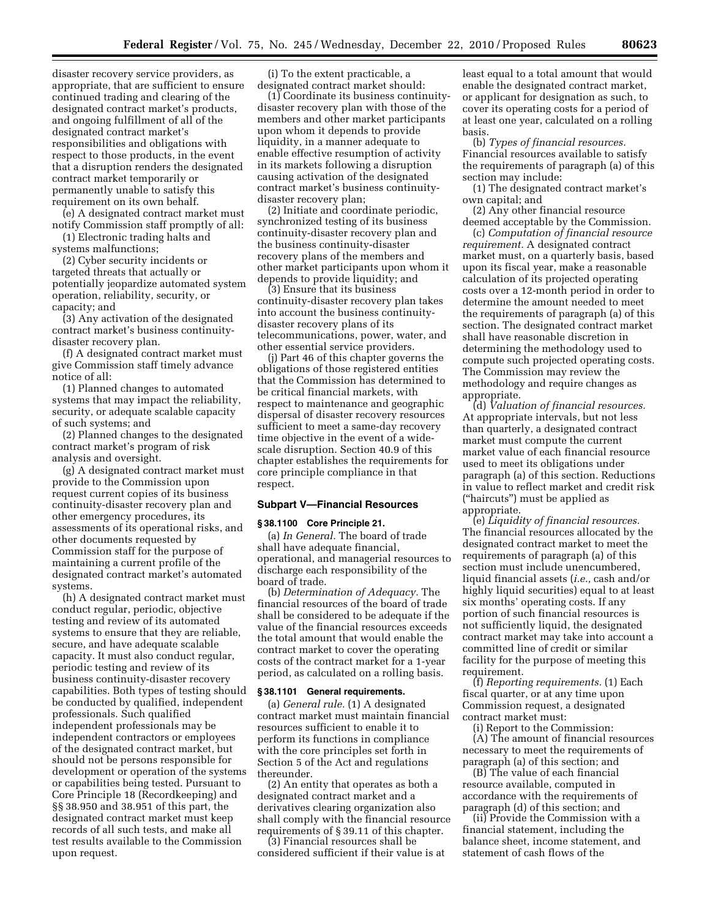disaster recovery service providers, as appropriate, that are sufficient to ensure continued trading and clearing of the designated contract market's products, and ongoing fulfillment of all of the designated contract market's responsibilities and obligations with respect to those products, in the event that a disruption renders the designated contract market temporarily or permanently unable to satisfy this requirement on its own behalf.

(e) A designated contract market must notify Commission staff promptly of all:

(1) Electronic trading halts and systems malfunctions;

(2) Cyber security incidents or targeted threats that actually or potentially jeopardize automated system operation, reliability, security, or capacity; and

(3) Any activation of the designated contract market's business continuity-disaster recovery plan.

(f) A designated contract market must give Commission staff timely advance notice of all:

(1) Planned changes to automated systems that may impact the reliability, security, or adequate scalable capacity of such systems; and

(2) Planned changes to the designated contract market's program of risk analysis and oversight.

(g) A designated contract market must provide to the Commission upon request current copies of its business continuity-disaster recovery plan and other emergency procedures, its assessments of its operational risks, and other documents requested by Commission staff for the purpose of maintaining a current profile of the designated contract market's automated systems.

(h) A designated contract market must conduct regular, periodic, objective testing and review of its automated systems to ensure that they are reliable, secure, and have adequate scalable capacity. It must also conduct regular, periodic testing and review of its business continuity-disaster recovery capabilities. Both types of testing should be conducted by qualified, independent professionals. Such qualified independent professionals may be independent contractors or employees of the designated contract market, but should not be persons responsible for development or operation of the systems or capabilities being tested. Pursuant to Core Principle 18 (Recordkeeping) and §§ 38.950 and 38.951 of this part, the designated contract market must keep records of all such tests, and make all test results available to the Commission upon request.

(i) To the extent practicable, a designated contract market should:

(1) Coordinate its business continuity-disaster recovery plan with those of the members and other market participants upon whom it depends to provide liquidity, in a manner adequate to enable effective resumption of activity in its markets following a disruption causing activation of the designated contract market's business continuity-disaster recovery plan;

(2) Initiate and coordinate periodic, synchronized testing of its business continuity-disaster recovery plan and the business continuity-disaster recovery plans of the members and other market participants upon whom it depends to provide liquidity; and

(3) Ensure that its business continuity-disaster recovery plan takes into account the business continuity-disaster recovery plans of its telecommunications, power, water, and other essential service providers.

(j) Part 46 of this chapter governs the obligations of those registered entities that the Commission has determined to be critical financial markets, with respect to maintenance and geographic dispersal of disaster recovery resources sufficient to meet a same-day recovery time objective in the event of a wide-scale disruption. Section 40.9 of this chapter establishes the requirements for core principle compliance in that respect.

## Subpart V—Financial Resources

### § 38.1100 Core Principle 21.

(a) *In General.* The board of trade shall have adequate financial, operational, and managerial resources to discharge each responsibility of the board of trade.

(b) *Determination of Adequacy.* The financial resources of the board of trade shall be considered to be adequate if the value of the financial resources exceeds the total amount that would enable the contract market to cover the operating costs of the contract market for a 1-year period, as calculated on a rolling basis.

### § 38.1101 General requirements.

(a) *General rule.* (1) A designated contract market must maintain financial resources sufficient to enable it to perform its functions in compliance with the core principles set forth in Section 5 of the Act and regulations thereunder.

(2) An entity that operates as both a designated contract market and a derivatives clearing organization also shall comply with the financial resource requirements of § 39.11 of this chapter.

(3) Financial resources shall be considered sufficient if their value is at least equal to a total amount that would enable the designated contract market, or applicant for designation as such, to cover its operating costs for a period of at least one year, calculated on a rolling basis.

(b) *Types of financial resources.* Financial resources available to satisfy the requirements of paragraph (a) of this section may include:

(1) The designated contract market's own capital; and

(2) Any other financial resource deemed acceptable by the Commission.

(c) *Computation of financial resource requirement.* A designated contract market must, on a quarterly basis, based upon its fiscal year, make a reasonable calculation of its projected operating costs over a 12-month period in order to determine the amount needed to meet the requirements of paragraph (a) of this section. The designated contract market shall have reasonable discretion in determining the methodology used to compute such projected operating costs. The Commission may review the methodology and require changes as appropriate.

(d) *Valuation of financial resources.* At appropriate intervals, but not less than quarterly, a designated contract market must compute the current market value of each financial resource used to meet its obligations under paragraph (a) of this section. Reductions in value to reflect market and credit risk ("haircuts") must be applied as appropriate.

(e) *Liquidity of financial resources.* The financial resources allocated by the designated contract market to meet the requirements of paragraph (a) of this section must include unencumbered, liquid financial assets (*i.e.,* cash and/or highly liquid securities) equal to at least six months' operating costs. If any portion of such financial resources is not sufficiently liquid, the designated contract market may take into account a committed line of credit or similar facility for the purpose of meeting this requirement.

(f) *Reporting requirements.* (1) Each fiscal quarter, or at any time upon Commission request, a designated contract market must:

(i) Report to the Commission:

(A) The amount of financial resources necessary to meet the requirements of paragraph (a) of this section; and

(B) The value of each financial resource available, computed in accordance with the requirements of paragraph (d) of this section; and

(ii) Provide the Commission with a financial statement, including the balance sheet, income statement, and statement of cash flows of the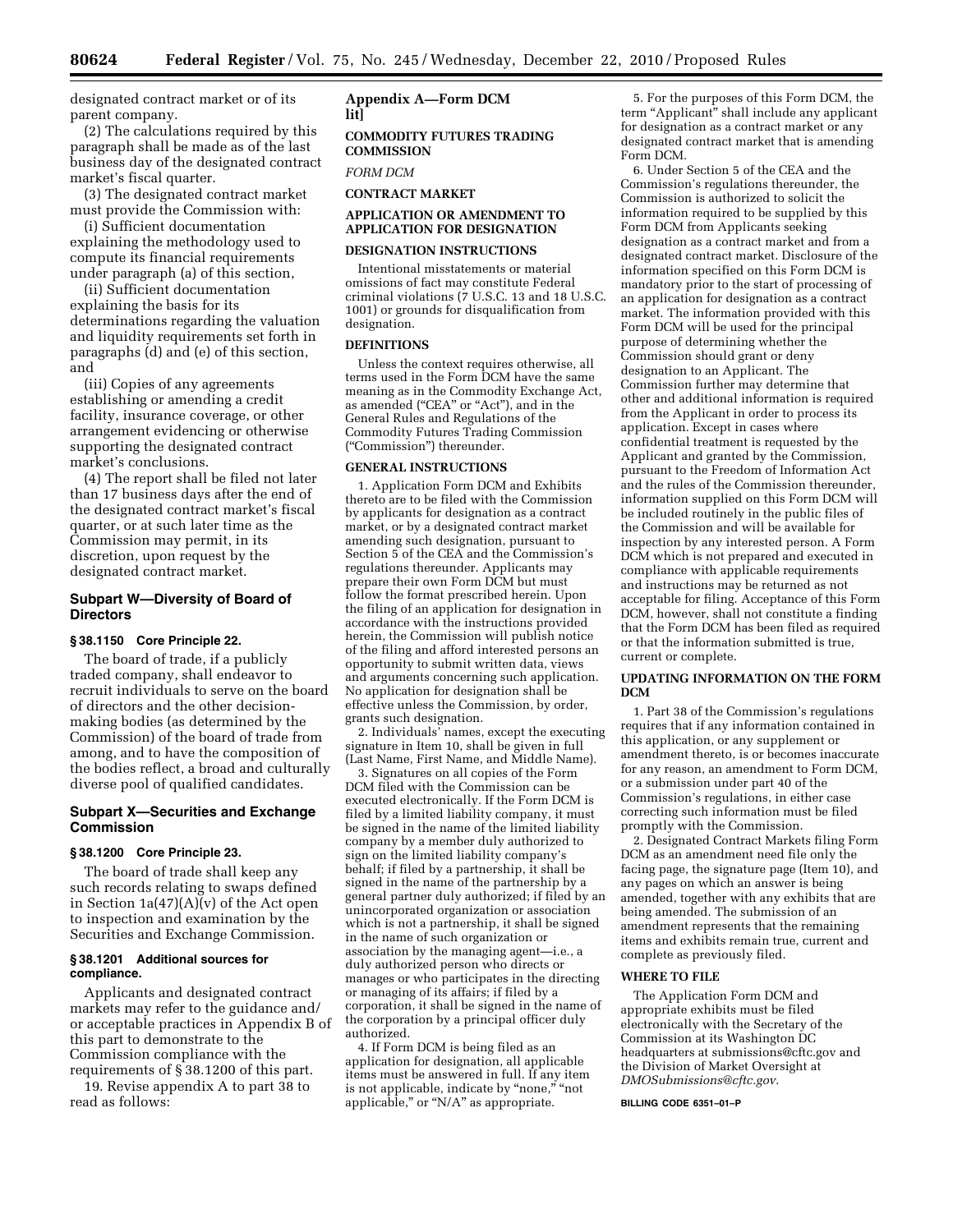designated contract market or of its parent company.

(2) The calculations required by this paragraph shall be made as of the last business day of the designated contract market's fiscal quarter.

(3) The designated contract market must provide the Commission with:

(i) Sufficient documentation explaining the methodology used to compute its financial requirements under paragraph (a) of this section,

(ii) Sufficient documentation explaining the basis for its determinations regarding the valuation and liquidity requirements set forth in paragraphs (d) and (e) of this section, and

(iii) Copies of any agreements establishing or amending a credit facility, insurance coverage, or other arrangement evidencing or otherwise supporting the designated contract market's conclusions.

(4) The report shall be filed not later than 17 business days after the end of the designated contract market's fiscal quarter, or at such later time as the Commission may permit, in its discretion, upon request by the designated contract market.

## Subpart W—Diversity of Board of Directors

### § 38.1150 Core Principle 22.

The board of trade, if a publicly traded company, shall endeavor to recruit individuals to serve on the board of directors and the other decision-making bodies (as determined by the Commission) of the board of trade from among, and to have the composition of the bodies reflect, a broad and culturally diverse pool of qualified candidates.

## Subpart X—Securities and Exchange Commission

### § 38.1200 Core Principle 23.

The board of trade shall keep any such records relating to swaps defined in Section 1a(47)(A)(v) of the Act open to inspection and examination by the Securities and Exchange Commission.

### § 38.1201 Additional sources for compliance.

Applicants and designated contract markets may refer to the guidance and/or acceptable practices in Appendix B of this part to demonstrate to the Commission compliance with the requirements of § 38.1200 of this part.

19. Revise appendix A to part 38 to read as follows:

## Appendix A—Form DCM lit]

**COMMODITY FUTURES TRADING COMMISSION**

*FORM DCM*

**CONTRACT MARKET**

**APPLICATION OR AMENDMENT TO APPLICATION FOR DESIGNATION**

**DESIGNATION INSTRUCTIONS**

Intentional misstatements or material omissions of fact may constitute Federal criminal violations (7 U.S.C. 13 and 18 U.S.C. 1001) or grounds for disqualification from designation.

**DEFINITIONS**

Unless the context requires otherwise, all terms used in the Form DCM have the same meaning as in the Commodity Exchange Act, as amended ("CEA" or "Act"), and in the General Rules and Regulations of the Commodity Futures Trading Commission ("Commission") thereunder.

**GENERAL INSTRUCTIONS**

1. Application Form DCM and Exhibits thereto are to be filed with the Commission by applicants for designation as a contract market, or by a designated contract market amending such designation, pursuant to Section 5 of the CEA and the Commission's regulations thereunder. Applicants may prepare their own Form DCM but must follow the format prescribed herein. Upon the filing of an application for designation in accordance with the instructions provided herein, the Commission will publish notice of the filing and afford interested persons an opportunity to submit written data, views and arguments concerning such application. No application for designation shall be effective unless the Commission, by order, grants such designation.

2. Individuals' names, except the executing signature in Item 10, shall be given in full (Last Name, First Name, and Middle Name).

3. Signatures on all copies of the Form DCM filed with the Commission can be executed electronically. If the Form DCM is filed by a limited liability company, it must be signed in the name of the limited liability company by a member duly authorized to sign on the limited liability company's behalf; if filed by a partnership, it shall be signed in the name of the partnership by a general partner duly authorized; if filed by an unincorporated organization or association which is not a partnership, it shall be signed in the name of such organization or association by the managing agent—i.e., a duly authorized person who directs or manages or who participates in the directing or managing of its affairs; if filed by a corporation, it shall be signed in the name of the corporation by a principal officer duly authorized.

4. If Form DCM is being filed as an application for designation, all applicable items must be answered in full. If any item is not applicable, indicate by "none," "not applicable," or "N/A" as appropriate.

5. For the purposes of this Form DCM, the term "Applicant" shall include any applicant for designation as a contract market or any designated contract market that is amending Form DCM.

6. Under Section 5 of the CEA and the Commission's regulations thereunder, the Commission is authorized to solicit the information required to be supplied by this Form DCM from Applicants seeking designation as a contract market and from a designated contract market. Disclosure of the information specified on this Form DCM is mandatory prior to the start of processing of an application for designation as a contract market. The information provided with this Form DCM will be used for the principal purpose of determining whether the Commission should grant or deny designation to an Applicant. The Commission further may determine that other and additional information is required from the Applicant in order to process its application. Except in cases where confidential treatment is requested by the Applicant and granted by the Commission, pursuant to the Freedom of Information Act and the rules of the Commission thereunder, information supplied on this Form DCM will be included routinely in the public files of the Commission and will be available for inspection by any interested person. A Form DCM which is not prepared and executed in compliance with applicable requirements and instructions may be returned as not acceptable for filing. Acceptance of this Form DCM, however, shall not constitute a finding that the Form DCM has been filed as required or that the information submitted is true, current or complete.

**UPDATING INFORMATION ON THE FORM DCM**

1. Part 38 of the Commission's regulations requires that if any information contained in this application, or any supplement or amendment thereto, is or becomes inaccurate for any reason, an amendment to Form DCM, or a submission under part 40 of the Commission's regulations, in either case correcting such information must be filed promptly with the Commission.

2. Designated Contract Markets filing Form DCM as an amendment need file only the facing page, the signature page (Item 10), and any pages on which an answer is being amended, together with any exhibits that are being amended. The submission of an amendment represents that the remaining items and exhibits remain true, current and complete as previously filed.

**WHERE TO FILE**

The Application Form DCM and appropriate exhibits must be filed electronically with the Secretary of the Commission at its Washington DC headquarters at submissions@cftc.gov and the Division of Market Oversight at *DMOSubmissions@cftc.gov*.

**BILLING CODE 6351–01–P**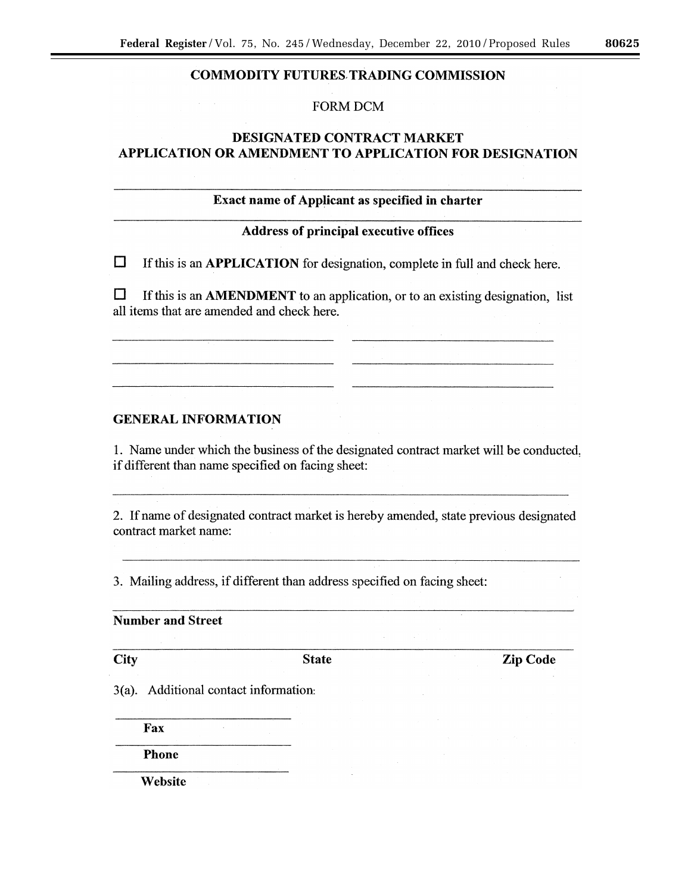## COMMODITY FUTURES TRADING COMMISSION

FORM DCM

## DESIGNATED CONTRACT MARKET APPLICATION OR AMENDMENT TO APPLICATION FOR DESIGNATION

\_\_\_\_\_\_\_\_\_\_\_\_\_\_\_\_\_\_\_\_\_\_\_\_\_\_\_\_\_\_\_\_\_\_\_\_\_\_\_\_\_\_\_\_\_\_\_\_

**Exact name of Applicant as specified in charter**

\_\_\_\_\_\_\_\_\_\_\_\_\_\_\_\_\_\_\_\_\_\_\_\_\_\_\_\_\_\_\_\_\_\_\_\_\_\_\_\_\_\_\_\_\_\_\_\_

**Address of principal executive offices**

☐ If this is an **APPLICATION** for designation, complete in full and check here.

☐ If this is an **AMENDMENT** to an application, or to an existing designation, list all items that are amended and check here.

\_\_\_\_\_\_\_\_\_\_\_\_\_\_\_\_\_\_\_\_ \_\_\_\_\_\_\_\_\_\_\_\_\_\_\_\_\_\_\_\_

\_\_\_\_\_\_\_\_\_\_\_\_\_\_\_\_\_\_\_\_ \_\_\_\_\_\_\_\_\_\_\_\_\_\_\_\_\_\_\_\_

\_\_\_\_\_\_\_\_\_\_\_\_\_\_\_\_\_\_\_\_ \_\_\_\_\_\_\_\_\_\_\_\_\_\_\_\_\_\_\_\_

### GENERAL INFORMATION

1. Name under which the business of the designated contract market will be conducted, if different than name specified on facing sheet:

\_\_\_\_\_\_\_\_\_\_\_\_\_\_\_\_\_\_\_\_\_\_\_\_\_\_\_\_\_\_\_\_\_\_\_\_\_\_\_\_\_\_\_\_\_\_\_\_

2. If name of designated contract market is hereby amended, state previous designated contract market name:

\_\_\_\_\_\_\_\_\_\_\_\_\_\_\_\_\_\_\_\_\_\_\_\_\_\_\_\_\_\_\_\_\_\_\_\_\_\_\_\_\_\_\_\_\_\_\_\_

3. Mailing address, if different than address specified on facing sheet:

\_\_\_\_\_\_\_\_\_\_\_\_\_\_\_\_\_\_\_\_\_\_\_\_\_\_\_\_\_\_\_\_\_\_\_\_\_\_\_\_\_\_\_\_\_\_\_\_

**Number and Street**

\_\_\_\_\_\_\_\_\_\_\_\_\_\_\_\_\_\_\_\_\_\_\_\_\_\_\_\_\_\_\_\_\_\_\_\_\_\_\_\_\_\_\_\_\_\_\_\_

**City** **State** **Zip Code**

3(a). Additional contact information:

\_\_\_\_\_\_\_\_\_\_\_\_\_\_\_\_\_\_\_\_

**Fax**

\_\_\_\_\_\_\_\_\_\_\_\_\_\_\_\_\_\_\_\_

**Phone**

\_\_\_\_\_\_\_\_\_\_\_\_\_\_\_\_\_\_\_\_

**Website**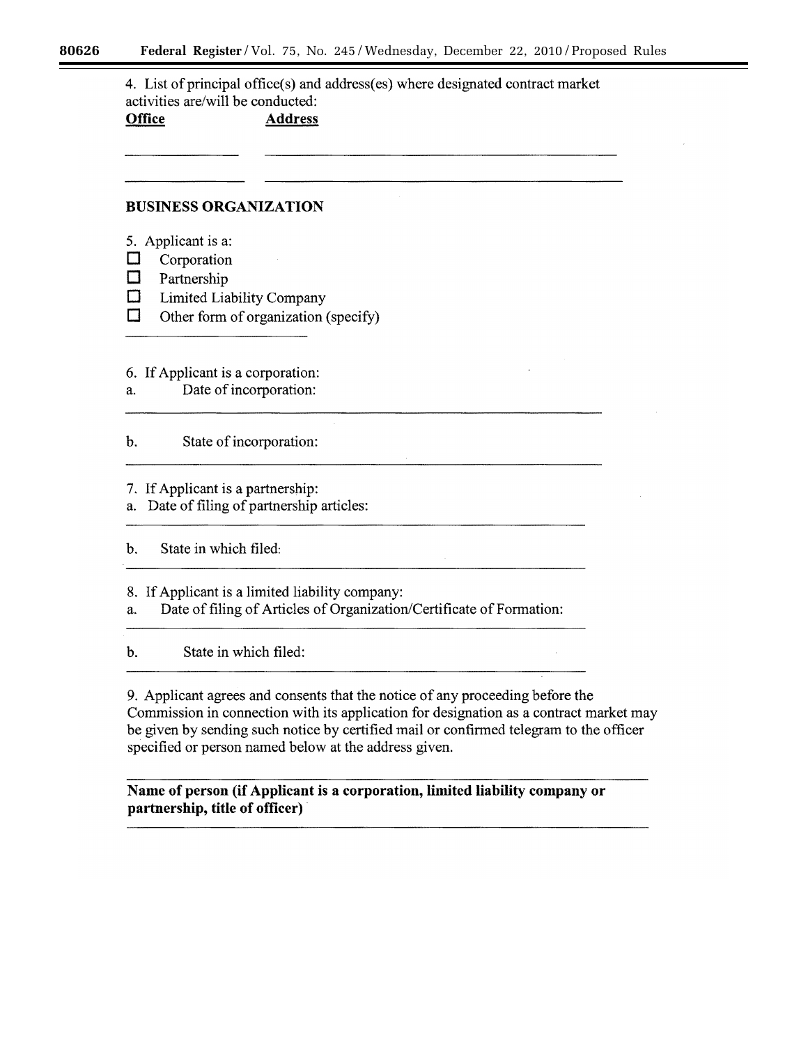4. List of principal office(s) and address(es) where designated contract market activities are/will be conducted:

| **Office** | **Address** |
| --- | --- |
| ______________ | __________________________________________ |
| ______________ | __________________________________________ |

**BUSINESS ORGANIZATION**

5. Applicant is a:

☐ Corporation

☐ Partnership

☐ Limited Liability Company

☐ Other form of organization (specify)

______________________

6. If Applicant is a corporation:

a. Date of incorporation:

________________________________________________________

b. State of incorporation:

________________________________________________________

7. If Applicant is a partnership:

a. Date of filing of partnership articles:

________________________________________________________

b. State in which filed:

________________________________________________________

8. If Applicant is a limited liability company:

a. Date of filing of Articles of Organization/Certificate of Formation:

________________________________________________________

b. State in which filed:

________________________________________________________

9. Applicant agrees and consents that the notice of any proceeding before the Commission in connection with its application for designation as a contract market may be given by sending such notice by certified mail or confirmed telegram to the officer specified or person named below at the address given.

________________________________________________________

**Name of person (if Applicant is a corporation, limited liability company or partnership, title of officer)**

________________________________________________________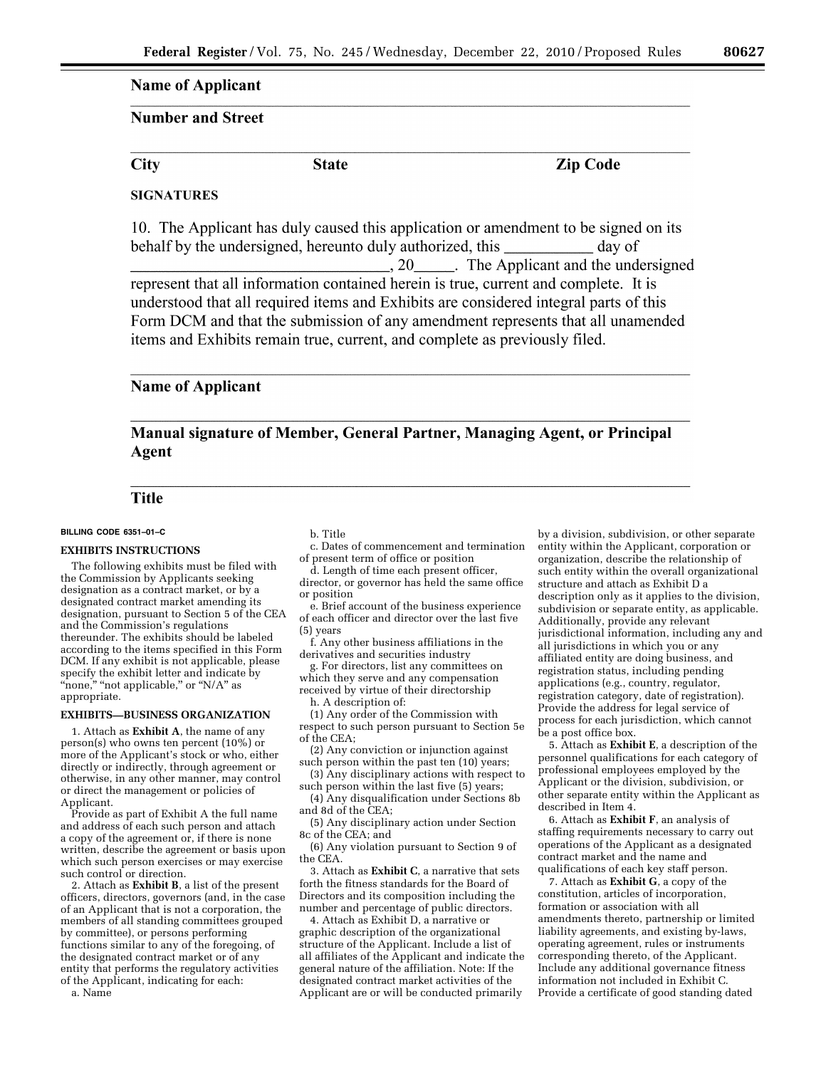**Name of Applicant**

---

**Number and Street**

---

**City** **State** **Zip Code**

**SIGNATURES**

10. The Applicant has duly caused this application or amendment to be signed on its behalf by the undersigned, hereunto duly authorized, this ___________ day of _________________________________, 20_____. The Applicant and the undersigned represent that all information contained herein is true, current and complete. It is understood that all required items and Exhibits are considered integral parts of this Form DCM and that the submission of any amendment represents that all unamended items and Exhibits remain true, current, and complete as previously filed.

---

**Name of Applicant**

---

**Manual signature of Member, General Partner, Managing Agent, or Principal Agent**

---

**Title**

BILLING CODE 6351–01–C

**EXHIBITS INSTRUCTIONS**

The following exhibits must be filed with the Commission by Applicants seeking designation as a contract market, or by a designated contract market amending its designation, pursuant to Section 5 of the CEA and the Commission's regulations thereunder. The exhibits should be labeled according to the items specified in this Form DCM. If any exhibit is not applicable, please specify the exhibit letter and indicate by "none," "not applicable," or "N/A" as appropriate.

**EXHIBITS—BUSINESS ORGANIZATION**

1. Attach as **Exhibit A**, the name of any person(s) who owns ten percent (10%) or more of the Applicant's stock or who, either directly or indirectly, through agreement or otherwise, in any other manner, may control or direct the management or policies of Applicant.

Provide as part of Exhibit A the full name and address of each such person and attach a copy of the agreement or, if there is none written, describe the agreement or basis upon which such person exercises or may exercise such control or direction.

2. Attach as **Exhibit B**, a list of the present officers, directors, governors (and, in the case of an Applicant that is not a corporation, the members of all standing committees grouped by committee), or persons performing functions similar to any of the foregoing, of the designated contract market or of any entity that performs the regulatory activities of the Applicant, indicating for each:

a. Name

b. Title

c. Dates of commencement and termination of present term of office or position

d. Length of time each present officer, director, or governor has held the same office or position

e. Brief account of the business experience of each officer and director over the last five (5) years

f. Any other business affiliations in the derivatives and securities industry

g. For directors, list any committees on which they serve and any compensation received by virtue of their directorship

h. A description of:

(1) Any order of the Commission with respect to such person pursuant to Section 5e of the CEA;

(2) Any conviction or injunction against such person within the past ten (10) years;

(3) Any disciplinary actions with respect to such person within the last five (5) years;

(4) Any disqualification under Sections 8b and 8d of the CEA;

(5) Any disciplinary action under Section 8c of the CEA; and

(6) Any violation pursuant to Section 9 of the CEA.

3. Attach as **Exhibit C**, a narrative that sets forth the fitness standards for the Board of Directors and its composition including the number and percentage of public directors.

4. Attach as Exhibit D, a narrative or graphic description of the organizational structure of the Applicant. Include a list of all affiliates of the Applicant and indicate the general nature of the affiliation. Note: If the designated contract market activities of the Applicant are or will be conducted primarily by a division, subdivision, or other separate entity within the Applicant, corporation or organization, describe the relationship of such entity within the overall organizational structure and attach as Exhibit D a description only as it applies to the division, subdivision or separate entity, as applicable. Additionally, provide any relevant jurisdictional information, including any and all jurisdictions in which you or any affiliated entity are doing business, and registration status, including pending applications (e.g., country, regulator, registration category, date of registration). Provide the address for legal service of process for each jurisdiction, which cannot be a post office box.

5. Attach as **Exhibit E**, a description of the personnel qualifications for each category of professional employees employed by the Applicant or the division, subdivision, or other separate entity within the Applicant as described in Item 4.

6. Attach as **Exhibit F**, an analysis of staffing requirements necessary to carry out operations of the Applicant as a designated contract market and the name and qualifications of each key staff person.

7. Attach as **Exhibit G**, a copy of the constitution, articles of incorporation, formation or association with all amendments thereto, partnership or limited liability agreements, and existing by-laws, operating agreement, rules or instruments corresponding thereto, of the Applicant. Include any additional governance fitness information not included in Exhibit C. Provide a certificate of good standing dated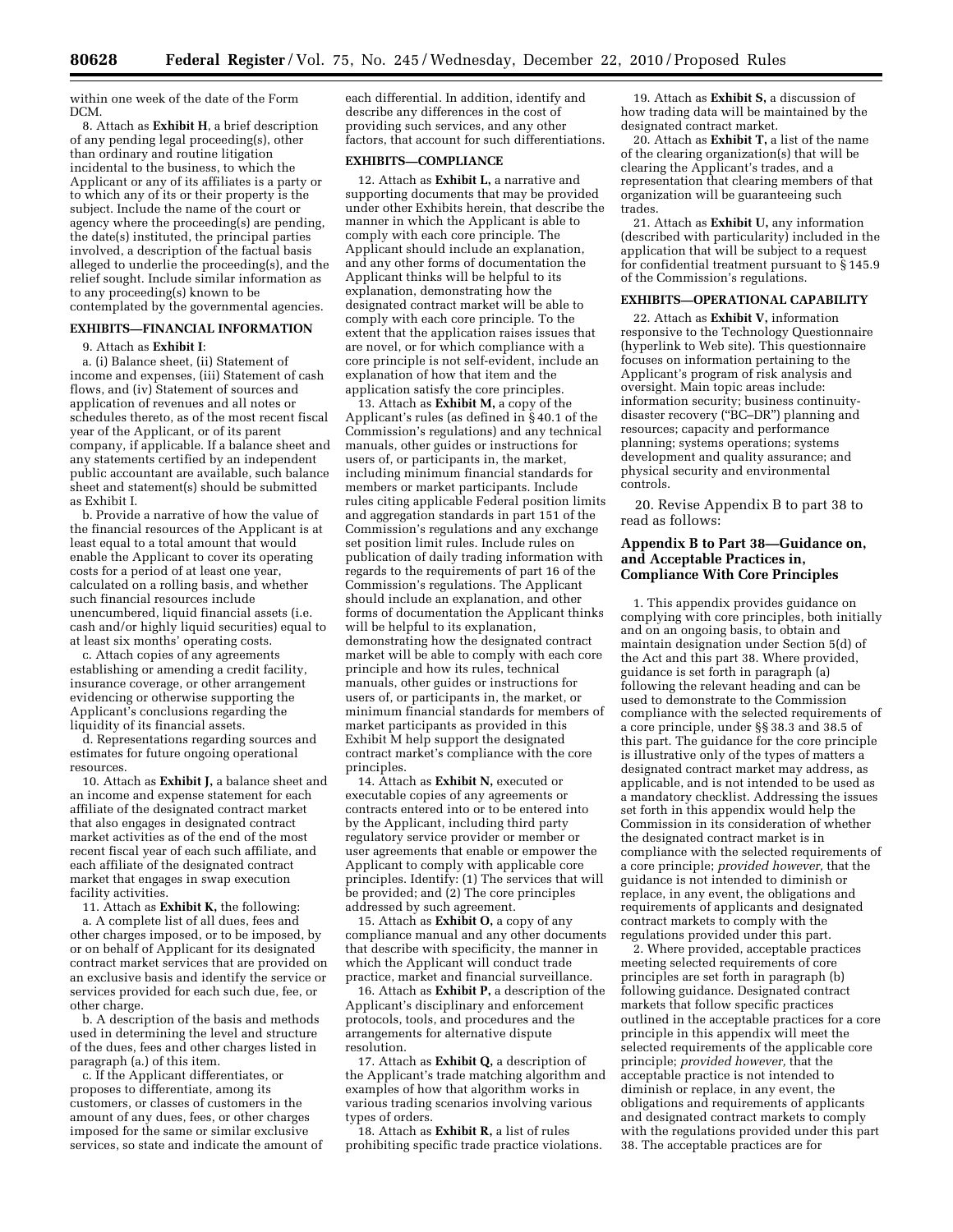within one week of the date of the Form DCM.

8. Attach as **Exhibit H**, a brief description of any pending legal proceeding(s), other than ordinary and routine litigation incidental to the business, to which the Applicant or any of its affiliates is a party or to which any of its or their property is the subject. Include the name of the court or agency where the proceeding(s) are pending, the date(s) instituted, the principal parties involved, a description of the factual basis alleged to underlie the proceeding(s), and the relief sought. Include similar information as to any proceeding(s) known to be contemplated by the governmental agencies.

**EXHIBITS—FINANCIAL INFORMATION**

9. Attach as **Exhibit I**:

a. (i) Balance sheet, (ii) Statement of income and expenses, (iii) Statement of cash flows, and (iv) Statement of sources and application of revenues and all notes or schedules thereto, as of the most recent fiscal year of the Applicant, or of its parent company, if applicable. If a balance sheet and any statements certified by an independent public accountant are available, such balance sheet and statement(s) should be submitted as Exhibit I.

b. Provide a narrative of how the value of the financial resources of the Applicant is at least equal to a total amount that would enable the Applicant to cover its operating costs for a period of at least one year, calculated on a rolling basis, and whether such financial resources include unencumbered, liquid financial assets (i.e. cash and/or highly liquid securities) equal to at least six months' operating costs.

c. Attach copies of any agreements establishing or amending a credit facility, insurance coverage, or other arrangement evidencing or otherwise supporting the Applicant's conclusions regarding the liquidity of its financial assets.

d. Representations regarding sources and estimates for future ongoing operational resources.

10. Attach as **Exhibit J,** a balance sheet and an income and expense statement for each affiliate of the designated contract market that also engages in designated contract market activities as of the end of the most recent fiscal year of each such affiliate, and each affiliate of the designated contract market that engages in swap execution facility activities.

11. Attach as **Exhibit K,** the following:

a. A complete list of all dues, fees and other charges imposed, or to be imposed, by or on behalf of Applicant for its designated contract market services that are provided on an exclusive basis and identify the service or services provided for each such due, fee, or other charge.

b. A description of the basis and methods used in determining the level and structure of the dues, fees and other charges listed in paragraph (a.) of this item.

c. If the Applicant differentiates, or proposes to differentiate, among its customers, or classes of customers in the amount of any dues, fees, or other charges imposed for the same or similar exclusive services, so state and indicate the amount of each differential. In addition, identify and describe any differences in the cost of providing such services, and any other factors, that account for such differentiations.

**EXHIBITS—COMPLIANCE**

12. Attach as **Exhibit L,** a narrative and supporting documents that may be provided under other Exhibits herein, that describe the manner in which the Applicant is able to comply with each core principle. The Applicant should include an explanation, and any other forms of documentation the Applicant thinks will be helpful to its explanation, demonstrating how the designated contract market will be able to comply with each core principle. To the extent that the application raises issues that are novel, or for which compliance with a core principle is not self-evident, include an explanation of how that item and the application satisfy the core principles.

13. Attach as **Exhibit M,** a copy of the Applicant's rules (as defined in § 40.1 of the Commission's regulations) and any technical manuals, other guides or instructions for users of, or participants in, the market, including minimum financial standards for members or market participants. Include rules citing applicable Federal position limits and aggregation standards in part 151 of the Commission's regulations and any exchange set position limit rules. Include rules on publication of daily trading information with regards to the requirements of part 16 of the Commission's regulations. The Applicant should include an explanation, and other forms of documentation the Applicant thinks will be helpful to its explanation, demonstrating how the designated contract market will be able to comply with each core principle and how its rules, technical manuals, other guides or instructions for users of, or participants in, the market, or minimum financial standards for members of market participants as provided in this Exhibit M help support the designated contract market's compliance with the core principles.

14. Attach as **Exhibit N,** executed or executable copies of any agreements or contracts entered into or to be entered into by the Applicant, including third party regulatory service provider or member or user agreements that enable or empower the Applicant to comply with applicable core principles. Identify: (1) The services that will be provided; and (2) The core principles addressed by such agreement.

15. Attach as **Exhibit O,** a copy of any compliance manual and any other documents that describe with specificity, the manner in which the Applicant will conduct trade practice, market and financial surveillance.

16. Attach as **Exhibit P,** a description of the Applicant's disciplinary and enforcement protocols, tools, and procedures and the arrangements for alternative dispute resolution.

17. Attach as **Exhibit Q,** a description of the Applicant's trade matching algorithm and examples of how that algorithm works in various trading scenarios involving various types of orders.

18. Attach as **Exhibit R,** a list of rules prohibiting specific trade practice violations.

19. Attach as **Exhibit S,** a discussion of how trading data will be maintained by the designated contract market.

20. Attach as **Exhibit T,** a list of the name of the clearing organization(s) that will be clearing the Applicant's trades, and a representation that clearing members of that organization will be guaranteeing such trades.

21. Attach as **Exhibit U,** any information (described with particularity) included in the application that will be subject to a request for confidential treatment pursuant to § 145.9 of the Commission's regulations.

**EXHIBITS—OPERATIONAL CAPABILITY**

22. Attach as **Exhibit V,** information responsive to the Technology Questionnaire (hyperlink to Web site). This questionnaire focuses on information pertaining to the Applicant's program of risk analysis and oversight. Main topic areas include: information security; business continuity-disaster recovery ("BC–DR") planning and resources; capacity and performance planning; systems operations; systems development and quality assurance; and physical security and environmental controls.

20. Revise Appendix B to part 38 to read as follows:

## Appendix B to Part 38—Guidance on, and Acceptable Practices in, Compliance With Core Principles

1. This appendix provides guidance on complying with core principles, both initially and on an ongoing basis, to obtain and maintain designation under Section 5(d) of the Act and this part 38. Where provided, guidance is set forth in paragraph (a) following the relevant heading and can be used to demonstrate to the Commission compliance with the selected requirements of a core principle, under §§ 38.3 and 38.5 of this part. The guidance for the core principle is illustrative only of the types of matters a designated contract market may address, as applicable, and is not intended to be used as a mandatory checklist. Addressing the issues set forth in this appendix would help the Commission in its consideration of whether the designated contract market is in compliance with the selected requirements of a core principle; *provided however,* that the guidance is not intended to diminish or replace, in any event, the obligations and requirements of applicants and designated contract markets to comply with the regulations provided under this part.

2. Where provided, acceptable practices meeting selected requirements of core principles are set forth in paragraph (b) following guidance. Designated contract markets that follow specific practices outlined in the acceptable practices for a core principle in this appendix will meet the selected requirements of the applicable core principle; *provided however,* that the acceptable practice is not intended to diminish or replace, in any event, the obligations and requirements of applicants and designated contract markets to comply with the regulations provided under this part 38. The acceptable practices are for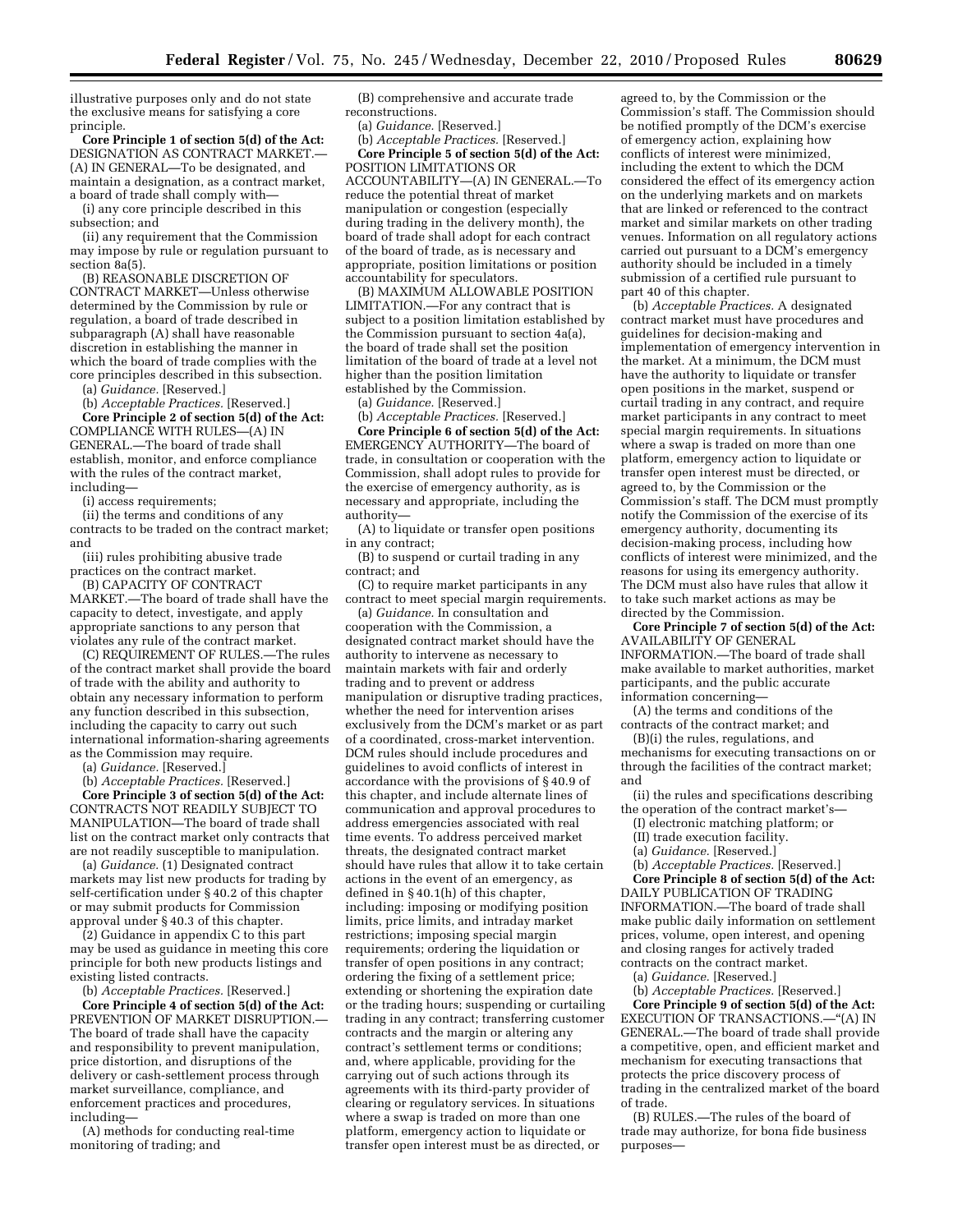illustrative purposes only and do not state the exclusive means for satisfying a core principle.

**Core Principle 1 of section 5(d) of the Act:** DESIGNATION AS CONTRACT MARKET.—(A) IN GENERAL—To be designated, and maintain a designation, as a contract market, a board of trade shall comply with—

(i) any core principle described in this subsection; and

(ii) any requirement that the Commission may impose by rule or regulation pursuant to section 8a(5).

(B) REASONABLE DISCRETION OF CONTRACT MARKET—Unless otherwise determined by the Commission by rule or regulation, a board of trade described in subparagraph (A) shall have reasonable discretion in establishing the manner in which the board of trade complies with the core principles described in this subsection.

(a) *Guidance.* [Reserved.]

(b) *Acceptable Practices.* [Reserved.]

**Core Principle 2 of section 5(d) of the Act:** COMPLIANCE WITH RULES—(A) IN GENERAL.—The board of trade shall establish, monitor, and enforce compliance with the rules of the contract market, including—

(i) access requirements;

(ii) the terms and conditions of any contracts to be traded on the contract market; and

(iii) rules prohibiting abusive trade practices on the contract market.

(B) CAPACITY OF CONTRACT MARKET.—The board of trade shall have the capacity to detect, investigate, and apply appropriate sanctions to any person that violates any rule of the contract market.

(C) REQUIREMENT OF RULES.—The rules of the contract market shall provide the board of trade with the ability and authority to obtain any necessary information to perform any function described in this subsection, including the capacity to carry out such international information-sharing agreements as the Commission may require.

(a) *Guidance.* [Reserved.]

(b) *Acceptable Practices.* [Reserved.]

**Core Principle 3 of section 5(d) of the Act:** CONTRACTS NOT READILY SUBJECT TO MANIPULATION—The board of trade shall list on the contract market only contracts that are not readily susceptible to manipulation.

(a) *Guidance.* (1) Designated contract markets may list new products for trading by self-certification under § 40.2 of this chapter or may submit products for Commission approval under § 40.3 of this chapter.

(2) Guidance in appendix C to this part may be used as guidance in meeting this core principle for both new products listings and existing listed contracts.

(b) *Acceptable Practices.* [Reserved.]

**Core Principle 4 of section 5(d) of the Act:** PREVENTION OF MARKET DISRUPTION.—The board of trade shall have the capacity and responsibility to prevent manipulation, price distortion, and disruptions of the delivery or cash-settlement process through market surveillance, compliance, and enforcement practices and procedures, including—

(A) methods for conducting real-time monitoring of trading; and

(B) comprehensive and accurate trade reconstructions.

(a) *Guidance.* [Reserved.]

(b) *Acceptable Practices.* [Reserved.]

**Core Principle 5 of section 5(d) of the Act:** POSITION LIMITATIONS OR ACCOUNTABILITY—(A) IN GENERAL.—To reduce the potential threat of market manipulation or congestion (especially during trading in the delivery month), the board of trade shall adopt for each contract of the board of trade, as is necessary and appropriate, position limitations or position accountability for speculators.

(B) MAXIMUM ALLOWABLE POSITION LIMITATION.—For any contract that is subject to a position limitation established by the Commission pursuant to section 4a(a), the board of trade shall set the position limitation of the board of trade at a level not higher than the position limitation established by the Commission.

(a) *Guidance.* [Reserved.]

(b) *Acceptable Practices.* [Reserved.]

**Core Principle 6 of section 5(d) of the Act:** EMERGENCY AUTHORITY—The board of trade, in consultation or cooperation with the Commission, shall adopt rules to provide for the exercise of emergency authority, as is necessary and appropriate, including the authority—

(A) to liquidate or transfer open positions in any contract;

(B) to suspend or curtail trading in any contract; and

(C) to require market participants in any contract to meet special margin requirements.

(a) *Guidance.* In consultation and cooperation with the Commission, a designated contract market should have the authority to intervene as necessary to maintain markets with fair and orderly trading and to prevent or address manipulation or disruptive trading practices, whether the need for intervention arises exclusively from the DCM's market or as part of a coordinated, cross-market intervention. DCM rules should include procedures and guidelines to avoid conflicts of interest in accordance with the provisions of § 40.9 of this chapter, and include alternate lines of communication and approval procedures to address emergencies associated with real time events. To address perceived market threats, the designated contract market should have rules that allow it to take certain actions in the event of an emergency, as defined in § 40.1(h) of this chapter, including: imposing or modifying position limits, price limits, and intraday market restrictions; imposing special margin requirements; ordering the liquidation or transfer of open positions in any contract; ordering the fixing of a settlement price; extending or shortening the expiration date or the trading hours; suspending or curtailing trading in any contract; transferring customer contracts and the margin or altering any contract's settlement terms or conditions; and, where applicable, providing for the carrying out of such actions through its agreements with its third-party provider of clearing or regulatory services. In situations where a swap is traded on more than one platform, emergency action to liquidate or transfer open interest must be as directed, or agreed to, by the Commission or the Commission's staff. The Commission should be notified promptly of the DCM's exercise of emergency action, explaining how conflicts of interest were minimized, including the extent to which the DCM considered the effect of its emergency action on the underlying markets and on markets that are linked or referenced to the contract market and similar markets on other trading venues. Information on all regulatory actions carried out pursuant to a DCM's emergency authority should be included in a timely submission of a certified rule pursuant to part 40 of this chapter.

(b) *Acceptable Practices.* A designated contract market must have procedures and guidelines for decision-making and implementation of emergency intervention in the market. At a minimum, the DCM must have the authority to liquidate or transfer open positions in the market, suspend or curtail trading in any contract, and require market participants in any contract to meet special margin requirements. In situations where a swap is traded on more than one platform, emergency action to liquidate or transfer open interest must be directed, or agreed to, by the Commission or the Commission's staff. The DCM must promptly notify the Commission of the exercise of its emergency authority, documenting its decision-making process, including how conflicts of interest were minimized, and the reasons for using its emergency authority. The DCM must also have rules that allow it to take such market actions as may be directed by the Commission.

**Core Principle 7 of section 5(d) of the Act:** AVAILABILITY OF GENERAL INFORMATION.—The board of trade shall make available to market authorities, market participants, and the public accurate information concerning—

(A) the terms and conditions of the contracts of the contract market; and

(B)(i) the rules, regulations, and mechanisms for executing transactions on or through the facilities of the contract market; and

(ii) the rules and specifications describing the operation of the contract market's—

(I) electronic matching platform; or

(II) trade execution facility.

(a) *Guidance.* [Reserved.]

(b) *Acceptable Practices.* [Reserved.]

**Core Principle 8 of section 5(d) of the Act:** DAILY PUBLICATION OF TRADING INFORMATION.—The board of trade shall make public daily information on settlement prices, volume, open interest, and opening and closing ranges for actively traded contracts on the contract market.

(a) *Guidance.* [Reserved.]

(b) *Acceptable Practices.* [Reserved.]

**Core Principle 9 of section 5(d) of the Act:** EXECUTION OF TRANSACTIONS.—"(A) IN GENERAL.—The board of trade shall provide a competitive, open, and efficient market and mechanism for executing transactions that protects the price discovery process of trading in the centralized market of the board of trade.

(B) RULES.—The rules of the board of trade may authorize, for bona fide business purposes—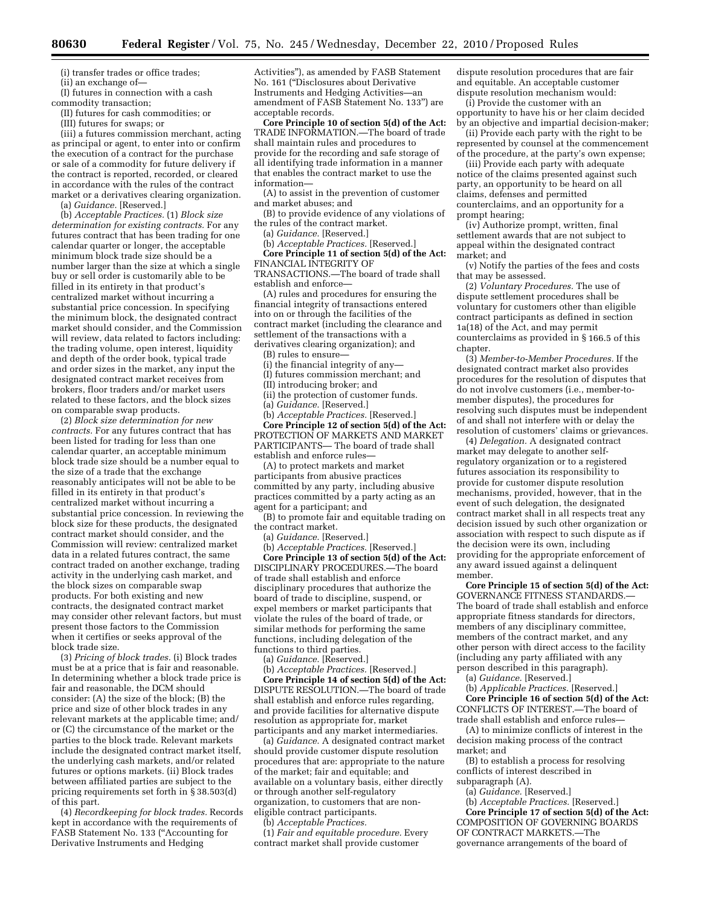(i) transfer trades or office trades;

(ii) an exchange of—

(I) futures in connection with a cash commodity transaction;

(II) futures for cash commodities; or

(III) futures for swaps; or

(iii) a futures commission merchant, acting as principal or agent, to enter into or confirm the execution of a contract for the purchase or sale of a commodity for future delivery if the contract is reported, recorded, or cleared in accordance with the rules of the contract market or a derivatives clearing organization.

(a) *Guidance.* [Reserved.]

(b) *Acceptable Practices.* (1) *Block size determination for existing contracts.* For any futures contract that has been trading for one calendar quarter or longer, the acceptable minimum block trade size should be a number larger than the size at which a single buy or sell order is customarily able to be filled in its entirety in that product's centralized market without incurring a substantial price concession. In specifying the minimum block, the designated contract market should consider, and the Commission will review, data related to factors including: the trading volume, open interest, liquidity and depth of the order book, typical trade and order sizes in the market, any input the designated contract market receives from brokers, floor traders and/or market users related to these factors, and the block sizes on comparable swap products.

(2) *Block size determination for new contracts.* For any futures contract that has been listed for trading for less than one calendar quarter, an acceptable minimum block trade size should be a number equal to the size of a trade that the exchange reasonably anticipates will not be able to be filled in its entirety in that product's centralized market without incurring a substantial price concession. In reviewing the block size for these products, the designated contract market should consider, and the Commission will review: centralized market data in a related futures contract, the same contract traded on another exchange, trading activity in the underlying cash market, and the block sizes on comparable swap products. For both existing and new contracts, the designated contract market may consider other relevant factors, but must present those factors to the Commission when it certifies or seeks approval of the block trade size.

(3) *Pricing of block trades.* (i) Block trades must be at a price that is fair and reasonable. In determining whether a block trade price is fair and reasonable, the DCM should consider: (A) the size of the block; (B) the price and size of other block trades in any relevant markets at the applicable time; and/or (C) the circumstance of the market or the parties to the block trade. Relevant markets include the designated contract market itself, the underlying cash markets, and/or related futures or options markets. (ii) Block trades between affiliated parties are subject to the pricing requirements set forth in § 38.503(d) of this part.

(4) *Recordkeeping for block trades.* Records kept in accordance with the requirements of FASB Statement No. 133 ("Accounting for Derivative Instruments and Hedging Activities"), as amended by FASB Statement No. 161 ("Disclosures about Derivative Instruments and Hedging Activities—an amendment of FASB Statement No. 133") are acceptable records.

**Core Principle 10 of section 5(d) of the Act:** TRADE INFORMATION.—The board of trade shall maintain rules and procedures to provide for the recording and safe storage of all identifying trade information in a manner that enables the contract market to use the information—

(A) to assist in the prevention of customer and market abuses; and

(B) to provide evidence of any violations of the rules of the contract market.

(a) *Guidance.* [Reserved.]

(b) *Acceptable Practices.* [Reserved.]

**Core Principle 11 of section 5(d) of the Act:** FINANCIAL INTEGRITY OF TRANSACTIONS.—The board of trade shall establish and enforce—

(A) rules and procedures for ensuring the financial integrity of transactions entered into on or through the facilities of the contract market (including the clearance and settlement of the transactions with a derivatives clearing organization); and

(B) rules to ensure—

(i) the financial integrity of any—

(I) futures commission merchant; and

(II) introducing broker; and

(ii) the protection of customer funds.

(a) *Guidance.* [Reserved.]

(b) *Acceptable Practices.* [Reserved.]

**Core Principle 12 of section 5(d) of the Act:** PROTECTION OF MARKETS AND MARKET PARTICIPANTS— The board of trade shall establish and enforce rules—

(A) to protect markets and market participants from abusive practices committed by any party, including abusive practices committed by a party acting as an agent for a participant; and

(B) to promote fair and equitable trading on the contract market.

(a) *Guidance.* [Reserved.]

(b) *Acceptable Practices.* [Reserved.]

**Core Principle 13 of section 5(d) of the Act:** DISCIPLINARY PROCEDURES.—The board of trade shall establish and enforce disciplinary procedures that authorize the board of trade to discipline, suspend, or expel members or market participants that violate the rules of the board of trade, or similar methods for performing the same functions, including delegation of the functions to third parties.

(a) *Guidance.* [Reserved.]

(b) *Acceptable Practices.* [Reserved.]

**Core Principle 14 of section 5(d) of the Act:** DISPUTE RESOLUTION.—The board of trade shall establish and enforce rules regarding, and provide facilities for alternative dispute resolution as appropriate for, market participants and any market intermediaries.

(a) *Guidance.* A designated contract market should provide customer dispute resolution procedures that are: appropriate to the nature of the market; fair and equitable; and available on a voluntary basis, either directly or through another self-regulatory organization, to customers that are non-eligible contract participants.

(b) *Acceptable Practices.*

(1) *Fair and equitable procedure.* Every contract market shall provide customer dispute resolution procedures that are fair and equitable. An acceptable customer dispute resolution mechanism would:

(i) Provide the customer with an opportunity to have his or her claim decided by an objective and impartial decision-maker;

(ii) Provide each party with the right to be represented by counsel at the commencement of the procedure, at the party's own expense;

(iii) Provide each party with adequate notice of the claims presented against such party, an opportunity to be heard on all claims, defenses and permitted counterclaims, and an opportunity for a prompt hearing;

(iv) Authorize prompt, written, final settlement awards that are not subject to appeal within the designated contract market; and

(v) Notify the parties of the fees and costs that may be assessed.

(2) *Voluntary Procedures.* The use of dispute settlement procedures shall be voluntary for customers other than eligible contract participants as defined in section 1a(18) of the Act, and may permit counterclaims as provided in § 166.5 of this chapter.

(3) *Member-to-Member Procedures.* If the designated contract market also provides procedures for the resolution of disputes that do not involve customers (i.e., member-to-member disputes), the procedures for resolving such disputes must be independent of and shall not interfere with or delay the resolution of customers' claims or grievances.

(4) *Delegation.* A designated contract market may delegate to another self-regulatory organization or to a registered futures association its responsibility to provide for customer dispute resolution mechanisms, provided, however, that in the event of such delegation, the designated contract market shall in all respects treat any decision issued by such other organization or association with respect to such dispute as if the decision were its own, including providing for the appropriate enforcement of any award issued against a delinquent member.

**Core Principle 15 of section 5(d) of the Act:** GOVERNANCE FITNESS STANDARDS.—The board of trade shall establish and enforce appropriate fitness standards for directors, members of any disciplinary committee, members of the contract market, and any other person with direct access to the facility (including any party affiliated with any person described in this paragraph).

(a) *Guidance.* [Reserved.]

(b) *Applicable Practices.* [Reserved.]

**Core Principle 16 of section 5(d) of the Act:** CONFLICTS OF INTEREST.—The board of trade shall establish and enforce rules—

(A) to minimize conflicts of interest in the decision making process of the contract market; and

(B) to establish a process for resolving conflicts of interest described in subparagraph (A).

(a) *Guidance.* [Reserved.]

(b) *Acceptable Practices.* [Reserved.]

**Core Principle 17 of section 5(d) of the Act:** COMPOSITION OF GOVERNING BOARDS OF CONTRACT MARKETS.—The governance arrangements of the board of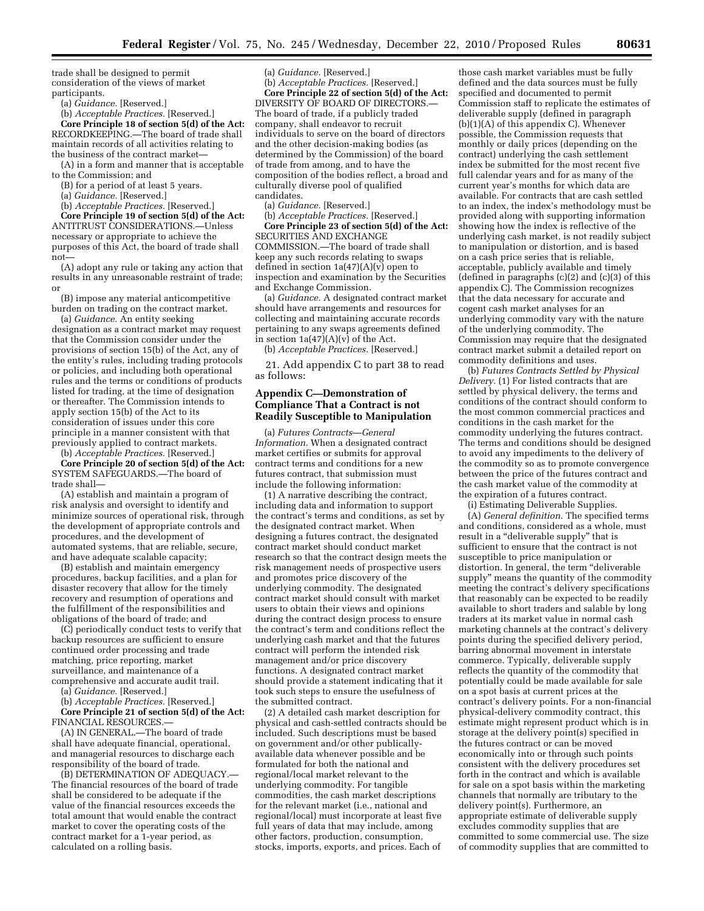trade shall be designed to permit consideration of the views of market participants.

(a) *Guidance.* [Reserved.]

(b) *Acceptable Practices.* [Reserved.]

**Core Principle 18 of section 5(d) of the Act:** RECORDKEEPING.—The board of trade shall maintain records of all activities relating to the business of the contract market—

(A) in a form and manner that is acceptable to the Commission; and

(B) for a period of at least 5 years.

(a) *Guidance.* [Reserved.]

(b) *Acceptable Practices.* [Reserved.]

**Core Principle 19 of section 5(d) of the Act:** ANTITRUST CONSIDERATIONS.—Unless necessary or appropriate to achieve the purposes of this Act, the board of trade shall not—

(A) adopt any rule or taking any action that results in any unreasonable restraint of trade; or

(B) impose any material anticompetitive burden on trading on the contract market.

(a) *Guidance.* An entity seeking designation as a contract market may request that the Commission consider under the provisions of section 15(b) of the Act, any of the entity's rules, including trading protocols or policies, and including both operational rules and the terms or conditions of products listed for trading, at the time of designation or thereafter. The Commission intends to apply section 15(b) of the Act to its consideration of issues under this core principle in a manner consistent with that previously applied to contract markets.

(b) *Acceptable Practices.* [Reserved.]

**Core Principle 20 of section 5(d) of the Act:** SYSTEM SAFEGUARDS.—The board of trade shall—

(A) establish and maintain a program of risk analysis and oversight to identify and minimize sources of operational risk, through the development of appropriate controls and procedures, and the development of automated systems, that are reliable, secure, and have adequate scalable capacity;

(B) establish and maintain emergency procedures, backup facilities, and a plan for disaster recovery that allow for the timely recovery and resumption of operations and the fulfillment of the responsibilities and obligations of the board of trade; and

(C) periodically conduct tests to verify that backup resources are sufficient to ensure continued order processing and trade matching, price reporting, market surveillance, and maintenance of a comprehensive and accurate audit trail.

(a) *Guidance.* [Reserved.]

(b) *Acceptable Practices.* [Reserved.]

**Core Principle 21 of section 5(d) of the Act:** FINANCIAL RESOURCES.—

(A) IN GENERAL.—The board of trade shall have adequate financial, operational, and managerial resources to discharge each responsibility of the board of trade.

(B) DETERMINATION OF ADEQUACY.—The financial resources of the board of trade shall be considered to be adequate if the value of the financial resources exceeds the total amount that would enable the contract market to cover the operating costs of the contract market for a 1-year period, as calculated on a rolling basis.

(a) *Guidance.* [Reserved.]

(b) *Acceptable Practices.* [Reserved.]

**Core Principle 22 of section 5(d) of the Act:** DIVERSITY OF BOARD OF DIRECTORS.—The board of trade, if a publicly traded company, shall endeavor to recruit individuals to serve on the board of directors and the other decision-making bodies (as determined by the Commission) of the board of trade from among, and to have the composition of the bodies reflect, a broad and culturally diverse pool of qualified candidates.

(a) *Guidance.* [Reserved.]

(b) *Acceptable Practices.* [Reserved.]

**Core Principle 23 of section 5(d) of the Act:** SECURITIES AND EXCHANGE COMMISSION.—The board of trade shall keep any such records relating to swaps defined in section 1a(47)(A)(v) open to inspection and examination by the Securities and Exchange Commission.

(a) *Guidance.* A designated contract market should have arrangements and resources for collecting and maintaining accurate records pertaining to any swaps agreements defined in section 1a(47)(A)(v) of the Act.

(b) *Acceptable Practices.* [Reserved.]

21. Add appendix C to part 38 to read as follows:

## Appendix C—Demonstration of Compliance That a Contract is not Readily Susceptible to Manipulation

(a) *Futures Contracts—General Information.* When a designated contract market certifies or submits for approval contract terms and conditions for a new futures contract, that submission must include the following information:

(1) A narrative describing the contract, including data and information to support the contract's terms and conditions, as set by the designated contract market. When designing a futures contract, the designated contract market should conduct market research so that the contract design meets the risk management needs of prospective users and promotes price discovery of the underlying commodity. The designated contract market should consult with market users to obtain their views and opinions during the contract design process to ensure the contract's term and conditions reflect the underlying cash market and that the futures contract will perform the intended risk management and/or price discovery functions. A designated contract market should provide a statement indicating that it took such steps to ensure the usefulness of the submitted contract.

(2) A detailed cash market description for physical and cash-settled contracts should be included. Such descriptions must be based on government and/or other publically-available data whenever possible and be formulated for both the national and regional/local market relevant to the underlying commodity. For tangible commodities, the cash market descriptions for the relevant market (i.e., national and regional/local) must incorporate at least five full years of data that may include, among other factors, production, consumption, stocks, imports, exports, and prices. Each of those cash market variables must be fully defined and the data sources must be fully specified and documented to permit Commission staff to replicate the estimates of deliverable supply (defined in paragraph (b)(1)(A) of this appendix C). Whenever possible, the Commission requests that monthly or daily prices (depending on the contract) underlying the cash settlement index be submitted for the most recent five full calendar years and for as many of the current year's months for which data are available. For contracts that are cash settled to an index, the index's methodology must be provided along with supporting information showing how the index is reflective of the underlying cash market, is not readily subject to manipulation or distortion, and is based on a cash price series that is reliable, acceptable, publicly available and timely (defined in paragraphs (c)(2) and (c)(3) of this appendix C). The Commission recognizes that the data necessary for accurate and cogent cash market analyses for an underlying commodity vary with the nature of the underlying commodity. The Commission may require that the designated contract market submit a detailed report on commodity definitions and uses.

(b) *Futures Contracts Settled by Physical Delivery.* (1) For listed contracts that are settled by physical delivery, the terms and conditions of the contract should conform to the most common commercial practices and conditions in the cash market for the commodity underlying the futures contract. The terms and conditions should be designed to avoid any impediments to the delivery of the commodity so as to promote convergence between the price of the futures contract and the cash market value of the commodity at the expiration of a futures contract.

(i) Estimating Deliverable Supplies.

(A) *General definition.* The specified terms and conditions, considered as a whole, must result in a "deliverable supply" that is sufficient to ensure that the contract is not susceptible to price manipulation or distortion. In general, the term "deliverable supply" means the quantity of the commodity meeting the contract's delivery specifications that reasonably can be expected to be readily available to short traders and salable by long traders at its market value in normal cash marketing channels at the contract's delivery points during the specified delivery period, barring abnormal movement in interstate commerce. Typically, deliverable supply reflects the quantity of the commodity that potentially could be made available for sale on a spot basis at current prices at the contract's delivery points. For a non-financial physical-delivery commodity contract, this estimate might represent product which is in storage at the delivery point(s) specified in the futures contract or can be moved economically into or through such points consistent with the delivery procedures set forth in the contract and which is available for sale on a spot basis within the marketing channels that normally are tributary to the delivery point(s). Furthermore, an appropriate estimate of deliverable supply excludes commodity supplies that are committed to some commercial use. The size of commodity supplies that are committed to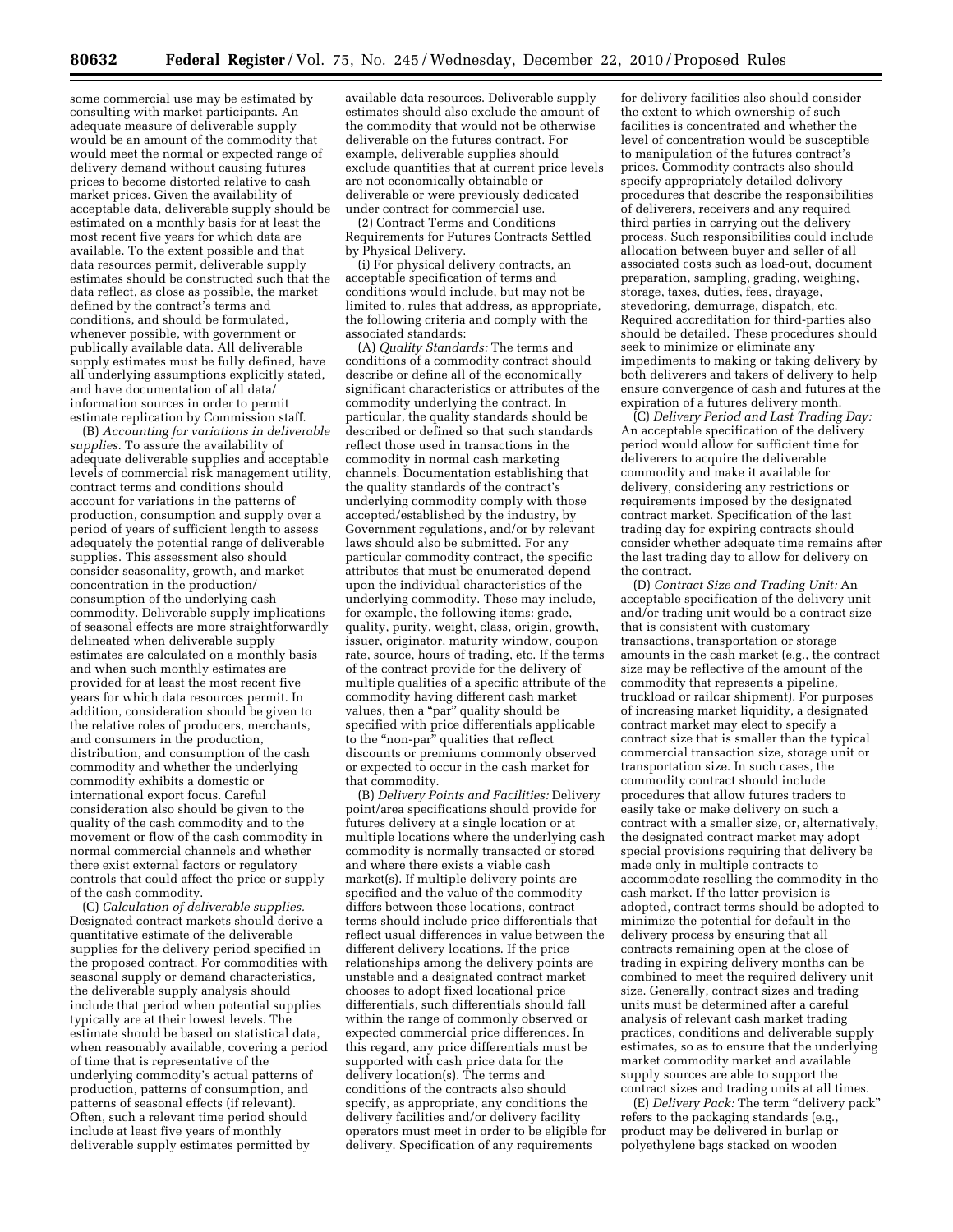some commercial use may be estimated by consulting with market participants. An adequate measure of deliverable supply would be an amount of the commodity that would meet the normal or expected range of delivery demand without causing futures prices to become distorted relative to cash market prices. Given the availability of acceptable data, deliverable supply should be estimated on a monthly basis for at least the most recent five years for which data are available. To the extent possible and that data resources permit, deliverable supply estimates should be constructed such that the data reflect, as close as possible, the market defined by the contract's terms and conditions, and should be formulated, whenever possible, with government or publically available data. All deliverable supply estimates must be fully defined, have all underlying assumptions explicitly stated, and have documentation of all data/information sources in order to permit estimate replication by Commission staff.

(B) *Accounting for variations in deliverable supplies.* To assure the availability of adequate deliverable supplies and acceptable levels of commercial risk management utility, contract terms and conditions should account for variations in the patterns of production, consumption and supply over a period of years of sufficient length to assess adequately the potential range of deliverable supplies. This assessment also should consider seasonality, growth, and market concentration in the production/consumption of the underlying cash commodity. Deliverable supply implications of seasonal effects are more straightforwardly delineated when deliverable supply estimates are calculated on a monthly basis and when such monthly estimates are provided for at least the most recent five years for which data resources permit. In addition, consideration should be given to the relative roles of producers, merchants, and consumers in the production, distribution, and consumption of the cash commodity and whether the underlying commodity exhibits a domestic or international export focus. Careful consideration also should be given to the quality of the cash commodity and to the movement or flow of the cash commodity in normal commercial channels and whether there exist external factors or regulatory controls that could affect the price or supply of the cash commodity.

(C) *Calculation of deliverable supplies.* Designated contract markets should derive a quantitative estimate of the deliverable supplies for the delivery period specified in the proposed contract. For commodities with seasonal supply or demand characteristics, the deliverable supply analysis should include that period when potential supplies typically are at their lowest levels. The estimate should be based on statistical data, when reasonably available, covering a period of time that is representative of the underlying commodity's actual patterns of production, patterns of consumption, and patterns of seasonal effects (if relevant). Often, such a relevant time period should include at least five years of monthly deliverable supply estimates permitted by available data resources. Deliverable supply estimates should also exclude the amount of the commodity that would not be otherwise deliverable on the futures contract. For example, deliverable supplies should exclude quantities that at current price levels are not economically obtainable or deliverable or were previously dedicated under contract for commercial use.

(2) Contract Terms and Conditions Requirements for Futures Contracts Settled by Physical Delivery.

(i) For physical delivery contracts, an acceptable specification of terms and conditions would include, but may not be limited to, rules that address, as appropriate, the following criteria and comply with the associated standards:

(A) *Quality Standards:* The terms and conditions of a commodity contract should describe or define all of the economically significant characteristics or attributes of the commodity underlying the contract. In particular, the quality standards should be described or defined so that such standards reflect those used in transactions in the commodity in normal cash marketing channels. Documentation establishing that the quality standards of the contract's underlying commodity comply with those accepted/established by the industry, by Government regulations, and/or by relevant laws should also be submitted. For any particular commodity contract, the specific attributes that must be enumerated depend upon the individual characteristics of the underlying commodity. These may include, for example, the following items: grade, quality, purity, weight, class, origin, growth, issuer, originator, maturity window, coupon rate, source, hours of trading, etc. If the terms of the contract provide for the delivery of multiple qualities of a specific attribute of the commodity having different cash market values, then a "par" quality should be specified with price differentials applicable to the "non-par" qualities that reflect discounts or premiums commonly observed or expected to occur in the cash market for that commodity.

(B) *Delivery Points and Facilities:* Delivery point/area specifications should provide for futures delivery at a single location or at multiple locations where the underlying cash commodity is normally transacted or stored and where there exists a viable cash market(s). If multiple delivery points are specified and the value of the commodity differs between these locations, contract terms should include price differentials that reflect usual differences in value between the different delivery locations. If the price relationships among the delivery points are unstable and a designated contract market chooses to adopt fixed locational price differentials, such differentials should fall within the range of commonly observed or expected commercial price differences. In this regard, any price differentials must be supported with cash price data for the delivery location(s). The terms and conditions of the contracts also should specify, as appropriate, any conditions the delivery facilities and/or delivery facility operators must meet in order to be eligible for delivery. Specification of any requirements for delivery facilities also should consider the extent to which ownership of such facilities is concentrated and whether the level of concentration would be susceptible to manipulation of the futures contract's prices. Commodity contracts also should specify appropriately detailed delivery procedures that describe the responsibilities of deliverers, receivers and any required third parties in carrying out the delivery process. Such responsibilities could include allocation between buyer and seller of all associated costs such as load-out, document preparation, sampling, grading, weighing, storage, taxes, duties, fees, drayage, stevedoring, demurrage, dispatch, etc. Required accreditation for third-parties also should be detailed. These procedures should seek to minimize or eliminate any impediments to making or taking delivery by both deliverers and takers of delivery to help ensure convergence of cash and futures at the expiration of a futures delivery month.

(C) *Delivery Period and Last Trading Day:* An acceptable specification of the delivery period would allow for sufficient time for deliverers to acquire the deliverable commodity and make it available for delivery, considering any restrictions or requirements imposed by the designated contract market. Specification of the last trading day for expiring contracts should consider whether adequate time remains after the last trading day to allow for delivery on the contract.

(D) *Contract Size and Trading Unit:* An acceptable specification of the delivery unit and/or trading unit would be a contract size that is consistent with customary transactions, transportation or storage amounts in the cash market (e.g., the contract size may be reflective of the amount of the commodity that represents a pipeline, truckload or railcar shipment). For purposes of increasing market liquidity, a designated contract market may elect to specify a contract size that is smaller than the typical commercial transaction size, storage unit or transportation size. In such cases, the commodity contract should include procedures that allow futures traders to easily take or make delivery on such a contract with a smaller size, or, alternatively, the designated contract market may adopt special provisions requiring that delivery be made only in multiple contracts to accommodate reselling the commodity in the cash market. If the latter provision is adopted, contract terms should be adopted to minimize the potential for default in the delivery process by ensuring that all contracts remaining open at the close of trading in expiring delivery months can be combined to meet the required delivery unit size. Generally, contract sizes and trading units must be determined after a careful analysis of relevant cash market trading practices, conditions and deliverable supply estimates, so as to ensure that the underlying market commodity market and available supply sources are able to support the contract sizes and trading units at all times.

(E) *Delivery Pack:* The term "delivery pack" refers to the packaging standards (e.g., product may be delivered in burlap or polyethylene bags stacked on wooden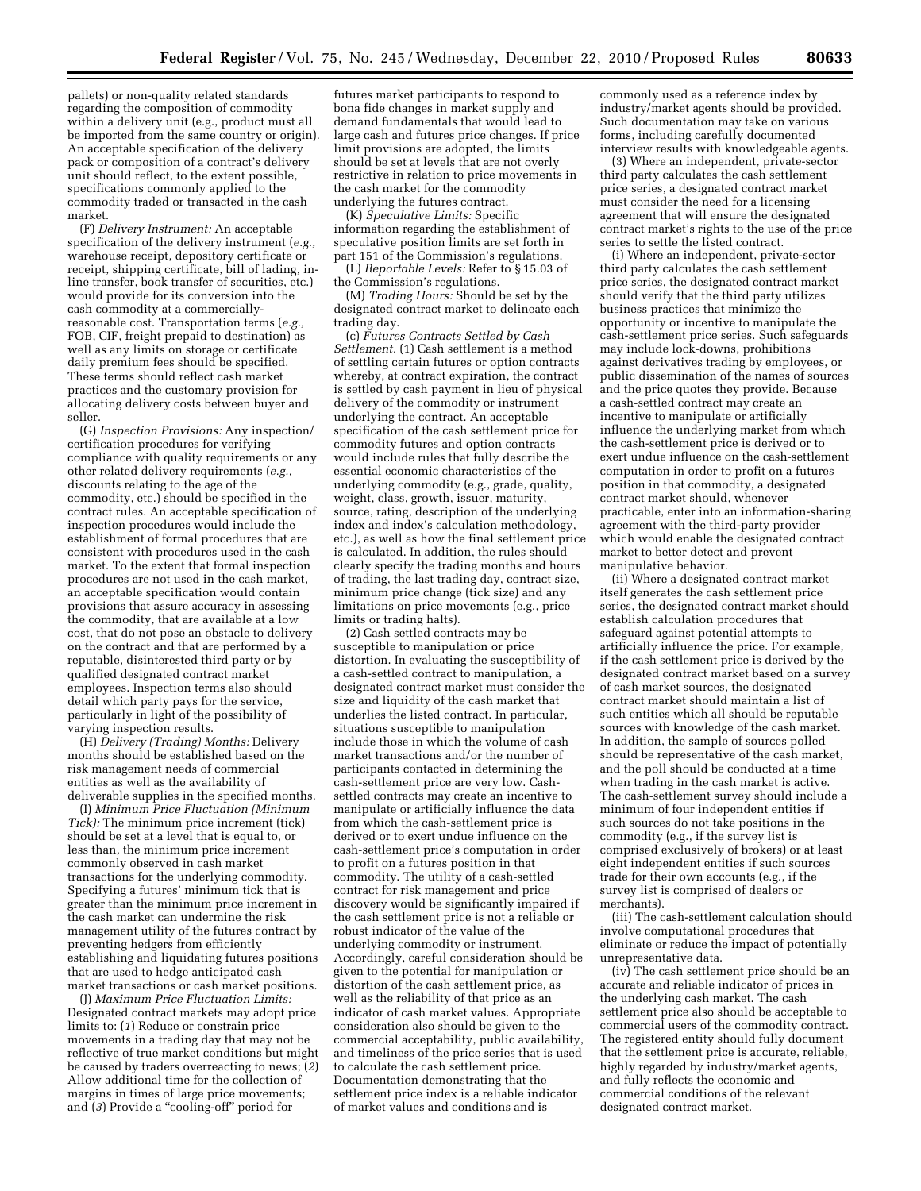pallets) or non-quality related standards regarding the composition of commodity within a delivery unit (e.g., product must all be imported from the same country or origin). An acceptable specification of the delivery pack or composition of a contract's delivery unit should reflect, to the extent possible, specifications commonly applied to the commodity traded or transacted in the cash market.

(F) *Delivery Instrument:* An acceptable specification of the delivery instrument (*e.g.,* warehouse receipt, depository certificate or receipt, shipping certificate, bill of lading, in-line transfer, book transfer of securities, etc.) would provide for its conversion into the cash commodity at a commercially-reasonable cost. Transportation terms (*e.g.,* FOB, CIF, freight prepaid to destination) as well as any limits on storage or certificate daily premium fees should be specified. These terms should reflect cash market practices and the customary provision for allocating delivery costs between buyer and seller.

(G) *Inspection Provisions:* Any inspection/certification procedures for verifying compliance with quality requirements or any other related delivery requirements (*e.g.,* discounts relating to the age of the commodity, etc.) should be specified in the contract rules. An acceptable specification of inspection procedures would include the establishment of formal procedures that are consistent with procedures used in the cash market. To the extent that formal inspection procedures are not used in the cash market, an acceptable specification would contain provisions that assure accuracy in assessing the commodity, that are available at a low cost, that do not pose an obstacle to delivery on the contract and that are performed by a reputable, disinterested third party or by qualified designated contract market employees. Inspection terms also should detail which party pays for the service, particularly in light of the possibility of varying inspection results.

(H) *Delivery (Trading) Months:* Delivery months should be established based on the risk management needs of commercial entities as well as the availability of deliverable supplies in the specified months.

(I) *Minimum Price Fluctuation (Minimum Tick):* The minimum price increment (tick) should be set at a level that is equal to, or less than, the minimum price increment commonly observed in cash market transactions for the underlying commodity. Specifying a futures' minimum tick that is greater than the minimum price increment in the cash market can undermine the risk management utility of the futures contract by preventing hedgers from efficiently establishing and liquidating futures positions that are used to hedge anticipated cash market transactions or cash market positions.

(J) *Maximum Price Fluctuation Limits:* Designated contract markets may adopt price limits to: (*1*) Reduce or constrain price movements in a trading day that may not be reflective of true market conditions but might be caused by traders overreacting to news; (*2*) Allow additional time for the collection of margins in times of large price movements; and (*3*) Provide a "cooling-off" period for futures market participants to respond to bona fide changes in market supply and demand fundamentals that would lead to large cash and futures price changes. If price limit provisions are adopted, the limits should be set at levels that are not overly restrictive in relation to price movements in the cash market for the commodity underlying the futures contract.

(K) *Speculative Limits:* Specific information regarding the establishment of speculative position limits are set forth in part 151 of the Commission's regulations.

(L) *Reportable Levels:* Refer to § 15.03 of the Commission's regulations.

(M) *Trading Hours:* Should be set by the designated contract market to delineate each trading day.

(c) *Futures Contracts Settled by Cash Settlement.* (1) Cash settlement is a method of settling certain futures or option contracts whereby, at contract expiration, the contract is settled by cash payment in lieu of physical delivery of the commodity or instrument underlying the contract. An acceptable specification of the cash settlement price for commodity futures and option contracts would include rules that fully describe the essential economic characteristics of the underlying commodity (e.g., grade, quality, weight, class, growth, issuer, maturity, source, rating, description of the underlying index and index's calculation methodology, etc.), as well as how the final settlement price is calculated. In addition, the rules should clearly specify the trading months and hours of trading, the last trading day, contract size, minimum price change (tick size) and any limitations on price movements (e.g., price limits or trading halts).

(2) Cash settled contracts may be susceptible to manipulation or price distortion. In evaluating the susceptibility of a cash-settled contract to manipulation, a designated contract market must consider the size and liquidity of the cash market that underlies the listed contract. In particular, situations susceptible to manipulation include those in which the volume of cash market transactions and/or the number of participants contacted in determining the cash-settlement price are very low. Cash-settled contracts may create an incentive to manipulate or artificially influence the data from which the cash-settlement price is derived or to exert undue influence on the cash-settlement price's computation in order to profit on a futures position in that commodity. The utility of a cash-settled contract for risk management and price discovery would be significantly impaired if the cash settlement price is not a reliable or robust indicator of the value of the underlying commodity or instrument. Accordingly, careful consideration should be given to the potential for manipulation or distortion of the cash settlement price, as well as the reliability of that price as an indicator of cash market values. Appropriate consideration also should be given to the commercial acceptability, public availability, and timeliness of the price series that is used to calculate the cash settlement price. Documentation demonstrating that the settlement price index is a reliable indicator of market values and conditions and is commonly used as a reference index by industry/market agents should be provided. Such documentation may take on various forms, including carefully documented interview results with knowledgeable agents.

(3) Where an independent, private-sector third party calculates the cash settlement price series, a designated contract market must consider the need for a licensing agreement that will ensure the designated contract market's rights to the use of the price series to settle the listed contract.

(i) Where an independent, private-sector third party calculates the cash settlement price series, the designated contract market should verify that the third party utilizes business practices that minimize the opportunity or incentive to manipulate the cash-settlement price series. Such safeguards may include lock-downs, prohibitions against derivatives trading by employees, or public dissemination of the names of sources and the price quotes they provide. Because a cash-settled contract may create an incentive to manipulate or artificially influence the underlying market from which the cash-settlement price is derived or to exert undue influence on the cash-settlement computation in order to profit on a futures position in that commodity, a designated contract market should, whenever practicable, enter into an information-sharing agreement with the third-party provider which would enable the designated contract market to better detect and prevent manipulative behavior.

(ii) Where a designated contract market itself generates the cash settlement price series, the designated contract market should establish calculation procedures that safeguard against potential attempts to artificially influence the price. For example, if the cash settlement price is derived by the designated contract market based on a survey of cash market sources, the designated contract market should maintain a list of such entities which all should be reputable sources with knowledge of the cash market. In addition, the sample of sources polled should be representative of the cash market, and the poll should be conducted at a time when trading in the cash market is active. The cash-settlement survey should include a minimum of four independent entities if such sources do not take positions in the commodity (e.g., if the survey list is comprised exclusively of brokers) or at least eight independent entities if such sources trade for their own accounts (e.g., if the survey list is comprised of dealers or merchants).

(iii) The cash-settlement calculation should involve computational procedures that eliminate or reduce the impact of potentially unrepresentative data.

(iv) The cash settlement price should be an accurate and reliable indicator of prices in the underlying cash market. The cash settlement price also should be acceptable to commercial users of the commodity contract. The registered entity should fully document that the settlement price is accurate, reliable, highly regarded by industry/market agents, and fully reflects the economic and commercial conditions of the relevant designated contract market.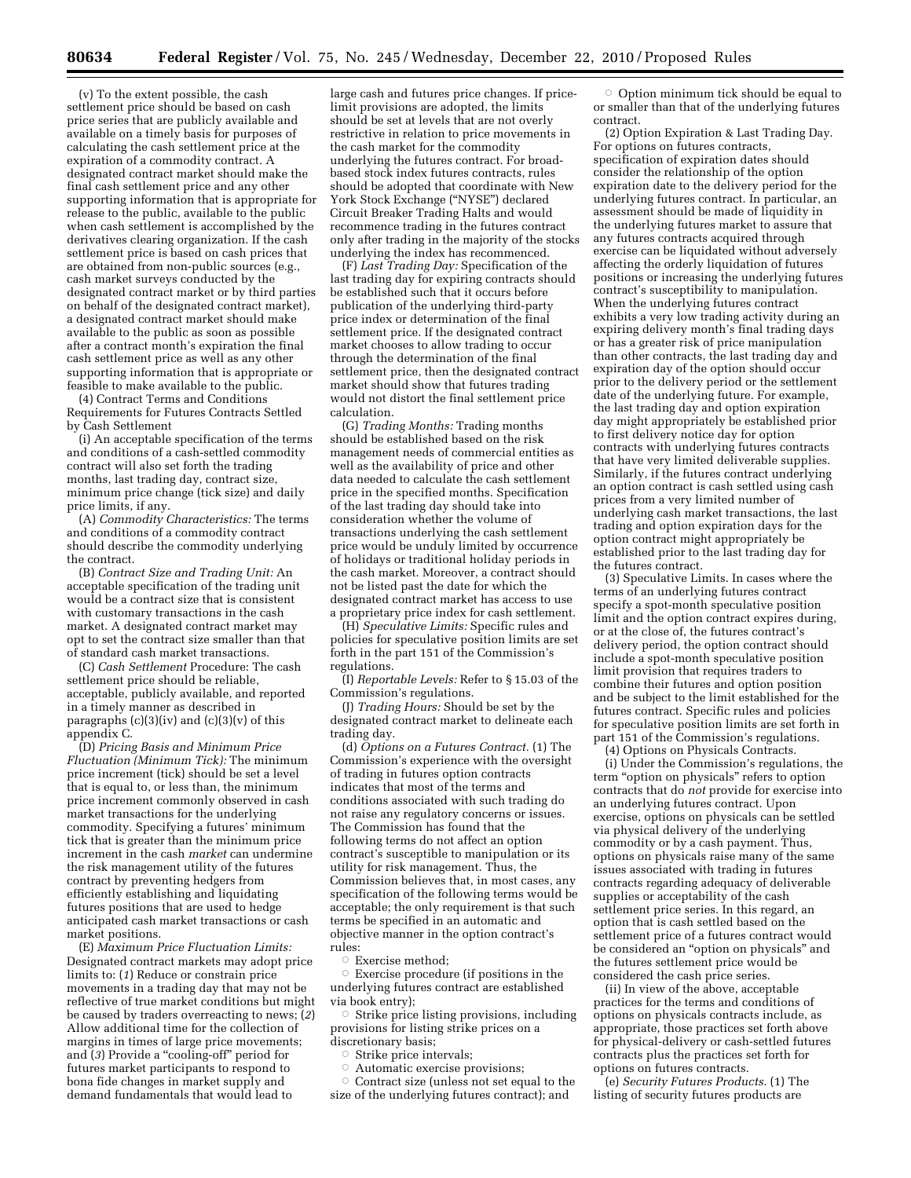(v) To the extent possible, the cash settlement price should be based on cash price series that are publicly available and available on a timely basis for purposes of calculating the cash settlement price at the expiration of a commodity contract. A designated contract market should make the final cash settlement price and any other supporting information that is appropriate for release to the public, available to the public when cash settlement is accomplished by the derivatives clearing organization. If the cash settlement price is based on cash prices that are obtained from non-public sources (e.g., cash market surveys conducted by the designated contract market or by third parties on behalf of the designated contract market), a designated contract market should make available to the public as soon as possible after a contract month's expiration the final cash settlement price as well as any other supporting information that is appropriate or feasible to make available to the public.

(4) Contract Terms and Conditions Requirements for Futures Contracts Settled by Cash Settlement

(i) An acceptable specification of the terms and conditions of a cash-settled commodity contract will also set forth the trading months, last trading day, contract size, minimum price change (tick size) and daily price limits, if any.

(A) *Commodity Characteristics:* The terms and conditions of a commodity contract should describe the commodity underlying the contract.

(B) *Contract Size and Trading Unit:* An acceptable specification of the trading unit would be a contract size that is consistent with customary transactions in the cash market. A designated contract market may opt to set the contract size smaller than that of standard cash market transactions.

(C) *Cash Settlement* Procedure: The cash settlement price should be reliable, acceptable, publicly available, and reported in a timely manner as described in paragraphs (c)(3)(iv) and (c)(3)(v) of this appendix C.

(D) *Pricing Basis and Minimum Price Fluctuation (Minimum Tick):* The minimum price increment (tick) should be set a level that is equal to, or less than, the minimum price increment commonly observed in cash market transactions for the underlying commodity. Specifying a futures' minimum tick that is greater than the minimum price increment in the cash *market* can undermine the risk management utility of the futures contract by preventing hedgers from efficiently establishing and liquidating futures positions that are used to hedge anticipated cash market transactions or cash market positions.

(E) *Maximum Price Fluctuation Limits:* Designated contract markets may adopt price limits to: (*1*) Reduce or constrain price movements in a trading day that may not be reflective of true market conditions but might be caused by traders overreacting to news; (*2*) Allow additional time for the collection of margins in times of large price movements; and (*3*) Provide a "cooling-off" period for futures market participants to respond to bona fide changes in market supply and demand fundamentals that would lead to large cash and futures price changes. If price-limit provisions are adopted, the limits should be set at levels that are not overly restrictive in relation to price movements in the cash market for the commodity underlying the futures contract. For broad-based stock index futures contracts, rules should be adopted that coordinate with New York Stock Exchange ("NYSE") declared Circuit Breaker Trading Halts and would recommence trading in the futures contract only after trading in the majority of the stocks underlying the index has recommenced.

(F) *Last Trading Day:* Specification of the last trading day for expiring contracts should be established such that it occurs before publication of the underlying third-party price index or determination of the final settlement price. If the designated contract market chooses to allow trading to occur through the determination of the final settlement price, then the designated contract market should show that futures trading would not distort the final settlement price calculation.

(G) *Trading Months:* Trading months should be established based on the risk management needs of commercial entities as well as the availability of price and other data needed to calculate the cash settlement price in the specified months. Specification of the last trading day should take into consideration whether the volume of transactions underlying the cash settlement price would be unduly limited by occurrence of holidays or traditional holiday periods in the cash market. Moreover, a contract should not be listed past the date for which the designated contract market has access to use a proprietary price index for cash settlement.

(H) *Speculative Limits:* Specific rules and policies for speculative position limits are set forth in the part 151 of the Commission's regulations.

(I) *Reportable Levels:* Refer to § 15.03 of the Commission's regulations.

(J) *Trading Hours:* Should be set by the designated contract market to delineate each trading day.

(d) *Options on a Futures Contract.* (1) The Commission's experience with the oversight of trading in futures option contracts indicates that most of the terms and conditions associated with such trading do not raise any regulatory concerns or issues. The Commission has found that the following terms do not affect an option contract's susceptible to manipulation or its utility for risk management. Thus, the Commission believes that, in most cases, any specification of the following terms would be acceptable; the only requirement is that such terms be specified in an automatic and objective manner in the option contract's rules:

- Exercise method;
- Exercise procedure (if positions in the underlying futures contract are established via book entry);
- Strike price listing provisions, including provisions for listing strike prices on a discretionary basis;
- Strike price intervals;
- Automatic exercise provisions;
- Contract size (unless not set equal to the size of the underlying futures contract); and
- Option minimum tick should be equal to or smaller than that of the underlying futures contract.

(2) Option Expiration & Last Trading Day. For options on futures contracts, specification of expiration dates should consider the relationship of the option expiration date to the delivery period for the underlying futures contract. In particular, an assessment should be made of liquidity in the underlying futures market to assure that any futures contracts acquired through exercise can be liquidated without adversely affecting the orderly liquidation of futures positions or increasing the underlying futures contract's susceptibility to manipulation. When the underlying futures contract exhibits a very low trading activity during an expiring delivery month's final trading days or has a greater risk of price manipulation than other contracts, the last trading day and expiration day of the option should occur prior to the delivery period or the settlement date of the underlying future. For example, the last trading day and option expiration day might appropriately be established prior to first delivery notice day for option contracts with underlying futures contracts that have very limited deliverable supplies. Similarly, if the futures contract underlying an option contract is cash settled using cash prices from a very limited number of underlying cash market transactions, the last trading and option expiration days for the option contract might appropriately be established prior to the last trading day for the futures contract.

(3) Speculative Limits. In cases where the terms of an underlying futures contract specify a spot-month speculative position limit and the option contract expires during, or at the close of, the futures contract's delivery period, the option contract should include a spot-month speculative position limit provision that requires traders to combine their futures and option position and be subject to the limit established for the futures contract. Specific rules and policies for speculative position limits are set forth in part 151 of the Commission's regulations.

(4) Options on Physicals Contracts.

(i) Under the Commission's regulations, the term "option on physicals" refers to option contracts that do *not* provide for exercise into an underlying futures contract. Upon exercise, options on physicals can be settled via physical delivery of the underlying commodity or by a cash payment. Thus, options on physicals raise many of the same issues associated with trading in futures contracts regarding adequacy of deliverable supplies or acceptability of the cash settlement price series. In this regard, an option that is cash settled based on the settlement price of a futures contract would be considered an "option on physicals" and the futures settlement price would be considered the cash price series.

(ii) In view of the above, acceptable practices for the terms and conditions of options on physicals contracts include, as appropriate, those practices set forth above for physical-delivery or cash-settled futures contracts plus the practices set forth for options on futures contracts.

(e) *Security Futures Products.* (1) The listing of security futures products are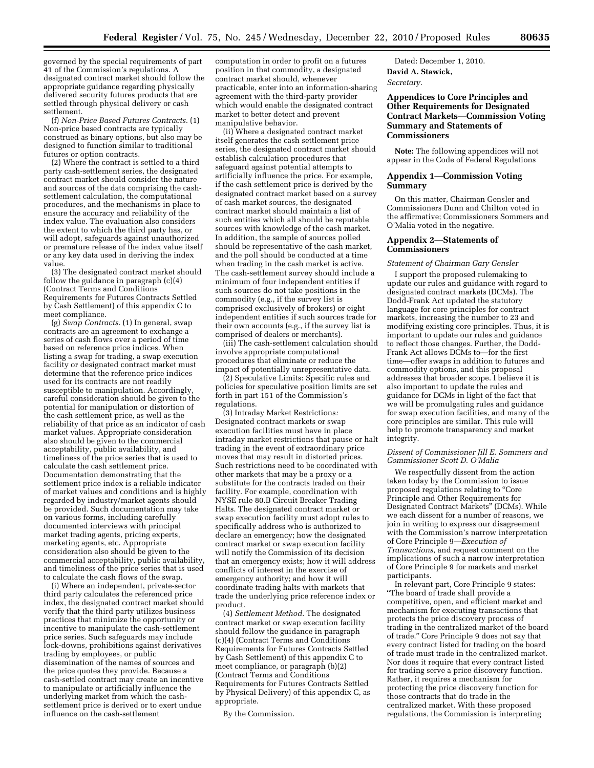governed by the special requirements of part 41 of the Commission's regulations. A designated contract market should follow the appropriate guidance regarding physically delivered security futures products that are settled through physical delivery or cash settlement.

(f) *Non-Price Based Futures Contracts.* (1) Non-price based contracts are typically construed as binary options, but also may be designed to function similar to traditional futures or option contracts.

(2) Where the contract is settled to a third party cash-settlement series, the designated contract market should consider the nature and sources of the data comprising the cash-settlement calculation, the computational procedures, and the mechanisms in place to ensure the accuracy and reliability of the index value. The evaluation also considers the extent to which the third party has, or will adopt, safeguards against unauthorized or premature release of the index value itself or any key data used in deriving the index value.

(3) The designated contract market should follow the guidance in paragraph (c)(4) (Contract Terms and Conditions Requirements for Futures Contracts Settled by Cash Settlement) of this appendix C to meet compliance.

(g) *Swap Contracts.* (1) In general, swap contracts are an agreement to exchange a series of cash flows over a period of time based on reference price indices. When listing a swap for trading, a swap execution facility or designated contract market must determine that the reference price indices used for its contracts are not readily susceptible to manipulation. Accordingly, careful consideration should be given to the potential for manipulation or distortion of the cash settlement price, as well as the reliability of that price as an indicator of cash market values. Appropriate consideration also should be given to the commercial acceptability, public availability, and timeliness of the price series that is used to calculate the cash settlement price. Documentation demonstrating that the settlement price index is a reliable indicator of market values and conditions and is highly regarded by industry/market agents should be provided. Such documentation may take on various forms, including carefully documented interviews with principal market trading agents, pricing experts, marketing agents, etc. Appropriate consideration also should be given to the commercial acceptability, public availability, and timeliness of the price series that is used to calculate the cash flows of the swap.

(i) Where an independent, private-sector third party calculates the referenced price index, the designated contract market should verify that the third party utilizes business practices that minimize the opportunity or incentive to manipulate the cash-settlement price series. Such safeguards may include lock-downs, prohibitions against derivatives trading by employees, or public dissemination of the names of sources and the price quotes they provide. Because a cash-settled contract may create an incentive to manipulate or artificially influence the underlying market from which the cash-settlement price is derived or to exert undue influence on the cash-settlement computation in order to profit on a futures position in that commodity, a designated contract market should, whenever practicable, enter into an information-sharing agreement with the third-party provider which would enable the designated contract market to better detect and prevent manipulative behavior.

(ii) Where a designated contract market itself generates the cash settlement price series, the designated contract market should establish calculation procedures that safeguard against potential attempts to artificially influence the price. For example, if the cash settlement price is derived by the designated contract market based on a survey of cash market sources, the designated contract market should maintain a list of such entities which all should be reputable sources with knowledge of the cash market. In addition, the sample of sources polled should be representative of the cash market, and the poll should be conducted at a time when trading in the cash market is active. The cash-settlement survey should include a minimum of four independent entities if such sources do not take positions in the commodity (e.g., if the survey list is comprised exclusively of brokers) or eight independent entities if such sources trade for their own accounts (e.g., if the survey list is comprised of dealers or merchants).

(iii) The cash-settlement calculation should involve appropriate computational procedures that eliminate or reduce the impact of potentially unrepresentative data.

(2) Speculative Limits: Specific rules and policies for speculative position limits are set forth in part 151 of the Commission's regulations.

(3) Intraday Market Restrictions*:* Designated contract markets or swap execution facilities must have in place intraday market restrictions that pause or halt trading in the event of extraordinary price moves that may result in distorted prices. Such restrictions need to be coordinated with other markets that may be a proxy or a substitute for the contracts traded on their facility. For example, coordination with NYSE rule 80.B Circuit Breaker Trading Halts. The designated contract market or swap execution facility must adopt rules to specifically address who is authorized to declare an emergency; how the designated contract market or swap execution facility will notify the Commission of its decision that an emergency exists; how it will address conflicts of interest in the exercise of emergency authority; and how it will coordinate trading halts with markets that trade the underlying price reference index or product.

(4) *Settlement Method.* The designated contract market or swap execution facility should follow the guidance in paragraph (c)(4) (Contract Terms and Conditions Requirements for Futures Contracts Settled by Cash Settlement) of this appendix C to meet compliance, or paragraph (b)(2) (Contract Terms and Conditions Requirements for Futures Contracts Settled by Physical Delivery) of this appendix C, as appropriate.

By the Commission.

Dated: December 1, 2010.

**David A. Stawick,**

*Secretary.*

## Appendices to Core Principles and Other Requirements for Designated Contract Markets—Commission Voting Summary and Statements of Commissioners

**Note:** The following appendices will not appear in the Code of Federal Regulations

## Appendix 1—Commission Voting Summary

On this matter, Chairman Gensler and Commissioners Dunn and Chilton voted in the affirmative; Commissioners Sommers and O'Malia voted in the negative.

## Appendix 2—Statements of Commissioners

*Statement of Chairman Gary Gensler*

I support the proposed rulemaking to update our rules and guidance with regard to designated contract markets (DCMs). The Dodd-Frank Act updated the statutory language for core principles for contract markets, increasing the number to 23 and modifying existing core principles. Thus, it is important to update our rules and guidance to reflect those changes. Further, the Dodd-Frank Act allows DCMs to—for the first time—offer swaps in addition to futures and commodity options, and this proposal addresses that broader scope. I believe it is also important to update the rules and guidance for DCMs in light of the fact that we will be promulgating rules and guidance for swap execution facilities, and many of the core principles are similar. This rule will help to promote transparency and market integrity.

*Dissent of Commissioner Jill E. Sommers and Commissioner Scott D. O'Malia*

We respectfully dissent from the action taken today by the Commission to issue proposed regulations relating to "Core Principle and Other Requirements for Designated Contract Markets" (DCMs). While we each dissent for a number of reasons, we join in writing to express our disagreement with the Commission's narrow interpretation of Core Principle 9—*Execution of Transactions,* and request comment on the implications of such a narrow interpretation of Core Principle 9 for markets and market participants.

In relevant part, Core Principle 9 states: "The board of trade shall provide a competitive, open, and efficient market and mechanism for executing transactions that protects the price discovery process of trading in the centralized market of the board of trade." Core Principle 9 does not say that every contract listed for trading on the board of trade must trade in the centralized market. Nor does it require that every contract listed for trading serve a price discovery function. Rather, it requires a mechanism for protecting the price discovery function for those contracts that do trade in the centralized market. With these proposed regulations, the Commission is interpreting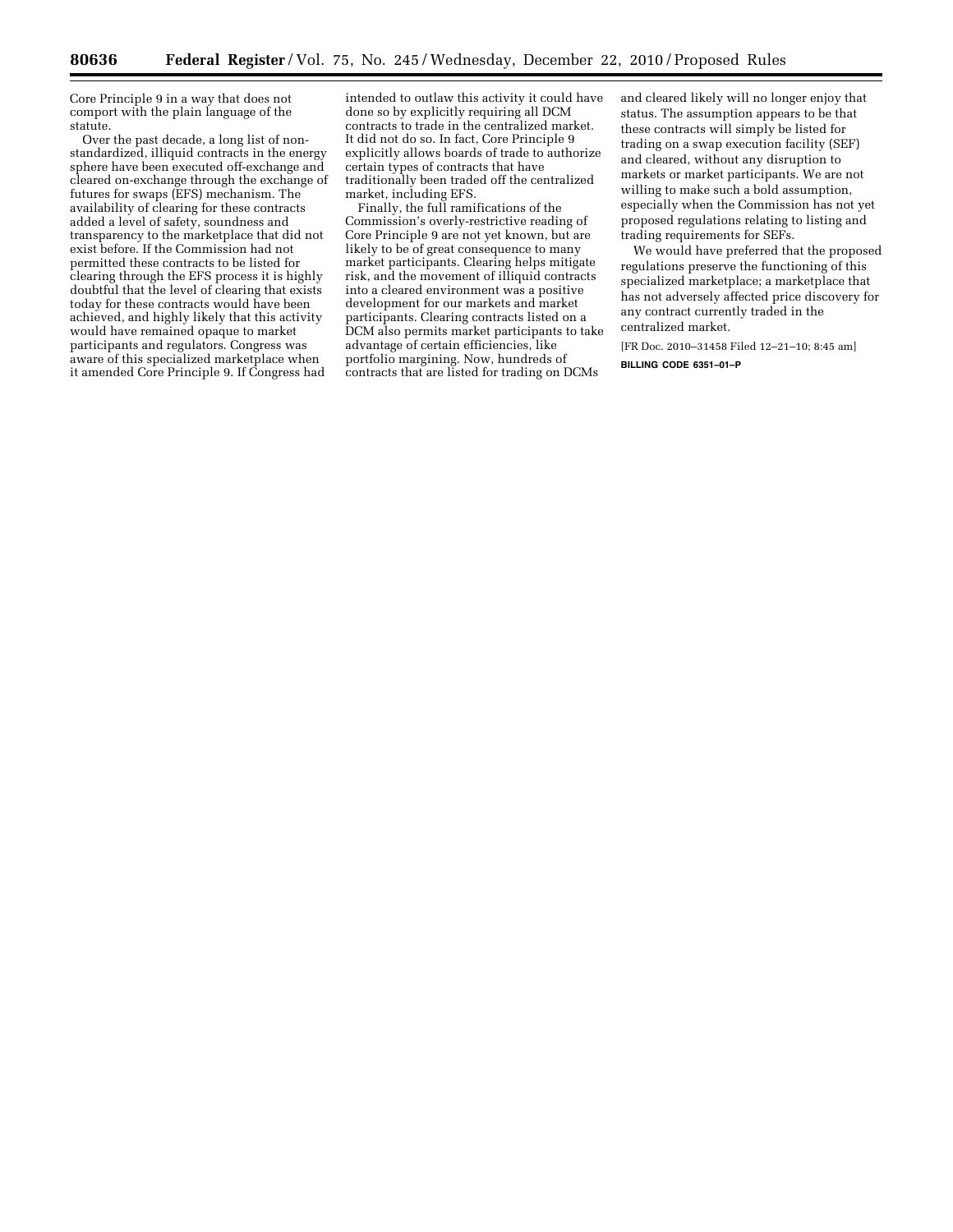Core Principle 9 in a way that does not comport with the plain language of the statute.

Over the past decade, a long list of non-standardized, illiquid contracts in the energy sphere have been executed off-exchange and cleared on-exchange through the exchange of futures for swaps (EFS) mechanism. The availability of clearing for these contracts added a level of safety, soundness and transparency to the marketplace that did not exist before. If the Commission had not permitted these contracts to be listed for clearing through the EFS process it is highly doubtful that the level of clearing that exists today for these contracts would have been achieved, and highly likely that this activity would have remained opaque to market participants and regulators. Congress was aware of this specialized marketplace when it amended Core Principle 9. If Congress had intended to outlaw this activity it could have done so by explicitly requiring all DCM contracts to trade in the centralized market. It did not do so. In fact, Core Principle 9 explicitly allows boards of trade to authorize certain types of contracts that have traditionally been traded off the centralized market, including EFS.

Finally, the full ramifications of the Commission's overly-restrictive reading of Core Principle 9 are not yet known, but are likely to be of great consequence to many market participants. Clearing helps mitigate risk, and the movement of illiquid contracts into a cleared environment was a positive development for our markets and market participants. Clearing contracts listed on a DCM also permits market participants to take advantage of certain efficiencies, like portfolio margining. Now, hundreds of contracts that are listed for trading on DCMs and cleared likely will no longer enjoy that status. The assumption appears to be that these contracts will simply be listed for trading on a swap execution facility (SEF) and cleared, without any disruption to markets or market participants. We are not willing to make such a bold assumption, especially when the Commission has not yet proposed regulations relating to listing and trading requirements for SEFs.

We would have preferred that the proposed regulations preserve the functioning of this specialized marketplace; a marketplace that has not adversely affected price discovery for any contract currently traded in the centralized market.

[FR Doc. 2010–31458 Filed 12–21–10; 8:45 am]

**BILLING CODE 6351–01–P**